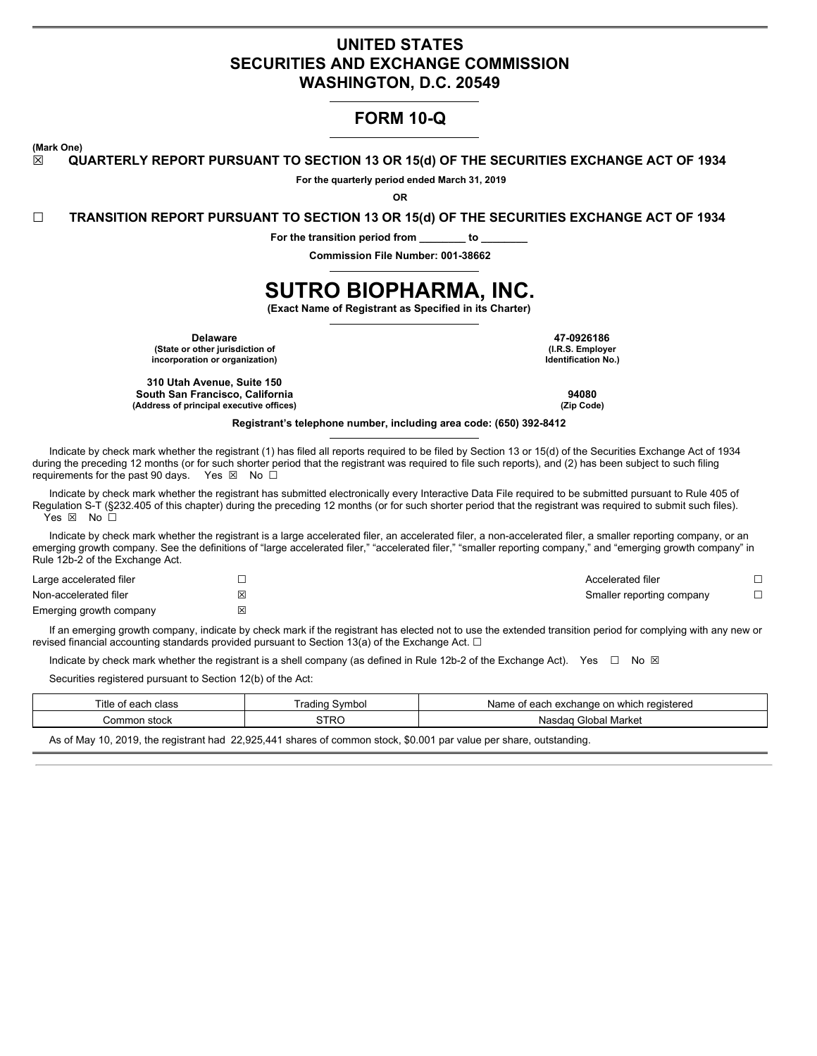# UNITED STATES
# SECURITIES AND EXCHANGE COMMISSION
# WASHINGTON, D.C. 20549

## FORM 10-Q

**(Mark One)**

☒ **QUARTERLY REPORT PURSUANT TO SECTION 13 OR 15(d) OF THE SECURITIES EXCHANGE ACT OF 1934**

**For the quarterly period ended March 31, 2019**

**OR**

☐ **TRANSITION REPORT PURSUANT TO SECTION 13 OR 15(d) OF THE SECURITIES EXCHANGE ACT OF 1934**

**For the transition period from ________ to ________**

**Commission File Number: 001-38662**

# SUTRO BIOPHARMA, INC.

**(Exact Name of Registrant as Specified in its Charter)**

| | |
|---|---|
| **Delaware**<br>**(State or other jurisdiction of incorporation or organization)** | **47-0926186**<br>**(I.R.S. Employer Identification No.)** |
| **310 Utah Avenue, Suite 150**<br>**South San Francisco, California**<br>**(Address of principal executive offices)** | **94080**<br>**(Zip Code)** |

**Registrant's telephone number, including area code: (650) 392-8412**

Indicate by check mark whether the registrant (1) has filed all reports required to be filed by Section 13 or 15(d) of the Securities Exchange Act of 1934 during the preceding 12 months (or for such shorter period that the registrant was required to file such reports), and (2) has been subject to such filing requirements for the past 90 days. Yes ☒ No ☐

Indicate by check mark whether the registrant has submitted electronically every Interactive Data File required to be submitted pursuant to Rule 405 of Regulation S-T (§232.405 of this chapter) during the preceding 12 months (or for such shorter period that the registrant was required to submit such files). Yes ☒ No ☐

Indicate by check mark whether the registrant is a large accelerated filer, an accelerated filer, a non-accelerated filer, a smaller reporting company, or an emerging growth company. See the definitions of "large accelerated filer," "accelerated filer," "smaller reporting company," and "emerging growth company" in Rule 12b-2 of the Exchange Act.

| | | | |
|---|---|---|---|
| Large accelerated filer | ☐ | Accelerated filer | ☐ |
| Non-accelerated filer | ☒ | Smaller reporting company | ☐ |
| Emerging growth company | ☒ | | |

If an emerging growth company, indicate by check mark if the registrant has elected not to use the extended transition period for complying with any new or revised financial accounting standards provided pursuant to Section 13(a) of the Exchange Act. ☐

Indicate by check mark whether the registrant is a shell company (as defined in Rule 12b-2 of the Exchange Act). Yes ☐ No ☒

Securities registered pursuant to Section 12(b) of the Act:

| Title of each class | Trading Symbol | Name of each exchange on which registered |
|---|---|---|
| Common stock | STRO | Nasdaq Global Market |

As of May 10, 2019, the registrant had 22,925,441 shares of common stock, $0.001 par value per share, outstanding.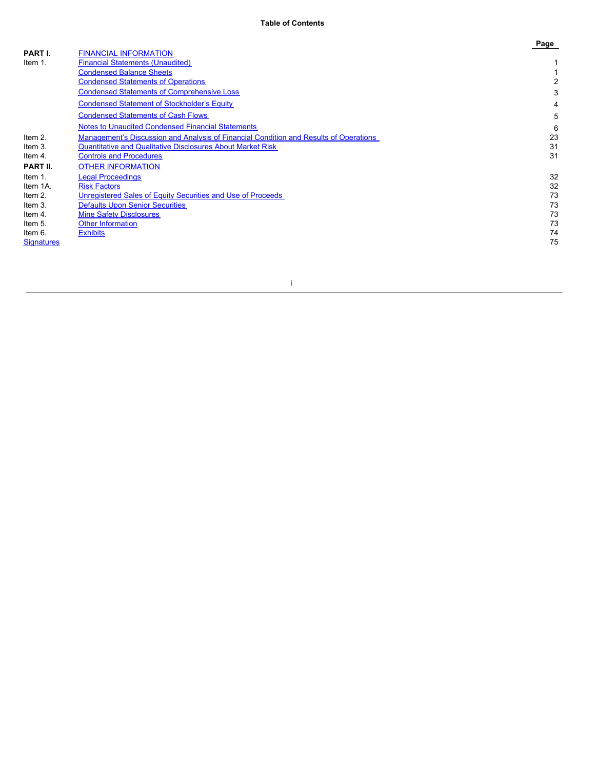**Table of Contents**

| | | Page |
|---|---|---|
| **PART I.** | FINANCIAL INFORMATION | |
| Item 1. | Financial Statements (Unaudited) | 1 |
| | Condensed Balance Sheets | 1 |
| | Condensed Statements of Operations | 2 |
| | Condensed Statements of Comprehensive Loss | 3 |
| | Condensed Statement of Stockholder's Equity | 4 |
| | Condensed Statements of Cash Flows | 5 |
| | Notes to Unaudited Condensed Financial Statements | 6 |
| Item 2. | Management's Discussion and Analysis of Financial Condition and Results of Operations | 23 |
| Item 3. | Quantitative and Qualitative Disclosures About Market Risk | 31 |
| Item 4. | Controls and Procedures | 31 |
| **PART II.** | OTHER INFORMATION | |
| Item 1. | Legal Proceedings | 32 |
| Item 1A. | Risk Factors | 32 |
| Item 2. | Unregistered Sales of Equity Securities and Use of Proceeds | 73 |
| Item 3. | Defaults Upon Senior Securities | 73 |
| Item 4. | Mine Safety Disclosures | 73 |
| Item 5. | Other Information | 73 |
| Item 6. | Exhibits | 74 |
| Signatures | | 75 |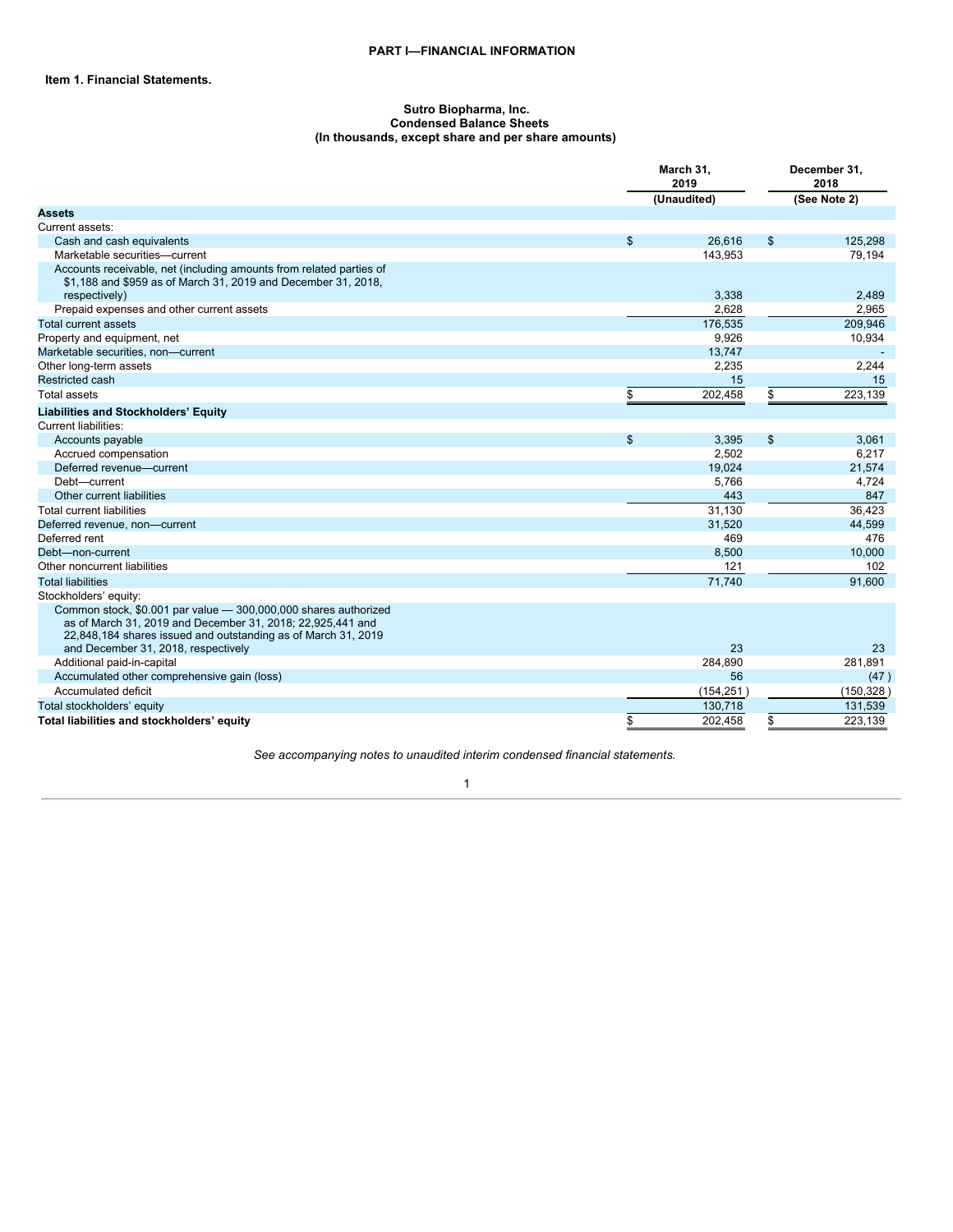# PART I—FINANCIAL INFORMATION

## Item 1. Financial Statements.

**Sutro Biopharma, Inc.**
**Condensed Balance Sheets**
**(In thousands, except share and per share amounts)**

| | March 31, 2019 | December 31, 2018 |
|---|---|---|
| | (Unaudited) | (See Note 2) |
| **Assets** | | |
| Current assets: | | |
| Cash and cash equivalents | $ 26,616 | $ 125,298 |
| Marketable securities—current | 143,953 | 79,194 |
| Accounts receivable, net (including amounts from related parties of $1,188 and $959 as of March 31, 2019 and December 31, 2018, respectively) | 3,338 | 2,489 |
| Prepaid expenses and other current assets | 2,628 | 2,965 |
| Total current assets | 176,535 | 209,946 |
| Property and equipment, net | 9,926 | 10,934 |
| Marketable securities, non—current | 13,747 | - |
| Other long-term assets | 2,235 | 2,244 |
| Restricted cash | 15 | 15 |
| Total assets | $ 202,458 | $ 223,139 |
| **Liabilities and Stockholders' Equity** | | |
| Current liabilities: | | |
| Accounts payable | $ 3,395 | $ 3,061 |
| Accrued compensation | 2,502 | 6,217 |
| Deferred revenue—current | 19,024 | 21,574 |
| Debt—current | 5,766 | 4,724 |
| Other current liabilities | 443 | 847 |
| Total current liabilities | 31,130 | 36,423 |
| Deferred revenue, non—current | 31,520 | 44,599 |
| Deferred rent | 469 | 476 |
| Debt—non-current | 8,500 | 10,000 |
| Other noncurrent liabilities | 121 | 102 |
| Total liabilities | 71,740 | 91,600 |
| Stockholders' equity: | | |
| Common stock, $0.001 par value — 300,000,000 shares authorized as of March 31, 2019 and December 31, 2018; 22,925,441 and 22,848,184 shares issued and outstanding as of March 31, 2019 and December 31, 2018, respectively | 23 | 23 |
| Additional paid-in-capital | 284,890 | 281,891 |
| Accumulated other comprehensive gain (loss) | 56 | (47 ) |
| Accumulated deficit | (154,251 ) | (150,328 ) |
| Total stockholders' equity | 130,718 | 131,539 |
| **Total liabilities and stockholders' equity** | $ 202,458 | $ 223,139 |

*See accompanying notes to unaudited interim condensed financial statements.*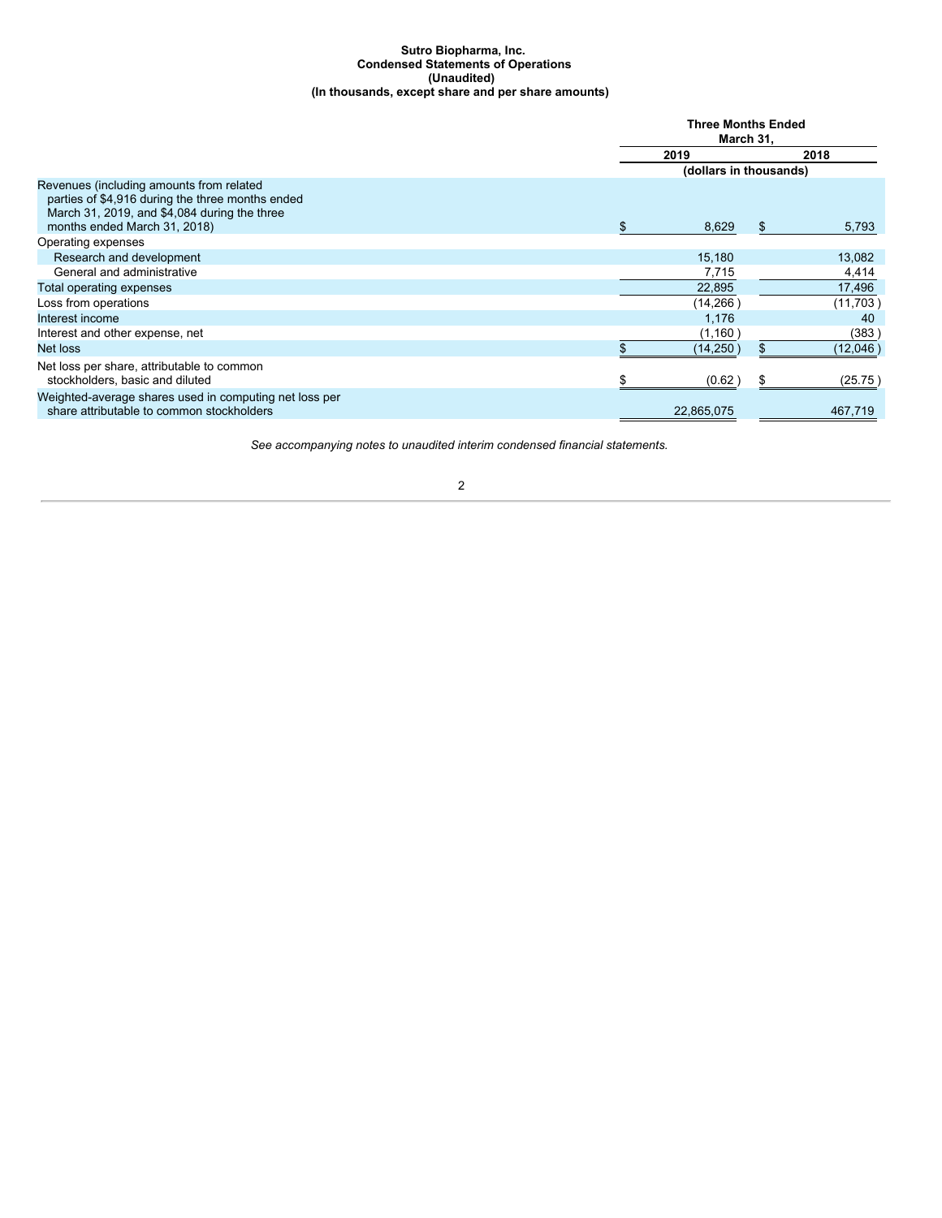**Sutro Biopharma, Inc.**
**Condensed Statements of Operations**
**(Unaudited)**
**(In thousands, except share and per share amounts)**

| | Three Months Ended March 31, | |
|---|---|---|
| | 2019 | 2018 |
| | (dollars in thousands) | |
| Revenues (including amounts from related parties of $4,916 during the three months ended March 31, 2019, and $4,084 during the three months ended March 31, 2018) | $ 8,629 | $ 5,793 |
| Operating expenses | | |
| Research and development | 15,180 | 13,082 |
| General and administrative | 7,715 | 4,414 |
| Total operating expenses | 22,895 | 17,496 |
| Loss from operations | (14,266) | (11,703) |
| Interest income | 1,176 | 40 |
| Interest and other expense, net | (1,160) | (383) |
| Net loss | $ (14,250) | $ (12,046) |
| Net loss per share, attributable to common stockholders, basic and diluted | $ (0.62) | $ (25.75) |
| Weighted-average shares used in computing net loss per share attributable to common stockholders | 22,865,075 | 467,719 |

*See accompanying notes to unaudited interim condensed financial statements.*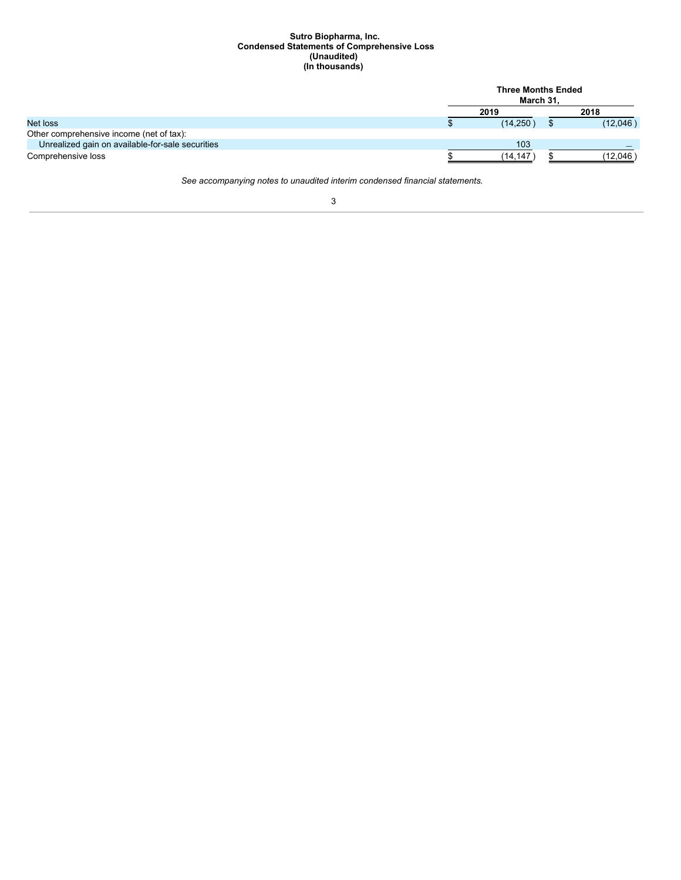**Sutro Biopharma, Inc.**
**Condensed Statements of Comprehensive Loss**
**(Unaudited)**
**(In thousands)**

| | Three Months Ended March 31, | |
|---|---|---|
| | 2019 | 2018 |
| Net loss | $ (14,250) | $ (12,046) |
| Other comprehensive income (net of tax): | | |
| Unrealized gain on available-for-sale securities | 103 | — |
| Comprehensive loss | $ (14,147) | $ (12,046) |

*See accompanying notes to unaudited interim condensed financial statements.*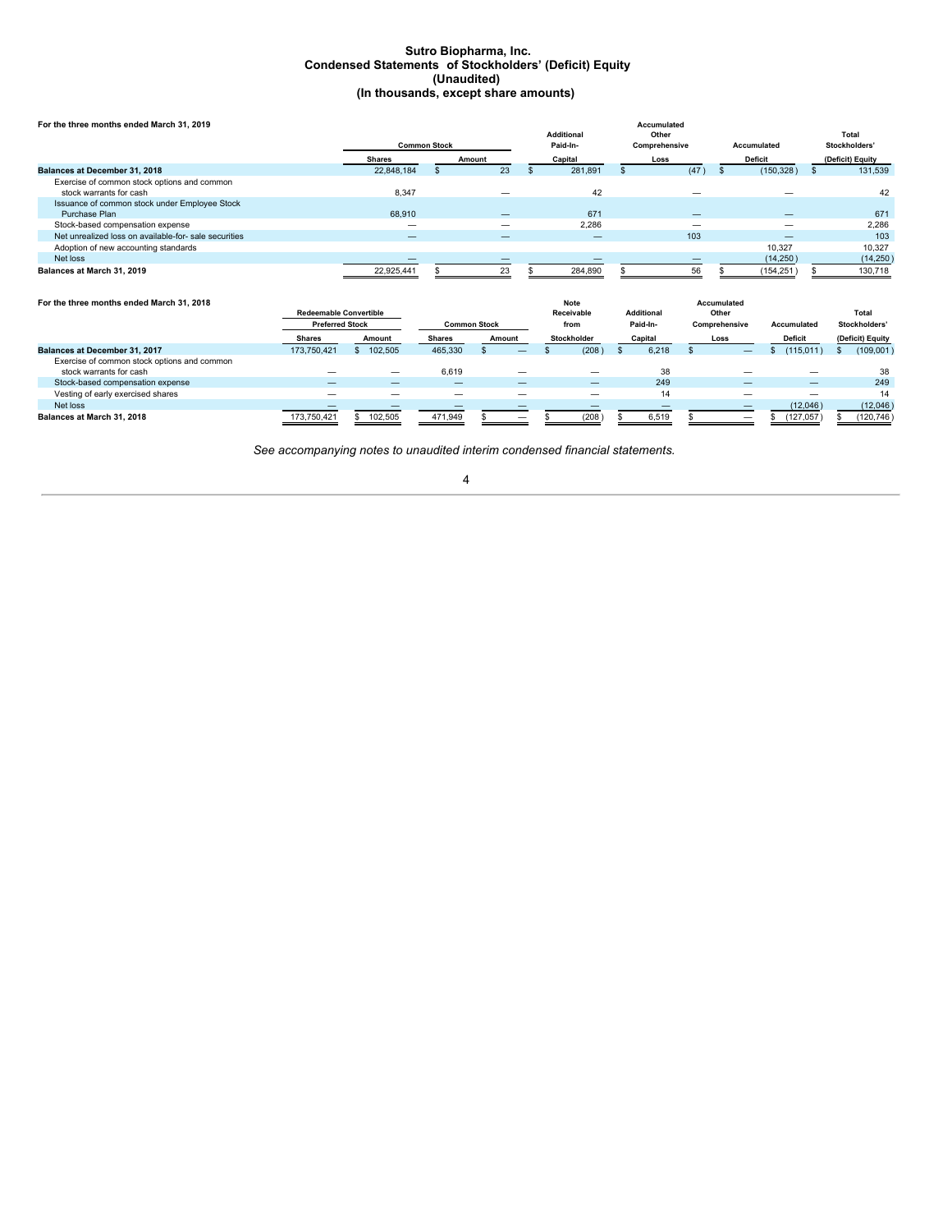# Sutro Biopharma, Inc.
## Condensed Statements of Stockholders' (Deficit) Equity
### (Unaudited)
### (In thousands, except share amounts)

**For the three months ended March 31, 2019**

| | Common Stock | | Additional Paid-In- | Accumulated Other Comprehensive | Accumulated | Total Stockholders' |
|---|---|---|---|---|---|---|
| | Shares | Amount | Capital | Loss | Deficit | (Deficit) Equity |
| **Balances at December 31, 2018** | 22,848,184 | $ 23 | $ 281,891 | $ (47) | $ (150,328) | $ 131,539 |
| Exercise of common stock options and common stock warrants for cash | 8,347 | — | 42 | — | — | 42 |
| Issuance of common stock under Employee Stock Purchase Plan | 68,910 | — | 671 | — | — | 671 |
| Stock-based compensation expense | — | — | 2,286 | — | — | 2,286 |
| Net unrealized loss on available-for- sale securities | — | — | — | 103 | — | 103 |
| Adoption of new accounting standards | | | | | 10,327 | 10,327 |
| Net loss | — | — | — | — | (14,250) | (14,250) |
| **Balances at March 31, 2019** | 22,925,441 | $ 23 | $ 284,890 | $ 56 | $ (154,251) | $ 130,718 |

**For the three months ended March 31, 2018**

| | Redeemable Convertible Preferred Stock | | Common Stock | | Note Receivable from | Additional Paid-In- | Accumulated Other Comprehensive | Accumulated | Total Stockholders' |
|---|---|---|---|---|---|---|---|---|---|
| | Shares | Amount | Shares | Amount | Stockholder | Capital | Loss | Deficit | (Deficit) Equity |
| **Balances at December 31, 2017** | 173,750,421 | $ 102,505 | 465,330 | $ — | $ (208) | $ 6,218 | $ — | $ (115,011) | $ (109,001) |
| Exercise of common stock options and common stock warrants for cash | — | — | 6,619 | — | — | 38 | — | — | 38 |
| Stock-based compensation expense | — | — | — | — | — | 249 | — | — | 249 |
| Vesting of early exercised shares | — | — | — | — | — | 14 | — | — | 14 |
| Net loss | — | — | — | — | — | — | — | (12,046) | (12,046) |
| **Balances at March 31, 2018** | 173,750,421 | $ 102,505 | 471,949 | $ — | $ (208) | $ 6,519 | $ — | $ (127,057) | $ (120,746) |

*See accompanying notes to unaudited interim condensed financial statements.*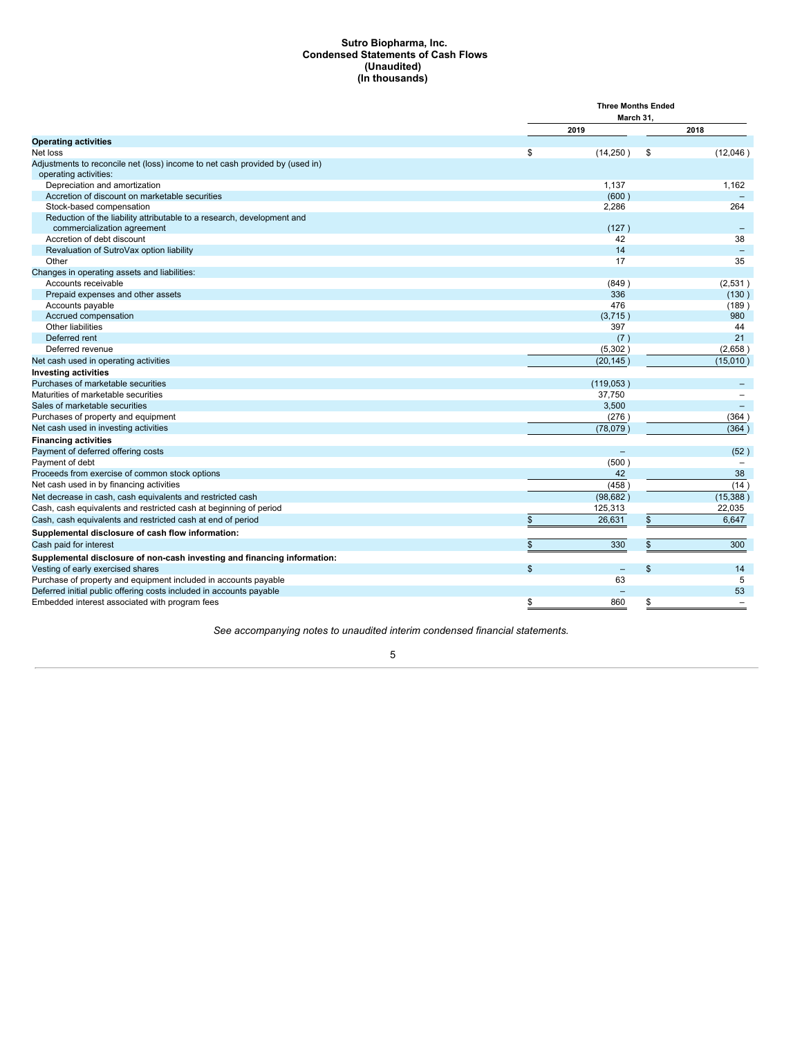**Sutro Biopharma, Inc.**
**Condensed Statements of Cash Flows**
**(Unaudited)**
**(In thousands)**

| | Three Months Ended March 31, | |
|---|---|---|
| | 2019 | 2018 |
| **Operating activities** | | |
| Net loss | $ (14,250 ) | $ (12,046 ) |
| Adjustments to reconcile net (loss) income to net cash provided by (used in) operating activities: | | |
| Depreciation and amortization | 1,137 | 1,162 |
| Accretion of discount on marketable securities | (600 ) | – |
| Stock-based compensation | 2,286 | 264 |
| Reduction of the liability attributable to a research, development and commercialization agreement | (127 ) | – |
| Accretion of debt discount | 42 | 38 |
| Revaluation of SutroVax option liability | 14 | – |
| Other | 17 | 35 |
| Changes in operating assets and liabilities: | | |
| Accounts receivable | (849 ) | (2,531 ) |
| Prepaid expenses and other assets | 336 | (130 ) |
| Accounts payable | 476 | (189 ) |
| Accrued compensation | (3,715 ) | 980 |
| Other liabilities | 397 | 44 |
| Deferred rent | (7 ) | 21 |
| Deferred revenue | (5,302 ) | (2,658 ) |
| Net cash used in operating activities | (20,145 ) | (15,010 ) |
| **Investing activities** | | |
| Purchases of marketable securities | (119,053 ) | – |
| Maturities of marketable securities | 37,750 | – |
| Sales of marketable securities | 3,500 | – |
| Purchases of property and equipment | (276 ) | (364 ) |
| Net cash used in investing activities | (78,079 ) | (364 ) |
| **Financing activities** | | |
| Payment of deferred offering costs | – | (52 ) |
| Payment of debt | (500 ) | – |
| Proceeds from exercise of common stock options | 42 | 38 |
| Net cash used in by financing activities | (458 ) | (14 ) |
| Net decrease in cash, cash equivalents and restricted cash | (98,682 ) | (15,388 ) |
| Cash, cash equivalents and restricted cash at beginning of period | 125,313 | 22,035 |
| Cash, cash equivalents and restricted cash at end of period | $ 26,631 | $ 6,647 |
| **Supplemental disclosure of cash flow information:** | | |
| Cash paid for interest | $ 330 | $ 300 |
| **Supplemental disclosure of non-cash investing and financing information:** | | |
| Vesting of early exercised shares | $ – | $ 14 |
| Purchase of property and equipment included in accounts payable | 63 | 5 |
| Deferred initial public offering costs included in accounts payable | – | 53 |
| Embedded interest associated with program fees | $ 860 | $ – |

*See accompanying notes to unaudited interim condensed financial statements.*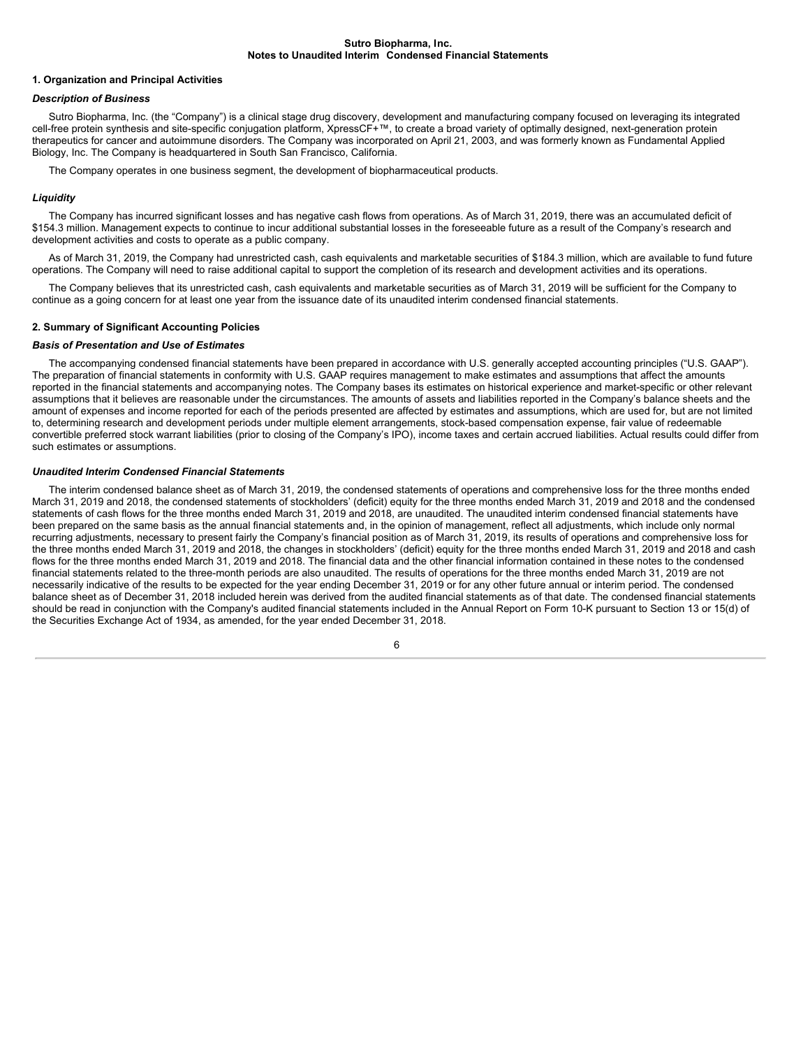**Sutro Biopharma, Inc.**
**Notes to Unaudited Interim Condensed Financial Statements**

## 1. Organization and Principal Activities

### *Description of Business*

Sutro Biopharma, Inc. (the "Company") is a clinical stage drug discovery, development and manufacturing company focused on leveraging its integrated cell-free protein synthesis and site-specific conjugation platform, XpressCF+™, to create a broad variety of optimally designed, next-generation protein therapeutics for cancer and autoimmune disorders. The Company was incorporated on April 21, 2003, and was formerly known as Fundamental Applied Biology, Inc. The Company is headquartered in South San Francisco, California.

The Company operates in one business segment, the development of biopharmaceutical products.

### *Liquidity*

The Company has incurred significant losses and has negative cash flows from operations. As of March 31, 2019, there was an accumulated deficit of $154.3 million. Management expects to continue to incur additional substantial losses in the foreseeable future as a result of the Company's research and development activities and costs to operate as a public company.

As of March 31, 2019, the Company had unrestricted cash, cash equivalents and marketable securities of $184.3 million, which are available to fund future operations. The Company will need to raise additional capital to support the completion of its research and development activities and its operations.

The Company believes that its unrestricted cash, cash equivalents and marketable securities as of March 31, 2019 will be sufficient for the Company to continue as a going concern for at least one year from the issuance date of its unaudited interim condensed financial statements.

## 2. Summary of Significant Accounting Policies

### *Basis of Presentation and Use of Estimates*

The accompanying condensed financial statements have been prepared in accordance with U.S. generally accepted accounting principles ("U.S. GAAP"). The preparation of financial statements in conformity with U.S. GAAP requires management to make estimates and assumptions that affect the amounts reported in the financial statements and accompanying notes. The Company bases its estimates on historical experience and market-specific or other relevant assumptions that it believes are reasonable under the circumstances. The amounts of assets and liabilities reported in the Company's balance sheets and the amount of expenses and income reported for each of the periods presented are affected by estimates and assumptions, which are used for, but are not limited to, determining research and development periods under multiple element arrangements, stock-based compensation expense, fair value of redeemable convertible preferred stock warrant liabilities (prior to closing of the Company's IPO), income taxes and certain accrued liabilities. Actual results could differ from such estimates or assumptions.

### *Unaudited Interim Condensed Financial Statements*

The interim condensed balance sheet as of March 31, 2019, the condensed statements of operations and comprehensive loss for the three months ended March 31, 2019 and 2018, the condensed statements of stockholders' (deficit) equity for the three months ended March 31, 2019 and 2018 and the condensed statements of cash flows for the three months ended March 31, 2019 and 2018, are unaudited. The unaudited interim condensed financial statements have been prepared on the same basis as the annual financial statements and, in the opinion of management, reflect all adjustments, which include only normal recurring adjustments, necessary to present fairly the Company's financial position as of March 31, 2019, its results of operations and comprehensive loss for the three months ended March 31, 2019 and 2018, the changes in stockholders' (deficit) equity for the three months ended March 31, 2019 and 2018 and cash flows for the three months ended March 31, 2019 and 2018. The financial data and the other financial information contained in these notes to the condensed financial statements related to the three-month periods are also unaudited. The results of operations for the three months ended March 31, 2019 are not necessarily indicative of the results to be expected for the year ending December 31, 2019 or for any other future annual or interim period. The condensed balance sheet as of December 31, 2018 included herein was derived from the audited financial statements as of that date. The condensed financial statements should be read in conjunction with the Company's audited financial statements included in the Annual Report on Form 10-K pursuant to Section 13 or 15(d) of the Securities Exchange Act of 1934, as amended, for the year ended December 31, 2018.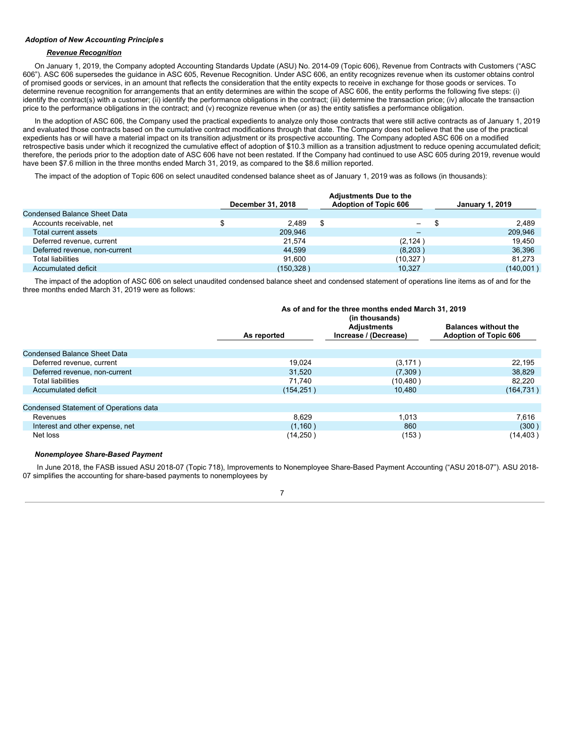***Adoption of New Accounting Principles***

***Revenue Recognition***

On January 1, 2019, the Company adopted Accounting Standards Update (ASU) No. 2014-09 (Topic 606), Revenue from Contracts with Customers ("ASC 606"). ASC 606 supersedes the guidance in ASC 605, Revenue Recognition. Under ASC 606, an entity recognizes revenue when its customer obtains control of promised goods or services, in an amount that reflects the consideration that the entity expects to receive in exchange for those goods or services. To determine revenue recognition for arrangements that an entity determines are within the scope of ASC 606, the entity performs the following five steps: (i) identify the contract(s) with a customer; (ii) identify the performance obligations in the contract; (iii) determine the transaction price; (iv) allocate the transaction price to the performance obligations in the contract; and (v) recognize revenue when (or as) the entity satisfies a performance obligation.

In the adoption of ASC 606, the Company used the practical expedients to analyze only those contracts that were still active contracts as of January 1, 2019 and evaluated those contracts based on the cumulative contract modifications through that date. The Company does not believe that the use of the practical expedients has or will have a material impact on its transition adjustment or its prospective accounting. The Company adopted ASC 606 on a modified retrospective basis under which it recognized the cumulative effect of adoption of $10.3 million as a transition adjustment to reduce opening accumulated deficit; therefore, the periods prior to the adoption date of ASC 606 have not been restated. If the Company had continued to use ASC 605 during 2019, revenue would have been $7.6 million in the three months ended March 31, 2019, as compared to the $8.6 million reported.

The impact of the adoption of Topic 606 on select unaudited condensed balance sheet as of January 1, 2019 was as follows (in thousands):

| | December 31, 2018 | Adjustments Due to the Adoption of Topic 606 | January 1, 2019 |
|---|---|---|---|
| Condensed Balance Sheet Data | | | |
| Accounts receivable, net | $ 2,489 | $ – | $ 2,489 |
| Total current assets | 209,946 | – | 209,946 |
| Deferred revenue, current | 21,574 | (2,124) | 19,450 |
| Deferred revenue, non-current | 44,599 | (8,203) | 36,396 |
| Total liabilities | 91,600 | (10,327) | 81,273 |
| Accumulated deficit | (150,328) | 10,327 | (140,001) |

The impact of the adoption of ASC 606 on select unaudited condensed balance sheet and condensed statement of operations line items as of and for the three months ended March 31, 2019 were as follows:

| | As of and for the three months ended March 31, 2019 (in thousands) | | |
|---|---|---|---|
| | As reported | Adjustments Increase / (Decrease) | Balances without the Adoption of Topic 606 |
| Condensed Balance Sheet Data | | | |
| Deferred revenue, current | 19,024 | (3,171) | 22,195 |
| Deferred revenue, non-current | 31,520 | (7,309) | 38,829 |
| Total liabilities | 71,740 | (10,480) | 82,220 |
| Accumulated deficit | (154,251) | 10,480 | (164,731) |
| Condensed Statement of Operations data | | | |
| Revenues | 8,629 | 1,013 | 7,616 |
| Interest and other expense, net | (1,160) | 860 | (300) |
| Net loss | (14,250) | (153) | (14,403) |

***Nonemployee Share-Based Payment***

In June 2018, the FASB issued ASU 2018-07 (Topic 718), Improvements to Nonemployee Share-Based Payment Accounting ("ASU 2018-07"). ASU 2018-07 simplifies the accounting for share-based payments to nonemployees by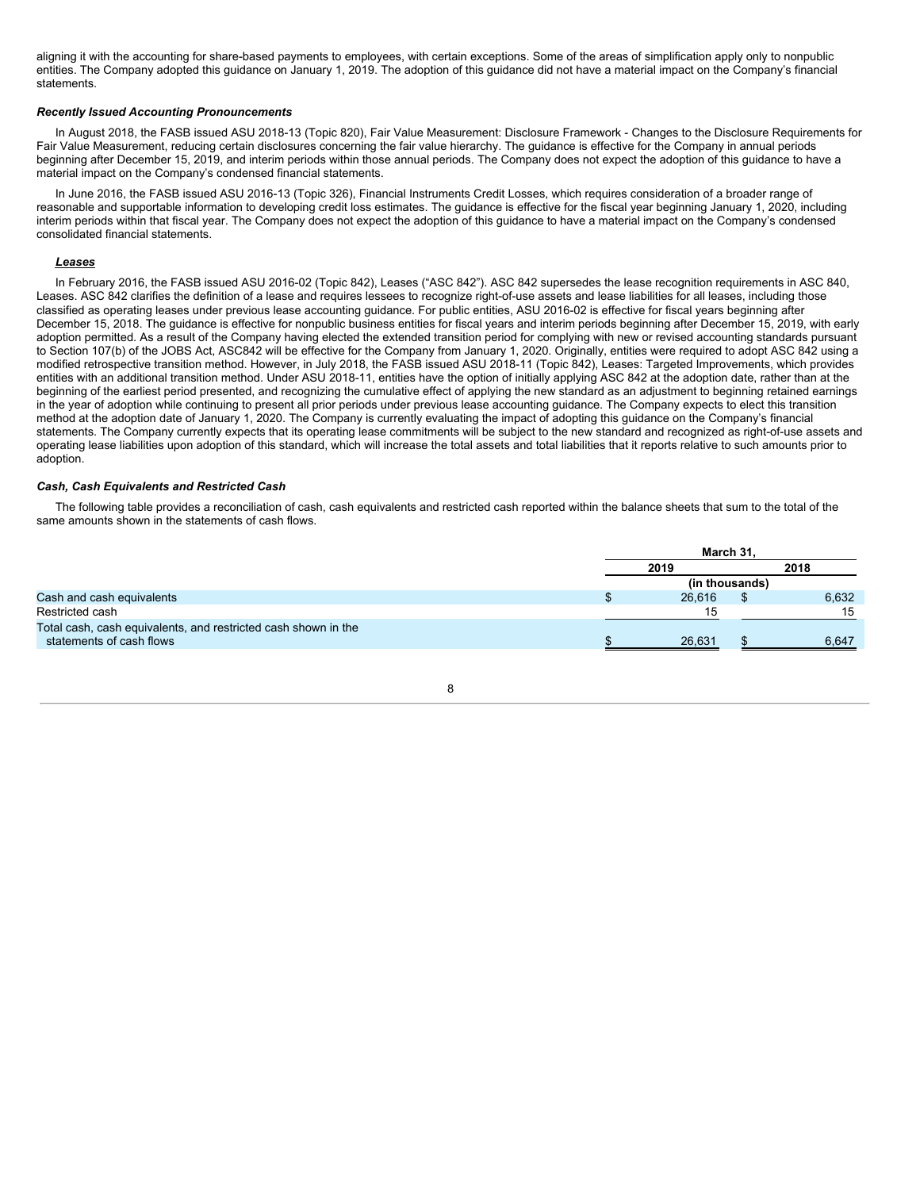aligning it with the accounting for share-based payments to employees, with certain exceptions. Some of the areas of simplification apply only to nonpublic entities. The Company adopted this guidance on January 1, 2019. The adoption of this guidance did not have a material impact on the Company's financial statements.

***Recently Issued Accounting Pronouncements***

In August 2018, the FASB issued ASU 2018-13 (Topic 820), Fair Value Measurement: Disclosure Framework - Changes to the Disclosure Requirements for Fair Value Measurement, reducing certain disclosures concerning the fair value hierarchy. The guidance is effective for the Company in annual periods beginning after December 15, 2019, and interim periods within those annual periods. The Company does not expect the adoption of this guidance to have a material impact on the Company's condensed financial statements.

In June 2016, the FASB issued ASU 2016-13 (Topic 326), Financial Instruments Credit Losses, which requires consideration of a broader range of reasonable and supportable information to developing credit loss estimates. The guidance is effective for the fiscal year beginning January 1, 2020, including interim periods within that fiscal year. The Company does not expect the adoption of this guidance to have a material impact on the Company's condensed consolidated financial statements.

***Leases***

In February 2016, the FASB issued ASU 2016-02 (Topic 842), Leases ("ASC 842"). ASC 842 supersedes the lease recognition requirements in ASC 840, Leases. ASC 842 clarifies the definition of a lease and requires lessees to recognize right-of-use assets and lease liabilities for all leases, including those classified as operating leases under previous lease accounting guidance. For public entities, ASU 2016-02 is effective for fiscal years beginning after December 15, 2018. The guidance is effective for nonpublic business entities for fiscal years and interim periods beginning after December 15, 2019, with early adoption permitted. As a result of the Company having elected the extended transition period for complying with new or revised accounting standards pursuant to Section 107(b) of the JOBS Act, ASC842 will be effective for the Company from January 1, 2020. Originally, entities were required to adopt ASC 842 using a modified retrospective transition method. However, in July 2018, the FASB issued ASU 2018-11 (Topic 842), Leases: Targeted Improvements, which provides entities with an additional transition method. Under ASU 2018-11, entities have the option of initially applying ASC 842 at the adoption date, rather than at the beginning of the earliest period presented, and recognizing the cumulative effect of applying the new standard as an adjustment to beginning retained earnings in the year of adoption while continuing to present all prior periods under previous lease accounting guidance. The Company expects to elect this transition method at the adoption date of January 1, 2020. The Company is currently evaluating the impact of adopting this guidance on the Company's financial statements. The Company currently expects that its operating lease commitments will be subject to the new standard and recognized as right-of-use assets and operating lease liabilities upon adoption of this standard, which will increase the total assets and total liabilities that it reports relative to such amounts prior to adoption.

***Cash, Cash Equivalents and Restricted Cash***

The following table provides a reconciliation of cash, cash equivalents and restricted cash reported within the balance sheets that sum to the total of the same amounts shown in the statements of cash flows.

| | March 31, | |
|---|---|---|
| | 2019 | 2018 |
| | (in thousands) | |
| Cash and cash equivalents | $ 26,616 | $ 6,632 |
| Restricted cash | 15 | 15 |
| Total cash, cash equivalents, and restricted cash shown in the statements of cash flows | $ 26,631 | $ 6,647 |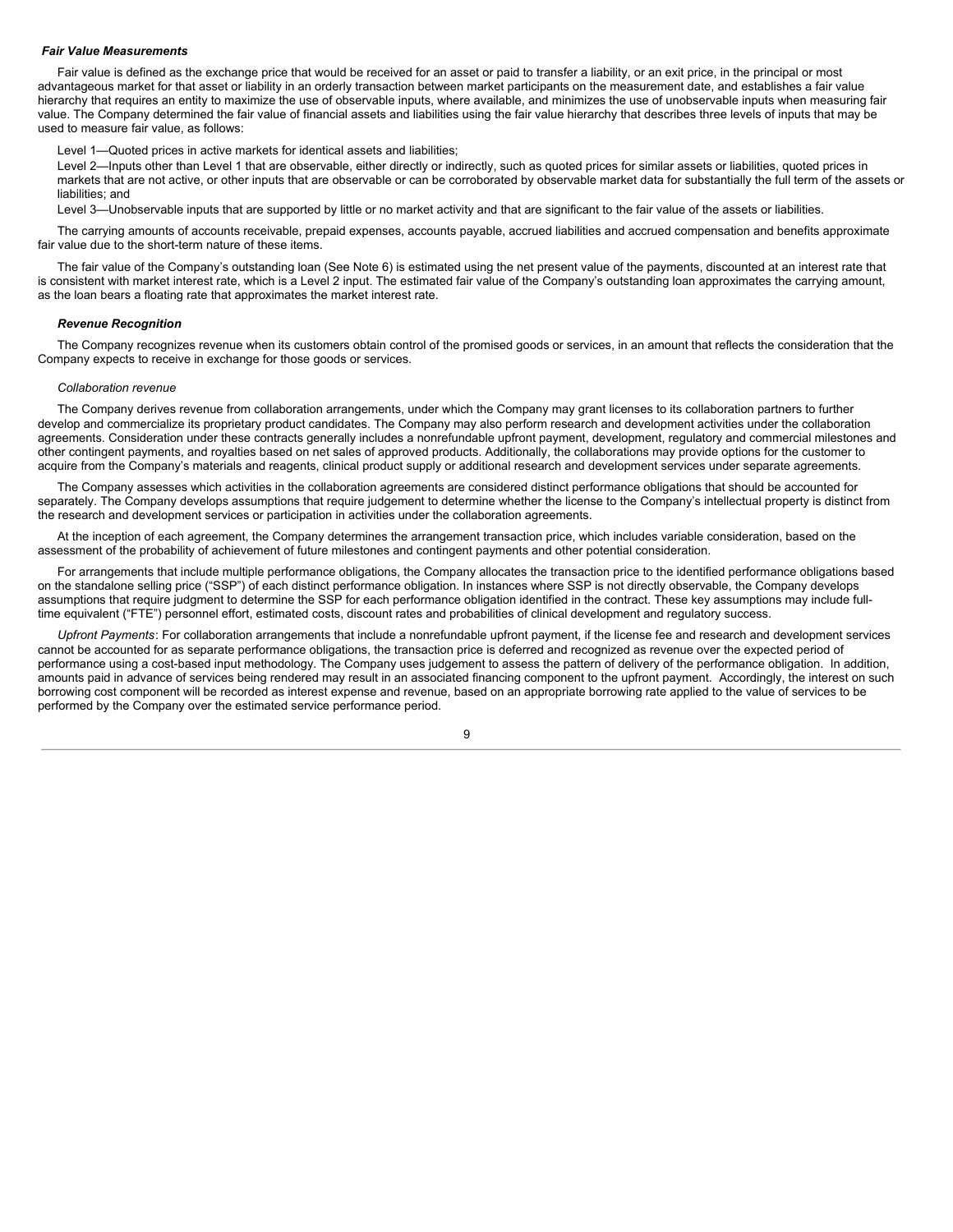***Fair Value Measurements***

Fair value is defined as the exchange price that would be received for an asset or paid to transfer a liability, or an exit price, in the principal or most advantageous market for that asset or liability in an orderly transaction between market participants on the measurement date, and establishes a fair value hierarchy that requires an entity to maximize the use of observable inputs, where available, and minimizes the use of unobservable inputs when measuring fair value. The Company determined the fair value of financial assets and liabilities using the fair value hierarchy that describes three levels of inputs that may be used to measure fair value, as follows:

Level 1—Quoted prices in active markets for identical assets and liabilities;

Level 2—Inputs other than Level 1 that are observable, either directly or indirectly, such as quoted prices for similar assets or liabilities, quoted prices in markets that are not active, or other inputs that are observable or can be corroborated by observable market data for substantially the full term of the assets or liabilities; and

Level 3—Unobservable inputs that are supported by little or no market activity and that are significant to the fair value of the assets or liabilities.

The carrying amounts of accounts receivable, prepaid expenses, accounts payable, accrued liabilities and accrued compensation and benefits approximate fair value due to the short-term nature of these items.

The fair value of the Company's outstanding loan (See Note 6) is estimated using the net present value of the payments, discounted at an interest rate that is consistent with market interest rate, which is a Level 2 input. The estimated fair value of the Company's outstanding loan approximates the carrying amount, as the loan bears a floating rate that approximates the market interest rate.

***Revenue Recognition***

The Company recognizes revenue when its customers obtain control of the promised goods or services, in an amount that reflects the consideration that the Company expects to receive in exchange for those goods or services.

*Collaboration revenue*

The Company derives revenue from collaboration arrangements, under which the Company may grant licenses to its collaboration partners to further develop and commercialize its proprietary product candidates. The Company may also perform research and development activities under the collaboration agreements. Consideration under these contracts generally includes a nonrefundable upfront payment, development, regulatory and commercial milestones and other contingent payments, and royalties based on net sales of approved products. Additionally, the collaborations may provide options for the customer to acquire from the Company's materials and reagents, clinical product supply or additional research and development services under separate agreements.

The Company assesses which activities in the collaboration agreements are considered distinct performance obligations that should be accounted for separately. The Company develops assumptions that require judgement to determine whether the license to the Company's intellectual property is distinct from the research and development services or participation in activities under the collaboration agreements.

At the inception of each agreement, the Company determines the arrangement transaction price, which includes variable consideration, based on the assessment of the probability of achievement of future milestones and contingent payments and other potential consideration.

For arrangements that include multiple performance obligations, the Company allocates the transaction price to the identified performance obligations based on the standalone selling price ("SSP") of each distinct performance obligation. In instances where SSP is not directly observable, the Company develops assumptions that require judgment to determine the SSP for each performance obligation identified in the contract. These key assumptions may include full-time equivalent ("FTE") personnel effort, estimated costs, discount rates and probabilities of clinical development and regulatory success.

*Upfront Payments*: For collaboration arrangements that include a nonrefundable upfront payment, if the license fee and research and development services cannot be accounted for as separate performance obligations, the transaction price is deferred and recognized as revenue over the expected period of performance using a cost-based input methodology. The Company uses judgement to assess the pattern of delivery of the performance obligation. In addition, amounts paid in advance of services being rendered may result in an associated financing component to the upfront payment. Accordingly, the interest on such borrowing cost component will be recorded as interest expense and revenue, based on an appropriate borrowing rate applied to the value of services to be performed by the Company over the estimated service performance period.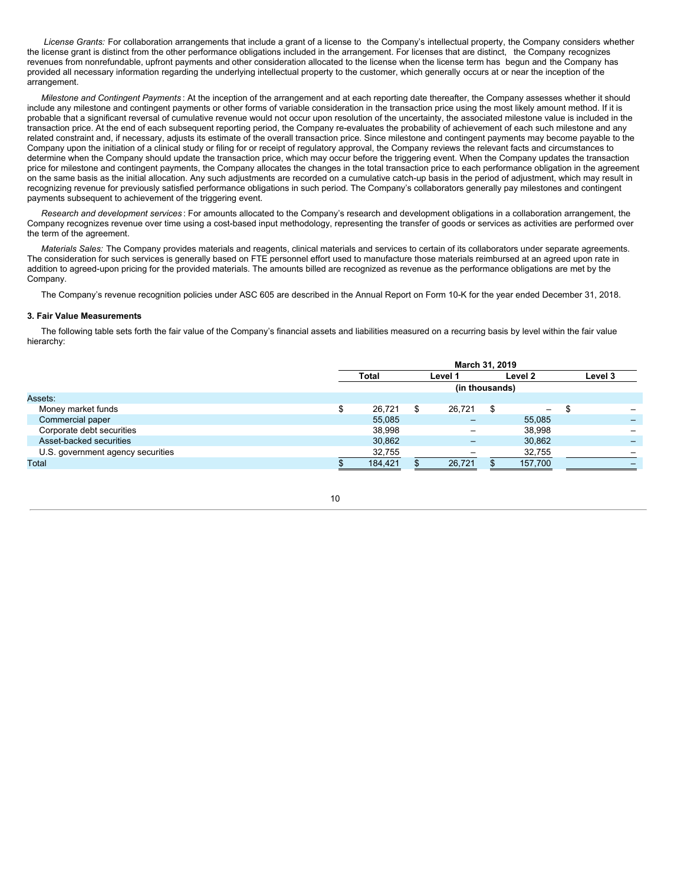*License Grants:* For collaboration arrangements that include a grant of a license to the Company's intellectual property, the Company considers whether the license grant is distinct from the other performance obligations included in the arrangement. For licenses that are distinct, the Company recognizes revenues from nonrefundable, upfront payments and other consideration allocated to the license when the license term has begun and the Company has provided all necessary information regarding the underlying intellectual property to the customer, which generally occurs at or near the inception of the arrangement.

*Milestone and Contingent Payments*: At the inception of the arrangement and at each reporting date thereafter, the Company assesses whether it should include any milestone and contingent payments or other forms of variable consideration in the transaction price using the most likely amount method. If it is probable that a significant reversal of cumulative revenue would not occur upon resolution of the uncertainty, the associated milestone value is included in the transaction price. At the end of each subsequent reporting period, the Company re-evaluates the probability of achievement of each such milestone and any related constraint and, if necessary, adjusts its estimate of the overall transaction price. Since milestone and contingent payments may become payable to the Company upon the initiation of a clinical study or filing for or receipt of regulatory approval, the Company reviews the relevant facts and circumstances to determine when the Company should update the transaction price, which may occur before the triggering event. When the Company updates the transaction price for milestone and contingent payments, the Company allocates the changes in the total transaction price to each performance obligation in the agreement on the same basis as the initial allocation. Any such adjustments are recorded on a cumulative catch-up basis in the period of adjustment, which may result in recognizing revenue for previously satisfied performance obligations in such period. The Company's collaborators generally pay milestones and contingent payments subsequent to achievement of the triggering event.

*Research and development services*: For amounts allocated to the Company's research and development obligations in a collaboration arrangement, the Company recognizes revenue over time using a cost-based input methodology, representing the transfer of goods or services as activities are performed over the term of the agreement.

*Materials Sales:* The Company provides materials and reagents, clinical materials and services to certain of its collaborators under separate agreements. The consideration for such services is generally based on FTE personnel effort used to manufacture those materials reimbursed at an agreed upon rate in addition to agreed-upon pricing for the provided materials. The amounts billed are recognized as revenue as the performance obligations are met by the Company.

The Company's revenue recognition policies under ASC 605 are described in the Annual Report on Form 10-K for the year ended December 31, 2018.

### 3. Fair Value Measurements

The following table sets forth the fair value of the Company's financial assets and liabilities measured on a recurring basis by level within the fair value hierarchy:

| | March 31, 2019 | | | |
|---|---|---|---|---|
| | Total | Level 1 | Level 2 | Level 3 |
| | (in thousands) | | | |
| Assets: | | | | |
| Money market funds | $ 26,721 | $ 26,721 | $ – | $ – |
| Commercial paper | 55,085 | – | 55,085 | – |
| Corporate debt securities | 38,998 | – | 38,998 | – |
| Asset-backed securities | 30,862 | – | 30,862 | – |
| U.S. government agency securities | 32,755 | – | 32,755 | – |
| Total | $ 184,421 | $ 26,721 | $ 157,700 | – |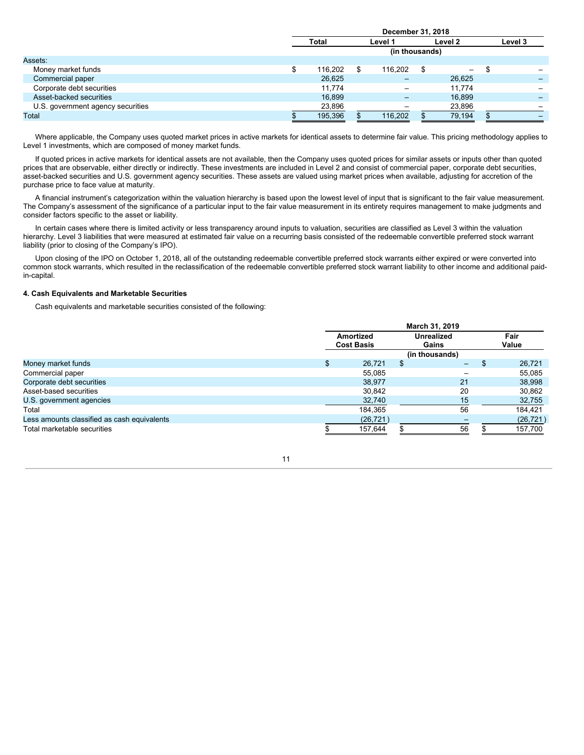| | December 31, 2018 | | | |
|---|---|---|---|---|
| | Total | Level 1 | Level 2 | Level 3 |
| | (in thousands) | | | |
| Assets: | | | | |
| Money market funds | $ 116,202 | $ 116,202 | $ – | $ – |
| Commercial paper | 26,625 | – | 26,625 | – |
| Corporate debt securities | 11,774 | – | 11,774 | – |
| Asset-backed securities | 16,899 | – | 16,899 | – |
| U.S. government agency securities | 23,896 | – | 23,896 | – |
| Total | $ 195,396 | $ 116,202 | $ 79,194 | $ – |

Where applicable, the Company uses quoted market prices in active markets for identical assets to determine fair value. This pricing methodology applies to Level 1 investments, which are composed of money market funds.

If quoted prices in active markets for identical assets are not available, then the Company uses quoted prices for similar assets or inputs other than quoted prices that are observable, either directly or indirectly. These investments are included in Level 2 and consist of commercial paper, corporate debt securities, asset-backed securities and U.S. government agency securities. These assets are valued using market prices when available, adjusting for accretion of the purchase price to face value at maturity.

A financial instrument's categorization within the valuation hierarchy is based upon the lowest level of input that is significant to the fair value measurement. The Company's assessment of the significance of a particular input to the fair value measurement in its entirety requires management to make judgments and consider factors specific to the asset or liability.

In certain cases where there is limited activity or less transparency around inputs to valuation, securities are classified as Level 3 within the valuation hierarchy. Level 3 liabilities that were measured at estimated fair value on a recurring basis consisted of the redeemable convertible preferred stock warrant liability (prior to closing of the Company's IPO).

Upon closing of the IPO on October 1, 2018, all of the outstanding redeemable convertible preferred stock warrants either expired or were converted into common stock warrants, which resulted in the reclassification of the redeemable convertible preferred stock warrant liability to other income and additional paid-in-capital.

**4. Cash Equivalents and Marketable Securities**

Cash equivalents and marketable securities consisted of the following:

| | March 31, 2019 | | |
|---|---|---|---|
| | Amortized Cost Basis | Unrealized Gains | Fair Value |
| | (in thousands) | | |
| Money market funds | $ 26,721 | $ – | $ 26,721 |
| Commercial paper | 55,085 | – | 55,085 |
| Corporate debt securities | 38,977 | 21 | 38,998 |
| Asset-based securities | 30,842 | 20 | 30,862 |
| U.S. government agencies | 32,740 | 15 | 32,755 |
| Total | 184,365 | 56 | 184,421 |
| Less amounts classified as cash equivalents | (26,721) | – | (26,721) |
| Total marketable securities | $ 157,644 | $ 56 | $ 157,700 |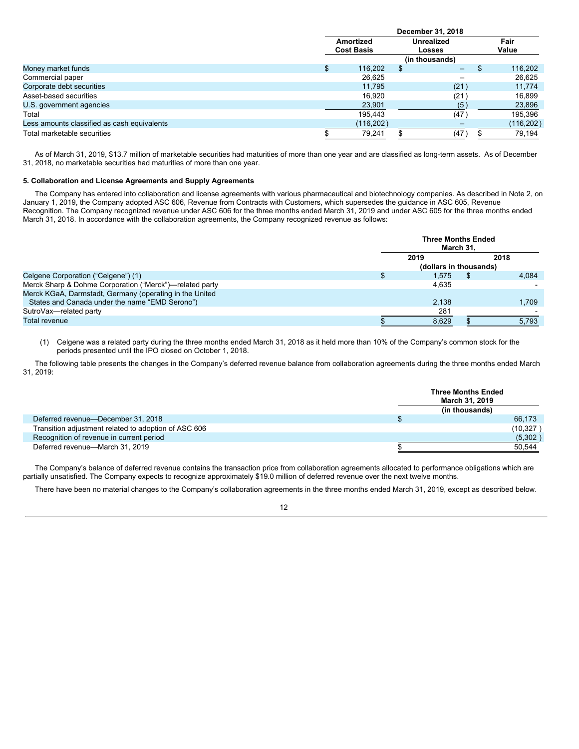| | December 31, 2018 | | |
|---|---|---|---|
| | Amortized Cost Basis | Unrealized Losses | Fair Value |
| | (in thousands) | | |
| Money market funds | $ 116,202 | $ – | $ 116,202 |
| Commercial paper | 26,625 | – | 26,625 |
| Corporate debt securities | 11,795 | (21) | 11,774 |
| Asset-based securities | 16,920 | (21) | 16,899 |
| U.S. government agencies | 23,901 | (5) | 23,896 |
| Total | 195,443 | (47) | 195,396 |
| Less amounts classified as cash equivalents | (116,202) | – | (116,202) |
| Total marketable securities | $ 79,241 | $ (47) | $ 79,194 |

As of March 31, 2019, $13.7 million of marketable securities had maturities of more than one year and are classified as long-term assets. As of December 31, 2018, no marketable securities had maturities of more than one year.

**5. Collaboration and License Agreements and Supply Agreements**

The Company has entered into collaboration and license agreements with various pharmaceutical and biotechnology companies. As described in Note 2, on January 1, 2019, the Company adopted ASC 606, Revenue from Contracts with Customers, which supersedes the guidance in ASC 605, Revenue Recognition. The Company recognized revenue under ASC 606 for the three months ended March 31, 2019 and under ASC 605 for the three months ended March 31, 2018. In accordance with the collaboration agreements, the Company recognized revenue as follows:

| | Three Months Ended March 31, | |
|---|---|---|
| | 2019 | 2018 |
| | (dollars in thousands) | |
| Celgene Corporation ("Celgene") (1) | $ 1,575 | $ 4,084 |
| Merck Sharp & Dohme Corporation ("Merck")—related party | 4,635 | - |
| Merck KGaA, Darmstadt, Germany (operating in the United States and Canada under the name "EMD Serono") | 2,138 | 1,709 |
| SutroVax—related party | 281 | - |
| Total revenue | $ 8,629 | $ 5,793 |

(1) Celgene was a related party during the three months ended March 31, 2018 as it held more than 10% of the Company's common stock for the periods presented until the IPO closed on October 1, 2018.

The following table presents the changes in the Company's deferred revenue balance from collaboration agreements during the three months ended March 31, 2019:

| | Three Months Ended March 31, 2019 |
|---|---|
| | (in thousands) |
| Deferred revenue—December 31, 2018 | $ 66,173 |
| Transition adjustment related to adoption of ASC 606 | (10,327) |
| Recognition of revenue in current period | (5,302) |
| Deferred revenue—March 31, 2019 | $ 50,544 |

The Company's balance of deferred revenue contains the transaction price from collaboration agreements allocated to performance obligations which are partially unsatisfied. The Company expects to recognize approximately $19.0 million of deferred revenue over the next twelve months.

There have been no material changes to the Company's collaboration agreements in the three months ended March 31, 2019, except as described below.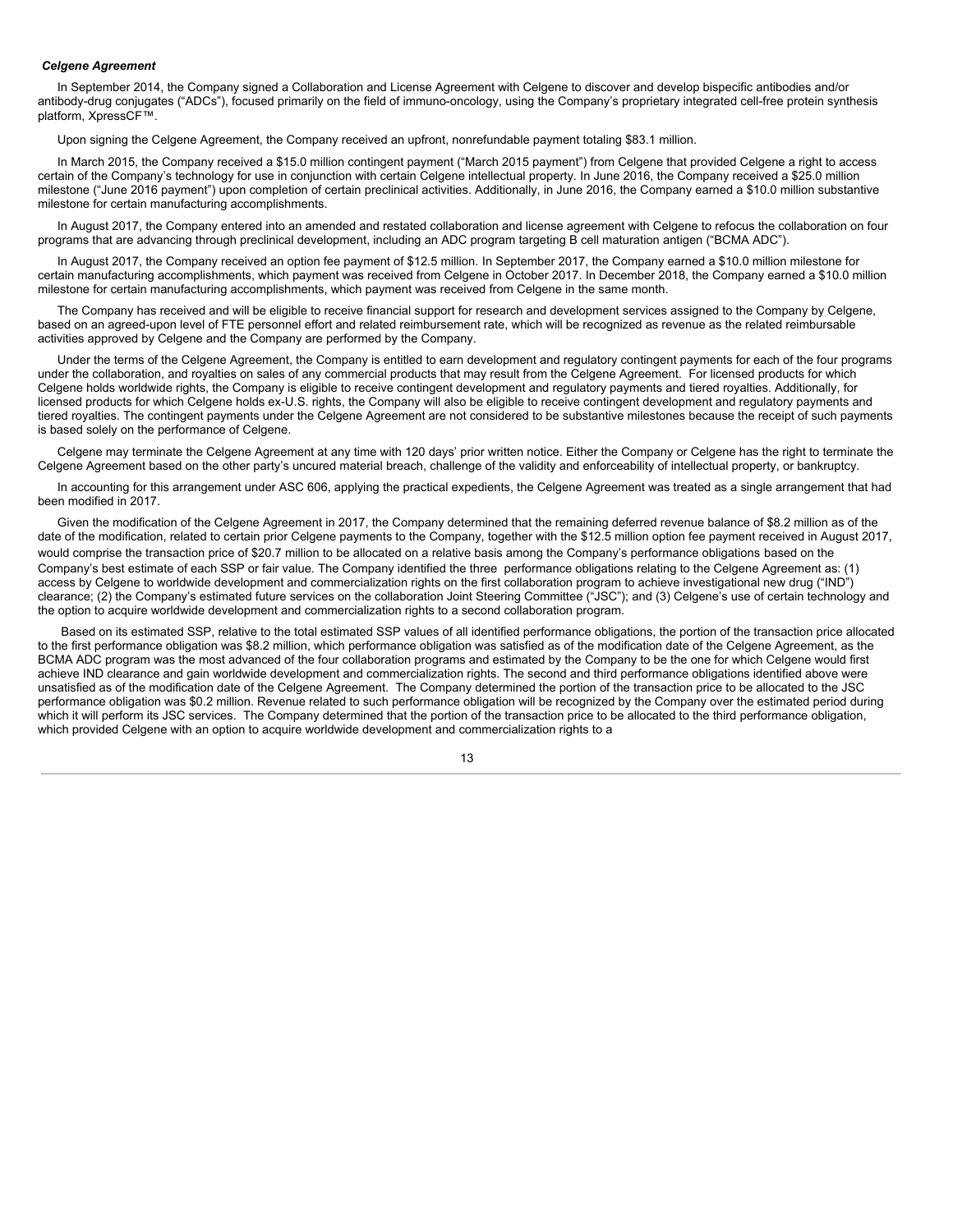***Celgene Agreement***

In September 2014, the Company signed a Collaboration and License Agreement with Celgene to discover and develop bispecific antibodies and/or antibody-drug conjugates ("ADCs"), focused primarily on the field of immuno-oncology, using the Company's proprietary integrated cell-free protein synthesis platform, XpressCF™.

Upon signing the Celgene Agreement, the Company received an upfront, nonrefundable payment totaling $83.1 million.

In March 2015, the Company received a $15.0 million contingent payment ("March 2015 payment") from Celgene that provided Celgene a right to access certain of the Company's technology for use in conjunction with certain Celgene intellectual property. In June 2016, the Company received a $25.0 million milestone ("June 2016 payment") upon completion of certain preclinical activities. Additionally, in June 2016, the Company earned a $10.0 million substantive milestone for certain manufacturing accomplishments.

In August 2017, the Company entered into an amended and restated collaboration and license agreement with Celgene to refocus the collaboration on four programs that are advancing through preclinical development, including an ADC program targeting B cell maturation antigen ("BCMA ADC").

In August 2017, the Company received an option fee payment of $12.5 million. In September 2017, the Company earned a $10.0 million milestone for certain manufacturing accomplishments, which payment was received from Celgene in October 2017. In December 2018, the Company earned a $10.0 million milestone for certain manufacturing accomplishments, which payment was received from Celgene in the same month.

The Company has received and will be eligible to receive financial support for research and development services assigned to the Company by Celgene, based on an agreed-upon level of FTE personnel effort and related reimbursement rate, which will be recognized as revenue as the related reimbursable activities approved by Celgene and the Company are performed by the Company.

Under the terms of the Celgene Agreement, the Company is entitled to earn development and regulatory contingent payments for each of the four programs under the collaboration, and royalties on sales of any commercial products that may result from the Celgene Agreement. For licensed products for which Celgene holds worldwide rights, the Company is eligible to receive contingent development and regulatory payments and tiered royalties. Additionally, for licensed products for which Celgene holds ex-U.S. rights, the Company will also be eligible to receive contingent development and regulatory payments and tiered royalties. The contingent payments under the Celgene Agreement are not considered to be substantive milestones because the receipt of such payments is based solely on the performance of Celgene.

Celgene may terminate the Celgene Agreement at any time with 120 days' prior written notice. Either the Company or Celgene has the right to terminate the Celgene Agreement based on the other party's uncured material breach, challenge of the validity and enforceability of intellectual property, or bankruptcy.

In accounting for this arrangement under ASC 606, applying the practical expedients, the Celgene Agreement was treated as a single arrangement that had been modified in 2017.

Given the modification of the Celgene Agreement in 2017, the Company determined that the remaining deferred revenue balance of $8.2 million as of the date of the modification, related to certain prior Celgene payments to the Company, together with the $12.5 million option fee payment received in August 2017, would comprise the transaction price of $20.7 million to be allocated on a relative basis among the Company's performance obligations based on the Company's best estimate of each SSP or fair value. The Company identified the three performance obligations relating to the Celgene Agreement as: (1) access by Celgene to worldwide development and commercialization rights on the first collaboration program to achieve investigational new drug ("IND") clearance; (2) the Company's estimated future services on the collaboration Joint Steering Committee ("JSC"); and (3) Celgene's use of certain technology and the option to acquire worldwide development and commercialization rights to a second collaboration program.

Based on its estimated SSP, relative to the total estimated SSP values of all identified performance obligations, the portion of the transaction price allocated to the first performance obligation was $8.2 million, which performance obligation was satisfied as of the modification date of the Celgene Agreement, as the BCMA ADC program was the most advanced of the four collaboration programs and estimated by the Company to be the one for which Celgene would first achieve IND clearance and gain worldwide development and commercialization rights. The second and third performance obligations identified above were unsatisfied as of the modification date of the Celgene Agreement. The Company determined the portion of the transaction price to be allocated to the JSC performance obligation was $0.2 million. Revenue related to such performance obligation will be recognized by the Company over the estimated period during which it will perform its JSC services. The Company determined that the portion of the transaction price to be allocated to the third performance obligation, which provided Celgene with an option to acquire worldwide development and commercialization rights to a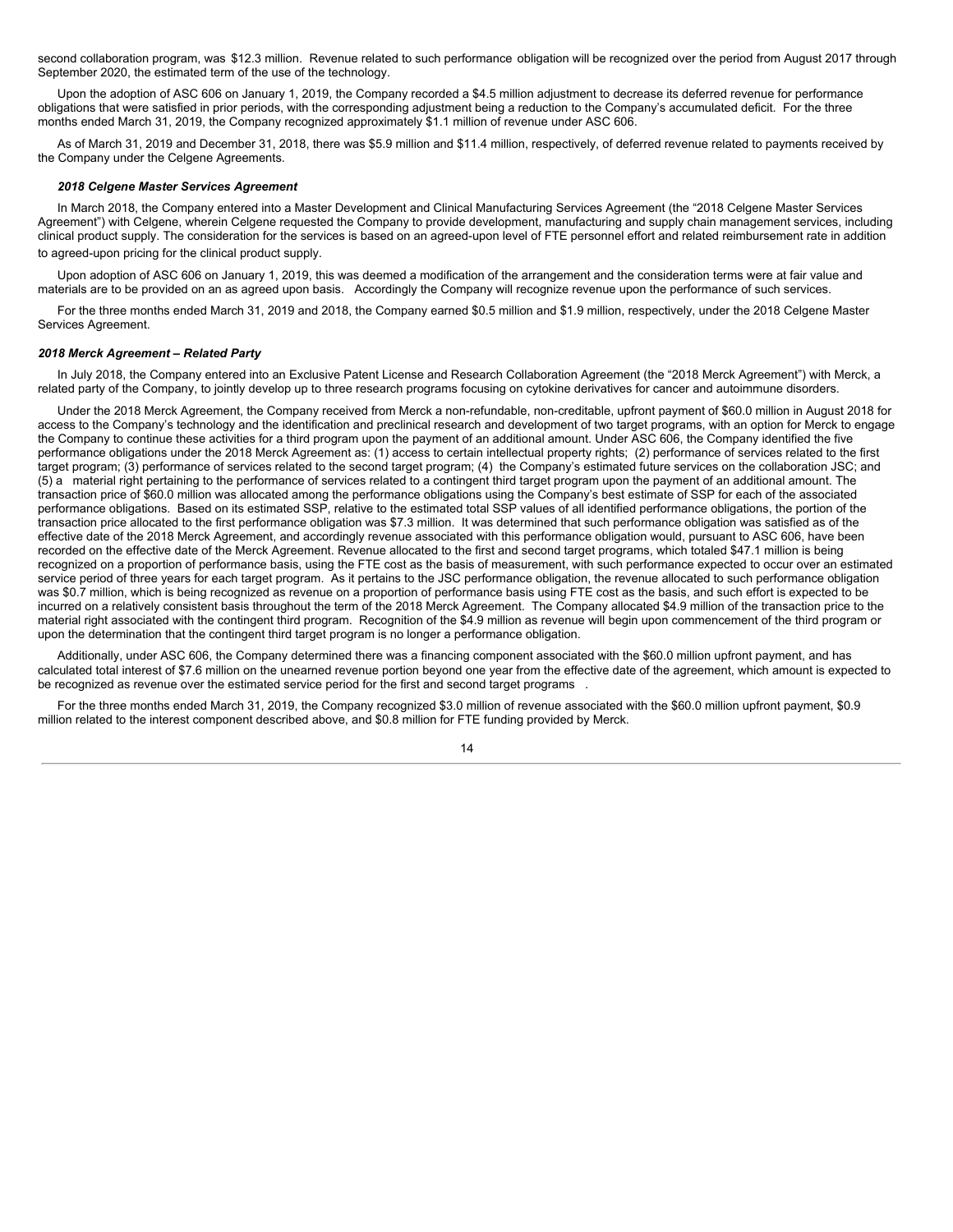second collaboration program, was $12.3 million. Revenue related to such performance obligation will be recognized over the period from August 2017 through September 2020, the estimated term of the use of the technology.

Upon the adoption of ASC 606 on January 1, 2019, the Company recorded a $4.5 million adjustment to decrease its deferred revenue for performance obligations that were satisfied in prior periods, with the corresponding adjustment being a reduction to the Company's accumulated deficit. For the three months ended March 31, 2019, the Company recognized approximately $1.1 million of revenue under ASC 606.

As of March 31, 2019 and December 31, 2018, there was $5.9 million and $11.4 million, respectively, of deferred revenue related to payments received by the Company under the Celgene Agreements.

***2018 Celgene Master Services Agreement***

In March 2018, the Company entered into a Master Development and Clinical Manufacturing Services Agreement (the "2018 Celgene Master Services Agreement") with Celgene, wherein Celgene requested the Company to provide development, manufacturing and supply chain management services, including clinical product supply. The consideration for the services is based on an agreed-upon level of FTE personnel effort and related reimbursement rate in addition to agreed-upon pricing for the clinical product supply.

Upon adoption of ASC 606 on January 1, 2019, this was deemed a modification of the arrangement and the consideration terms were at fair value and materials are to be provided on an as agreed upon basis. Accordingly the Company will recognize revenue upon the performance of such services.

For the three months ended March 31, 2019 and 2018, the Company earned $0.5 million and $1.9 million, respectively, under the 2018 Celgene Master Services Agreement.

***2018 Merck Agreement – Related Party***

In July 2018, the Company entered into an Exclusive Patent License and Research Collaboration Agreement (the "2018 Merck Agreement") with Merck, a related party of the Company, to jointly develop up to three research programs focusing on cytokine derivatives for cancer and autoimmune disorders.

Under the 2018 Merck Agreement, the Company received from Merck a non-refundable, non-creditable, upfront payment of $60.0 million in August 2018 for access to the Company's technology and the identification and preclinical research and development of two target programs, with an option for Merck to engage the Company to continue these activities for a third program upon the payment of an additional amount. Under ASC 606, the Company identified the five performance obligations under the 2018 Merck Agreement as: (1) access to certain intellectual property rights; (2) performance of services related to the first target program; (3) performance of services related to the second target program; (4) the Company's estimated future services on the collaboration JSC; and (5) a material right pertaining to the performance of services related to a contingent third target program upon the payment of an additional amount. The transaction price of $60.0 million was allocated among the performance obligations using the Company's best estimate of SSP for each of the associated performance obligations. Based on its estimated SSP, relative to the estimated total SSP values of all identified performance obligations, the portion of the transaction price allocated to the first performance obligation was $7.3 million. It was determined that such performance obligation was satisfied as of the effective date of the 2018 Merck Agreement, and accordingly revenue associated with this performance obligation would, pursuant to ASC 606, have been recorded on the effective date of the Merck Agreement. Revenue allocated to the first and second target programs, which totaled $47.1 million is being recognized on a proportion of performance basis, using the FTE cost as the basis of measurement, with such performance expected to occur over an estimated service period of three years for each target program. As it pertains to the JSC performance obligation, the revenue allocated to such performance obligation was $0.7 million, which is being recognized as revenue on a proportion of performance basis using FTE cost as the basis, and such effort is expected to be incurred on a relatively consistent basis throughout the term of the 2018 Merck Agreement. The Company allocated $4.9 million of the transaction price to the material right associated with the contingent third program. Recognition of the $4.9 million as revenue will begin upon commencement of the third program or upon the determination that the contingent third target program is no longer a performance obligation.

Additionally, under ASC 606, the Company determined there was a financing component associated with the $60.0 million upfront payment, and has calculated total interest of $7.6 million on the unearned revenue portion beyond one year from the effective date of the agreement, which amount is expected to be recognized as revenue over the estimated service period for the first and second target programs .

For the three months ended March 31, 2019, the Company recognized $3.0 million of revenue associated with the $60.0 million upfront payment, $0.9 million related to the interest component described above, and $0.8 million for FTE funding provided by Merck.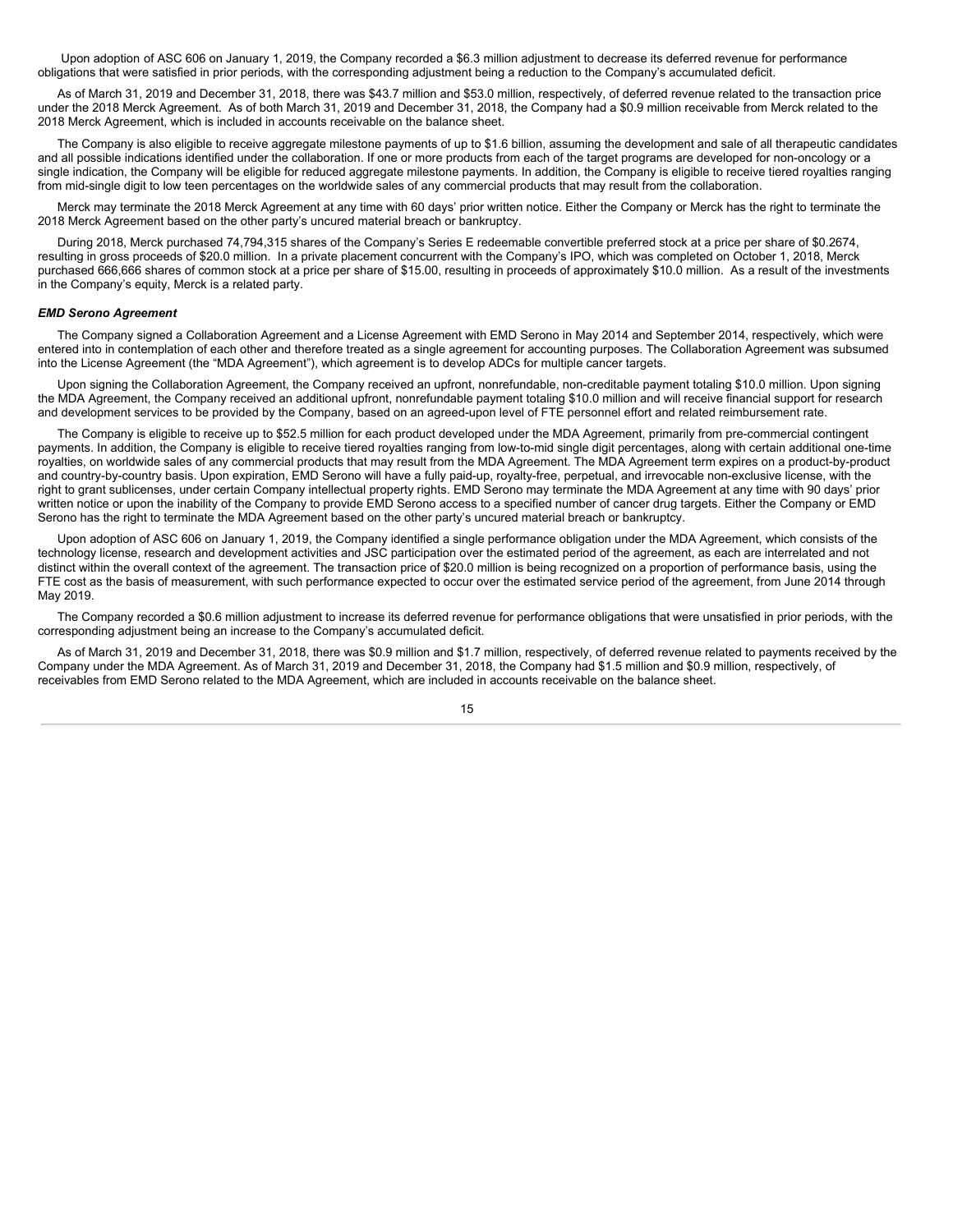Upon adoption of ASC 606 on January 1, 2019, the Company recorded a $6.3 million adjustment to decrease its deferred revenue for performance obligations that were satisfied in prior periods, with the corresponding adjustment being a reduction to the Company's accumulated deficit.

As of March 31, 2019 and December 31, 2018, there was $43.7 million and $53.0 million, respectively, of deferred revenue related to the transaction price under the 2018 Merck Agreement. As of both March 31, 2019 and December 31, 2018, the Company had a $0.9 million receivable from Merck related to the 2018 Merck Agreement, which is included in accounts receivable on the balance sheet.

The Company is also eligible to receive aggregate milestone payments of up to $1.6 billion, assuming the development and sale of all therapeutic candidates and all possible indications identified under the collaboration. If one or more products from each of the target programs are developed for non-oncology or a single indication, the Company will be eligible for reduced aggregate milestone payments. In addition, the Company is eligible to receive tiered royalties ranging from mid-single digit to low teen percentages on the worldwide sales of any commercial products that may result from the collaboration.

Merck may terminate the 2018 Merck Agreement at any time with 60 days' prior written notice. Either the Company or Merck has the right to terminate the 2018 Merck Agreement based on the other party's uncured material breach or bankruptcy.

During 2018, Merck purchased 74,794,315 shares of the Company's Series E redeemable convertible preferred stock at a price per share of $0.2674, resulting in gross proceeds of $20.0 million. In a private placement concurrent with the Company's IPO, which was completed on October 1, 2018, Merck purchased 666,666 shares of common stock at a price per share of $15.00, resulting in proceeds of approximately $10.0 million. As a result of the investments in the Company's equity, Merck is a related party.

***EMD Serono Agreement***

The Company signed a Collaboration Agreement and a License Agreement with EMD Serono in May 2014 and September 2014, respectively, which were entered into in contemplation of each other and therefore treated as a single agreement for accounting purposes. The Collaboration Agreement was subsumed into the License Agreement (the "MDA Agreement"), which agreement is to develop ADCs for multiple cancer targets.

Upon signing the Collaboration Agreement, the Company received an upfront, nonrefundable, non-creditable payment totaling $10.0 million. Upon signing the MDA Agreement, the Company received an additional upfront, nonrefundable payment totaling $10.0 million and will receive financial support for research and development services to be provided by the Company, based on an agreed-upon level of FTE personnel effort and related reimbursement rate.

The Company is eligible to receive up to $52.5 million for each product developed under the MDA Agreement, primarily from pre-commercial contingent payments. In addition, the Company is eligible to receive tiered royalties ranging from low-to-mid single digit percentages, along with certain additional one-time royalties, on worldwide sales of any commercial products that may result from the MDA Agreement. The MDA Agreement term expires on a product-by-product and country-by-country basis. Upon expiration, EMD Serono will have a fully paid-up, royalty-free, perpetual, and irrevocable non-exclusive license, with the right to grant sublicenses, under certain Company intellectual property rights. EMD Serono may terminate the MDA Agreement at any time with 90 days' prior written notice or upon the inability of the Company to provide EMD Serono access to a specified number of cancer drug targets. Either the Company or EMD Serono has the right to terminate the MDA Agreement based on the other party's uncured material breach or bankruptcy.

Upon adoption of ASC 606 on January 1, 2019, the Company identified a single performance obligation under the MDA Agreement, which consists of the technology license, research and development activities and JSC participation over the estimated period of the agreement, as each are interrelated and not distinct within the overall context of the agreement. The transaction price of $20.0 million is being recognized on a proportion of performance basis, using the FTE cost as the basis of measurement, with such performance expected to occur over the estimated service period of the agreement, from June 2014 through May 2019.

The Company recorded a $0.6 million adjustment to increase its deferred revenue for performance obligations that were unsatisfied in prior periods, with the corresponding adjustment being an increase to the Company's accumulated deficit.

As of March 31, 2019 and December 31, 2018, there was $0.9 million and $1.7 million, respectively, of deferred revenue related to payments received by the Company under the MDA Agreement. As of March 31, 2019 and December 31, 2018, the Company had $1.5 million and $0.9 million, respectively, of receivables from EMD Serono related to the MDA Agreement, which are included in accounts receivable on the balance sheet.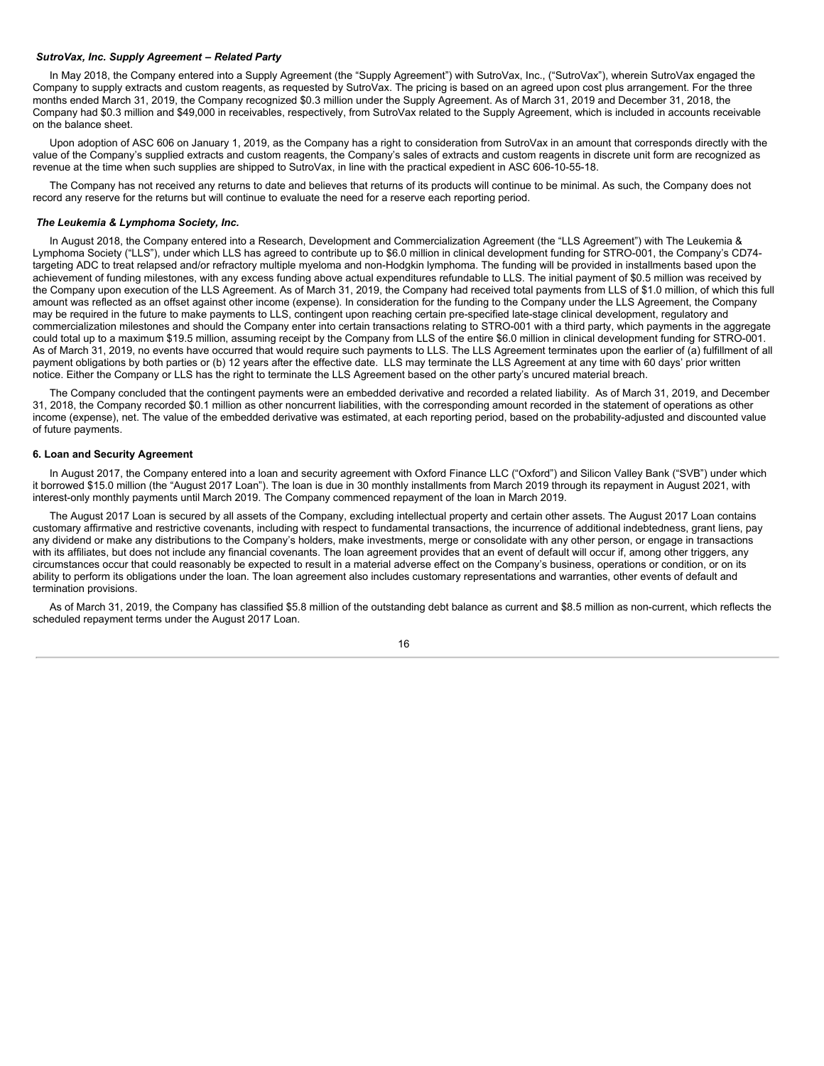***SutroVax, Inc. Supply Agreement – Related Party***

In May 2018, the Company entered into a Supply Agreement (the "Supply Agreement") with SutroVax, Inc., ("SutroVax"), wherein SutroVax engaged the Company to supply extracts and custom reagents, as requested by SutroVax. The pricing is based on an agreed upon cost plus arrangement. For the three months ended March 31, 2019, the Company recognized $0.3 million under the Supply Agreement. As of March 31, 2019 and December 31, 2018, the Company had $0.3 million and $49,000 in receivables, respectively, from SutroVax related to the Supply Agreement, which is included in accounts receivable on the balance sheet.

Upon adoption of ASC 606 on January 1, 2019, as the Company has a right to consideration from SutroVax in an amount that corresponds directly with the value of the Company's supplied extracts and custom reagents, the Company's sales of extracts and custom reagents in discrete unit form are recognized as revenue at the time when such supplies are shipped to SutroVax, in line with the practical expedient in ASC 606-10-55-18.

The Company has not received any returns to date and believes that returns of its products will continue to be minimal. As such, the Company does not record any reserve for the returns but will continue to evaluate the need for a reserve each reporting period.

***The Leukemia & Lymphoma Society, Inc.***

In August 2018, the Company entered into a Research, Development and Commercialization Agreement (the "LLS Agreement") with The Leukemia & Lymphoma Society ("LLS"), under which LLS has agreed to contribute up to $6.0 million in clinical development funding for STRO-001, the Company's CD74-targeting ADC to treat relapsed and/or refractory multiple myeloma and non-Hodgkin lymphoma. The funding will be provided in installments based upon the achievement of funding milestones, with any excess funding above actual expenditures refundable to LLS. The initial payment of $0.5 million was received by the Company upon execution of the LLS Agreement. As of March 31, 2019, the Company had received total payments from LLS of $1.0 million, of which this full amount was reflected as an offset against other income (expense). In consideration for the funding to the Company under the LLS Agreement, the Company may be required in the future to make payments to LLS, contingent upon reaching certain pre-specified late-stage clinical development, regulatory and commercialization milestones and should the Company enter into certain transactions relating to STRO-001 with a third party, which payments in the aggregate could total up to a maximum $19.5 million, assuming receipt by the Company from LLS of the entire $6.0 million in clinical development funding for STRO-001. As of March 31, 2019, no events have occurred that would require such payments to LLS. The LLS Agreement terminates upon the earlier of (a) fulfillment of all payment obligations by both parties or (b) 12 years after the effective date. LLS may terminate the LLS Agreement at any time with 60 days' prior written notice. Either the Company or LLS has the right to terminate the LLS Agreement based on the other party's uncured material breach.

The Company concluded that the contingent payments were an embedded derivative and recorded a related liability. As of March 31, 2019, and December 31, 2018, the Company recorded $0.1 million as other noncurrent liabilities, with the corresponding amount recorded in the statement of operations as other income (expense), net. The value of the embedded derivative was estimated, at each reporting period, based on the probability-adjusted and discounted value of future payments.

**6. Loan and Security Agreement**

In August 2017, the Company entered into a loan and security agreement with Oxford Finance LLC ("Oxford") and Silicon Valley Bank ("SVB") under which it borrowed $15.0 million (the "August 2017 Loan"). The loan is due in 30 monthly installments from March 2019 through its repayment in August 2021, with interest-only monthly payments until March 2019. The Company commenced repayment of the loan in March 2019.

The August 2017 Loan is secured by all assets of the Company, excluding intellectual property and certain other assets. The August 2017 Loan contains customary affirmative and restrictive covenants, including with respect to fundamental transactions, the incurrence of additional indebtedness, grant liens, pay any dividend or make any distributions to the Company's holders, make investments, merge or consolidate with any other person, or engage in transactions with its affiliates, but does not include any financial covenants. The loan agreement provides that an event of default will occur if, among other triggers, any circumstances occur that could reasonably be expected to result in a material adverse effect on the Company's business, operations or condition, or on its ability to perform its obligations under the loan. The loan agreement also includes customary representations and warranties, other events of default and termination provisions.

As of March 31, 2019, the Company has classified $5.8 million of the outstanding debt balance as current and $8.5 million as non-current, which reflects the scheduled repayment terms under the August 2017 Loan.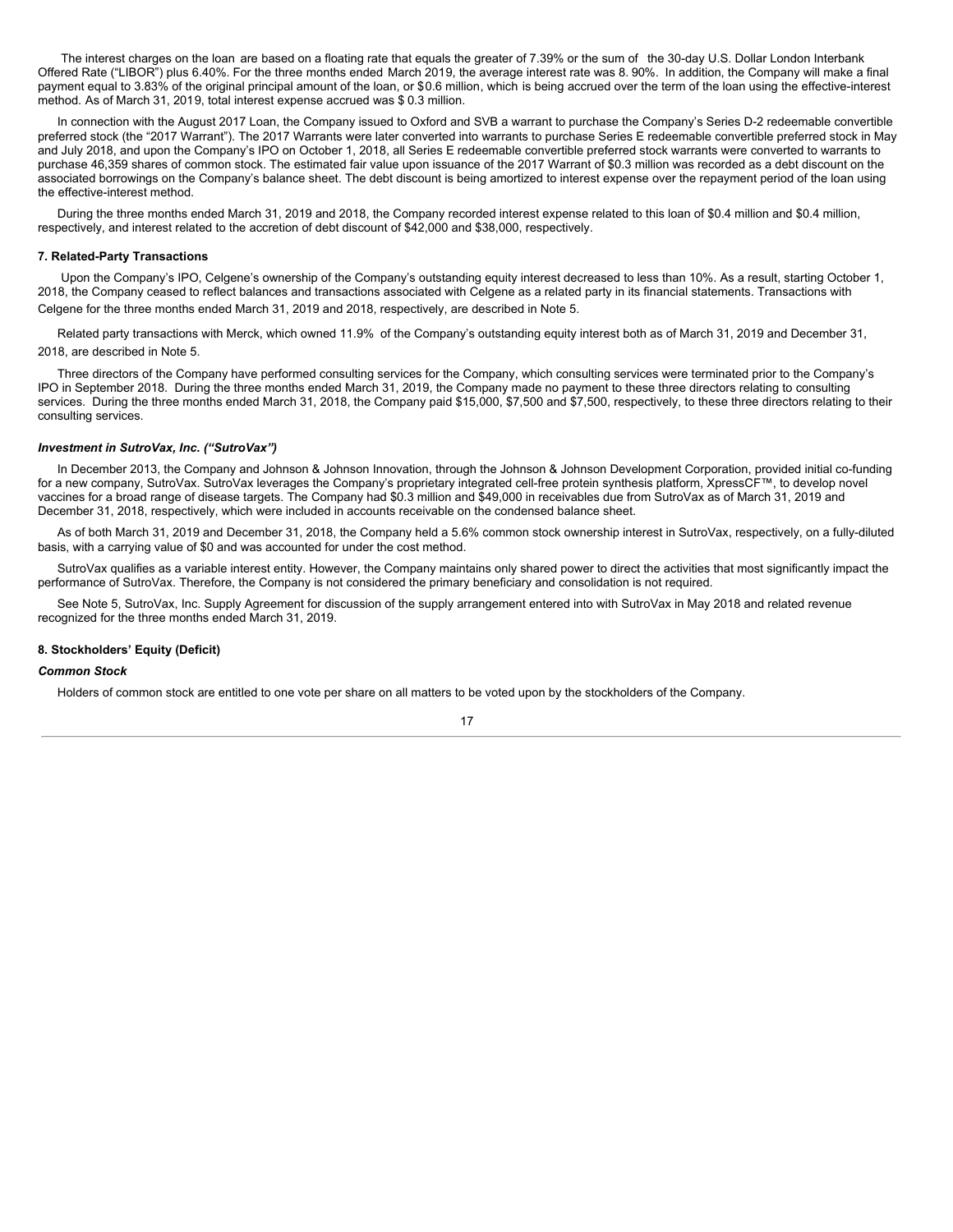The interest charges on the loan are based on a floating rate that equals the greater of 7.39% or the sum of the 30-day U.S. Dollar London Interbank Offered Rate ("LIBOR") plus 6.40%. For the three months ended March 2019, the average interest rate was 8. 90%. In addition, the Company will make a final payment equal to 3.83% of the original principal amount of the loan, or $0.6 million, which is being accrued over the term of the loan using the effective-interest method. As of March 31, 2019, total interest expense accrued was $ 0.3 million.

In connection with the August 2017 Loan, the Company issued to Oxford and SVB a warrant to purchase the Company's Series D-2 redeemable convertible preferred stock (the "2017 Warrant"). The 2017 Warrants were later converted into warrants to purchase Series E redeemable convertible preferred stock in May and July 2018, and upon the Company's IPO on October 1, 2018, all Series E redeemable convertible preferred stock warrants were converted to warrants to purchase 46,359 shares of common stock. The estimated fair value upon issuance of the 2017 Warrant of $0.3 million was recorded as a debt discount on the associated borrowings on the Company's balance sheet. The debt discount is being amortized to interest expense over the repayment period of the loan using the effective-interest method.

During the three months ended March 31, 2019 and 2018, the Company recorded interest expense related to this loan of $0.4 million and $0.4 million, respectively, and interest related to the accretion of debt discount of $42,000 and $38,000, respectively.

**7. Related-Party Transactions**

Upon the Company's IPO, Celgene's ownership of the Company's outstanding equity interest decreased to less than 10%. As a result, starting October 1, 2018, the Company ceased to reflect balances and transactions associated with Celgene as a related party in its financial statements. Transactions with Celgene for the three months ended March 31, 2019 and 2018, respectively, are described in Note 5.

Related party transactions with Merck, which owned 11.9% of the Company's outstanding equity interest both as of March 31, 2019 and December 31, 2018, are described in Note 5.

Three directors of the Company have performed consulting services for the Company, which consulting services were terminated prior to the Company's IPO in September 2018. During the three months ended March 31, 2019, the Company made no payment to these three directors relating to consulting services. During the three months ended March 31, 2018, the Company paid $15,000, $7,500 and $7,500, respectively, to these three directors relating to their consulting services.

***Investment in SutroVax, Inc. ("SutroVax")***

In December 2013, the Company and Johnson & Johnson Innovation, through the Johnson & Johnson Development Corporation, provided initial co-funding for a new company, SutroVax. SutroVax leverages the Company's proprietary integrated cell-free protein synthesis platform, XpressCF™, to develop novel vaccines for a broad range of disease targets. The Company had $0.3 million and $49,000 in receivables due from SutroVax as of March 31, 2019 and December 31, 2018, respectively, which were included in accounts receivable on the condensed balance sheet.

As of both March 31, 2019 and December 31, 2018, the Company held a 5.6% common stock ownership interest in SutroVax, respectively, on a fully-diluted basis, with a carrying value of $0 and was accounted for under the cost method.

SutroVax qualifies as a variable interest entity. However, the Company maintains only shared power to direct the activities that most significantly impact the performance of SutroVax. Therefore, the Company is not considered the primary beneficiary and consolidation is not required.

See Note 5, SutroVax, Inc. Supply Agreement for discussion of the supply arrangement entered into with SutroVax in May 2018 and related revenue recognized for the three months ended March 31, 2019.

**8. Stockholders' Equity (Deficit)**

***Common Stock***

Holders of common stock are entitled to one vote per share on all matters to be voted upon by the stockholders of the Company.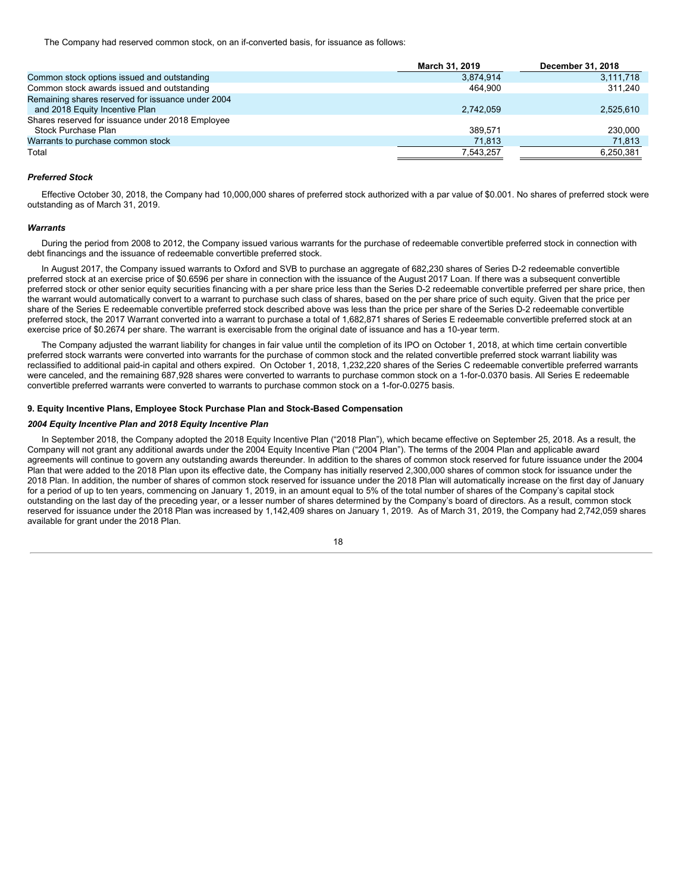The Company had reserved common stock, on an if-converted basis, for issuance as follows:

| | March 31, 2019 | December 31, 2018 |
|---|---|---|
| Common stock options issued and outstanding | 3,874,914 | 3,111,718 |
| Common stock awards issued and outstanding | 464,900 | 311,240 |
| Remaining shares reserved for issuance under 2004 and 2018 Equity Incentive Plan | 2,742,059 | 2,525,610 |
| Shares reserved for issuance under 2018 Employee Stock Purchase Plan | 389,571 | 230,000 |
| Warrants to purchase common stock | 71,813 | 71,813 |
| Total | 7,543,257 | 6,250,381 |

***Preferred Stock***

Effective October 30, 2018, the Company had 10,000,000 shares of preferred stock authorized with a par value of $0.001. No shares of preferred stock were outstanding as of March 31, 2019.

***Warrants***

During the period from 2008 to 2012, the Company issued various warrants for the purchase of redeemable convertible preferred stock in connection with debt financings and the issuance of redeemable convertible preferred stock.

In August 2017, the Company issued warrants to Oxford and SVB to purchase an aggregate of 682,230 shares of Series D-2 redeemable convertible preferred stock at an exercise price of $0.6596 per share in connection with the issuance of the August 2017 Loan. If there was a subsequent convertible preferred stock or other senior equity securities financing with a per share price less than the Series D-2 redeemable convertible preferred per share price, then the warrant would automatically convert to a warrant to purchase such class of shares, based on the per share price of such equity. Given that the price per share of the Series E redeemable convertible preferred stock described above was less than the price per share of the Series D-2 redeemable convertible preferred stock, the 2017 Warrant converted into a warrant to purchase a total of 1,682,871 shares of Series E redeemable convertible preferred stock at an exercise price of $0.2674 per share. The warrant is exercisable from the original date of issuance and has a 10-year term.

The Company adjusted the warrant liability for changes in fair value until the completion of its IPO on October 1, 2018, at which time certain convertible preferred stock warrants were converted into warrants for the purchase of common stock and the related convertible preferred stock warrant liability was reclassified to additional paid-in capital and others expired. On October 1, 2018, 1,232,220 shares of the Series C redeemable convertible preferred warrants were canceled, and the remaining 687,928 shares were converted to warrants to purchase common stock on a 1-for-0.0370 basis. All Series E redeemable convertible preferred warrants were converted to warrants to purchase common stock on a 1-for-0.0275 basis.

### 9. Equity Incentive Plans, Employee Stock Purchase Plan and Stock-Based Compensation

***2004 Equity Incentive Plan and 2018 Equity Incentive Plan***

In September 2018, the Company adopted the 2018 Equity Incentive Plan ("2018 Plan"), which became effective on September 25, 2018. As a result, the Company will not grant any additional awards under the 2004 Equity Incentive Plan ("2004 Plan"). The terms of the 2004 Plan and applicable award agreements will continue to govern any outstanding awards thereunder. In addition to the shares of common stock reserved for future issuance under the 2004 Plan that were added to the 2018 Plan upon its effective date, the Company has initially reserved 2,300,000 shares of common stock for issuance under the 2018 Plan. In addition, the number of shares of common stock reserved for issuance under the 2018 Plan will automatically increase on the first day of January for a period of up to ten years, commencing on January 1, 2019, in an amount equal to 5% of the total number of shares of the Company's capital stock outstanding on the last day of the preceding year, or a lesser number of shares determined by the Company's board of directors. As a result, common stock reserved for issuance under the 2018 Plan was increased by 1,142,409 shares on January 1, 2019. As of March 31, 2019, the Company had 2,742,059 shares available for grant under the 2018 Plan.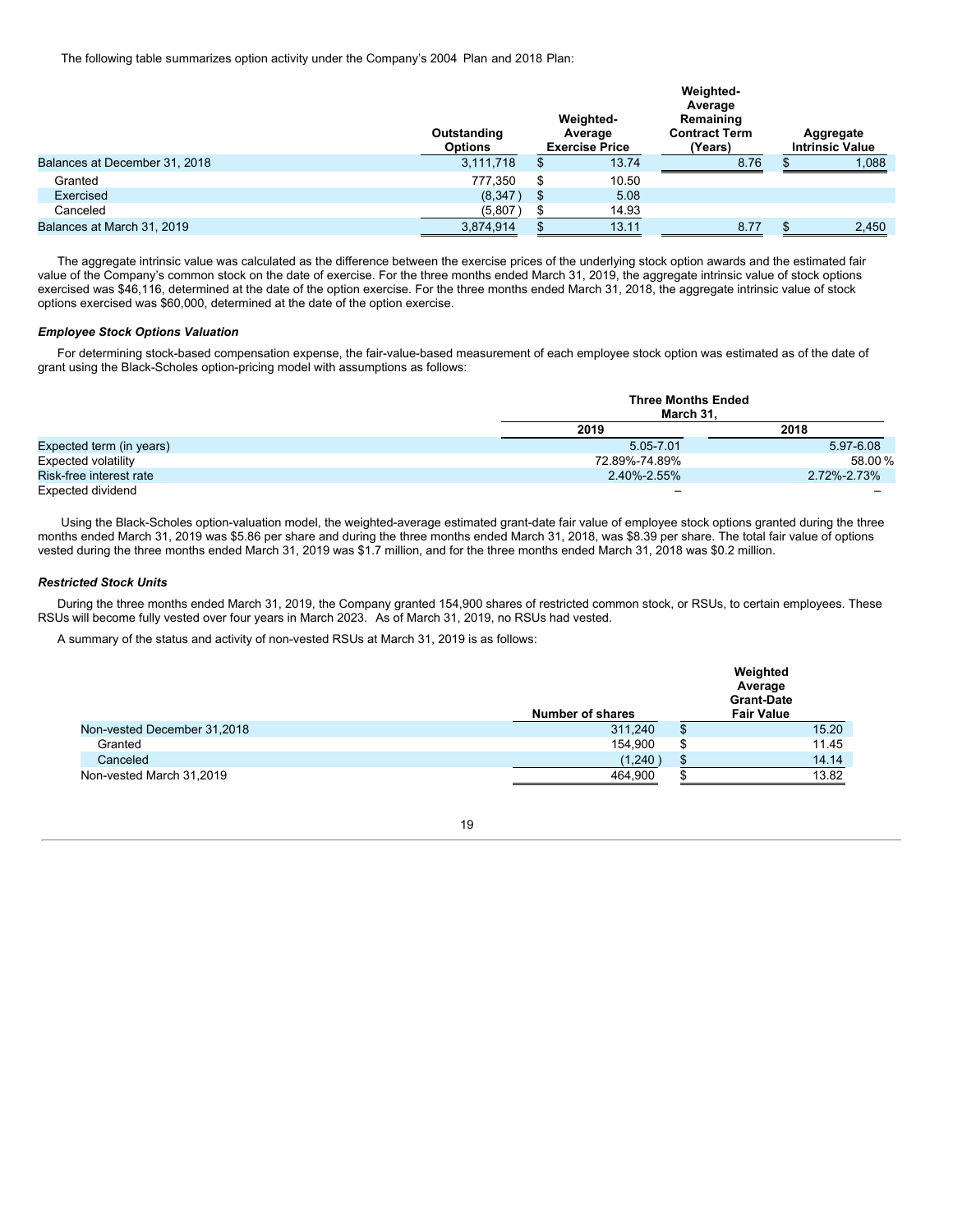The following table summarizes option activity under the Company's 2004 Plan and 2018 Plan:

| | Outstanding Options | Weighted-Average Exercise Price | Weighted-Average Remaining Contract Term (Years) | Aggregate Intrinsic Value |
|---|---|---|---|---|
| Balances at December 31, 2018 | 3,111,718 | $ 13.74 | 8.76 | $ 1,088 |
| Granted | 777,350 | $ 10.50 | | |
| Exercised | (8,347 ) | $ 5.08 | | |
| Canceled | (5,807 ) | $ 14.93 | | |
| Balances at March 31, 2019 | 3,874,914 | $ 13.11 | 8.77 | $ 2,450 |

The aggregate intrinsic value was calculated as the difference between the exercise prices of the underlying stock option awards and the estimated fair value of the Company's common stock on the date of exercise. For the three months ended March 31, 2019, the aggregate intrinsic value of stock options exercised was $46,116, determined at the date of the option exercise. For the three months ended March 31, 2018, the aggregate intrinsic value of stock options exercised was $60,000, determined at the date of the option exercise.

***Employee Stock Options Valuation***

For determining stock-based compensation expense, the fair-value-based measurement of each employee stock option was estimated as of the date of grant using the Black-Scholes option-pricing model with assumptions as follows:

| | Three Months Ended March 31, | |
|---|---|---|
| | 2019 | 2018 |
| Expected term (in years) | 5.05-7.01 | 5.97-6.08 |
| Expected volatility | 72.89%-74.89% | 58.00 % |
| Risk-free interest rate | 2.40%-2.55% | 2.72%-2.73% |
| Expected dividend | – | – |

Using the Black-Scholes option-valuation model, the weighted-average estimated grant-date fair value of employee stock options granted during the three months ended March 31, 2019 was $5.86 per share and during the three months ended March 31, 2018, was $8.39 per share. The total fair value of options vested during the three months ended March 31, 2019 was $1.7 million, and for the three months ended March 31, 2018 was $0.2 million.

***Restricted Stock Units***

During the three months ended March 31, 2019, the Company granted 154,900 shares of restricted common stock, or RSUs, to certain employees. These RSUs will become fully vested over four years in March 2023. As of March 31, 2019, no RSUs had vested.

A summary of the status and activity of non-vested RSUs at March 31, 2019 is as follows:

| | Number of shares | Weighted Average Grant-Date Fair Value |
|---|---|---|
| Non-vested December 31,2018 | 311,240 | $ 15.20 |
| Granted | 154,900 | $ 11.45 |
| Canceled | (1,240 ) | $ 14.14 |
| Non-vested March 31,2019 | 464,900 | $ 13.82 |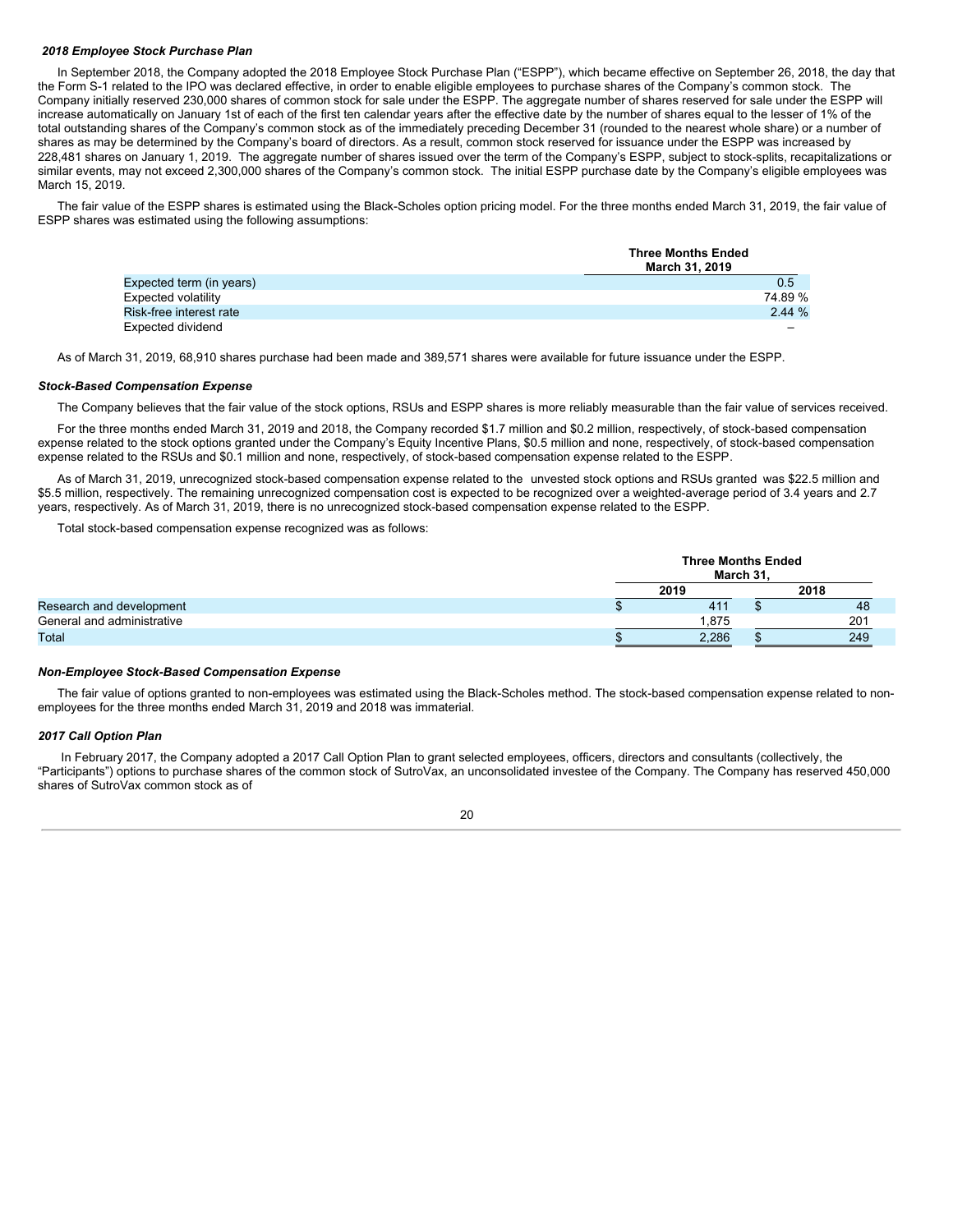***2018 Employee Stock Purchase Plan***

In September 2018, the Company adopted the 2018 Employee Stock Purchase Plan ("ESPP"), which became effective on September 26, 2018, the day that the Form S-1 related to the IPO was declared effective, in order to enable eligible employees to purchase shares of the Company's common stock. The Company initially reserved 230,000 shares of common stock for sale under the ESPP. The aggregate number of shares reserved for sale under the ESPP will increase automatically on January 1st of each of the first ten calendar years after the effective date by the number of shares equal to the lesser of 1% of the total outstanding shares of the Company's common stock as of the immediately preceding December 31 (rounded to the nearest whole share) or a number of shares as may be determined by the Company's board of directors. As a result, common stock reserved for issuance under the ESPP was increased by 228,481 shares on January 1, 2019. The aggregate number of shares issued over the term of the Company's ESPP, subject to stock-splits, recapitalizations or similar events, may not exceed 2,300,000 shares of the Company's common stock. The initial ESPP purchase date by the Company's eligible employees was March 15, 2019.

The fair value of the ESPP shares is estimated using the Black-Scholes option pricing model. For the three months ended March 31, 2019, the fair value of ESPP shares was estimated using the following assumptions:

| | Three Months Ended March 31, 2019 |
|---|---|
| Expected term (in years) | 0.5 |
| Expected volatility | 74.89 % |
| Risk-free interest rate | 2.44 % |
| Expected dividend | – |

As of March 31, 2019, 68,910 shares purchase had been made and 389,571 shares were available for future issuance under the ESPP.

***Stock-Based Compensation Expense***

The Company believes that the fair value of the stock options, RSUs and ESPP shares is more reliably measurable than the fair value of services received.

For the three months ended March 31, 2019 and 2018, the Company recorded $1.7 million and $0.2 million, respectively, of stock-based compensation expense related to the stock options granted under the Company's Equity Incentive Plans, $0.5 million and none, respectively, of stock-based compensation expense related to the RSUs and $0.1 million and none, respectively, of stock-based compensation expense related to the ESPP.

As of March 31, 2019, unrecognized stock-based compensation expense related to the unvested stock options and RSUs granted was $22.5 million and $5.5 million, respectively. The remaining unrecognized compensation cost is expected to be recognized over a weighted-average period of 3.4 years and 2.7 years, respectively. As of March 31, 2019, there is no unrecognized stock-based compensation expense related to the ESPP.

Total stock-based compensation expense recognized was as follows:

| | Three Months Ended March 31, | |
|---|---|---|
| | 2019 | 2018 |
| Research and development | $ 411 | $ 48 |
| General and administrative | 1,875 | 201 |
| Total | $ 2,286 | $ 249 |

***Non-Employee Stock-Based Compensation Expense***

The fair value of options granted to non-employees was estimated using the Black-Scholes method. The stock-based compensation expense related to non-employees for the three months ended March 31, 2019 and 2018 was immaterial.

***2017 Call Option Plan***

In February 2017, the Company adopted a 2017 Call Option Plan to grant selected employees, officers, directors and consultants (collectively, the "Participants") options to purchase shares of the common stock of SutroVax, an unconsolidated investee of the Company. The Company has reserved 450,000 shares of SutroVax common stock as of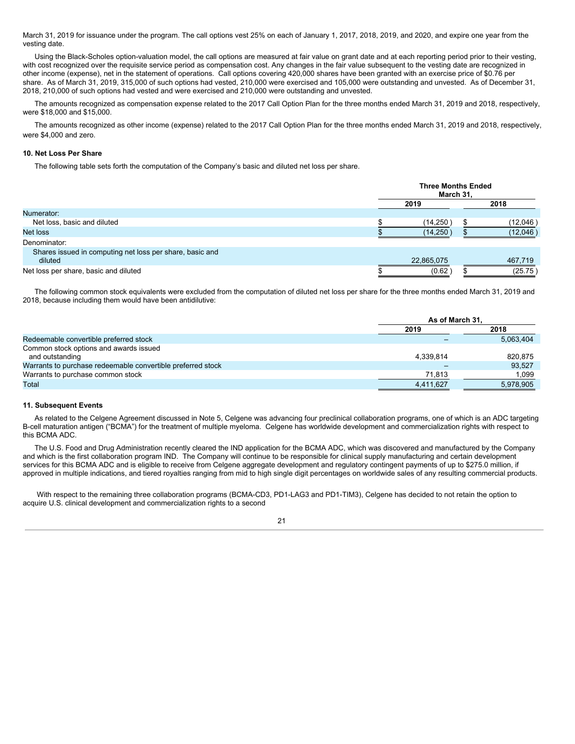March 31, 2019 for issuance under the program. The call options vest 25% on each of January 1, 2017, 2018, 2019, and 2020, and expire one year from the vesting date.

Using the Black-Scholes option-valuation model, the call options are measured at fair value on grant date and at each reporting period prior to their vesting, with cost recognized over the requisite service period as compensation cost. Any changes in the fair value subsequent to the vesting date are recognized in other income (expense), net in the statement of operations. Call options covering 420,000 shares have been granted with an exercise price of $0.76 per share. As of March 31, 2019, 315,000 of such options had vested, 210,000 were exercised and 105,000 were outstanding and unvested. As of December 31, 2018, 210,000 of such options had vested and were exercised and 210,000 were outstanding and unvested.

The amounts recognized as compensation expense related to the 2017 Call Option Plan for the three months ended March 31, 2019 and 2018, respectively, were $18,000 and $15,000.

The amounts recognized as other income (expense) related to the 2017 Call Option Plan for the three months ended March 31, 2019 and 2018, respectively, were $4,000 and zero.

**10. Net Loss Per Share**

The following table sets forth the computation of the Company's basic and diluted net loss per share.

| | Three Months Ended March 31, | |
|---|---|---|
| | 2019 | 2018 |
| Numerator: | | |
| Net loss, basic and diluted | $ (14,250) | $ (12,046) |
| Net loss | $ (14,250) | $ (12,046) |
| Denominator: | | |
| Shares issued in computing net loss per share, basic and diluted | 22,865,075 | 467,719 |
| Net loss per share, basic and diluted | $ (0.62) | $ (25.75) |

The following common stock equivalents were excluded from the computation of diluted net loss per share for the three months ended March 31, 2019 and 2018, because including them would have been antidilutive:

| | As of March 31, | |
|---|---|---|
| | 2019 | 2018 |
| Redeemable convertible preferred stock | – | 5,063,404 |
| Common stock options and awards issued and outstanding | 4,339,814 | 820,875 |
| Warrants to purchase redeemable convertible preferred stock | – | 93,527 |
| Warrants to purchase common stock | 71,813 | 1,099 |
| Total | 4,411,627 | 5,978,905 |

**11. Subsequent Events**

As related to the Celgene Agreement discussed in Note 5, Celgene was advancing four preclinical collaboration programs, one of which is an ADC targeting B-cell maturation antigen ("BCMA") for the treatment of multiple myeloma. Celgene has worldwide development and commercialization rights with respect to this BCMA ADC.

The U.S. Food and Drug Administration recently cleared the IND application for the BCMA ADC, which was discovered and manufactured by the Company and which is the first collaboration program IND. The Company will continue to be responsible for clinical supply manufacturing and certain development services for this BCMA ADC and is eligible to receive from Celgene aggregate development and regulatory contingent payments of up to $275.0 million, if approved in multiple indications, and tiered royalties ranging from mid to high single digit percentages on worldwide sales of any resulting commercial products.

With respect to the remaining three collaboration programs (BCMA-CD3, PD1-LAG3 and PD1-TIM3), Celgene has decided to not retain the option to acquire U.S. clinical development and commercialization rights to a second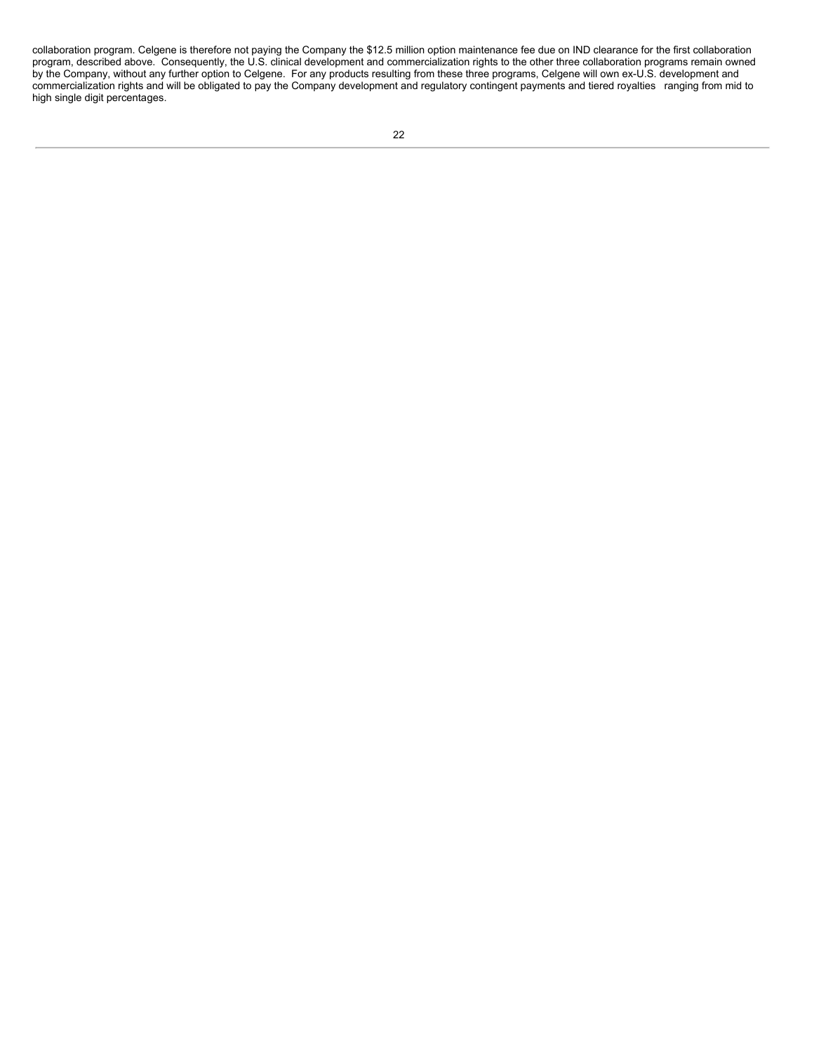collaboration program. Celgene is therefore not paying the Company the $12.5 million option maintenance fee due on IND clearance for the first collaboration program, described above. Consequently, the U.S. clinical development and commercialization rights to the other three collaboration programs remain owned by the Company, without any further option to Celgene. For any products resulting from these three programs, Celgene will own ex-U.S. development and commercialization rights and will be obligated to pay the Company development and regulatory contingent payments and tiered royalties ranging from mid to high single digit percentages.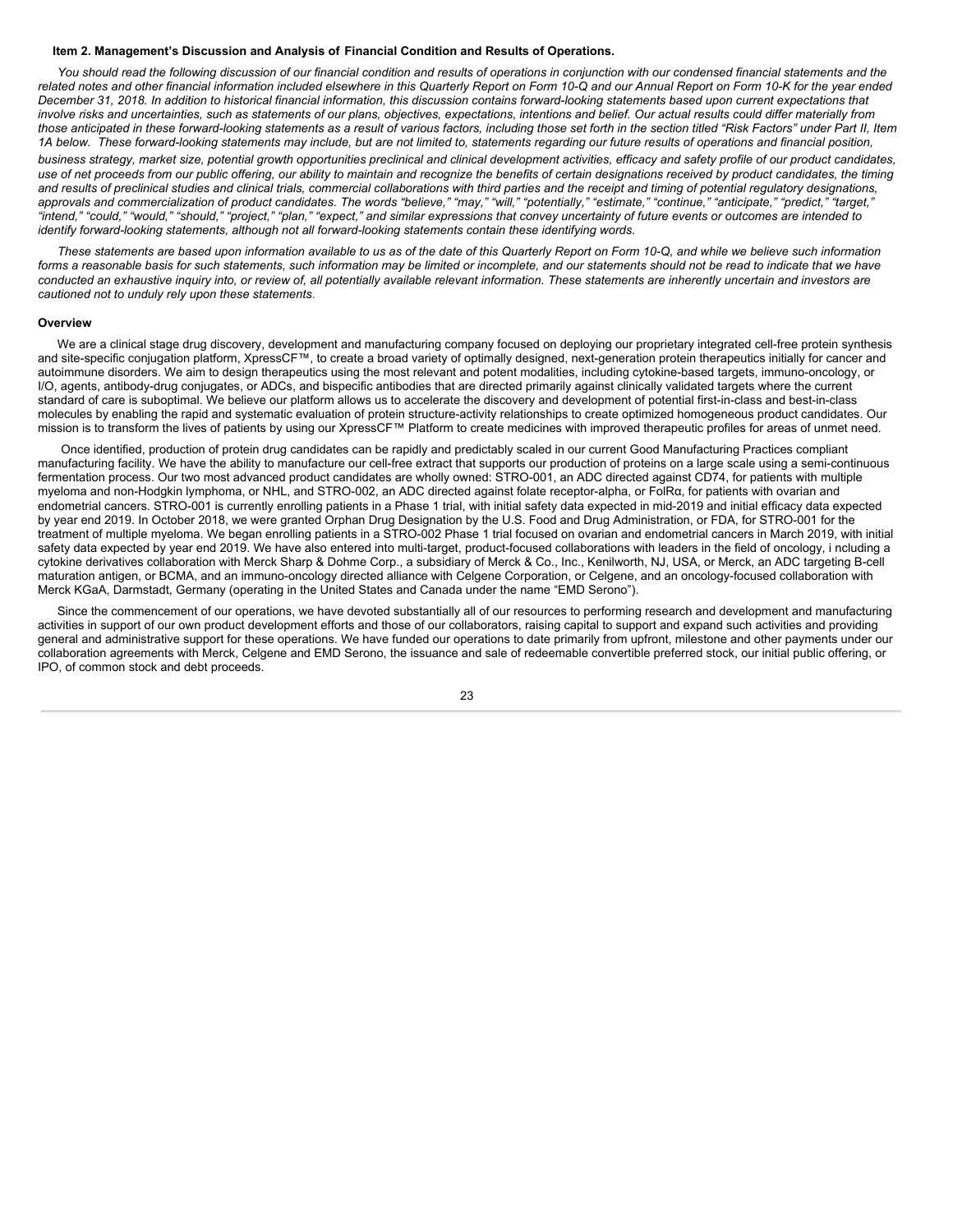**Item 2. Management's Discussion and Analysis of Financial Condition and Results of Operations.**

*You should read the following discussion of our financial condition and results of operations in conjunction with our condensed financial statements and the related notes and other financial information included elsewhere in this Quarterly Report on Form 10-Q and our Annual Report on Form 10-K for the year ended December 31, 2018. In addition to historical financial information, this discussion contains forward-looking statements based upon current expectations that involve risks and uncertainties, such as statements of our plans, objectives, expectations, intentions and belief. Our actual results could differ materially from those anticipated in these forward-looking statements as a result of various factors, including those set forth in the section titled "Risk Factors" under Part II, Item 1A below. These forward-looking statements may include, but are not limited to, statements regarding our future results of operations and financial position, business strategy, market size, potential growth opportunities preclinical and clinical development activities, efficacy and safety profile of our product candidates, use of net proceeds from our public offering, our ability to maintain and recognize the benefits of certain designations received by product candidates, the timing and results of preclinical studies and clinical trials, commercial collaborations with third parties and the receipt and timing of potential regulatory designations, approvals and commercialization of product candidates. The words "believe," "may," "will," "potentially," "estimate," "continue," "anticipate," "predict," "target," "intend," "could," "would," "should," "project," "plan," "expect," and similar expressions that convey uncertainty of future events or outcomes are intended to identify forward-looking statements, although not all forward-looking statements contain these identifying words.*

*These statements are based upon information available to us as of the date of this Quarterly Report on Form 10-Q, and while we believe such information forms a reasonable basis for such statements, such information may be limited or incomplete, and our statements should not be read to indicate that we have conducted an exhaustive inquiry into, or review of, all potentially available relevant information. These statements are inherently uncertain and investors are cautioned not to unduly rely upon these statements.*

**Overview**

We are a clinical stage drug discovery, development and manufacturing company focused on deploying our proprietary integrated cell-free protein synthesis and site-specific conjugation platform, XpressCF™, to create a broad variety of optimally designed, next-generation protein therapeutics initially for cancer and autoimmune disorders. We aim to design therapeutics using the most relevant and potent modalities, including cytokine-based targets, immuno-oncology, or I/O, agents, antibody-drug conjugates, or ADCs, and bispecific antibodies that are directed primarily against clinically validated targets where the current standard of care is suboptimal. We believe our platform allows us to accelerate the discovery and development of potential first-in-class and best-in-class molecules by enabling the rapid and systematic evaluation of protein structure-activity relationships to create optimized homogeneous product candidates. Our mission is to transform the lives of patients by using our XpressCF™ Platform to create medicines with improved therapeutic profiles for areas of unmet need.

Once identified, production of protein drug candidates can be rapidly and predictably scaled in our current Good Manufacturing Practices compliant manufacturing facility. We have the ability to manufacture our cell-free extract that supports our production of proteins on a large scale using a semi-continuous fermentation process. Our two most advanced product candidates are wholly owned: STRO-001, an ADC directed against CD74, for patients with multiple myeloma and non-Hodgkin lymphoma, or NHL, and STRO-002, an ADC directed against folate receptor-alpha, or FolRα, for patients with ovarian and endometrial cancers. STRO-001 is currently enrolling patients in a Phase 1 trial, with initial safety data expected in mid-2019 and initial efficacy data expected by year end 2019. In October 2018, we were granted Orphan Drug Designation by the U.S. Food and Drug Administration, or FDA, for STRO-001 for the treatment of multiple myeloma. We began enrolling patients in a STRO-002 Phase 1 trial focused on ovarian and endometrial cancers in March 2019, with initial safety data expected by year end 2019. We have also entered into multi-target, product-focused collaborations with leaders in the field of oncology, i ncluding a cytokine derivatives collaboration with Merck Sharp & Dohme Corp., a subsidiary of Merck & Co., Inc., Kenilworth, NJ, USA, or Merck, an ADC targeting B-cell maturation antigen, or BCMA, and an immuno-oncology directed alliance with Celgene Corporation, or Celgene, and an oncology-focused collaboration with Merck KGaA, Darmstadt, Germany (operating in the United States and Canada under the name "EMD Serono").

Since the commencement of our operations, we have devoted substantially all of our resources to performing research and development and manufacturing activities in support of our own product development efforts and those of our collaborators, raising capital to support and expand such activities and providing general and administrative support for these operations. We have funded our operations to date primarily from upfront, milestone and other payments under our collaboration agreements with Merck, Celgene and EMD Serono, the issuance and sale of redeemable convertible preferred stock, our initial public offering, or IPO, of common stock and debt proceeds.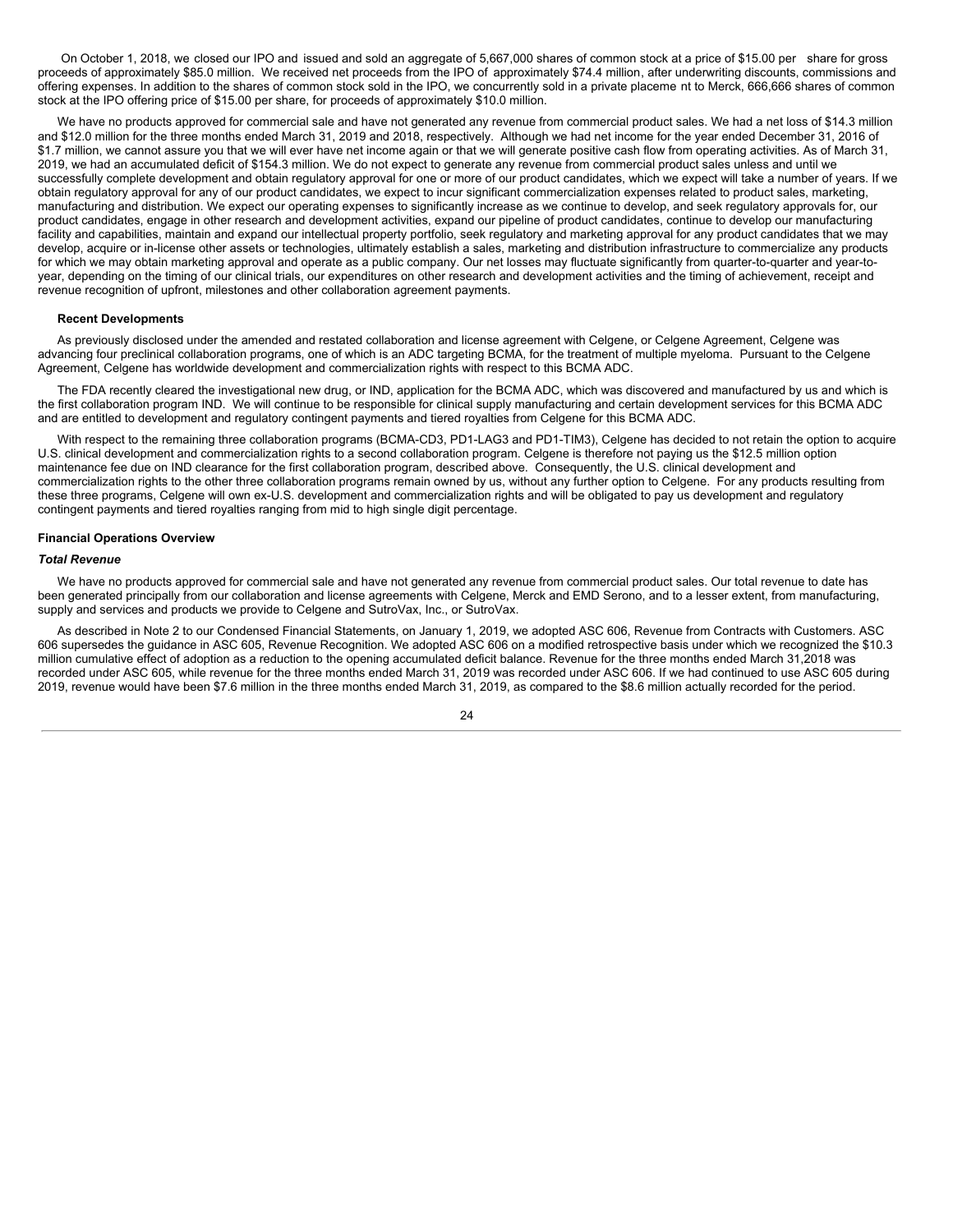On October 1, 2018, we closed our IPO and issued and sold an aggregate of 5,667,000 shares of common stock at a price of $15.00 per share for gross proceeds of approximately $85.0 million. We received net proceeds from the IPO of approximately $74.4 million, after underwriting discounts, commissions and offering expenses. In addition to the shares of common stock sold in the IPO, we concurrently sold in a private placement to Merck, 666,666 shares of common stock at the IPO offering price of $15.00 per share, for proceeds of approximately $10.0 million.

We have no products approved for commercial sale and have not generated any revenue from commercial product sales. We had a net loss of $14.3 million and $12.0 million for the three months ended March 31, 2019 and 2018, respectively. Although we had net income for the year ended December 31, 2016 of $1.7 million, we cannot assure you that we will ever have net income again or that we will generate positive cash flow from operating activities. As of March 31, 2019, we had an accumulated deficit of $154.3 million. We do not expect to generate any revenue from commercial product sales unless and until we successfully complete development and obtain regulatory approval for one or more of our product candidates, which we expect will take a number of years. If we obtain regulatory approval for any of our product candidates, we expect to incur significant commercialization expenses related to product sales, marketing, manufacturing and distribution. We expect our operating expenses to significantly increase as we continue to develop, and seek regulatory approvals for, our product candidates, engage in other research and development activities, expand our pipeline of product candidates, continue to develop our manufacturing facility and capabilities, maintain and expand our intellectual property portfolio, seek regulatory and marketing approval for any product candidates that we may develop, acquire or in-license other assets or technologies, ultimately establish a sales, marketing and distribution infrastructure to commercialize any products for which we may obtain marketing approval and operate as a public company. Our net losses may fluctuate significantly from quarter-to-quarter and year-to-year, depending on the timing of our clinical trials, our expenditures on other research and development activities and the timing of achievement, receipt and revenue recognition of upfront, milestones and other collaboration agreement payments.

**Recent Developments**

As previously disclosed under the amended and restated collaboration and license agreement with Celgene, or Celgene Agreement, Celgene was advancing four preclinical collaboration programs, one of which is an ADC targeting BCMA, for the treatment of multiple myeloma. Pursuant to the Celgene Agreement, Celgene has worldwide development and commercialization rights with respect to this BCMA ADC.

The FDA recently cleared the investigational new drug, or IND, application for the BCMA ADC, which was discovered and manufactured by us and which is the first collaboration program IND. We will continue to be responsible for clinical supply manufacturing and certain development services for this BCMA ADC and are entitled to development and regulatory contingent payments and tiered royalties from Celgene for this BCMA ADC.

With respect to the remaining three collaboration programs (BCMA-CD3, PD1-LAG3 and PD1-TIM3), Celgene has decided to not retain the option to acquire U.S. clinical development and commercialization rights to a second collaboration program. Celgene is therefore not paying us the $12.5 million option maintenance fee due on IND clearance for the first collaboration program, described above. Consequently, the U.S. clinical development and commercialization rights to the other three collaboration programs remain owned by us, without any further option to Celgene. For any products resulting from these three programs, Celgene will own ex-U.S. development and commercialization rights and will be obligated to pay us development and regulatory contingent payments and tiered royalties ranging from mid to high single digit percentage.

**Financial Operations Overview**

***Total Revenue***

We have no products approved for commercial sale and have not generated any revenue from commercial product sales. Our total revenue to date has been generated principally from our collaboration and license agreements with Celgene, Merck and EMD Serono, and to a lesser extent, from manufacturing, supply and services and products we provide to Celgene and SutroVax, Inc., or SutroVax.

As described in Note 2 to our Condensed Financial Statements, on January 1, 2019, we adopted ASC 606, Revenue from Contracts with Customers. ASC 606 supersedes the guidance in ASC 605, Revenue Recognition. We adopted ASC 606 on a modified retrospective basis under which we recognized the $10.3 million cumulative effect of adoption as a reduction to the opening accumulated deficit balance. Revenue for the three months ended March 31,2018 was recorded under ASC 605, while revenue for the three months ended March 31, 2019 was recorded under ASC 606. If we had continued to use ASC 605 during 2019, revenue would have been $7.6 million in the three months ended March 31, 2019, as compared to the $8.6 million actually recorded for the period.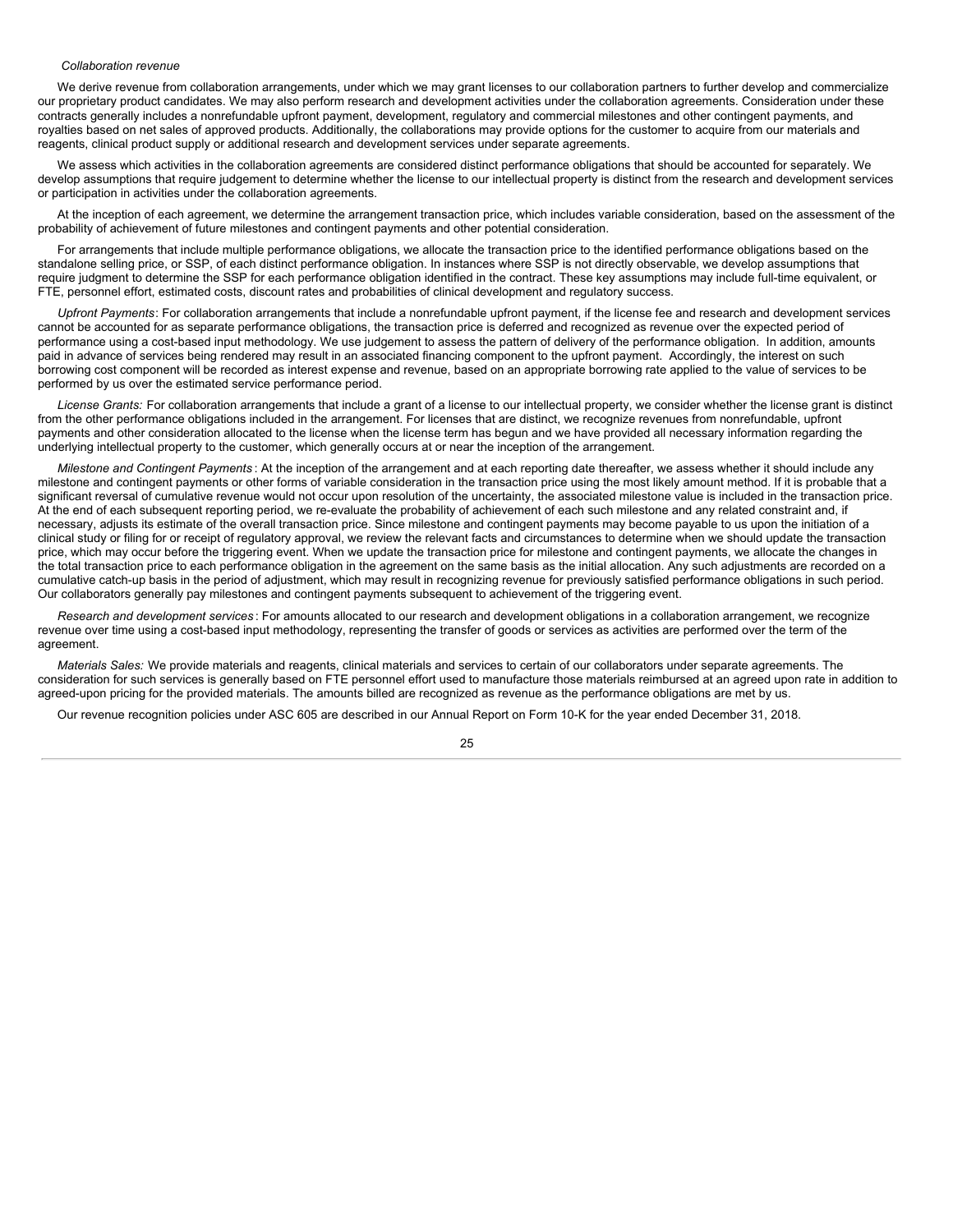*Collaboration revenue*

We derive revenue from collaboration arrangements, under which we may grant licenses to our collaboration partners to further develop and commercialize our proprietary product candidates. We may also perform research and development activities under the collaboration agreements. Consideration under these contracts generally includes a nonrefundable upfront payment, development, regulatory and commercial milestones and other contingent payments, and royalties based on net sales of approved products. Additionally, the collaborations may provide options for the customer to acquire from our materials and reagents, clinical product supply or additional research and development services under separate agreements.

We assess which activities in the collaboration agreements are considered distinct performance obligations that should be accounted for separately. We develop assumptions that require judgement to determine whether the license to our intellectual property is distinct from the research and development services or participation in activities under the collaboration agreements.

At the inception of each agreement, we determine the arrangement transaction price, which includes variable consideration, based on the assessment of the probability of achievement of future milestones and contingent payments and other potential consideration.

For arrangements that include multiple performance obligations, we allocate the transaction price to the identified performance obligations based on the standalone selling price, or SSP, of each distinct performance obligation. In instances where SSP is not directly observable, we develop assumptions that require judgment to determine the SSP for each performance obligation identified in the contract. These key assumptions may include full-time equivalent, or FTE, personnel effort, estimated costs, discount rates and probabilities of clinical development and regulatory success.

*Upfront Payments*: For collaboration arrangements that include a nonrefundable upfront payment, if the license fee and research and development services cannot be accounted for as separate performance obligations, the transaction price is deferred and recognized as revenue over the expected period of performance using a cost-based input methodology. We use judgement to assess the pattern of delivery of the performance obligation. In addition, amounts paid in advance of services being rendered may result in an associated financing component to the upfront payment. Accordingly, the interest on such borrowing cost component will be recorded as interest expense and revenue, based on an appropriate borrowing rate applied to the value of services to be performed by us over the estimated service performance period.

*License Grants:* For collaboration arrangements that include a grant of a license to our intellectual property, we consider whether the license grant is distinct from the other performance obligations included in the arrangement. For licenses that are distinct, we recognize revenues from nonrefundable, upfront payments and other consideration allocated to the license when the license term has begun and we have provided all necessary information regarding the underlying intellectual property to the customer, which generally occurs at or near the inception of the arrangement.

*Milestone and Contingent Payments*: At the inception of the arrangement and at each reporting date thereafter, we assess whether it should include any milestone and contingent payments or other forms of variable consideration in the transaction price using the most likely amount method. If it is probable that a significant reversal of cumulative revenue would not occur upon resolution of the uncertainty, the associated milestone value is included in the transaction price. At the end of each subsequent reporting period, we re-evaluate the probability of achievement of each such milestone and any related constraint and, if necessary, adjusts its estimate of the overall transaction price. Since milestone and contingent payments may become payable to us upon the initiation of a clinical study or filing for or receipt of regulatory approval, we review the relevant facts and circumstances to determine when we should update the transaction price, which may occur before the triggering event. When we update the transaction price for milestone and contingent payments, we allocate the changes in the total transaction price to each performance obligation in the agreement on the same basis as the initial allocation. Any such adjustments are recorded on a cumulative catch-up basis in the period of adjustment, which may result in recognizing revenue for previously satisfied performance obligations in such period. Our collaborators generally pay milestones and contingent payments subsequent to achievement of the triggering event.

*Research and development services*: For amounts allocated to our research and development obligations in a collaboration arrangement, we recognize revenue over time using a cost-based input methodology, representing the transfer of goods or services as activities are performed over the term of the agreement.

*Materials Sales:* We provide materials and reagents, clinical materials and services to certain of our collaborators under separate agreements. The consideration for such services is generally based on FTE personnel effort used to manufacture those materials reimbursed at an agreed upon rate in addition to agreed-upon pricing for the provided materials. The amounts billed are recognized as revenue as the performance obligations are met by us.

Our revenue recognition policies under ASC 605 are described in our Annual Report on Form 10-K for the year ended December 31, 2018.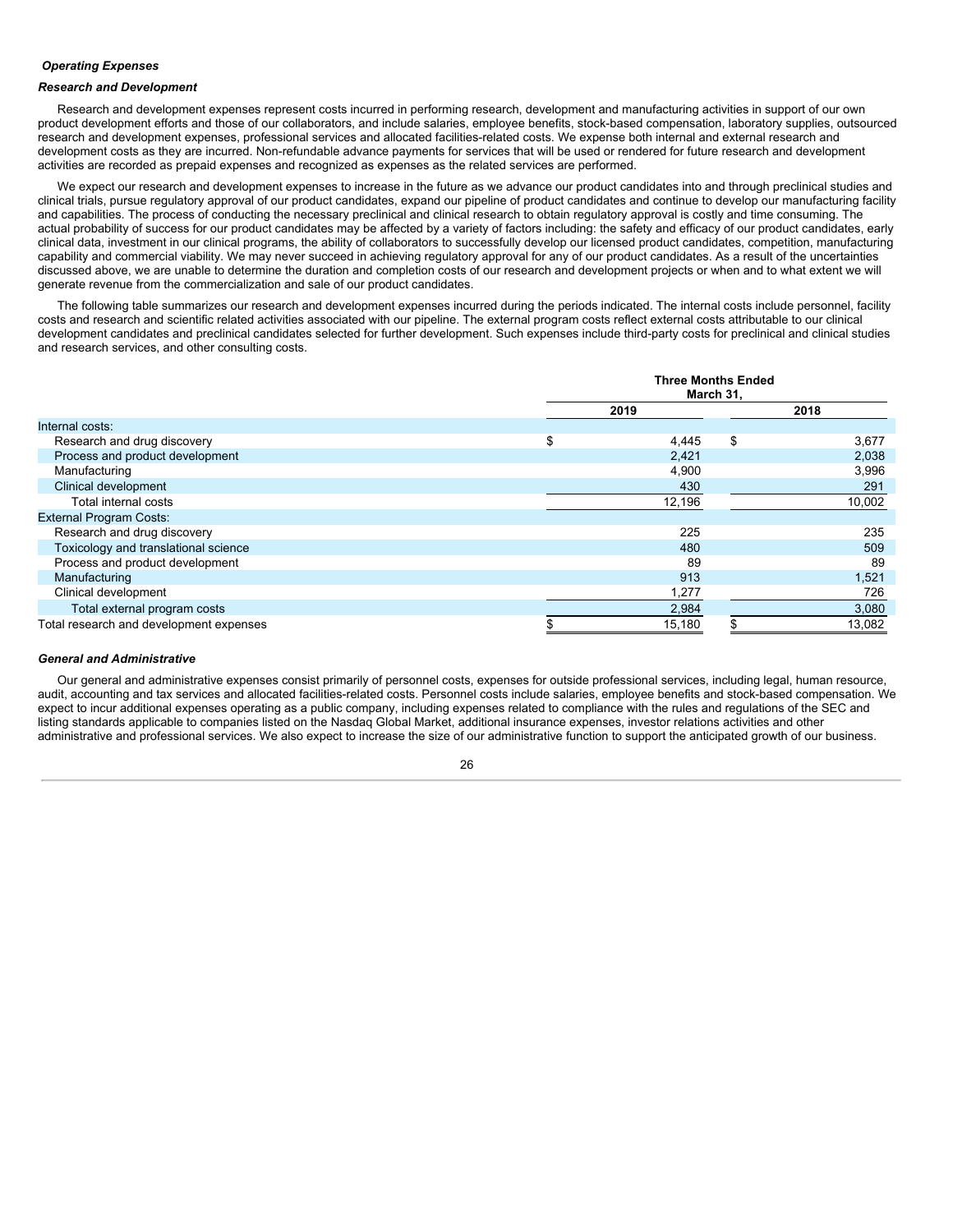***Operating Expenses***

***Research and Development***

Research and development expenses represent costs incurred in performing research, development and manufacturing activities in support of our own product development efforts and those of our collaborators, and include salaries, employee benefits, stock-based compensation, laboratory supplies, outsourced research and development expenses, professional services and allocated facilities-related costs. We expense both internal and external research and development costs as they are incurred. Non-refundable advance payments for services that will be used or rendered for future research and development activities are recorded as prepaid expenses and recognized as expenses as the related services are performed.

We expect our research and development expenses to increase in the future as we advance our product candidates into and through preclinical studies and clinical trials, pursue regulatory approval of our product candidates, expand our pipeline of product candidates and continue to develop our manufacturing facility and capabilities. The process of conducting the necessary preclinical and clinical research to obtain regulatory approval is costly and time consuming. The actual probability of success for our product candidates may be affected by a variety of factors including: the safety and efficacy of our product candidates, early clinical data, investment in our clinical programs, the ability of collaborators to successfully develop our licensed product candidates, competition, manufacturing capability and commercial viability. We may never succeed in achieving regulatory approval for any of our product candidates. As a result of the uncertainties discussed above, we are unable to determine the duration and completion costs of our research and development projects or when and to what extent we will generate revenue from the commercialization and sale of our product candidates.

The following table summarizes our research and development expenses incurred during the periods indicated. The internal costs include personnel, facility costs and research and scientific related activities associated with our pipeline. The external program costs reflect external costs attributable to our clinical development candidates and preclinical candidates selected for further development. Such expenses include third-party costs for preclinical and clinical studies and research services, and other consulting costs.

| | Three Months Ended March 31, | |
|---|---|---|
| | 2019 | 2018 |
| Internal costs: | | |
| Research and drug discovery | $ 4,445 | $ 3,677 |
| Process and product development | 2,421 | 2,038 |
| Manufacturing | 4,900 | 3,996 |
| Clinical development | 430 | 291 |
| Total internal costs | 12,196 | 10,002 |
| External Program Costs: | | |
| Research and drug discovery | 225 | 235 |
| Toxicology and translational science | 480 | 509 |
| Process and product development | 89 | 89 |
| Manufacturing | 913 | 1,521 |
| Clinical development | 1,277 | 726 |
| Total external program costs | 2,984 | 3,080 |
| Total research and development expenses | $ 15,180 | $ 13,082 |

***General and Administrative***

Our general and administrative expenses consist primarily of personnel costs, expenses for outside professional services, including legal, human resource, audit, accounting and tax services and allocated facilities-related costs. Personnel costs include salaries, employee benefits and stock-based compensation. We expect to incur additional expenses operating as a public company, including expenses related to compliance with the rules and regulations of the SEC and listing standards applicable to companies listed on the Nasdaq Global Market, additional insurance expenses, investor relations activities and other administrative and professional services. We also expect to increase the size of our administrative function to support the anticipated growth of our business.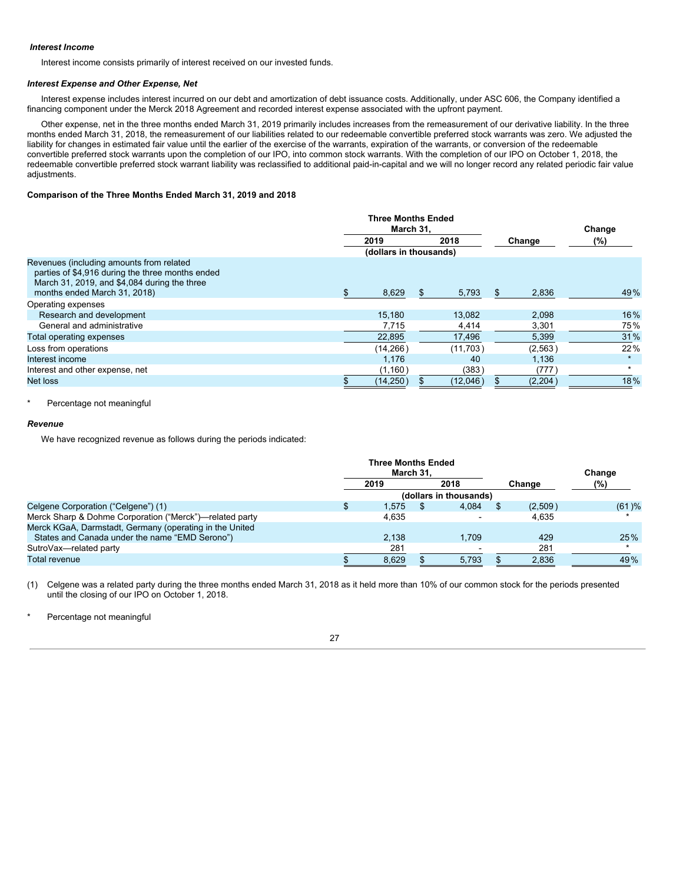***Interest Income***

Interest income consists primarily of interest received on our invested funds.

***Interest Expense and Other Expense, Net***

Interest expense includes interest incurred on our debt and amortization of debt issuance costs. Additionally, under ASC 606, the Company identified a financing component under the Merck 2018 Agreement and recorded interest expense associated with the upfront payment.

Other expense, net in the three months ended March 31, 2019 primarily includes increases from the remeasurement of our derivative liability. In the three months ended March 31, 2018, the remeasurement of our liabilities related to our redeemable convertible preferred stock warrants was zero. We adjusted the liability for changes in estimated fair value until the earlier of the exercise of the warrants, expiration of the warrants, or conversion of the redeemable convertible preferred stock warrants upon the completion of our IPO, into common stock warrants. With the completion of our IPO on October 1, 2018, the redeemable convertible preferred stock warrant liability was reclassified to additional paid-in-capital and we will no longer record any related periodic fair value adjustments.

**Comparison of the Three Months Ended March 31, 2019 and 2018**

| | Three Months Ended March 31, | | | |
|---|---|---|---|---|
| | 2019 | 2018 | Change | Change (%) |
| | (dollars in thousands) | | | |
| Revenues (including amounts from related parties of $4,916 during the three months ended March 31, 2019, and $4,084 during the three months ended March 31, 2018) | $ 8,629 | $ 5,793 | $ 2,836 | 49% |
| Operating expenses | | | | |
| Research and development | 15,180 | 13,082 | 2,098 | 16% |
| General and administrative | 7,715 | 4,414 | 3,301 | 75% |
| Total operating expenses | 22,895 | 17,496 | 5,399 | 31% |
| Loss from operations | (14,266) | (11,703) | (2,563) | 22% |
| Interest income | 1,176 | 40 | 1,136 | * |
| Interest and other expense, net | (1,160) | (383) | (777) | * |
| Net loss | $ (14,250) | $ (12,046) | $ (2,204) | 18% |

\* Percentage not meaningful

***Revenue***

We have recognized revenue as follows during the periods indicated:

| | Three Months Ended March 31, | | | |
|---|---|---|---|---|
| | 2019 | 2018 | Change | Change (%) |
| | (dollars in thousands) | | | |
| Celgene Corporation ("Celgene") (1) | $ 1,575 | $ 4,084 | $ (2,509) | (61)% |
| Merck Sharp & Dohme Corporation ("Merck")—related party | 4,635 | - | 4,635 | * |
| Merck KGaA, Darmstadt, Germany (operating in the United States and Canada under the name "EMD Serono") | 2,138 | 1,709 | 429 | 25% |
| SutroVax—related party | 281 | - | 281 | * |
| Total revenue | $ 8,629 | $ 5,793 | $ 2,836 | 49% |

(1) Celgene was a related party during the three months ended March 31, 2018 as it held more than 10% of our common stock for the periods presented until the closing of our IPO on October 1, 2018.

\* Percentage not meaningful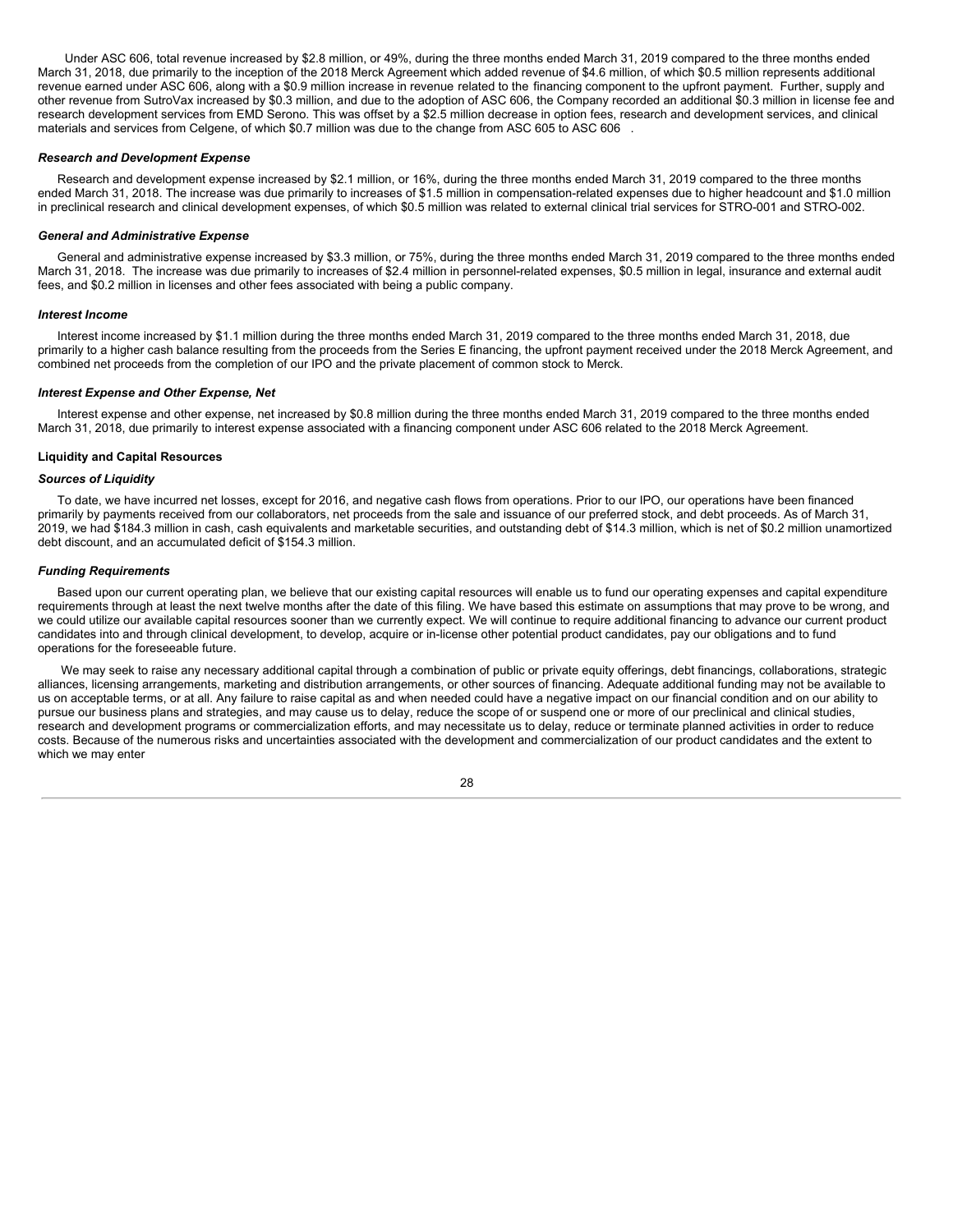Under ASC 606, total revenue increased by $2.8 million, or 49%, during the three months ended March 31, 2019 compared to the three months ended March 31, 2018, due primarily to the inception of the 2018 Merck Agreement which added revenue of $4.6 million, of which $0.5 million represents additional revenue earned under ASC 606, along with a $0.9 million increase in revenue related to the financing component to the upfront payment. Further, supply and other revenue from SutroVax increased by $0.3 million, and due to the adoption of ASC 606, the Company recorded an additional $0.3 million in license fee and research development services from EMD Serono. This was offset by a $2.5 million decrease in option fees, research and development services, and clinical materials and services from Celgene, of which $0.7 million was due to the change from ASC 605 to ASC 606 .

### *Research and Development Expense*

Research and development expense increased by $2.1 million, or 16%, during the three months ended March 31, 2019 compared to the three months ended March 31, 2018. The increase was due primarily to increases of $1.5 million in compensation-related expenses due to higher headcount and $1.0 million in preclinical research and clinical development expenses, of which $0.5 million was related to external clinical trial services for STRO-001 and STRO-002.

### *General and Administrative Expense*

General and administrative expense increased by $3.3 million, or 75%, during the three months ended March 31, 2019 compared to the three months ended March 31, 2018. The increase was due primarily to increases of $2.4 million in personnel-related expenses, $0.5 million in legal, insurance and external audit fees, and $0.2 million in licenses and other fees associated with being a public company.

### *Interest Income*

Interest income increased by $1.1 million during the three months ended March 31, 2019 compared to the three months ended March 31, 2018, due primarily to a higher cash balance resulting from the proceeds from the Series E financing, the upfront payment received under the 2018 Merck Agreement, and combined net proceeds from the completion of our IPO and the private placement of common stock to Merck.

### *Interest Expense and Other Expense, Net*

Interest expense and other expense, net increased by $0.8 million during the three months ended March 31, 2019 compared to the three months ended March 31, 2018, due primarily to interest expense associated with a financing component under ASC 606 related to the 2018 Merck Agreement.

## Liquidity and Capital Resources

### *Sources of Liquidity*

To date, we have incurred net losses, except for 2016, and negative cash flows from operations. Prior to our IPO, our operations have been financed primarily by payments received from our collaborators, net proceeds from the sale and issuance of our preferred stock, and debt proceeds. As of March 31, 2019, we had $184.3 million in cash, cash equivalents and marketable securities, and outstanding debt of $14.3 million, which is net of $0.2 million unamortized debt discount, and an accumulated deficit of $154.3 million.

### *Funding Requirements*

Based upon our current operating plan, we believe that our existing capital resources will enable us to fund our operating expenses and capital expenditure requirements through at least the next twelve months after the date of this filing. We have based this estimate on assumptions that may prove to be wrong, and we could utilize our available capital resources sooner than we currently expect. We will continue to require additional financing to advance our current product candidates into and through clinical development, to develop, acquire or in-license other potential product candidates, pay our obligations and to fund operations for the foreseeable future.

We may seek to raise any necessary additional capital through a combination of public or private equity offerings, debt financings, collaborations, strategic alliances, licensing arrangements, marketing and distribution arrangements, or other sources of financing. Adequate additional funding may not be available to us on acceptable terms, or at all. Any failure to raise capital as and when needed could have a negative impact on our financial condition and on our ability to pursue our business plans and strategies, and may cause us to delay, reduce the scope of or suspend one or more of our preclinical and clinical studies, research and development programs or commercialization efforts, and may necessitate us to delay, reduce or terminate planned activities in order to reduce costs. Because of the numerous risks and uncertainties associated with the development and commercialization of our product candidates and the extent to which we may enter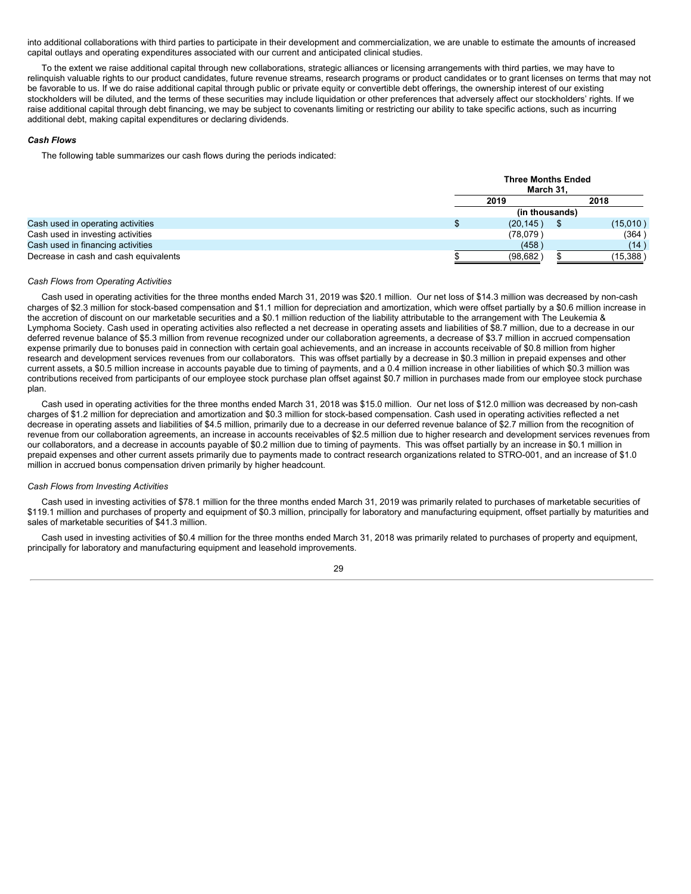into additional collaborations with third parties to participate in their development and commercialization, we are unable to estimate the amounts of increased capital outlays and operating expenditures associated with our current and anticipated clinical studies.

To the extent we raise additional capital through new collaborations, strategic alliances or licensing arrangements with third parties, we may have to relinquish valuable rights to our product candidates, future revenue streams, research programs or product candidates or to grant licenses on terms that may not be favorable to us. If we do raise additional capital through public or private equity or convertible debt offerings, the ownership interest of our existing stockholders will be diluted, and the terms of these securities may include liquidation or other preferences that adversely affect our stockholders' rights. If we raise additional capital through debt financing, we may be subject to covenants limiting or restricting our ability to take specific actions, such as incurring additional debt, making capital expenditures or declaring dividends.

***Cash Flows***

The following table summarizes our cash flows during the periods indicated:

| | Three Months Ended March 31, | |
|---|---|---|
| | 2019 | 2018 |
| | (in thousands) | |
| Cash used in operating activities | $ (20,145) | $ (15,010) |
| Cash used in investing activities | (78,079) | (364) |
| Cash used in financing activities | (458) | (14) |
| Decrease in cash and cash equivalents | $ (98,682) | $ (15,388) |

*Cash Flows from Operating Activities*

Cash used in operating activities for the three months ended March 31, 2019 was $20.1 million. Our net loss of $14.3 million was decreased by non-cash charges of $2.3 million for stock-based compensation and $1.1 million for depreciation and amortization, which were offset partially by a $0.6 million increase in the accretion of discount on our marketable securities and a $0.1 million reduction of the liability attributable to the arrangement with The Leukemia & Lymphoma Society. Cash used in operating activities also reflected a net decrease in operating assets and liabilities of $8.7 million, due to a decrease in our deferred revenue balance of $5.3 million from revenue recognized under our collaboration agreements, a decrease of $3.7 million in accrued compensation expense primarily due to bonuses paid in connection with certain goal achievements, and an increase in accounts receivable of $0.8 million from higher research and development services revenues from our collaborators. This was offset partially by a decrease in $0.3 million in prepaid expenses and other current assets, a $0.5 million increase in accounts payable due to timing of payments, and a 0.4 million increase in other liabilities of which $0.3 million was contributions received from participants of our employee stock purchase plan offset against $0.7 million in purchases made from our employee stock purchase plan.

Cash used in operating activities for the three months ended March 31, 2018 was $15.0 million. Our net loss of $12.0 million was decreased by non-cash charges of $1.2 million for depreciation and amortization and $0.3 million for stock-based compensation. Cash used in operating activities reflected a net decrease in operating assets and liabilities of $4.5 million, primarily due to a decrease in our deferred revenue balance of $2.7 million from the recognition of revenue from our collaboration agreements, an increase in accounts receivables of $2.5 million due to higher research and development services revenues from our collaborators, and a decrease in accounts payable of $0.2 million due to timing of payments. This was offset partially by an increase in $0.1 million in prepaid expenses and other current assets primarily due to payments made to contract research organizations related to STRO-001, and an increase of $1.0 million in accrued bonus compensation driven primarily by higher headcount.

*Cash Flows from Investing Activities*

Cash used in investing activities of $78.1 million for the three months ended March 31, 2019 was primarily related to purchases of marketable securities of $119.1 million and purchases of property and equipment of $0.3 million, principally for laboratory and manufacturing equipment, offset partially by maturities and sales of marketable securities of $41.3 million.

Cash used in investing activities of $0.4 million for the three months ended March 31, 2018 was primarily related to purchases of property and equipment, principally for laboratory and manufacturing equipment and leasehold improvements.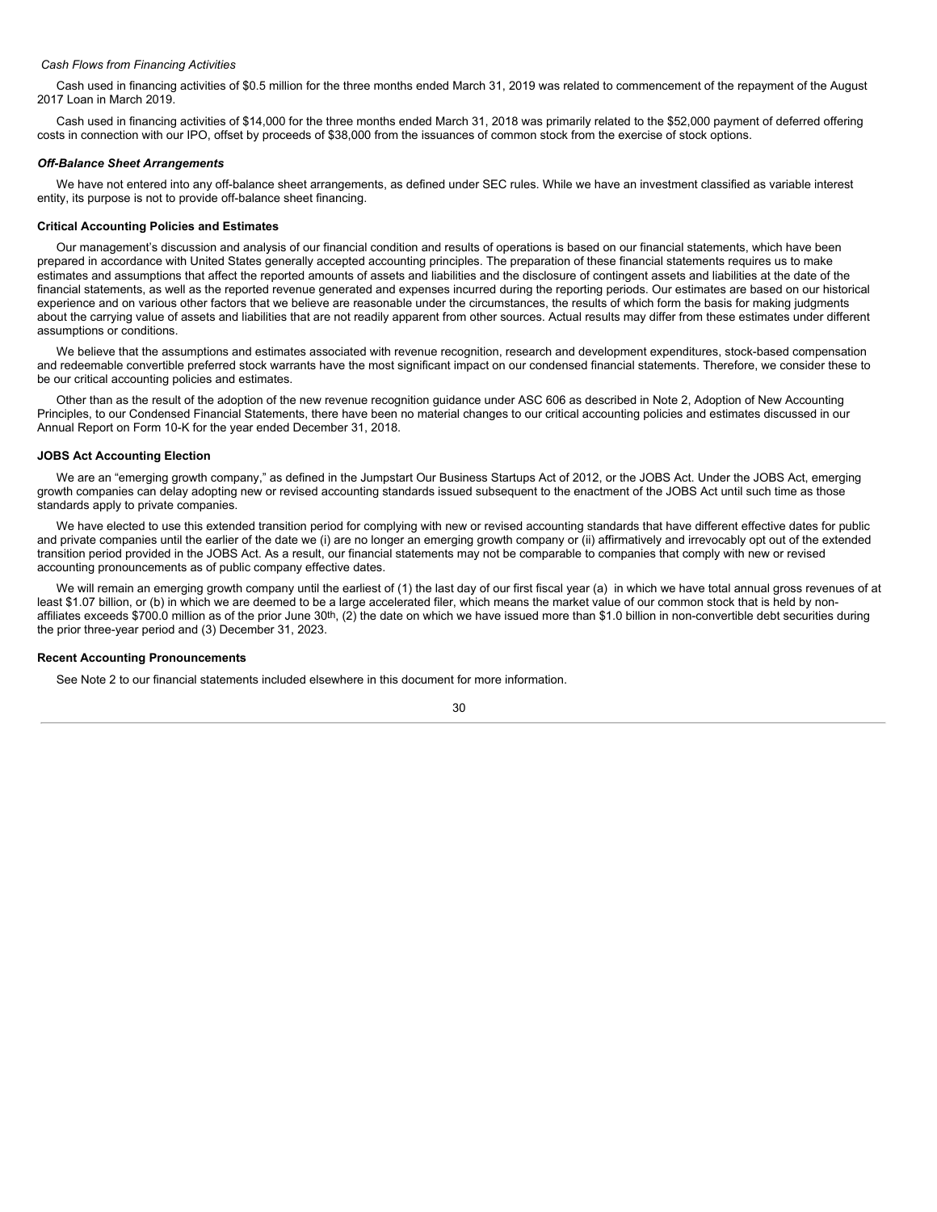*Cash Flows from Financing Activities*

Cash used in financing activities of $0.5 million for the three months ended March 31, 2019 was related to commencement of the repayment of the August 2017 Loan in March 2019.

Cash used in financing activities of $14,000 for the three months ended March 31, 2018 was primarily related to the $52,000 payment of deferred offering costs in connection with our IPO, offset by proceeds of $38,000 from the issuances of common stock from the exercise of stock options.

***Off-Balance Sheet Arrangements***

We have not entered into any off-balance sheet arrangements, as defined under SEC rules. While we have an investment classified as variable interest entity, its purpose is not to provide off-balance sheet financing.

**Critical Accounting Policies and Estimates**

Our management's discussion and analysis of our financial condition and results of operations is based on our financial statements, which have been prepared in accordance with United States generally accepted accounting principles. The preparation of these financial statements requires us to make estimates and assumptions that affect the reported amounts of assets and liabilities and the disclosure of contingent assets and liabilities at the date of the financial statements, as well as the reported revenue generated and expenses incurred during the reporting periods. Our estimates are based on our historical experience and on various other factors that we believe are reasonable under the circumstances, the results of which form the basis for making judgments about the carrying value of assets and liabilities that are not readily apparent from other sources. Actual results may differ from these estimates under different assumptions or conditions.

We believe that the assumptions and estimates associated with revenue recognition, research and development expenditures, stock-based compensation and redeemable convertible preferred stock warrants have the most significant impact on our condensed financial statements. Therefore, we consider these to be our critical accounting policies and estimates.

Other than as the result of the adoption of the new revenue recognition guidance under ASC 606 as described in Note 2, Adoption of New Accounting Principles, to our Condensed Financial Statements, there have been no material changes to our critical accounting policies and estimates discussed in our Annual Report on Form 10-K for the year ended December 31, 2018.

**JOBS Act Accounting Election**

We are an "emerging growth company," as defined in the Jumpstart Our Business Startups Act of 2012, or the JOBS Act. Under the JOBS Act, emerging growth companies can delay adopting new or revised accounting standards issued subsequent to the enactment of the JOBS Act until such time as those standards apply to private companies.

We have elected to use this extended transition period for complying with new or revised accounting standards that have different effective dates for public and private companies until the earlier of the date we (i) are no longer an emerging growth company or (ii) affirmatively and irrevocably opt out of the extended transition period provided in the JOBS Act. As a result, our financial statements may not be comparable to companies that comply with new or revised accounting pronouncements as of public company effective dates.

We will remain an emerging growth company until the earliest of (1) the last day of our first fiscal year (a) in which we have total annual gross revenues of at least $1.07 billion, or (b) in which we are deemed to be a large accelerated filer, which means the market value of our common stock that is held by non-affiliates exceeds $700.0 million as of the prior June 30th, (2) the date on which we have issued more than $1.0 billion in non-convertible debt securities during the prior three-year period and (3) December 31, 2023.

**Recent Accounting Pronouncements**

See Note 2 to our financial statements included elsewhere in this document for more information.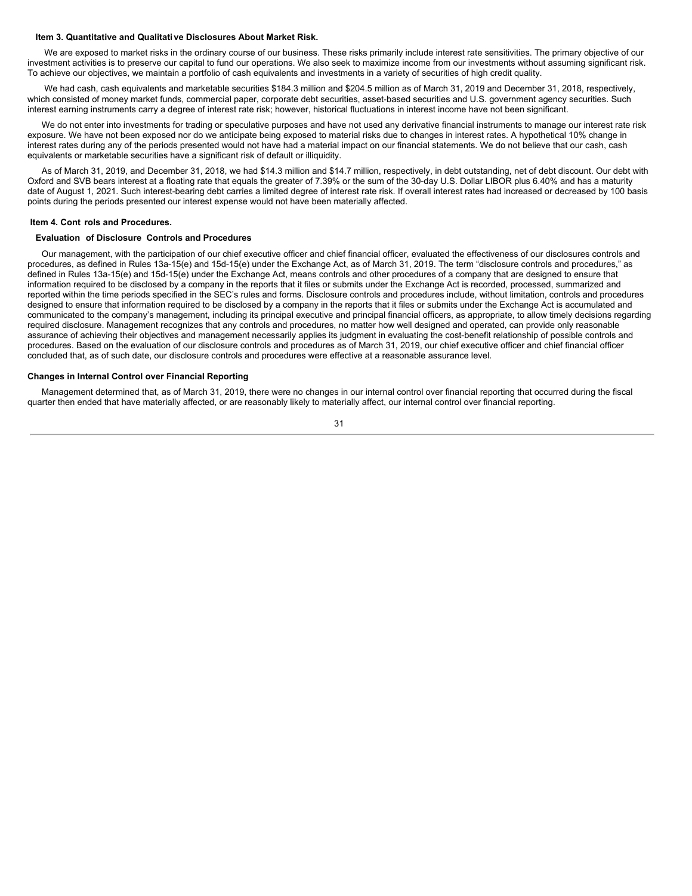### Item 3. Quantitative and Qualitative Disclosures About Market Risk.

We are exposed to market risks in the ordinary course of our business. These risks primarily include interest rate sensitivities. The primary objective of our investment activities is to preserve our capital to fund our operations. We also seek to maximize income from our investments without assuming significant risk. To achieve our objectives, we maintain a portfolio of cash equivalents and investments in a variety of securities of high credit quality.

We had cash, cash equivalents and marketable securities $184.3 million and $204.5 million as of March 31, 2019 and December 31, 2018, respectively, which consisted of money market funds, commercial paper, corporate debt securities, asset-based securities and U.S. government agency securities. Such interest earning instruments carry a degree of interest rate risk; however, historical fluctuations in interest income have not been significant.

We do not enter into investments for trading or speculative purposes and have not used any derivative financial instruments to manage our interest rate risk exposure. We have not been exposed nor do we anticipate being exposed to material risks due to changes in interest rates. A hypothetical 10% change in interest rates during any of the periods presented would not have had a material impact on our financial statements. We do not believe that our cash, cash equivalents or marketable securities have a significant risk of default or illiquidity.

As of March 31, 2019, and December 31, 2018, we had $14.3 million and $14.7 million, respectively, in debt outstanding, net of debt discount. Our debt with Oxford and SVB bears interest at a floating rate that equals the greater of 7.39% or the sum of the 30-day U.S. Dollar LIBOR plus 6.40% and has a maturity date of August 1, 2021. Such interest-bearing debt carries a limited degree of interest rate risk. If overall interest rates had increased or decreased by 100 basis points during the periods presented our interest expense would not have been materially affected.

### Item 4. Controls and Procedures.

#### Evaluation of Disclosure Controls and Procedures

Our management, with the participation of our chief executive officer and chief financial officer, evaluated the effectiveness of our disclosures controls and procedures, as defined in Rules 13a-15(e) and 15d-15(e) under the Exchange Act, as of March 31, 2019. The term "disclosure controls and procedures," as defined in Rules 13a-15(e) and 15d-15(e) under the Exchange Act, means controls and other procedures of a company that are designed to ensure that information required to be disclosed by a company in the reports that it files or submits under the Exchange Act is recorded, processed, summarized and reported within the time periods specified in the SEC's rules and forms. Disclosure controls and procedures include, without limitation, controls and procedures designed to ensure that information required to be disclosed by a company in the reports that it files or submits under the Exchange Act is accumulated and communicated to the company's management, including its principal executive and principal financial officers, as appropriate, to allow timely decisions regarding required disclosure. Management recognizes that any controls and procedures, no matter how well designed and operated, can provide only reasonable assurance of achieving their objectives and management necessarily applies its judgment in evaluating the cost-benefit relationship of possible controls and procedures. Based on the evaluation of our disclosure controls and procedures as of March 31, 2019, our chief executive officer and chief financial officer concluded that, as of such date, our disclosure controls and procedures were effective at a reasonable assurance level.

#### Changes in Internal Control over Financial Reporting

Management determined that, as of March 31, 2019, there were no changes in our internal control over financial reporting that occurred during the fiscal quarter then ended that have materially affected, or are reasonably likely to materially affect, our internal control over financial reporting.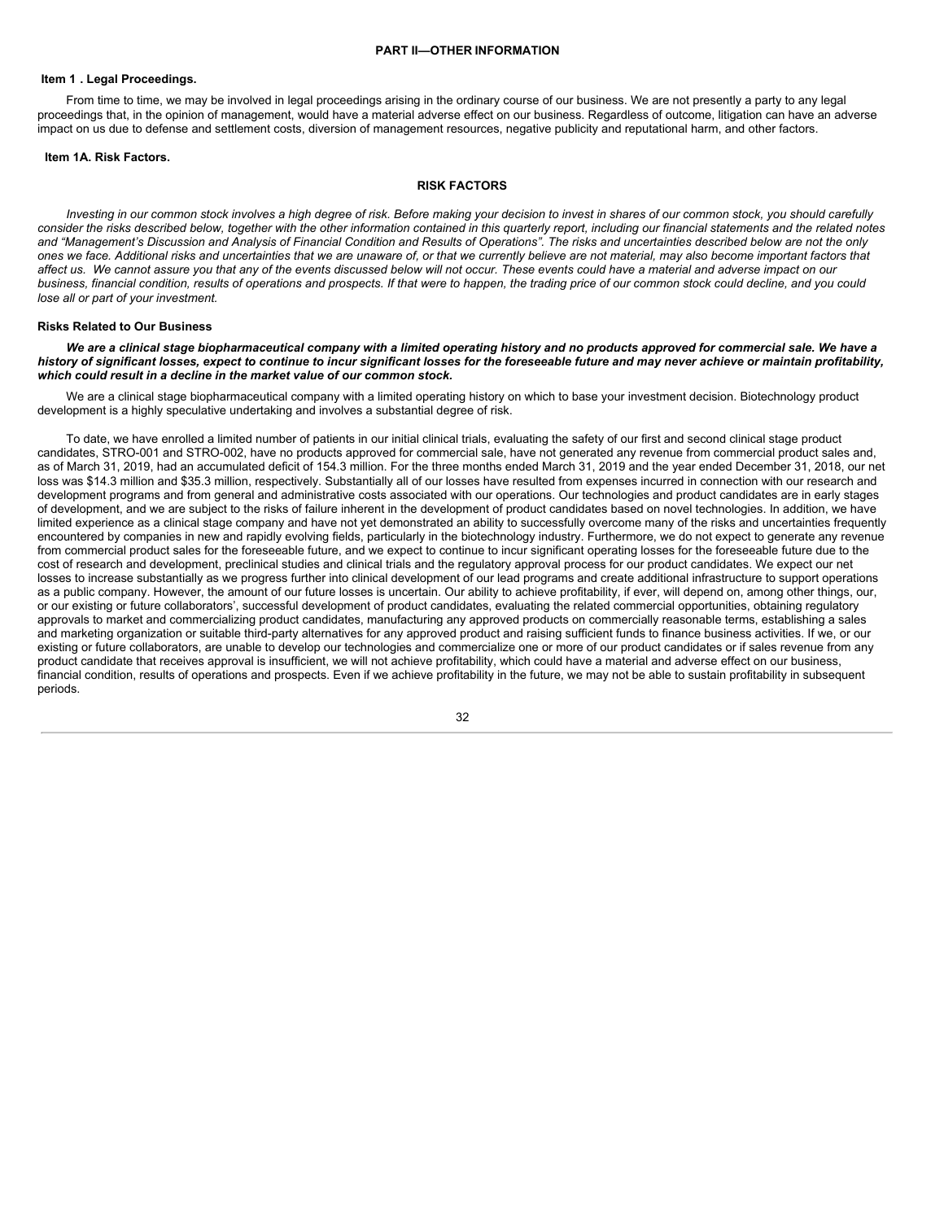## PART II—OTHER INFORMATION

### Item 1 . Legal Proceedings.

From time to time, we may be involved in legal proceedings arising in the ordinary course of our business. We are not presently a party to any legal proceedings that, in the opinion of management, would have a material adverse effect on our business. Regardless of outcome, litigation can have an adverse impact on us due to defense and settlement costs, diversion of management resources, negative publicity and reputational harm, and other factors.

### Item 1A. Risk Factors.

## RISK FACTORS

*Investing in our common stock involves a high degree of risk. Before making your decision to invest in shares of our common stock, you should carefully consider the risks described below, together with the other information contained in this quarterly report, including our financial statements and the related notes and "Management's Discussion and Analysis of Financial Condition and Results of Operations". The risks and uncertainties described below are not the only ones we face. Additional risks and uncertainties that we are unaware of, or that we currently believe are not material, may also become important factors that affect us. We cannot assure you that any of the events discussed below will not occur. These events could have a material and adverse impact on our business, financial condition, results of operations and prospects. If that were to happen, the trading price of our common stock could decline, and you could lose all or part of your investment.*

### Risks Related to Our Business

***We are a clinical stage biopharmaceutical company with a limited operating history and no products approved for commercial sale. We have a history of significant losses, expect to continue to incur significant losses for the foreseeable future and may never achieve or maintain profitability, which could result in a decline in the market value of our common stock.***

We are a clinical stage biopharmaceutical company with a limited operating history on which to base your investment decision. Biotechnology product development is a highly speculative undertaking and involves a substantial degree of risk.

To date, we have enrolled a limited number of patients in our initial clinical trials, evaluating the safety of our first and second clinical stage product candidates, STRO-001 and STRO-002, have no products approved for commercial sale, have not generated any revenue from commercial product sales and, as of March 31, 2019, had an accumulated deficit of 154.3 million. For the three months ended March 31, 2019 and the year ended December 31, 2018, our net loss was $14.3 million and $35.3 million, respectively. Substantially all of our losses have resulted from expenses incurred in connection with our research and development programs and from general and administrative costs associated with our operations. Our technologies and product candidates are in early stages of development, and we are subject to the risks of failure inherent in the development of product candidates based on novel technologies. In addition, we have limited experience as a clinical stage company and have not yet demonstrated an ability to successfully overcome many of the risks and uncertainties frequently encountered by companies in new and rapidly evolving fields, particularly in the biotechnology industry. Furthermore, we do not expect to generate any revenue from commercial product sales for the foreseeable future, and we expect to continue to incur significant operating losses for the foreseeable future due to the cost of research and development, preclinical studies and clinical trials and the regulatory approval process for our product candidates. We expect our net losses to increase substantially as we progress further into clinical development of our lead programs and create additional infrastructure to support operations as a public company. However, the amount of our future losses is uncertain. Our ability to achieve profitability, if ever, will depend on, among other things, our, or our existing or future collaborators', successful development of product candidates, evaluating the related commercial opportunities, obtaining regulatory approvals to market and commercializing product candidates, manufacturing any approved products on commercially reasonable terms, establishing a sales and marketing organization or suitable third-party alternatives for any approved product and raising sufficient funds to finance business activities. If we, or our existing or future collaborators, are unable to develop our technologies and commercialize one or more of our product candidates or if sales revenue from any product candidate that receives approval is insufficient, we will not achieve profitability, which could have a material and adverse effect on our business, financial condition, results of operations and prospects. Even if we achieve profitability in the future, we may not be able to sustain profitability in subsequent periods.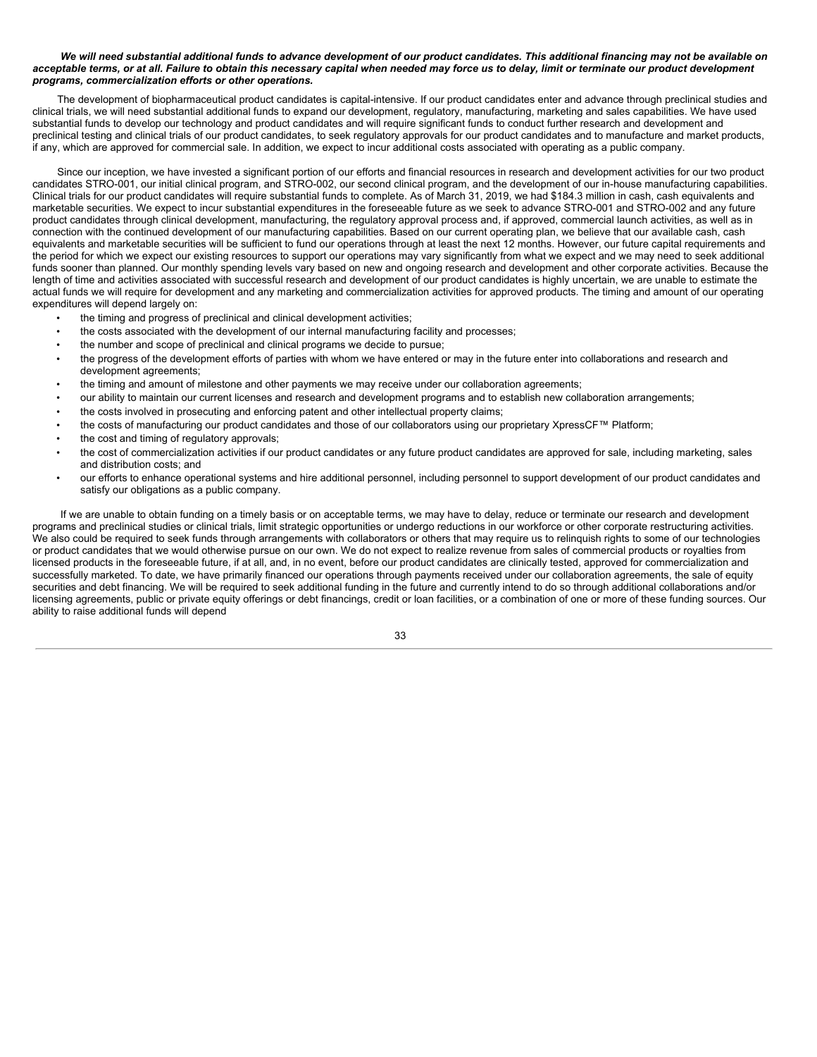***We will need substantial additional funds to advance development of our product candidates. This additional financing may not be available on acceptable terms, or at all. Failure to obtain this necessary capital when needed may force us to delay, limit or terminate our product development programs, commercialization efforts or other operations.***

The development of biopharmaceutical product candidates is capital-intensive. If our product candidates enter and advance through preclinical studies and clinical trials, we will need substantial additional funds to expand our development, regulatory, manufacturing, marketing and sales capabilities. We have used substantial funds to develop our technology and product candidates and will require significant funds to conduct further research and development and preclinical testing and clinical trials of our product candidates, to seek regulatory approvals for our product candidates and to manufacture and market products, if any, which are approved for commercial sale. In addition, we expect to incur additional costs associated with operating as a public company.

Since our inception, we have invested a significant portion of our efforts and financial resources in research and development activities for our two product candidates STRO-001, our initial clinical program, and STRO-002, our second clinical program, and the development of our in-house manufacturing capabilities. Clinical trials for our product candidates will require substantial funds to complete. As of March 31, 2019, we had $184.3 million in cash, cash equivalents and marketable securities. We expect to incur substantial expenditures in the foreseeable future as we seek to advance STRO-001 and STRO-002 and any future product candidates through clinical development, manufacturing, the regulatory approval process and, if approved, commercial launch activities, as well as in connection with the continued development of our manufacturing capabilities. Based on our current operating plan, we believe that our available cash, cash equivalents and marketable securities will be sufficient to fund our operations through at least the next 12 months. However, our future capital requirements and the period for which we expect our existing resources to support our operations may vary significantly from what we expect and we may need to seek additional funds sooner than planned. Our monthly spending levels vary based on new and ongoing research and development and other corporate activities. Because the length of time and activities associated with successful research and development of our product candidates is highly uncertain, we are unable to estimate the actual funds we will require for development and any marketing and commercialization activities for approved products. The timing and amount of our operating expenditures will depend largely on:

- the timing and progress of preclinical and clinical development activities;
- the costs associated with the development of our internal manufacturing facility and processes;
- the number and scope of preclinical and clinical programs we decide to pursue;
- the progress of the development efforts of parties with whom we have entered or may in the future enter into collaborations and research and development agreements;
- the timing and amount of milestone and other payments we may receive under our collaboration agreements;
- our ability to maintain our current licenses and research and development programs and to establish new collaboration arrangements;
- the costs involved in prosecuting and enforcing patent and other intellectual property claims;
- the costs of manufacturing our product candidates and those of our collaborators using our proprietary XpressCF™ Platform;
- the cost and timing of regulatory approvals;
- the cost of commercialization activities if our product candidates or any future product candidates are approved for sale, including marketing, sales and distribution costs; and
- our efforts to enhance operational systems and hire additional personnel, including personnel to support development of our product candidates and satisfy our obligations as a public company.

If we are unable to obtain funding on a timely basis or on acceptable terms, we may have to delay, reduce or terminate our research and development programs and preclinical studies or clinical trials, limit strategic opportunities or undergo reductions in our workforce or other corporate restructuring activities. We also could be required to seek funds through arrangements with collaborators or others that may require us to relinquish rights to some of our technologies or product candidates that we would otherwise pursue on our own. We do not expect to realize revenue from sales of commercial products or royalties from licensed products in the foreseeable future, if at all, and, in no event, before our product candidates are clinically tested, approved for commercialization and successfully marketed. To date, we have primarily financed our operations through payments received under our collaboration agreements, the sale of equity securities and debt financing. We will be required to seek additional funding in the future and currently intend to do so through additional collaborations and/or licensing agreements, public or private equity offerings or debt financings, credit or loan facilities, or a combination of one or more of these funding sources. Our ability to raise additional funds will depend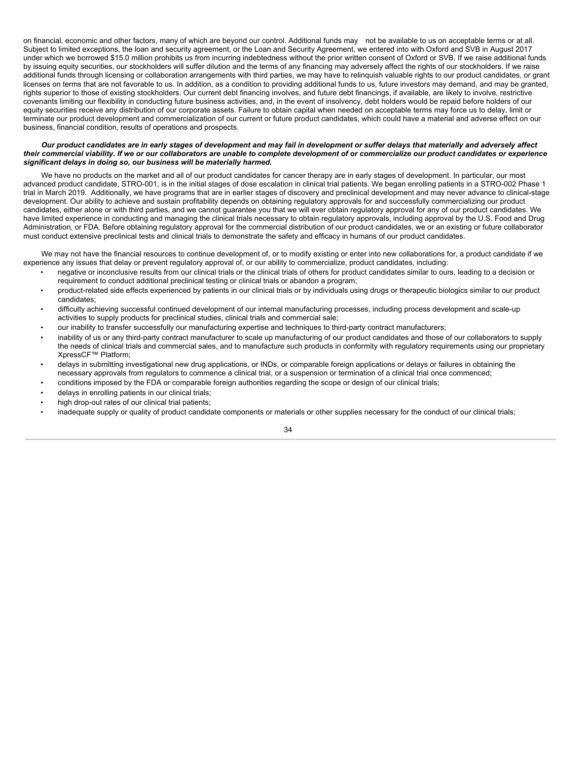on financial, economic and other factors, many of which are beyond our control. Additional funds may not be available to us on acceptable terms or at all. Subject to limited exceptions, the loan and security agreement, or the Loan and Security Agreement, we entered into with Oxford and SVB in August 2017 under which we borrowed $15.0 million prohibits us from incurring indebtedness without the prior written consent of Oxford or SVB. If we raise additional funds by issuing equity securities, our stockholders will suffer dilution and the terms of any financing may adversely affect the rights of our stockholders. If we raise additional funds through licensing or collaboration arrangements with third parties, we may have to relinquish valuable rights to our product candidates, or grant licenses on terms that are not favorable to us. In addition, as a condition to providing additional funds to us, future investors may demand, and may be granted, rights superior to those of existing stockholders. Our current debt financing involves, and future debt financings, if available, are likely to involve, restrictive covenants limiting our flexibility in conducting future business activities, and, in the event of insolvency, debt holders would be repaid before holders of our equity securities receive any distribution of our corporate assets. Failure to obtain capital when needed on acceptable terms may force us to delay, limit or terminate our product development and commercialization of our current or future product candidates, which could have a material and adverse effect on our business, financial condition, results of operations and prospects.

***Our product candidates are in early stages of development and may fail in development or suffer delays that materially and adversely affect their commercial viability. If we or our collaborators are unable to complete development of or commercialize our product candidates or experience significant delays in doing so, our business will be materially harmed.***

We have no products on the market and all of our product candidates for cancer therapy are in early stages of development. In particular, our most advanced product candidate, STRO-001, is in the initial stages of dose escalation in clinical trial patients. We began enrolling patients in a STRO-002 Phase 1 trial in March 2019. Additionally, we have programs that are in earlier stages of discovery and preclinical development and may never advance to clinical-stage development. Our ability to achieve and sustain profitability depends on obtaining regulatory approvals for and successfully commercializing our product candidates, either alone or with third parties, and we cannot guarantee you that we will ever obtain regulatory approval for any of our product candidates. We have limited experience in conducting and managing the clinical trials necessary to obtain regulatory approvals, including approval by the U.S. Food and Drug Administration, or FDA. Before obtaining regulatory approval for the commercial distribution of our product candidates, we or an existing or future collaborator must conduct extensive preclinical tests and clinical trials to demonstrate the safety and efficacy in humans of our product candidates.

We may not have the financial resources to continue development of, or to modify existing or enter into new collaborations for, a product candidate if we experience any issues that delay or prevent regulatory approval of, or our ability to commercialize, product candidates, including:

- negative or inconclusive results from our clinical trials or the clinical trials of others for product candidates similar to ours, leading to a decision or requirement to conduct additional preclinical testing or clinical trials or abandon a program;
- product-related side effects experienced by patients in our clinical trials or by individuals using drugs or therapeutic biologics similar to our product candidates;
- difficulty achieving successful continued development of our internal manufacturing processes, including process development and scale-up activities to supply products for preclinical studies, clinical trials and commercial sale;
- our inability to transfer successfully our manufacturing expertise and techniques to third-party contract manufacturers;
- inability of us or any third-party contract manufacturer to scale up manufacturing of our product candidates and those of our collaborators to supply the needs of clinical trials and commercial sales, and to manufacture such products in conformity with regulatory requirements using our proprietary XpressCF™ Platform;
- delays in submitting investigational new drug applications, or INDs, or comparable foreign applications or delays or failures in obtaining the necessary approvals from regulators to commence a clinical trial, or a suspension or termination of a clinical trial once commenced;
- conditions imposed by the FDA or comparable foreign authorities regarding the scope or design of our clinical trials;
- delays in enrolling patients in our clinical trials;
- high drop-out rates of our clinical trial patients;
- inadequate supply or quality of product candidate components or materials or other supplies necessary for the conduct of our clinical trials;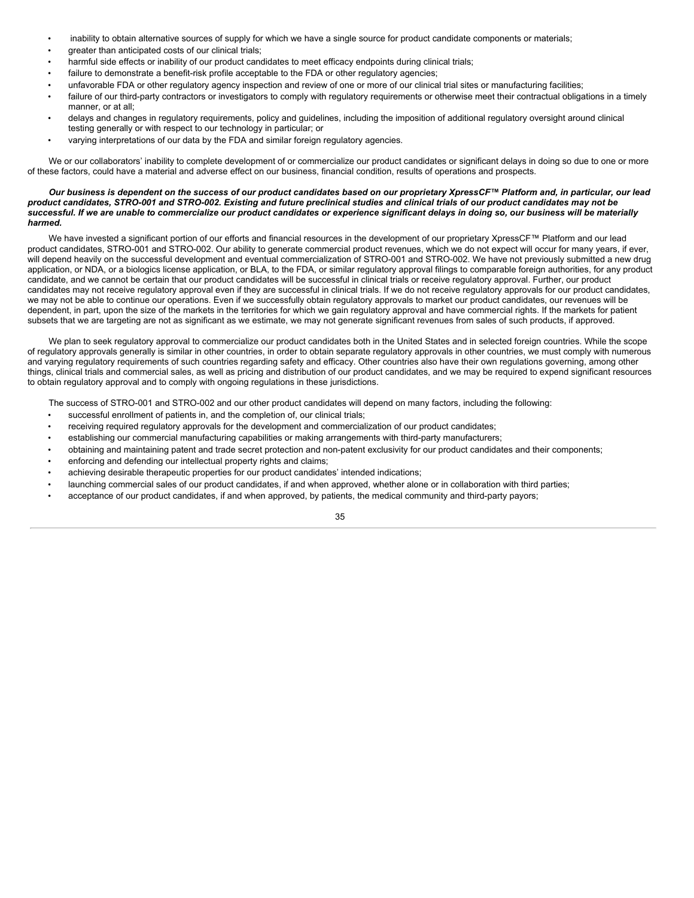- inability to obtain alternative sources of supply for which we have a single source for product candidate components or materials;
- greater than anticipated costs of our clinical trials;
- harmful side effects or inability of our product candidates to meet efficacy endpoints during clinical trials;
- failure to demonstrate a benefit-risk profile acceptable to the FDA or other regulatory agencies;
- unfavorable FDA or other regulatory agency inspection and review of one or more of our clinical trial sites or manufacturing facilities;
- failure of our third-party contractors or investigators to comply with regulatory requirements or otherwise meet their contractual obligations in a timely manner, or at all;
- delays and changes in regulatory requirements, policy and guidelines, including the imposition of additional regulatory oversight around clinical testing generally or with respect to our technology in particular; or
- varying interpretations of our data by the FDA and similar foreign regulatory agencies.

We or our collaborators' inability to complete development of or commercialize our product candidates or significant delays in doing so due to one or more of these factors, could have a material and adverse effect on our business, financial condition, results of operations and prospects.

***Our business is dependent on the success of our product candidates based on our proprietary XpressCF™ Platform and, in particular, our lead product candidates, STRO-001 and STRO-002. Existing and future preclinical studies and clinical trials of our product candidates may not be successful. If we are unable to commercialize our product candidates or experience significant delays in doing so, our business will be materially harmed.***

We have invested a significant portion of our efforts and financial resources in the development of our proprietary XpressCF™ Platform and our lead product candidates, STRO-001 and STRO-002. Our ability to generate commercial product revenues, which we do not expect will occur for many years, if ever, will depend heavily on the successful development and eventual commercialization of STRO-001 and STRO-002. We have not previously submitted a new drug application, or NDA, or a biologics license application, or BLA, to the FDA, or similar regulatory approval filings to comparable foreign authorities, for any product candidate, and we cannot be certain that our product candidates will be successful in clinical trials or receive regulatory approval. Further, our product candidates may not receive regulatory approval even if they are successful in clinical trials. If we do not receive regulatory approvals for our product candidates, we may not be able to continue our operations. Even if we successfully obtain regulatory approvals to market our product candidates, our revenues will be dependent, in part, upon the size of the markets in the territories for which we gain regulatory approval and have commercial rights. If the markets for patient subsets that we are targeting are not as significant as we estimate, we may not generate significant revenues from sales of such products, if approved.

We plan to seek regulatory approval to commercialize our product candidates both in the United States and in selected foreign countries. While the scope of regulatory approvals generally is similar in other countries, in order to obtain separate regulatory approvals in other countries, we must comply with numerous and varying regulatory requirements of such countries regarding safety and efficacy. Other countries also have their own regulations governing, among other things, clinical trials and commercial sales, as well as pricing and distribution of our product candidates, and we may be required to expend significant resources to obtain regulatory approval and to comply with ongoing regulations in these jurisdictions.

The success of STRO-001 and STRO-002 and our other product candidates will depend on many factors, including the following:

- successful enrollment of patients in, and the completion of, our clinical trials;
- receiving required regulatory approvals for the development and commercialization of our product candidates;
- establishing our commercial manufacturing capabilities or making arrangements with third-party manufacturers;
- obtaining and maintaining patent and trade secret protection and non-patent exclusivity for our product candidates and their components;
- enforcing and defending our intellectual property rights and claims;
- achieving desirable therapeutic properties for our product candidates' intended indications;
- launching commercial sales of our product candidates, if and when approved, whether alone or in collaboration with third parties;
- acceptance of our product candidates, if and when approved, by patients, the medical community and third-party payors;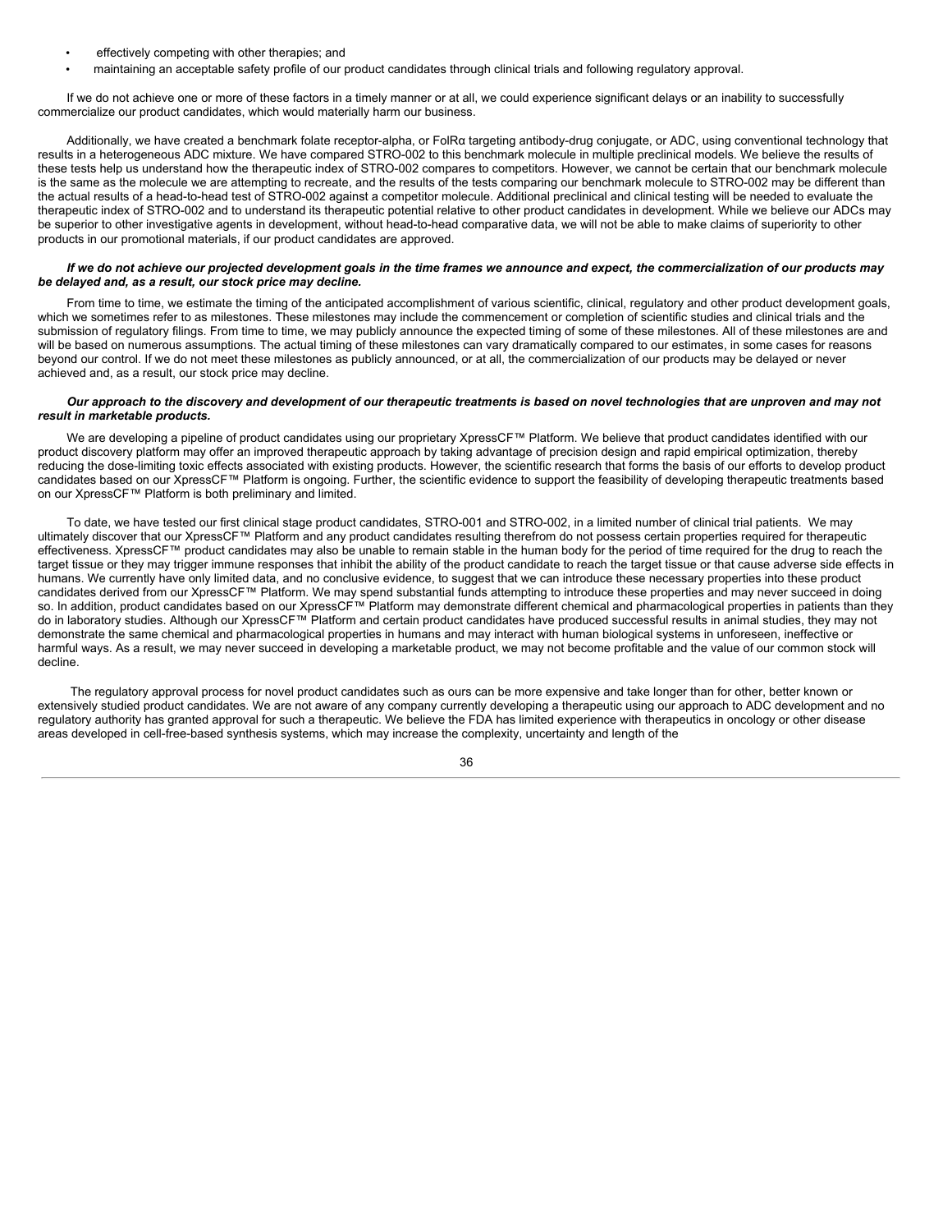- effectively competing with other therapies; and
- maintaining an acceptable safety profile of our product candidates through clinical trials and following regulatory approval.

If we do not achieve one or more of these factors in a timely manner or at all, we could experience significant delays or an inability to successfully commercialize our product candidates, which would materially harm our business.

Additionally, we have created a benchmark folate receptor-alpha, or FolRα targeting antibody-drug conjugate, or ADC, using conventional technology that results in a heterogeneous ADC mixture. We have compared STRO-002 to this benchmark molecule in multiple preclinical models. We believe the results of these tests help us understand how the therapeutic index of STRO-002 compares to competitors. However, we cannot be certain that our benchmark molecule is the same as the molecule we are attempting to recreate, and the results of the tests comparing our benchmark molecule to STRO-002 may be different than the actual results of a head-to-head test of STRO-002 against a competitor molecule. Additional preclinical and clinical testing will be needed to evaluate the therapeutic index of STRO-002 and to understand its therapeutic potential relative to other product candidates in development. While we believe our ADCs may be superior to other investigative agents in development, without head-to-head comparative data, we will not be able to make claims of superiority to other products in our promotional materials, if our product candidates are approved.

***If we do not achieve our projected development goals in the time frames we announce and expect, the commercialization of our products may be delayed and, as a result, our stock price may decline.***

From time to time, we estimate the timing of the anticipated accomplishment of various scientific, clinical, regulatory and other product development goals, which we sometimes refer to as milestones. These milestones may include the commencement or completion of scientific studies and clinical trials and the submission of regulatory filings. From time to time, we may publicly announce the expected timing of some of these milestones. All of these milestones are and will be based on numerous assumptions. The actual timing of these milestones can vary dramatically compared to our estimates, in some cases for reasons beyond our control. If we do not meet these milestones as publicly announced, or at all, the commercialization of our products may be delayed or never achieved and, as a result, our stock price may decline.

***Our approach to the discovery and development of our therapeutic treatments is based on novel technologies that are unproven and may not result in marketable products.***

We are developing a pipeline of product candidates using our proprietary XpressCF™ Platform. We believe that product candidates identified with our product discovery platform may offer an improved therapeutic approach by taking advantage of precision design and rapid empirical optimization, thereby reducing the dose-limiting toxic effects associated with existing products. However, the scientific research that forms the basis of our efforts to develop product candidates based on our XpressCF™ Platform is ongoing. Further, the scientific evidence to support the feasibility of developing therapeutic treatments based on our XpressCF™ Platform is both preliminary and limited.

To date, we have tested our first clinical stage product candidates, STRO-001 and STRO-002, in a limited number of clinical trial patients. We may ultimately discover that our XpressCF™ Platform and any product candidates resulting therefrom do not possess certain properties required for therapeutic effectiveness. XpressCF™ product candidates may also be unable to remain stable in the human body for the period of time required for the drug to reach the target tissue or they may trigger immune responses that inhibit the ability of the product candidate to reach the target tissue or that cause adverse side effects in humans. We currently have only limited data, and no conclusive evidence, to suggest that we can introduce these necessary properties into these product candidates derived from our XpressCF™ Platform. We may spend substantial funds attempting to introduce these properties and may never succeed in doing so. In addition, product candidates based on our XpressCF™ Platform may demonstrate different chemical and pharmacological properties in patients than they do in laboratory studies. Although our XpressCF™ Platform and certain product candidates have produced successful results in animal studies, they may not demonstrate the same chemical and pharmacological properties in humans and may interact with human biological systems in unforeseen, ineffective or harmful ways. As a result, we may never succeed in developing a marketable product, we may not become profitable and the value of our common stock will decline.

The regulatory approval process for novel product candidates such as ours can be more expensive and take longer than for other, better known or extensively studied product candidates. We are not aware of any company currently developing a therapeutic using our approach to ADC development and no regulatory authority has granted approval for such a therapeutic. We believe the FDA has limited experience with therapeutics in oncology or other disease areas developed in cell-free-based synthesis systems, which may increase the complexity, uncertainty and length of the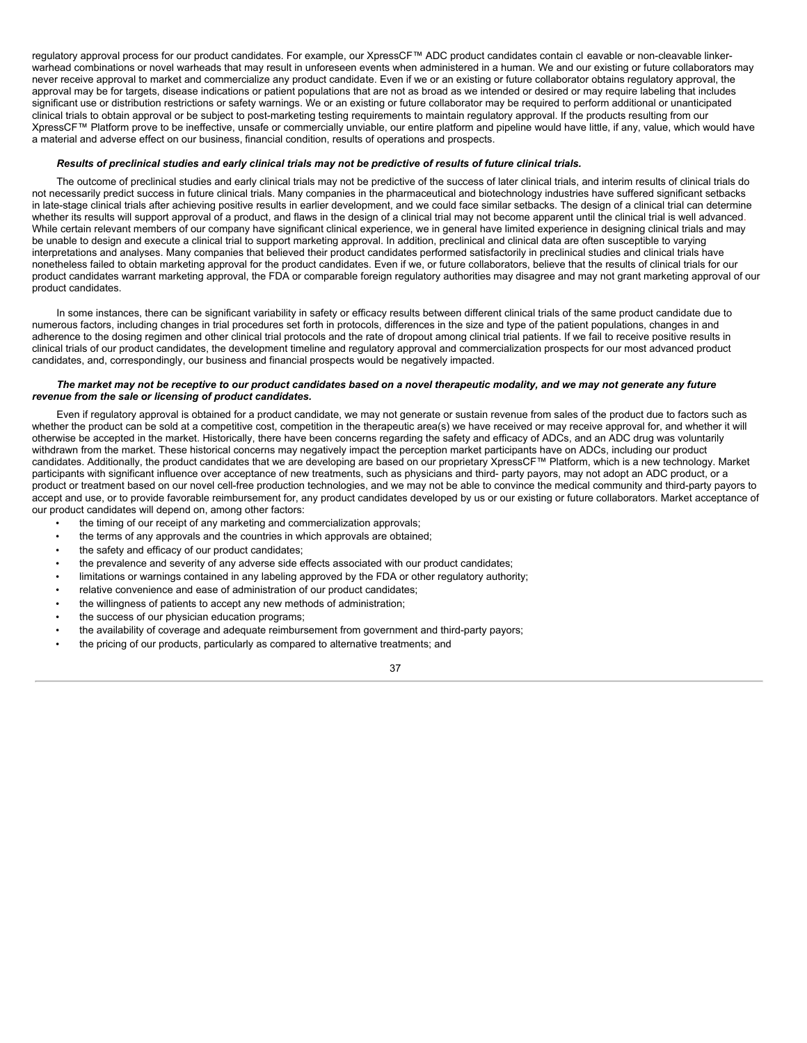regulatory approval process for our product candidates. For example, our XpressCF™ ADC product candidates contain cl eavable or non-cleavable linker-warhead combinations or novel warheads that may result in unforeseen events when administered in a human. We and our existing or future collaborators may never receive approval to market and commercialize any product candidate. Even if we or an existing or future collaborator obtains regulatory approval, the approval may be for targets, disease indications or patient populations that are not as broad as we intended or desired or may require labeling that includes significant use or distribution restrictions or safety warnings. We or an existing or future collaborator may be required to perform additional or unanticipated clinical trials to obtain approval or be subject to post-marketing testing requirements to maintain regulatory approval. If the products resulting from our XpressCF™ Platform prove to be ineffective, unsafe or commercially unviable, our entire platform and pipeline would have little, if any, value, which would have a material and adverse effect on our business, financial condition, results of operations and prospects.

***Results of preclinical studies and early clinical trials may not be predictive of results of future clinical trials.***

The outcome of preclinical studies and early clinical trials may not be predictive of the success of later clinical trials, and interim results of clinical trials do not necessarily predict success in future clinical trials. Many companies in the pharmaceutical and biotechnology industries have suffered significant setbacks in late-stage clinical trials after achieving positive results in earlier development, and we could face similar setbacks. The design of a clinical trial can determine whether its results will support approval of a product, and flaws in the design of a clinical trial may not become apparent until the clinical trial is well advanced. While certain relevant members of our company have significant clinical experience, we in general have limited experience in designing clinical trials and may be unable to design and execute a clinical trial to support marketing approval. In addition, preclinical and clinical data are often susceptible to varying interpretations and analyses. Many companies that believed their product candidates performed satisfactorily in preclinical studies and clinical trials have nonetheless failed to obtain marketing approval for the product candidates. Even if we, or future collaborators, believe that the results of clinical trials for our product candidates warrant marketing approval, the FDA or comparable foreign regulatory authorities may disagree and may not grant marketing approval of our product candidates.

In some instances, there can be significant variability in safety or efficacy results between different clinical trials of the same product candidate due to numerous factors, including changes in trial procedures set forth in protocols, differences in the size and type of the patient populations, changes in and adherence to the dosing regimen and other clinical trial protocols and the rate of dropout among clinical trial patients. If we fail to receive positive results in clinical trials of our product candidates, the development timeline and regulatory approval and commercialization prospects for our most advanced product candidates, and, correspondingly, our business and financial prospects would be negatively impacted.

***The market may not be receptive to our product candidates based on a novel therapeutic modality, and we may not generate any future revenue from the sale or licensing of product candidates.***

Even if regulatory approval is obtained for a product candidate, we may not generate or sustain revenue from sales of the product due to factors such as whether the product can be sold at a competitive cost, competition in the therapeutic area(s) we have received or may receive approval for, and whether it will otherwise be accepted in the market. Historically, there have been concerns regarding the safety and efficacy of ADCs, and an ADC drug was voluntarily withdrawn from the market. These historical concerns may negatively impact the perception market participants have on ADCs, including our product candidates. Additionally, the product candidates that we are developing are based on our proprietary XpressCF™ Platform, which is a new technology. Market participants with significant influence over acceptance of new treatments, such as physicians and third- party payors, may not adopt an ADC product, or a product or treatment based on our novel cell-free production technologies, and we may not be able to convince the medical community and third-party payors to accept and use, or to provide favorable reimbursement for, any product candidates developed by us or our existing or future collaborators. Market acceptance of our product candidates will depend on, among other factors:

- the timing of our receipt of any marketing and commercialization approvals;
- the terms of any approvals and the countries in which approvals are obtained;
- the safety and efficacy of our product candidates;
- the prevalence and severity of any adverse side effects associated with our product candidates;
- limitations or warnings contained in any labeling approved by the FDA or other regulatory authority;
- relative convenience and ease of administration of our product candidates;
- the willingness of patients to accept any new methods of administration;
- the success of our physician education programs;
- the availability of coverage and adequate reimbursement from government and third-party payors;
- the pricing of our products, particularly as compared to alternative treatments; and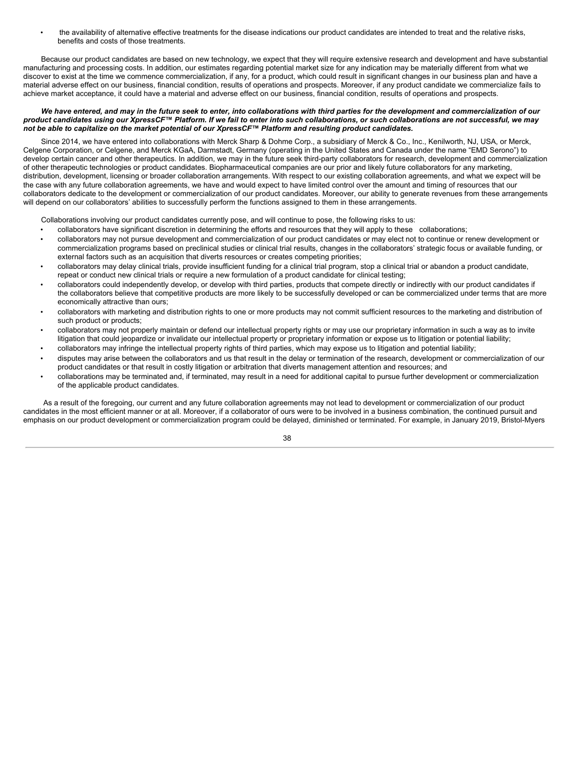- the availability of alternative effective treatments for the disease indications our product candidates are intended to treat and the relative risks, benefits and costs of those treatments.

Because our product candidates are based on new technology, we expect that they will require extensive research and development and have substantial manufacturing and processing costs. In addition, our estimates regarding potential market size for any indication may be materially different from what we discover to exist at the time we commence commercialization, if any, for a product, which could result in significant changes in our business plan and have a material adverse effect on our business, financial condition, results of operations and prospects. Moreover, if any product candidate we commercialize fails to achieve market acceptance, it could have a material and adverse effect on our business, financial condition, results of operations and prospects.

***We have entered, and may in the future seek to enter, into collaborations with third parties for the development and commercialization of our product candidates using our XpressCF™ Platform. If we fail to enter into such collaborations, or such collaborations are not successful, we may not be able to capitalize on the market potential of our XpressCF™ Platform and resulting product candidates.***

Since 2014, we have entered into collaborations with Merck Sharp & Dohme Corp., a subsidiary of Merck & Co., Inc., Kenilworth, NJ, USA, or Merck, Celgene Corporation, or Celgene, and Merck KGaA, Darmstadt, Germany (operating in the United States and Canada under the name "EMD Serono") to develop certain cancer and other therapeutics. In addition, we may in the future seek third-party collaborators for research, development and commercialization of other therapeutic technologies or product candidates. Biopharmaceutical companies are our prior and likely future collaborators for any marketing, distribution, development, licensing or broader collaboration arrangements. With respect to our existing collaboration agreements, and what we expect will be the case with any future collaboration agreements, we have and would expect to have limited control over the amount and timing of resources that our collaborators dedicate to the development or commercialization of our product candidates. Moreover, our ability to generate revenues from these arrangements will depend on our collaborators' abilities to successfully perform the functions assigned to them in these arrangements.

Collaborations involving our product candidates currently pose, and will continue to pose, the following risks to us:

- collaborators have significant discretion in determining the efforts and resources that they will apply to these collaborations;
- collaborators may not pursue development and commercialization of our product candidates or may elect not to continue or renew development or commercialization programs based on preclinical studies or clinical trial results, changes in the collaborators' strategic focus or available funding, or external factors such as an acquisition that diverts resources or creates competing priorities;
- collaborators may delay clinical trials, provide insufficient funding for a clinical trial program, stop a clinical trial or abandon a product candidate, repeat or conduct new clinical trials or require a new formulation of a product candidate for clinical testing;
- collaborators could independently develop, or develop with third parties, products that compete directly or indirectly with our product candidates if the collaborators believe that competitive products are more likely to be successfully developed or can be commercialized under terms that are more economically attractive than ours;
- collaborators with marketing and distribution rights to one or more products may not commit sufficient resources to the marketing and distribution of such product or products;
- collaborators may not properly maintain or defend our intellectual property rights or may use our proprietary information in such a way as to invite litigation that could jeopardize or invalidate our intellectual property or proprietary information or expose us to litigation or potential liability;
- collaborators may infringe the intellectual property rights of third parties, which may expose us to litigation and potential liability;
- disputes may arise between the collaborators and us that result in the delay or termination of the research, development or commercialization of our product candidates or that result in costly litigation or arbitration that diverts management attention and resources; and
- collaborations may be terminated and, if terminated, may result in a need for additional capital to pursue further development or commercialization of the applicable product candidates.

As a result of the foregoing, our current and any future collaboration agreements may not lead to development or commercialization of our product candidates in the most efficient manner or at all. Moreover, if a collaborator of ours were to be involved in a business combination, the continued pursuit and emphasis on our product development or commercialization program could be delayed, diminished or terminated. For example, in January 2019, Bristol-Myers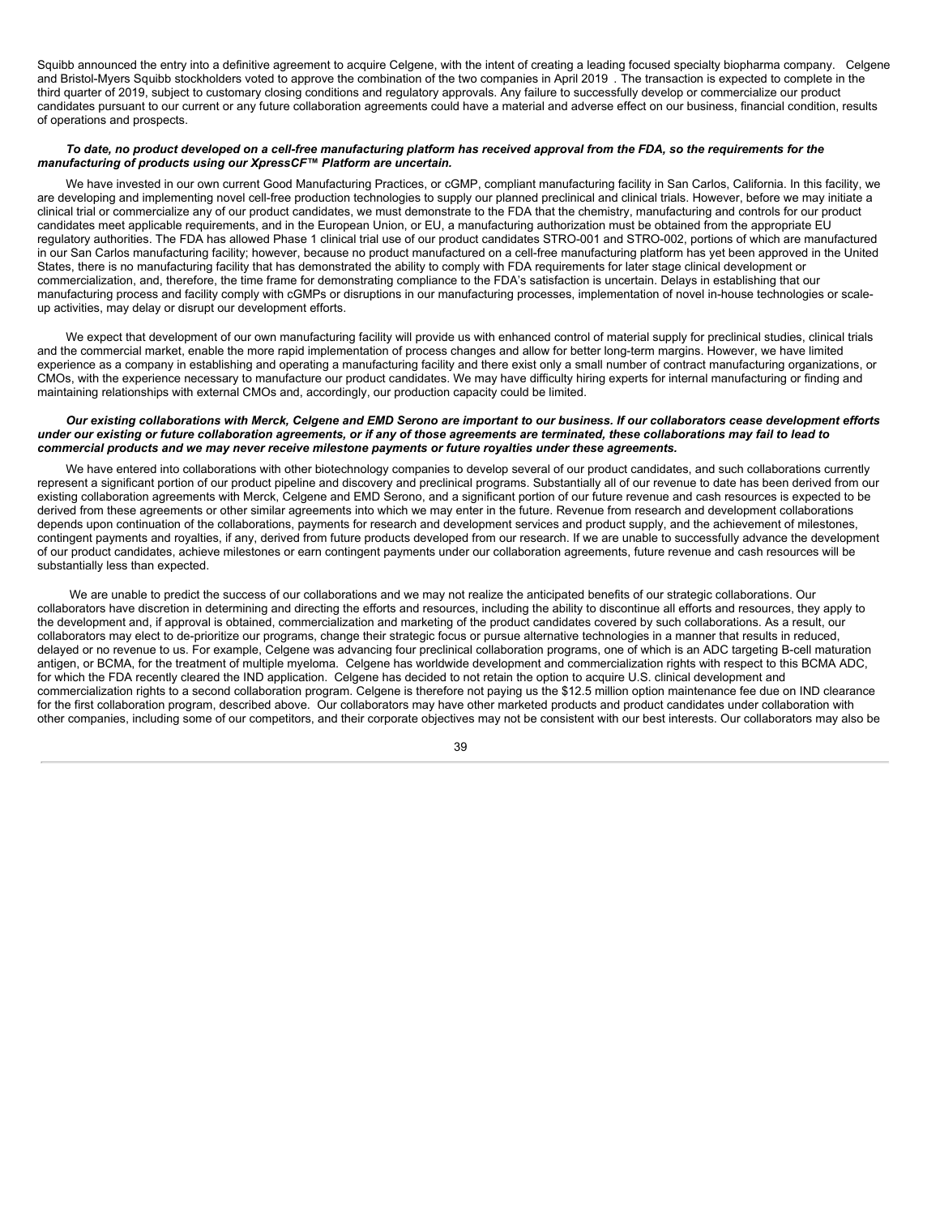Squibb announced the entry into a definitive agreement to acquire Celgene, with the intent of creating a leading focused specialty biopharma company. Celgene and Bristol-Myers Squibb stockholders voted to approve the combination of the two companies in April 2019 . The transaction is expected to complete in the third quarter of 2019, subject to customary closing conditions and regulatory approvals. Any failure to successfully develop or commercialize our product candidates pursuant to our current or any future collaboration agreements could have a material and adverse effect on our business, financial condition, results of operations and prospects.

***To date, no product developed on a cell-free manufacturing platform has received approval from the FDA, so the requirements for the manufacturing of products using our XpressCF™ Platform are uncertain.***

We have invested in our own current Good Manufacturing Practices, or cGMP, compliant manufacturing facility in San Carlos, California. In this facility, we are developing and implementing novel cell-free production technologies to supply our planned preclinical and clinical trials. However, before we may initiate a clinical trial or commercialize any of our product candidates, we must demonstrate to the FDA that the chemistry, manufacturing and controls for our product candidates meet applicable requirements, and in the European Union, or EU, a manufacturing authorization must be obtained from the appropriate EU regulatory authorities. The FDA has allowed Phase 1 clinical trial use of our product candidates STRO-001 and STRO-002, portions of which are manufactured in our San Carlos manufacturing facility; however, because no product manufactured on a cell-free manufacturing platform has yet been approved in the United States, there is no manufacturing facility that has demonstrated the ability to comply with FDA requirements for later stage clinical development or commercialization, and, therefore, the time frame for demonstrating compliance to the FDA's satisfaction is uncertain. Delays in establishing that our manufacturing process and facility comply with cGMPs or disruptions in our manufacturing processes, implementation of novel in-house technologies or scale-up activities, may delay or disrupt our development efforts.

We expect that development of our own manufacturing facility will provide us with enhanced control of material supply for preclinical studies, clinical trials and the commercial market, enable the more rapid implementation of process changes and allow for better long-term margins. However, we have limited experience as a company in establishing and operating a manufacturing facility and there exist only a small number of contract manufacturing organizations, or CMOs, with the experience necessary to manufacture our product candidates. We may have difficulty hiring experts for internal manufacturing or finding and maintaining relationships with external CMOs and, accordingly, our production capacity could be limited.

***Our existing collaborations with Merck, Celgene and EMD Serono are important to our business. If our collaborators cease development efforts under our existing or future collaboration agreements, or if any of those agreements are terminated, these collaborations may fail to lead to commercial products and we may never receive milestone payments or future royalties under these agreements.***

We have entered into collaborations with other biotechnology companies to develop several of our product candidates, and such collaborations currently represent a significant portion of our product pipeline and discovery and preclinical programs. Substantially all of our revenue to date has been derived from our existing collaboration agreements with Merck, Celgene and EMD Serono, and a significant portion of our future revenue and cash resources is expected to be derived from these agreements or other similar agreements into which we may enter in the future. Revenue from research and development collaborations depends upon continuation of the collaborations, payments for research and development services and product supply, and the achievement of milestones, contingent payments and royalties, if any, derived from future products developed from our research. If we are unable to successfully advance the development of our product candidates, achieve milestones or earn contingent payments under our collaboration agreements, future revenue and cash resources will be substantially less than expected.

We are unable to predict the success of our collaborations and we may not realize the anticipated benefits of our strategic collaborations. Our collaborators have discretion in determining and directing the efforts and resources, including the ability to discontinue all efforts and resources, they apply to the development and, if approval is obtained, commercialization and marketing of the product candidates covered by such collaborations. As a result, our collaborators may elect to de-prioritize our programs, change their strategic focus or pursue alternative technologies in a manner that results in reduced, delayed or no revenue to us. For example, Celgene was advancing four preclinical collaboration programs, one of which is an ADC targeting B-cell maturation antigen, or BCMA, for the treatment of multiple myeloma. Celgene has worldwide development and commercialization rights with respect to this BCMA ADC, for which the FDA recently cleared the IND application. Celgene has decided to not retain the option to acquire U.S. clinical development and commercialization rights to a second collaboration program. Celgene is therefore not paying us the $12.5 million option maintenance fee due on IND clearance for the first collaboration program, described above. Our collaborators may have other marketed products and product candidates under collaboration with other companies, including some of our competitors, and their corporate objectives may not be consistent with our best interests. Our collaborators may also be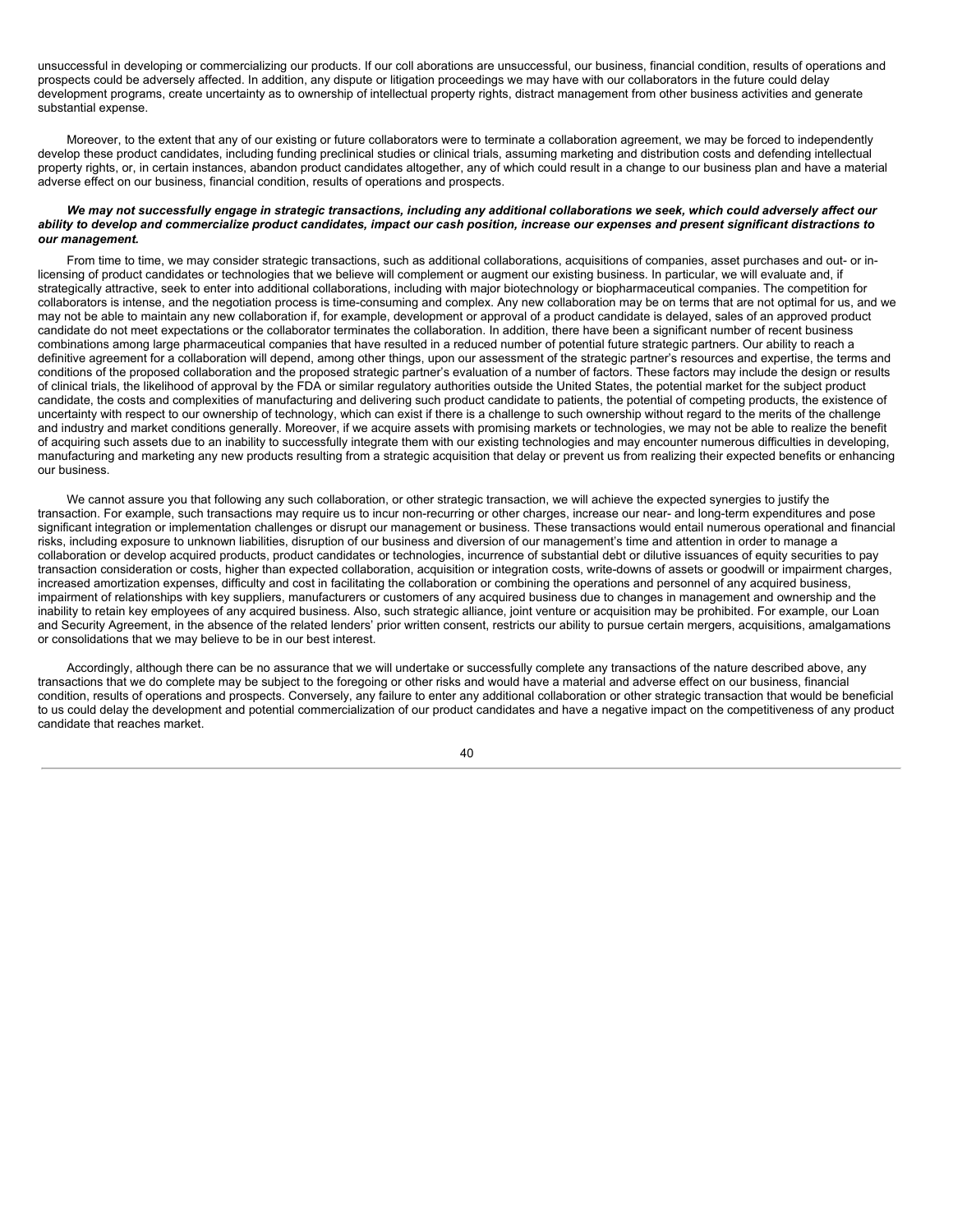unsuccessful in developing or commercializing our products. If our coll aborations are unsuccessful, our business, financial condition, results of operations and prospects could be adversely affected. In addition, any dispute or litigation proceedings we may have with our collaborators in the future could delay development programs, create uncertainty as to ownership of intellectual property rights, distract management from other business activities and generate substantial expense.

Moreover, to the extent that any of our existing or future collaborators were to terminate a collaboration agreement, we may be forced to independently develop these product candidates, including funding preclinical studies or clinical trials, assuming marketing and distribution costs and defending intellectual property rights, or, in certain instances, abandon product candidates altogether, any of which could result in a change to our business plan and have a material adverse effect on our business, financial condition, results of operations and prospects.

***We may not successfully engage in strategic transactions, including any additional collaborations we seek, which could adversely affect our ability to develop and commercialize product candidates, impact our cash position, increase our expenses and present significant distractions to our management.***

From time to time, we may consider strategic transactions, such as additional collaborations, acquisitions of companies, asset purchases and out- or in-licensing of product candidates or technologies that we believe will complement or augment our existing business. In particular, we will evaluate and, if strategically attractive, seek to enter into additional collaborations, including with major biotechnology or biopharmaceutical companies. The competition for collaborators is intense, and the negotiation process is time-consuming and complex. Any new collaboration may be on terms that are not optimal for us, and we may not be able to maintain any new collaboration if, for example, development or approval of a product candidate is delayed, sales of an approved product candidate do not meet expectations or the collaborator terminates the collaboration. In addition, there have been a significant number of recent business combinations among large pharmaceutical companies that have resulted in a reduced number of potential future strategic partners. Our ability to reach a definitive agreement for a collaboration will depend, among other things, upon our assessment of the strategic partner's resources and expertise, the terms and conditions of the proposed collaboration and the proposed strategic partner's evaluation of a number of factors. These factors may include the design or results of clinical trials, the likelihood of approval by the FDA or similar regulatory authorities outside the United States, the potential market for the subject product candidate, the costs and complexities of manufacturing and delivering such product candidate to patients, the potential of competing products, the existence of uncertainty with respect to our ownership of technology, which can exist if there is a challenge to such ownership without regard to the merits of the challenge and industry and market conditions generally. Moreover, if we acquire assets with promising markets or technologies, we may not be able to realize the benefit of acquiring such assets due to an inability to successfully integrate them with our existing technologies and may encounter numerous difficulties in developing, manufacturing and marketing any new products resulting from a strategic acquisition that delay or prevent us from realizing their expected benefits or enhancing our business.

We cannot assure you that following any such collaboration, or other strategic transaction, we will achieve the expected synergies to justify the transaction. For example, such transactions may require us to incur non-recurring or other charges, increase our near- and long-term expenditures and pose significant integration or implementation challenges or disrupt our management or business. These transactions would entail numerous operational and financial risks, including exposure to unknown liabilities, disruption of our business and diversion of our management's time and attention in order to manage a collaboration or develop acquired products, product candidates or technologies, incurrence of substantial debt or dilutive issuances of equity securities to pay transaction consideration or costs, higher than expected collaboration, acquisition or integration costs, write-downs of assets or goodwill or impairment charges, increased amortization expenses, difficulty and cost in facilitating the collaboration or combining the operations and personnel of any acquired business, impairment of relationships with key suppliers, manufacturers or customers of any acquired business due to changes in management and ownership and the inability to retain key employees of any acquired business. Also, such strategic alliance, joint venture or acquisition may be prohibited. For example, our Loan and Security Agreement, in the absence of the related lenders' prior written consent, restricts our ability to pursue certain mergers, acquisitions, amalgamations or consolidations that we may believe to be in our best interest.

Accordingly, although there can be no assurance that we will undertake or successfully complete any transactions of the nature described above, any transactions that we do complete may be subject to the foregoing or other risks and would have a material and adverse effect on our business, financial condition, results of operations and prospects. Conversely, any failure to enter any additional collaboration or other strategic transaction that would be beneficial to us could delay the development and potential commercialization of our product candidates and have a negative impact on the competitiveness of any product candidate that reaches market.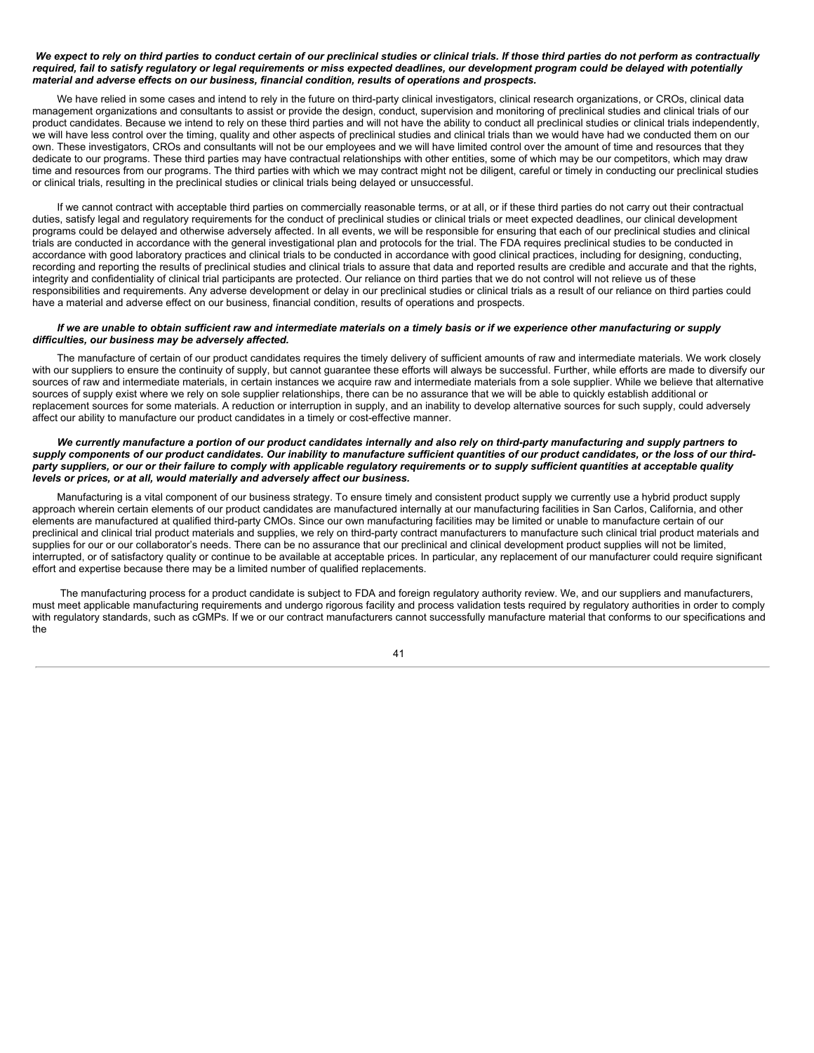***We expect to rely on third parties to conduct certain of our preclinical studies or clinical trials. If those third parties do not perform as contractually required, fail to satisfy regulatory or legal requirements or miss expected deadlines, our development program could be delayed with potentially material and adverse effects on our business, financial condition, results of operations and prospects.***

We have relied in some cases and intend to rely in the future on third-party clinical investigators, clinical research organizations, or CROs, clinical data management organizations and consultants to assist or provide the design, conduct, supervision and monitoring of preclinical studies and clinical trials of our product candidates. Because we intend to rely on these third parties and will not have the ability to conduct all preclinical studies or clinical trials independently, we will have less control over the timing, quality and other aspects of preclinical studies and clinical trials than we would have had we conducted them on our own. These investigators, CROs and consultants will not be our employees and we will have limited control over the amount of time and resources that they dedicate to our programs. These third parties may have contractual relationships with other entities, some of which may be our competitors, which may draw time and resources from our programs. The third parties with which we may contract might not be diligent, careful or timely in conducting our preclinical studies or clinical trials, resulting in the preclinical studies or clinical trials being delayed or unsuccessful.

If we cannot contract with acceptable third parties on commercially reasonable terms, or at all, or if these third parties do not carry out their contractual duties, satisfy legal and regulatory requirements for the conduct of preclinical studies or clinical trials or meet expected deadlines, our clinical development programs could be delayed and otherwise adversely affected. In all events, we will be responsible for ensuring that each of our preclinical studies and clinical trials are conducted in accordance with the general investigational plan and protocols for the trial. The FDA requires preclinical studies to be conducted in accordance with good laboratory practices and clinical trials to be conducted in accordance with good clinical practices, including for designing, conducting, recording and reporting the results of preclinical studies and clinical trials to assure that data and reported results are credible and accurate and that the rights, integrity and confidentiality of clinical trial participants are protected. Our reliance on third parties that we do not control will not relieve us of these responsibilities and requirements. Any adverse development or delay in our preclinical studies or clinical trials as a result of our reliance on third parties could have a material and adverse effect on our business, financial condition, results of operations and prospects.

***If we are unable to obtain sufficient raw and intermediate materials on a timely basis or if we experience other manufacturing or supply difficulties, our business may be adversely affected.***

The manufacture of certain of our product candidates requires the timely delivery of sufficient amounts of raw and intermediate materials. We work closely with our suppliers to ensure the continuity of supply, but cannot guarantee these efforts will always be successful. Further, while efforts are made to diversify our sources of raw and intermediate materials, in certain instances we acquire raw and intermediate materials from a sole supplier. While we believe that alternative sources of supply exist where we rely on sole supplier relationships, there can be no assurance that we will be able to quickly establish additional or replacement sources for some materials. A reduction or interruption in supply, and an inability to develop alternative sources for such supply, could adversely affect our ability to manufacture our product candidates in a timely or cost-effective manner.

***We currently manufacture a portion of our product candidates internally and also rely on third-party manufacturing and supply partners to supply components of our product candidates. Our inability to manufacture sufficient quantities of our product candidates, or the loss of our third-party suppliers, or our or their failure to comply with applicable regulatory requirements or to supply sufficient quantities at acceptable quality levels or prices, or at all, would materially and adversely affect our business.***

Manufacturing is a vital component of our business strategy. To ensure timely and consistent product supply we currently use a hybrid product supply approach wherein certain elements of our product candidates are manufactured internally at our manufacturing facilities in San Carlos, California, and other elements are manufactured at qualified third-party CMOs. Since our own manufacturing facilities may be limited or unable to manufacture certain of our preclinical and clinical trial product materials and supplies, we rely on third-party contract manufacturers to manufacture such clinical trial product materials and supplies for our or our collaborator's needs. There can be no assurance that our preclinical and clinical development product supplies will not be limited, interrupted, or of satisfactory quality or continue to be available at acceptable prices. In particular, any replacement of our manufacturer could require significant effort and expertise because there may be a limited number of qualified replacements.

The manufacturing process for a product candidate is subject to FDA and foreign regulatory authority review. We, and our suppliers and manufacturers, must meet applicable manufacturing requirements and undergo rigorous facility and process validation tests required by regulatory authorities in order to comply with regulatory standards, such as cGMPs. If we or our contract manufacturers cannot successfully manufacture material that conforms to our specifications and the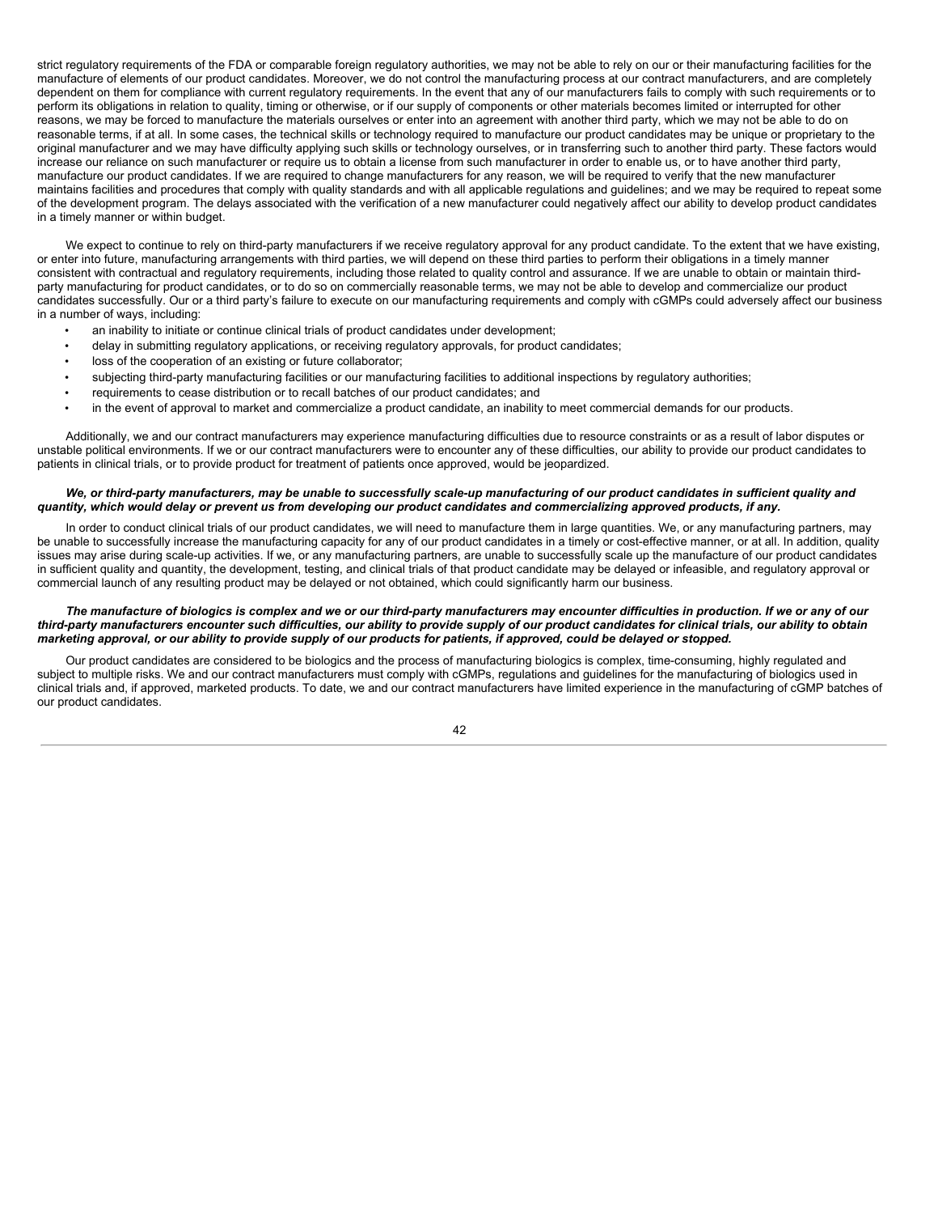strict regulatory requirements of the FDA or comparable foreign regulatory authorities, we may not be able to rely on our or their manufacturing facilities for the manufacture of elements of our product candidates. Moreover, we do not control the manufacturing process at our contract manufacturers, and are completely dependent on them for compliance with current regulatory requirements. In the event that any of our manufacturers fails to comply with such requirements or to perform its obligations in relation to quality, timing or otherwise, or if our supply of components or other materials becomes limited or interrupted for other reasons, we may be forced to manufacture the materials ourselves or enter into an agreement with another third party, which we may not be able to do on reasonable terms, if at all. In some cases, the technical skills or technology required to manufacture our product candidates may be unique or proprietary to the original manufacturer and we may have difficulty applying such skills or technology ourselves, or in transferring such to another third party. These factors would increase our reliance on such manufacturer or require us to obtain a license from such manufacturer in order to enable us, or to have another third party, manufacture our product candidates. If we are required to change manufacturers for any reason, we will be required to verify that the new manufacturer maintains facilities and procedures that comply with quality standards and with all applicable regulations and guidelines; and we may be required to repeat some of the development program. The delays associated with the verification of a new manufacturer could negatively affect our ability to develop product candidates in a timely manner or within budget.

We expect to continue to rely on third-party manufacturers if we receive regulatory approval for any product candidate. To the extent that we have existing, or enter into future, manufacturing arrangements with third parties, we will depend on these third parties to perform their obligations in a timely manner consistent with contractual and regulatory requirements, including those related to quality control and assurance. If we are unable to obtain or maintain third-party manufacturing for product candidates, or to do so on commercially reasonable terms, we may not be able to develop and commercialize our product candidates successfully. Our or a third party's failure to execute on our manufacturing requirements and comply with cGMPs could adversely affect our business in a number of ways, including:

- an inability to initiate or continue clinical trials of product candidates under development;
- delay in submitting regulatory applications, or receiving regulatory approvals, for product candidates;
- loss of the cooperation of an existing or future collaborator;
- subjecting third-party manufacturing facilities or our manufacturing facilities to additional inspections by regulatory authorities;
- requirements to cease distribution or to recall batches of our product candidates; and
- in the event of approval to market and commercialize a product candidate, an inability to meet commercial demands for our products.

Additionally, we and our contract manufacturers may experience manufacturing difficulties due to resource constraints or as a result of labor disputes or unstable political environments. If we or our contract manufacturers were to encounter any of these difficulties, our ability to provide our product candidates to patients in clinical trials, or to provide product for treatment of patients once approved, would be jeopardized.

***We, or third-party manufacturers, may be unable to successfully scale-up manufacturing of our product candidates in sufficient quality and quantity, which would delay or prevent us from developing our product candidates and commercializing approved products, if any.***

In order to conduct clinical trials of our product candidates, we will need to manufacture them in large quantities. We, or any manufacturing partners, may be unable to successfully increase the manufacturing capacity for any of our product candidates in a timely or cost-effective manner, or at all. In addition, quality issues may arise during scale-up activities. If we, or any manufacturing partners, are unable to successfully scale up the manufacture of our product candidates in sufficient quality and quantity, the development, testing, and clinical trials of that product candidate may be delayed or infeasible, and regulatory approval or commercial launch of any resulting product may be delayed or not obtained, which could significantly harm our business.

***The manufacture of biologics is complex and we or our third-party manufacturers may encounter difficulties in production. If we or any of our third-party manufacturers encounter such difficulties, our ability to provide supply of our product candidates for clinical trials, our ability to obtain marketing approval, or our ability to provide supply of our products for patients, if approved, could be delayed or stopped.***

Our product candidates are considered to be biologics and the process of manufacturing biologics is complex, time-consuming, highly regulated and subject to multiple risks. We and our contract manufacturers must comply with cGMPs, regulations and guidelines for the manufacturing of biologics used in clinical trials and, if approved, marketed products. To date, we and our contract manufacturers have limited experience in the manufacturing of cGMP batches of our product candidates.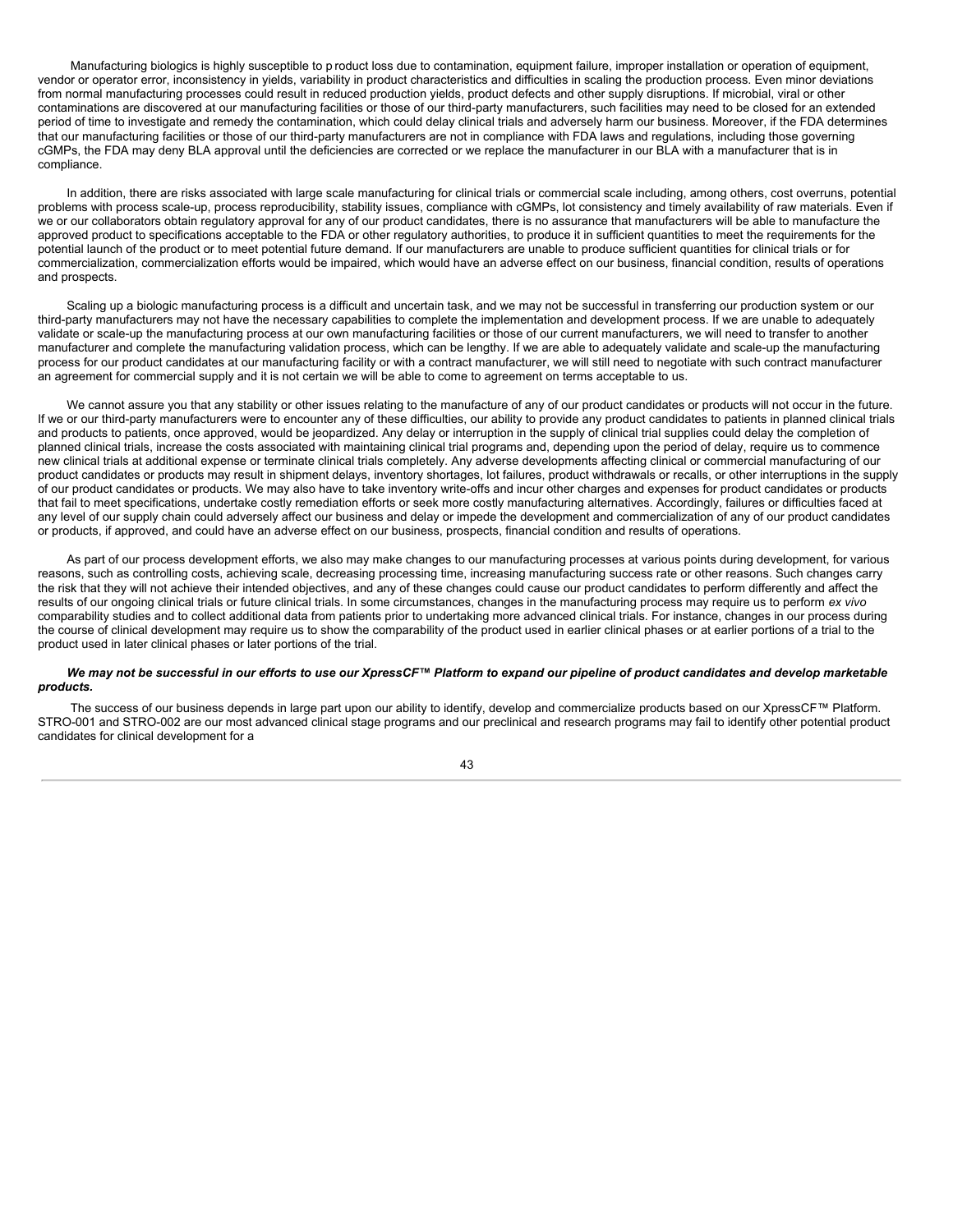Manufacturing biologics is highly susceptible to product loss due to contamination, equipment failure, improper installation or operation of equipment, vendor or operator error, inconsistency in yields, variability in product characteristics and difficulties in scaling the production process. Even minor deviations from normal manufacturing processes could result in reduced production yields, product defects and other supply disruptions. If microbial, viral or other contaminations are discovered at our manufacturing facilities or those of our third-party manufacturers, such facilities may need to be closed for an extended period of time to investigate and remedy the contamination, which could delay clinical trials and adversely harm our business. Moreover, if the FDA determines that our manufacturing facilities or those of our third-party manufacturers are not in compliance with FDA laws and regulations, including those governing cGMPs, the FDA may deny BLA approval until the deficiencies are corrected or we replace the manufacturer in our BLA with a manufacturer that is in compliance.

In addition, there are risks associated with large scale manufacturing for clinical trials or commercial scale including, among others, cost overruns, potential problems with process scale-up, process reproducibility, stability issues, compliance with cGMPs, lot consistency and timely availability of raw materials. Even if we or our collaborators obtain regulatory approval for any of our product candidates, there is no assurance that manufacturers will be able to manufacture the approved product to specifications acceptable to the FDA or other regulatory authorities, to produce it in sufficient quantities to meet the requirements for the potential launch of the product or to meet potential future demand. If our manufacturers are unable to produce sufficient quantities for clinical trials or for commercialization, commercialization efforts would be impaired, which would have an adverse effect on our business, financial condition, results of operations and prospects.

Scaling up a biologic manufacturing process is a difficult and uncertain task, and we may not be successful in transferring our production system or our third-party manufacturers may not have the necessary capabilities to complete the implementation and development process. If we are unable to adequately validate or scale-up the manufacturing process at our own manufacturing facilities or those of our current manufacturers, we will need to transfer to another manufacturer and complete the manufacturing validation process, which can be lengthy. If we are able to adequately validate and scale-up the manufacturing process for our product candidates at our manufacturing facility or with a contract manufacturer, we will still need to negotiate with such contract manufacturer an agreement for commercial supply and it is not certain we will be able to come to agreement on terms acceptable to us.

We cannot assure you that any stability or other issues relating to the manufacture of any of our product candidates or products will not occur in the future. If we or our third-party manufacturers were to encounter any of these difficulties, our ability to provide any product candidates to patients in planned clinical trials and products to patients, once approved, would be jeopardized. Any delay or interruption in the supply of clinical trial supplies could delay the completion of planned clinical trials, increase the costs associated with maintaining clinical trial programs and, depending upon the period of delay, require us to commence new clinical trials at additional expense or terminate clinical trials completely. Any adverse developments affecting clinical or commercial manufacturing of our product candidates or products may result in shipment delays, inventory shortages, lot failures, product withdrawals or recalls, or other interruptions in the supply of our product candidates or products. We may also have to take inventory write-offs and incur other charges and expenses for product candidates or products that fail to meet specifications, undertake costly remediation efforts or seek more costly manufacturing alternatives. Accordingly, failures or difficulties faced at any level of our supply chain could adversely affect our business and delay or impede the development and commercialization of any of our product candidates or products, if approved, and could have an adverse effect on our business, prospects, financial condition and results of operations.

As part of our process development efforts, we also may make changes to our manufacturing processes at various points during development, for various reasons, such as controlling costs, achieving scale, decreasing processing time, increasing manufacturing success rate or other reasons. Such changes carry the risk that they will not achieve their intended objectives, and any of these changes could cause our product candidates to perform differently and affect the results of our ongoing clinical trials or future clinical trials. In some circumstances, changes in the manufacturing process may require us to perform *ex vivo* comparability studies and to collect additional data from patients prior to undertaking more advanced clinical trials. For instance, changes in our process during the course of clinical development may require us to show the comparability of the product used in earlier clinical phases or at earlier portions of a trial to the product used in later clinical phases or later portions of the trial.

***We may not be successful in our efforts to use our XpressCF™ Platform to expand our pipeline of product candidates and develop marketable products.***

The success of our business depends in large part upon our ability to identify, develop and commercialize products based on our XpressCF™ Platform. STRO-001 and STRO-002 are our most advanced clinical stage programs and our preclinical and research programs may fail to identify other potential product candidates for clinical development for a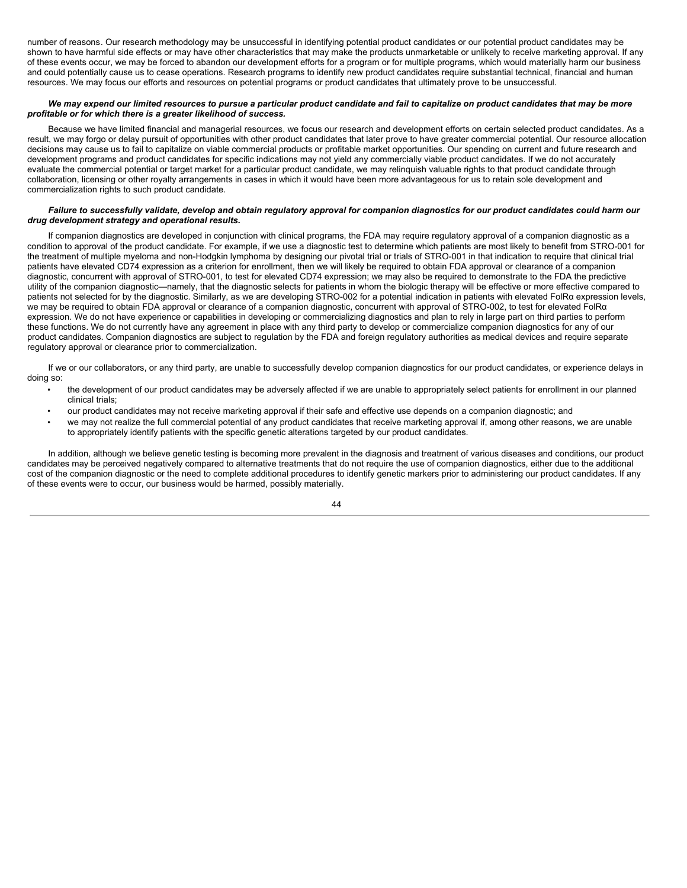number of reasons. Our research methodology may be unsuccessful in identifying potential product candidates or our potential product candidates may be shown to have harmful side effects or may have other characteristics that may make the products unmarketable or unlikely to receive marketing approval. If any of these events occur, we may be forced to abandon our development efforts for a program or for multiple programs, which would materially harm our business and could potentially cause us to cease operations. Research programs to identify new product candidates require substantial technical, financial and human resources. We may focus our efforts and resources on potential programs or product candidates that ultimately prove to be unsuccessful.

***We may expend our limited resources to pursue a particular product candidate and fail to capitalize on product candidates that may be more profitable or for which there is a greater likelihood of success.***

Because we have limited financial and managerial resources, we focus our research and development efforts on certain selected product candidates. As a result, we may forgo or delay pursuit of opportunities with other product candidates that later prove to have greater commercial potential. Our resource allocation decisions may cause us to fail to capitalize on viable commercial products or profitable market opportunities. Our spending on current and future research and development programs and product candidates for specific indications may not yield any commercially viable product candidates. If we do not accurately evaluate the commercial potential or target market for a particular product candidate, we may relinquish valuable rights to that product candidate through collaboration, licensing or other royalty arrangements in cases in which it would have been more advantageous for us to retain sole development and commercialization rights to such product candidate.

***Failure to successfully validate, develop and obtain regulatory approval for companion diagnostics for our product candidates could harm our drug development strategy and operational results.***

If companion diagnostics are developed in conjunction with clinical programs, the FDA may require regulatory approval of a companion diagnostic as a condition to approval of the product candidate. For example, if we use a diagnostic test to determine which patients are most likely to benefit from STRO-001 for the treatment of multiple myeloma and non-Hodgkin lymphoma by designing our pivotal trial or trials of STRO-001 in that indication to require that clinical trial patients have elevated CD74 expression as a criterion for enrollment, then we will likely be required to obtain FDA approval or clearance of a companion diagnostic, concurrent with approval of STRO-001, to test for elevated CD74 expression; we may also be required to demonstrate to the FDA the predictive utility of the companion diagnostic—namely, that the diagnostic selects for patients in whom the biologic therapy will be effective or more effective compared to patients not selected for by the diagnostic. Similarly, as we are developing STRO-002 for a potential indication in patients with elevated FolRα expression levels, we may be required to obtain FDA approval or clearance of a companion diagnostic, concurrent with approval of STRO-002, to test for elevated FolRα expression. We do not have experience or capabilities in developing or commercializing diagnostics and plan to rely in large part on third parties to perform these functions. We do not currently have any agreement in place with any third party to develop or commercialize companion diagnostics for any of our product candidates. Companion diagnostics are subject to regulation by the FDA and foreign regulatory authorities as medical devices and require separate regulatory approval or clearance prior to commercialization.

If we or our collaborators, or any third party, are unable to successfully develop companion diagnostics for our product candidates, or experience delays in doing so:

- the development of our product candidates may be adversely affected if we are unable to appropriately select patients for enrollment in our planned clinical trials;
- our product candidates may not receive marketing approval if their safe and effective use depends on a companion diagnostic; and
- we may not realize the full commercial potential of any product candidates that receive marketing approval if, among other reasons, we are unable to appropriately identify patients with the specific genetic alterations targeted by our product candidates.

In addition, although we believe genetic testing is becoming more prevalent in the diagnosis and treatment of various diseases and conditions, our product candidates may be perceived negatively compared to alternative treatments that do not require the use of companion diagnostics, either due to the additional cost of the companion diagnostic or the need to complete additional procedures to identify genetic markers prior to administering our product candidates. If any of these events were to occur, our business would be harmed, possibly materially.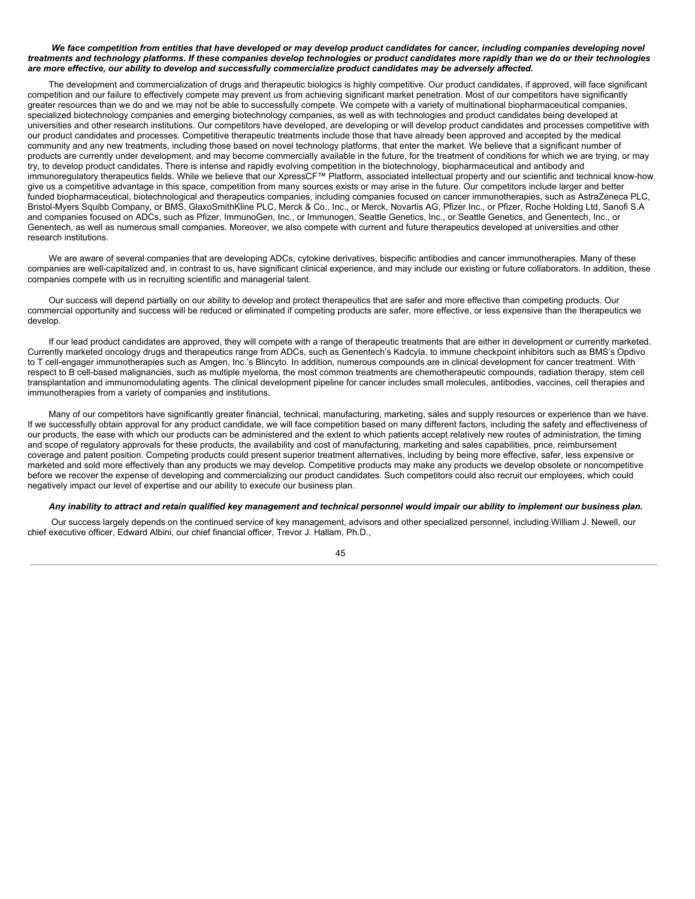***We face competition from entities that have developed or may develop product candidates for cancer, including companies developing novel treatments and technology platforms. If these companies develop technologies or product candidates more rapidly than we do or their technologies are more effective, our ability to develop and successfully commercialize product candidates may be adversely affected.***

The development and commercialization of drugs and therapeutic biologics is highly competitive. Our product candidates, if approved, will face significant competition and our failure to effectively compete may prevent us from achieving significant market penetration. Most of our competitors have significantly greater resources than we do and we may not be able to successfully compete. We compete with a variety of multinational biopharmaceutical companies, specialized biotechnology companies and emerging biotechnology companies, as well as with technologies and product candidates being developed at universities and other research institutions. Our competitors have developed, are developing or will develop product candidates and processes competitive with our product candidates and processes. Competitive therapeutic treatments include those that have already been approved and accepted by the medical community and any new treatments, including those based on novel technology platforms, that enter the market. We believe that a significant number of products are currently under development, and may become commercially available in the future, for the treatment of conditions for which we are trying, or may try, to develop product candidates. There is intense and rapidly evolving competition in the biotechnology, biopharmaceutical and antibody and immunoregulatory therapeutics fields. While we believe that our XpressCF™ Platform, associated intellectual property and our scientific and technical know-how give us a competitive advantage in this space, competition from many sources exists or may arise in the future. Our competitors include larger and better funded biopharmaceutical, biotechnological and therapeutics companies, including companies focused on cancer immunotherapies, such as AstraZeneca PLC, Bristol-Myers Squibb Company, or BMS, GlaxoSmithKline PLC, Merck & Co., Inc., or Merck, Novartis AG, Pfizer Inc., or Pfizer, Roche Holding Ltd, Sanofi S.A and companies focused on ADCs, such as Pfizer, ImmunoGen, Inc., or Immunogen, Seattle Genetics, Inc., or Seattle Genetics, and Genentech, Inc., or Genentech, as well as numerous small companies. Moreover, we also compete with current and future therapeutics developed at universities and other research institutions.

We are aware of several companies that are developing ADCs, cytokine derivatives, bispecific antibodies and cancer immunotherapies. Many of these companies are well-capitalized and, in contrast to us, have significant clinical experience, and may include our existing or future collaborators. In addition, these companies compete with us in recruiting scientific and managerial talent.

Our success will depend partially on our ability to develop and protect therapeutics that are safer and more effective than competing products. Our commercial opportunity and success will be reduced or eliminated if competing products are safer, more effective, or less expensive than the therapeutics we develop.

If our lead product candidates are approved, they will compete with a range of therapeutic treatments that are either in development or currently marketed. Currently marketed oncology drugs and therapeutics range from ADCs, such as Genentech's Kadcyla, to immune checkpoint inhibitors such as BMS's Opdivo to T cell-engager immunotherapies such as Amgen, Inc.'s Blincyto. In addition, numerous compounds are in clinical development for cancer treatment. With respect to B cell-based malignancies, such as multiple myeloma, the most common treatments are chemotherapeutic compounds, radiation therapy, stem cell transplantation and immunomodulating agents. The clinical development pipeline for cancer includes small molecules, antibodies, vaccines, cell therapies and immunotherapies from a variety of companies and institutions.

Many of our competitors have significantly greater financial, technical, manufacturing, marketing, sales and supply resources or experience than we have. If we successfully obtain approval for any product candidate, we will face competition based on many different factors, including the safety and effectiveness of our products, the ease with which our products can be administered and the extent to which patients accept relatively new routes of administration, the timing and scope of regulatory approvals for these products, the availability and cost of manufacturing, marketing and sales capabilities, price, reimbursement coverage and patent position. Competing products could present superior treatment alternatives, including by being more effective, safer, less expensive or marketed and sold more effectively than any products we may develop. Competitive products may make any products we develop obsolete or noncompetitive before we recover the expense of developing and commercializing our product candidates. Such competitors could also recruit our employees, which could negatively impact our level of expertise and our ability to execute our business plan.

***Any inability to attract and retain qualified key management and technical personnel would impair our ability to implement our business plan.***

Our success largely depends on the continued service of key management, advisors and other specialized personnel, including William J. Newell, our chief executive officer, Edward Albini, our chief financial officer, Trevor J. Hallam, Ph.D.,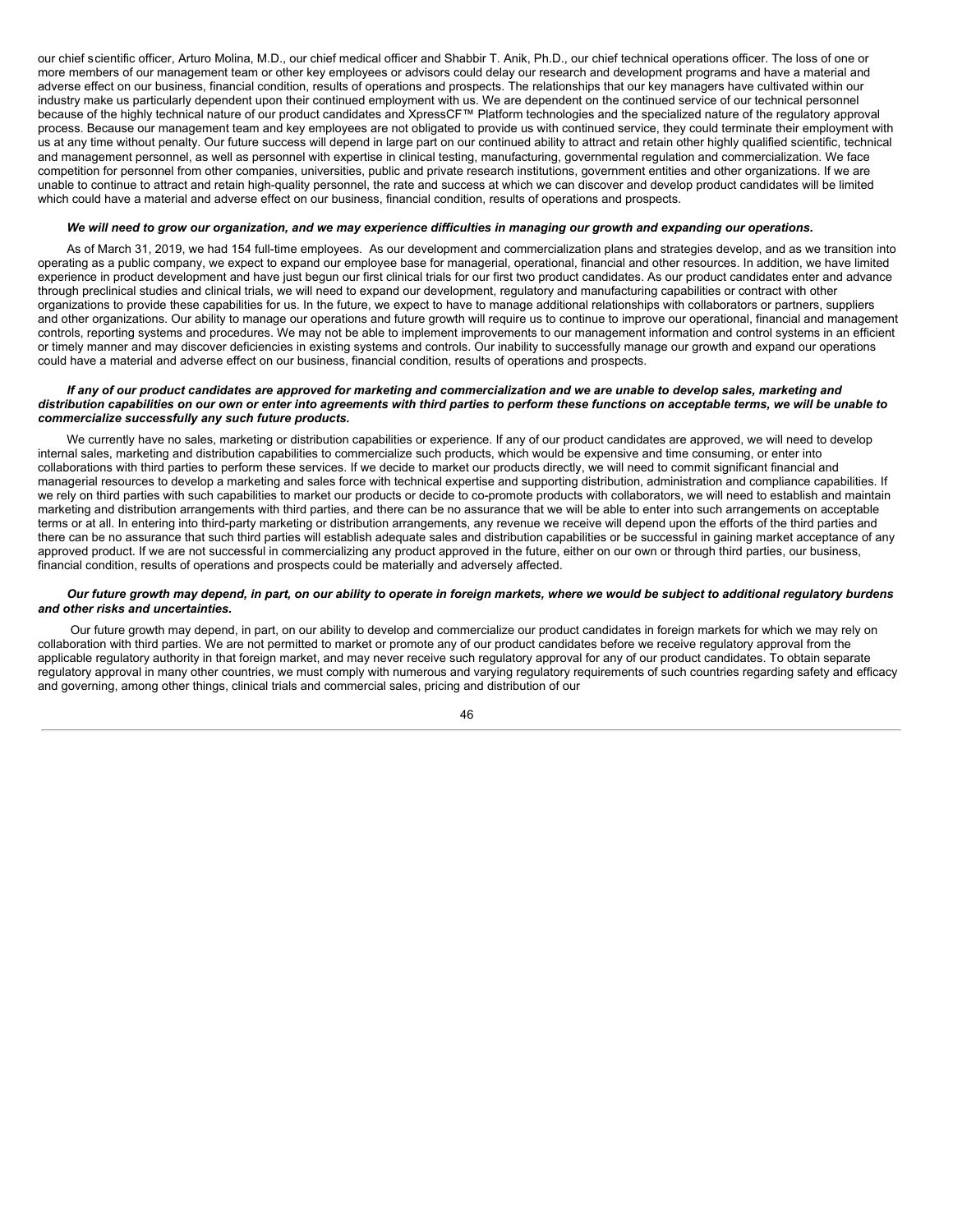our chief scientific officer, Arturo Molina, M.D., our chief medical officer and Shabbir T. Anik, Ph.D., our chief technical operations officer. The loss of one or more members of our management team or other key employees or advisors could delay our research and development programs and have a material and adverse effect on our business, financial condition, results of operations and prospects. The relationships that our key managers have cultivated within our industry make us particularly dependent upon their continued employment with us. We are dependent on the continued service of our technical personnel because of the highly technical nature of our product candidates and XpressCF™ Platform technologies and the specialized nature of the regulatory approval process. Because our management team and key employees are not obligated to provide us with continued service, they could terminate their employment with us at any time without penalty. Our future success will depend in large part on our continued ability to attract and retain other highly qualified scientific, technical and management personnel, as well as personnel with expertise in clinical testing, manufacturing, governmental regulation and commercialization. We face competition for personnel from other companies, universities, public and private research institutions, government entities and other organizations. If we are unable to continue to attract and retain high-quality personnel, the rate and success at which we can discover and develop product candidates will be limited which could have a material and adverse effect on our business, financial condition, results of operations and prospects.

***We will need to grow our organization, and we may experience difficulties in managing our growth and expanding our operations.***

As of March 31, 2019, we had 154 full-time employees. As our development and commercialization plans and strategies develop, and as we transition into operating as a public company, we expect to expand our employee base for managerial, operational, financial and other resources. In addition, we have limited experience in product development and have just begun our first clinical trials for our first two product candidates. As our product candidates enter and advance through preclinical studies and clinical trials, we will need to expand our development, regulatory and manufacturing capabilities or contract with other organizations to provide these capabilities for us. In the future, we expect to have to manage additional relationships with collaborators or partners, suppliers and other organizations. Our ability to manage our operations and future growth will require us to continue to improve our operational, financial and management controls, reporting systems and procedures. We may not be able to implement improvements to our management information and control systems in an efficient or timely manner and may discover deficiencies in existing systems and controls. Our inability to successfully manage our growth and expand our operations could have a material and adverse effect on our business, financial condition, results of operations and prospects.

***If any of our product candidates are approved for marketing and commercialization and we are unable to develop sales, marketing and distribution capabilities on our own or enter into agreements with third parties to perform these functions on acceptable terms, we will be unable to commercialize successfully any such future products.***

We currently have no sales, marketing or distribution capabilities or experience. If any of our product candidates are approved, we will need to develop internal sales, marketing and distribution capabilities to commercialize such products, which would be expensive and time consuming, or enter into collaborations with third parties to perform these services. If we decide to market our products directly, we will need to commit significant financial and managerial resources to develop a marketing and sales force with technical expertise and supporting distribution, administration and compliance capabilities. If we rely on third parties with such capabilities to market our products or decide to co-promote products with collaborators, we will need to establish and maintain marketing and distribution arrangements with third parties, and there can be no assurance that we will be able to enter into such arrangements on acceptable terms or at all. In entering into third-party marketing or distribution arrangements, any revenue we receive will depend upon the efforts of the third parties and there can be no assurance that such third parties will establish adequate sales and distribution capabilities or be successful in gaining market acceptance of any approved product. If we are not successful in commercializing any product approved in the future, either on our own or through third parties, our business, financial condition, results of operations and prospects could be materially and adversely affected.

***Our future growth may depend, in part, on our ability to operate in foreign markets, where we would be subject to additional regulatory burdens and other risks and uncertainties.***

Our future growth may depend, in part, on our ability to develop and commercialize our product candidates in foreign markets for which we may rely on collaboration with third parties. We are not permitted to market or promote any of our product candidates before we receive regulatory approval from the applicable regulatory authority in that foreign market, and may never receive such regulatory approval for any of our product candidates. To obtain separate regulatory approval in many other countries, we must comply with numerous and varying regulatory requirements of such countries regarding safety and efficacy and governing, among other things, clinical trials and commercial sales, pricing and distribution of our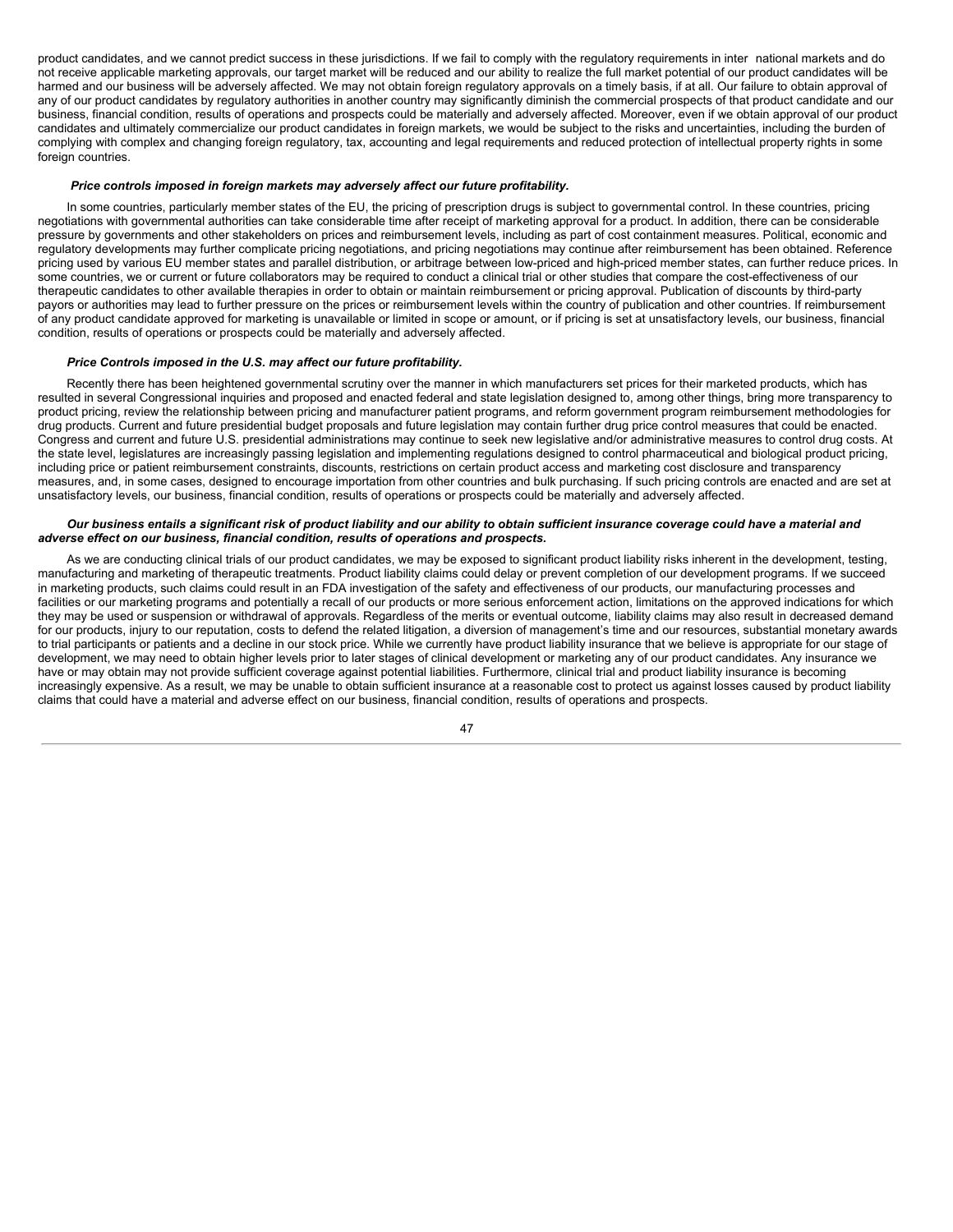product candidates, and we cannot predict success in these jurisdictions. If we fail to comply with the regulatory requirements in international markets and do not receive applicable marketing approvals, our target market will be reduced and our ability to realize the full market potential of our product candidates will be harmed and our business will be adversely affected. We may not obtain foreign regulatory approvals on a timely basis, if at all. Our failure to obtain approval of any of our product candidates by regulatory authorities in another country may significantly diminish the commercial prospects of that product candidate and our business, financial condition, results of operations and prospects could be materially and adversely affected. Moreover, even if we obtain approval of our product candidates and ultimately commercialize our product candidates in foreign markets, we would be subject to the risks and uncertainties, including the burden of complying with complex and changing foreign regulatory, tax, accounting and legal requirements and reduced protection of intellectual property rights in some foreign countries.

***Price controls imposed in foreign markets may adversely affect our future profitability.***

In some countries, particularly member states of the EU, the pricing of prescription drugs is subject to governmental control. In these countries, pricing negotiations with governmental authorities can take considerable time after receipt of marketing approval for a product. In addition, there can be considerable pressure by governments and other stakeholders on prices and reimbursement levels, including as part of cost containment measures. Political, economic and regulatory developments may further complicate pricing negotiations, and pricing negotiations may continue after reimbursement has been obtained. Reference pricing used by various EU member states and parallel distribution, or arbitrage between low-priced and high-priced member states, can further reduce prices. In some countries, we or current or future collaborators may be required to conduct a clinical trial or other studies that compare the cost-effectiveness of our therapeutic candidates to other available therapies in order to obtain or maintain reimbursement or pricing approval. Publication of discounts by third-party payors or authorities may lead to further pressure on the prices or reimbursement levels within the country of publication and other countries. If reimbursement of any product candidate approved for marketing is unavailable or limited in scope or amount, or if pricing is set at unsatisfactory levels, our business, financial condition, results of operations or prospects could be materially and adversely affected.

***Price Controls imposed in the U.S. may affect our future profitability.***

Recently there has been heightened governmental scrutiny over the manner in which manufacturers set prices for their marketed products, which has resulted in several Congressional inquiries and proposed and enacted federal and state legislation designed to, among other things, bring more transparency to product pricing, review the relationship between pricing and manufacturer patient programs, and reform government program reimbursement methodologies for drug products. Current and future presidential budget proposals and future legislation may contain further drug price control measures that could be enacted. Congress and current and future U.S. presidential administrations may continue to seek new legislative and/or administrative measures to control drug costs. At the state level, legislatures are increasingly passing legislation and implementing regulations designed to control pharmaceutical and biological product pricing, including price or patient reimbursement constraints, discounts, restrictions on certain product access and marketing cost disclosure and transparency measures, and, in some cases, designed to encourage importation from other countries and bulk purchasing. If such pricing controls are enacted and are set at unsatisfactory levels, our business, financial condition, results of operations or prospects could be materially and adversely affected.

***Our business entails a significant risk of product liability and our ability to obtain sufficient insurance coverage could have a material and adverse effect on our business, financial condition, results of operations and prospects.***

As we are conducting clinical trials of our product candidates, we may be exposed to significant product liability risks inherent in the development, testing, manufacturing and marketing of therapeutic treatments. Product liability claims could delay or prevent completion of our development programs. If we succeed in marketing products, such claims could result in an FDA investigation of the safety and effectiveness of our products, our manufacturing processes and facilities or our marketing programs and potentially a recall of our products or more serious enforcement action, limitations on the approved indications for which they may be used or suspension or withdrawal of approvals. Regardless of the merits or eventual outcome, liability claims may also result in decreased demand for our products, injury to our reputation, costs to defend the related litigation, a diversion of management's time and our resources, substantial monetary awards to trial participants or patients and a decline in our stock price. While we currently have product liability insurance that we believe is appropriate for our stage of development, we may need to obtain higher levels prior to later stages of clinical development or marketing any of our product candidates. Any insurance we have or may obtain may not provide sufficient coverage against potential liabilities. Furthermore, clinical trial and product liability insurance is becoming increasingly expensive. As a result, we may be unable to obtain sufficient insurance at a reasonable cost to protect us against losses caused by product liability claims that could have a material and adverse effect on our business, financial condition, results of operations and prospects.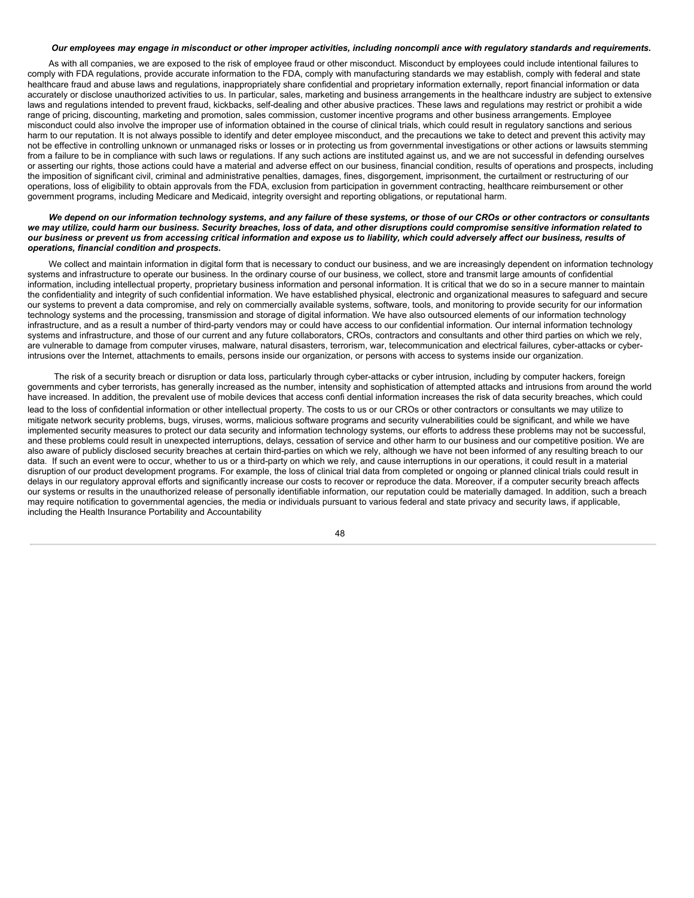***Our employees may engage in misconduct or other improper activities, including noncompli ance with regulatory standards and requirements.***

As with all companies, we are exposed to the risk of employee fraud or other misconduct. Misconduct by employees could include intentional failures to comply with FDA regulations, provide accurate information to the FDA, comply with manufacturing standards we may establish, comply with federal and state healthcare fraud and abuse laws and regulations, inappropriately share confidential and proprietary information externally, report financial information or data accurately or disclose unauthorized activities to us. In particular, sales, marketing and business arrangements in the healthcare industry are subject to extensive laws and regulations intended to prevent fraud, kickbacks, self-dealing and other abusive practices. These laws and regulations may restrict or prohibit a wide range of pricing, discounting, marketing and promotion, sales commission, customer incentive programs and other business arrangements. Employee misconduct could also involve the improper use of information obtained in the course of clinical trials, which could result in regulatory sanctions and serious harm to our reputation. It is not always possible to identify and deter employee misconduct, and the precautions we take to detect and prevent this activity may not be effective in controlling unknown or unmanaged risks or losses or in protecting us from governmental investigations or other actions or lawsuits stemming from a failure to be in compliance with such laws or regulations. If any such actions are instituted against us, and we are not successful in defending ourselves or asserting our rights, those actions could have a material and adverse effect on our business, financial condition, results of operations and prospects, including the imposition of significant civil, criminal and administrative penalties, damages, fines, disgorgement, imprisonment, the curtailment or restructuring of our operations, loss of eligibility to obtain approvals from the FDA, exclusion from participation in government contracting, healthcare reimbursement or other government programs, including Medicare and Medicaid, integrity oversight and reporting obligations, or reputational harm.

***We depend on our information technology systems, and any failure of these systems, or those of our CROs or other contractors or consultants we may utilize, could harm our business. Security breaches, loss of data, and other disruptions could compromise sensitive information related to our business or prevent us from accessing critical information and expose us to liability, which could adversely affect our business, results of operations, financial condition and prospects.***

We collect and maintain information in digital form that is necessary to conduct our business, and we are increasingly dependent on information technology systems and infrastructure to operate our business. In the ordinary course of our business, we collect, store and transmit large amounts of confidential information, including intellectual property, proprietary business information and personal information. It is critical that we do so in a secure manner to maintain the confidentiality and integrity of such confidential information. We have established physical, electronic and organizational measures to safeguard and secure our systems to prevent a data compromise, and rely on commercially available systems, software, tools, and monitoring to provide security for our information technology systems and the processing, transmission and storage of digital information. We have also outsourced elements of our information technology infrastructure, and as a result a number of third-party vendors may or could have access to our confidential information. Our internal information technology systems and infrastructure, and those of our current and any future collaborators, CROs, contractors and consultants and other third parties on which we rely, are vulnerable to damage from computer viruses, malware, natural disasters, terrorism, war, telecommunication and electrical failures, cyber-attacks or cyber-intrusions over the Internet, attachments to emails, persons inside our organization, or persons with access to systems inside our organization.

The risk of a security breach or disruption or data loss, particularly through cyber-attacks or cyber intrusion, including by computer hackers, foreign governments and cyber terrorists, has generally increased as the number, intensity and sophistication of attempted attacks and intrusions from around the world have increased. In addition, the prevalent use of mobile devices that access confi dential information increases the risk of data security breaches, which could lead to the loss of confidential information or other intellectual property. The costs to us or our CROs or other contractors or consultants we may utilize to mitigate network security problems, bugs, viruses, worms, malicious software programs and security vulnerabilities could be significant, and while we have implemented security measures to protect our data security and information technology systems, our efforts to address these problems may not be successful, and these problems could result in unexpected interruptions, delays, cessation of service and other harm to our business and our competitive position. We are also aware of publicly disclosed security breaches at certain third-parties on which we rely, although we have not been informed of any resulting breach to our data. If such an event were to occur, whether to us or a third-party on which we rely, and cause interruptions in our operations, it could result in a material disruption of our product development programs. For example, the loss of clinical trial data from completed or ongoing or planned clinical trials could result in delays in our regulatory approval efforts and significantly increase our costs to recover or reproduce the data. Moreover, if a computer security breach affects our systems or results in the unauthorized release of personally identifiable information, our reputation could be materially damaged. In addition, such a breach may require notification to governmental agencies, the media or individuals pursuant to various federal and state privacy and security laws, if applicable, including the Health Insurance Portability and Accountability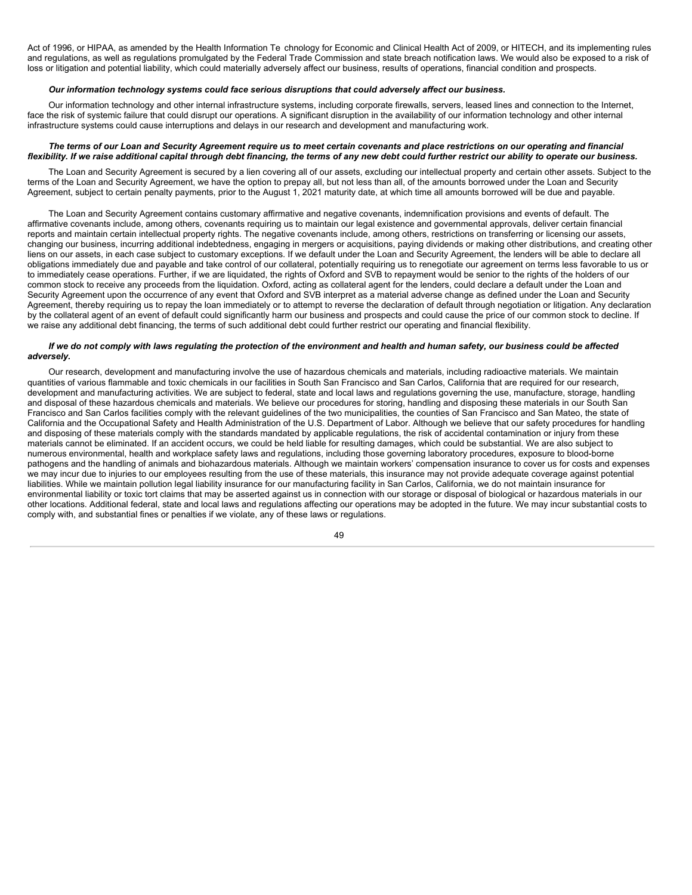Act of 1996, or HIPAA, as amended by the Health Information Te chnology for Economic and Clinical Health Act of 2009, or HITECH, and its implementing rules and regulations, as well as regulations promulgated by the Federal Trade Commission and state breach notification laws. We would also be exposed to a risk of loss or litigation and potential liability, which could materially adversely affect our business, results of operations, financial condition and prospects.

***Our information technology systems could face serious disruptions that could adversely affect our business.***

Our information technology and other internal infrastructure systems, including corporate firewalls, servers, leased lines and connection to the Internet, face the risk of systemic failure that could disrupt our operations. A significant disruption in the availability of our information technology and other internal infrastructure systems could cause interruptions and delays in our research and development and manufacturing work.

***The terms of our Loan and Security Agreement require us to meet certain covenants and place restrictions on our operating and financial flexibility. If we raise additional capital through debt financing, the terms of any new debt could further restrict our ability to operate our business.***

The Loan and Security Agreement is secured by a lien covering all of our assets, excluding our intellectual property and certain other assets. Subject to the terms of the Loan and Security Agreement, we have the option to prepay all, but not less than all, of the amounts borrowed under the Loan and Security Agreement, subject to certain penalty payments, prior to the August 1, 2021 maturity date, at which time all amounts borrowed will be due and payable.

The Loan and Security Agreement contains customary affirmative and negative covenants, indemnification provisions and events of default. The affirmative covenants include, among others, covenants requiring us to maintain our legal existence and governmental approvals, deliver certain financial reports and maintain certain intellectual property rights. The negative covenants include, among others, restrictions on transferring or licensing our assets, changing our business, incurring additional indebtedness, engaging in mergers or acquisitions, paying dividends or making other distributions, and creating other liens on our assets, in each case subject to customary exceptions. If we default under the Loan and Security Agreement, the lenders will be able to declare all obligations immediately due and payable and take control of our collateral, potentially requiring us to renegotiate our agreement on terms less favorable to us or to immediately cease operations. Further, if we are liquidated, the rights of Oxford and SVB to repayment would be senior to the rights of the holders of our common stock to receive any proceeds from the liquidation. Oxford, acting as collateral agent for the lenders, could declare a default under the Loan and Security Agreement upon the occurrence of any event that Oxford and SVB interpret as a material adverse change as defined under the Loan and Security Agreement, thereby requiring us to repay the loan immediately or to attempt to reverse the declaration of default through negotiation or litigation. Any declaration by the collateral agent of an event of default could significantly harm our business and prospects and could cause the price of our common stock to decline. If we raise any additional debt financing, the terms of such additional debt could further restrict our operating and financial flexibility.

***If we do not comply with laws regulating the protection of the environment and health and human safety, our business could be affected adversely.***

Our research, development and manufacturing involve the use of hazardous chemicals and materials, including radioactive materials. We maintain quantities of various flammable and toxic chemicals in our facilities in South San Francisco and San Carlos, California that are required for our research, development and manufacturing activities. We are subject to federal, state and local laws and regulations governing the use, manufacture, storage, handling and disposal of these hazardous chemicals and materials. We believe our procedures for storing, handling and disposing these materials in our South San Francisco and San Carlos facilities comply with the relevant guidelines of the two municipalities, the counties of San Francisco and San Mateo, the state of California and the Occupational Safety and Health Administration of the U.S. Department of Labor. Although we believe that our safety procedures for handling and disposing of these materials comply with the standards mandated by applicable regulations, the risk of accidental contamination or injury from these materials cannot be eliminated. If an accident occurs, we could be held liable for resulting damages, which could be substantial. We are also subject to numerous environmental, health and workplace safety laws and regulations, including those governing laboratory procedures, exposure to blood-borne pathogens and the handling of animals and biohazardous materials. Although we maintain workers' compensation insurance to cover us for costs and expenses we may incur due to injuries to our employees resulting from the use of these materials, this insurance may not provide adequate coverage against potential liabilities. While we maintain pollution legal liability insurance for our manufacturing facility in San Carlos, California, we do not maintain insurance for environmental liability or toxic tort claims that may be asserted against us in connection with our storage or disposal of biological or hazardous materials in our other locations. Additional federal, state and local laws and regulations affecting our operations may be adopted in the future. We may incur substantial costs to comply with, and substantial fines or penalties if we violate, any of these laws or regulations.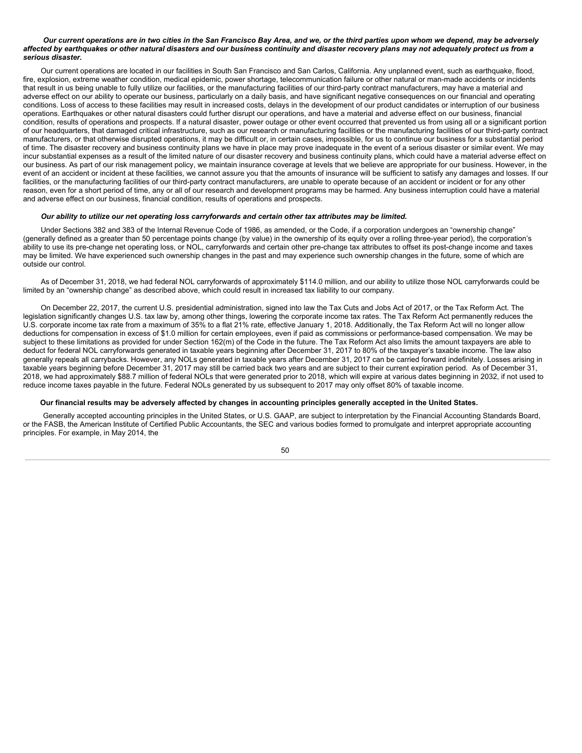***Our current operations are in two cities in the San Francisco Bay Area, and we, or the third parties upon whom we depend, may be adversely affected by earthquakes or other natural disasters and our business continuity and disaster recovery plans may not adequately protect us from a serious disaster.***

Our current operations are located in our facilities in South San Francisco and San Carlos, California. Any unplanned event, such as earthquake, flood, fire, explosion, extreme weather condition, medical epidemic, power shortage, telecommunication failure or other natural or man-made accidents or incidents that result in us being unable to fully utilize our facilities, or the manufacturing facilities of our third-party contract manufacturers, may have a material and adverse effect on our ability to operate our business, particularly on a daily basis, and have significant negative consequences on our financial and operating conditions. Loss of access to these facilities may result in increased costs, delays in the development of our product candidates or interruption of our business operations. Earthquakes or other natural disasters could further disrupt our operations, and have a material and adverse effect on our business, financial condition, results of operations and prospects. If a natural disaster, power outage or other event occurred that prevented us from using all or a significant portion of our headquarters, that damaged critical infrastructure, such as our research or manufacturing facilities or the manufacturing facilities of our third-party contract manufacturers, or that otherwise disrupted operations, it may be difficult or, in certain cases, impossible, for us to continue our business for a substantial period of time. The disaster recovery and business continuity plans we have in place may prove inadequate in the event of a serious disaster or similar event. We may incur substantial expenses as a result of the limited nature of our disaster recovery and business continuity plans, which could have a material adverse effect on our business. As part of our risk management policy, we maintain insurance coverage at levels that we believe are appropriate for our business. However, in the event of an accident or incident at these facilities, we cannot assure you that the amounts of insurance will be sufficient to satisfy any damages and losses. If our facilities, or the manufacturing facilities of our third-party contract manufacturers, are unable to operate because of an accident or incident or for any other reason, even for a short period of time, any or all of our research and development programs may be harmed. Any business interruption could have a material and adverse effect on our business, financial condition, results of operations and prospects.

***Our ability to utilize our net operating loss carryforwards and certain other tax attributes may be limited.***

Under Sections 382 and 383 of the Internal Revenue Code of 1986, as amended, or the Code, if a corporation undergoes an "ownership change" (generally defined as a greater than 50 percentage points change (by value) in the ownership of its equity over a rolling three-year period), the corporation's ability to use its pre-change net operating loss, or NOL, carryforwards and certain other pre-change tax attributes to offset its post-change income and taxes may be limited. We have experienced such ownership changes in the past and may experience such ownership changes in the future, some of which are outside our control.

As of December 31, 2018, we had federal NOL carryforwards of approximately $114.0 million, and our ability to utilize those NOL carryforwards could be limited by an "ownership change" as described above, which could result in increased tax liability to our company.

On December 22, 2017, the current U.S. presidential administration, signed into law the Tax Cuts and Jobs Act of 2017, or the Tax Reform Act. The legislation significantly changes U.S. tax law by, among other things, lowering the corporate income tax rates. The Tax Reform Act permanently reduces the U.S. corporate income tax rate from a maximum of 35% to a flat 21% rate, effective January 1, 2018. Additionally, the Tax Reform Act will no longer allow deductions for compensation in excess of $1.0 million for certain employees, even if paid as commissions or performance-based compensation. We may be subject to these limitations as provided for under Section 162(m) of the Code in the future. The Tax Reform Act also limits the amount taxpayers are able to deduct for federal NOL carryforwards generated in taxable years beginning after December 31, 2017 to 80% of the taxpayer's taxable income. The law also generally repeals all carrybacks. However, any NOLs generated in taxable years after December 31, 2017 can be carried forward indefinitely. Losses arising in taxable years beginning before December 31, 2017 may still be carried back two years and are subject to their current expiration period. As of December 31, 2018, we had approximately $88.7 million of federal NOLs that were generated prior to 2018, which will expire at various dates beginning in 2032, if not used to reduce income taxes payable in the future. Federal NOLs generated by us subsequent to 2017 may only offset 80% of taxable income.

**Our financial results may be adversely affected by changes in accounting principles generally accepted in the United States.**

Generally accepted accounting principles in the United States, or U.S. GAAP, are subject to interpretation by the Financial Accounting Standards Board, or the FASB, the American Institute of Certified Public Accountants, the SEC and various bodies formed to promulgate and interpret appropriate accounting principles. For example, in May 2014, the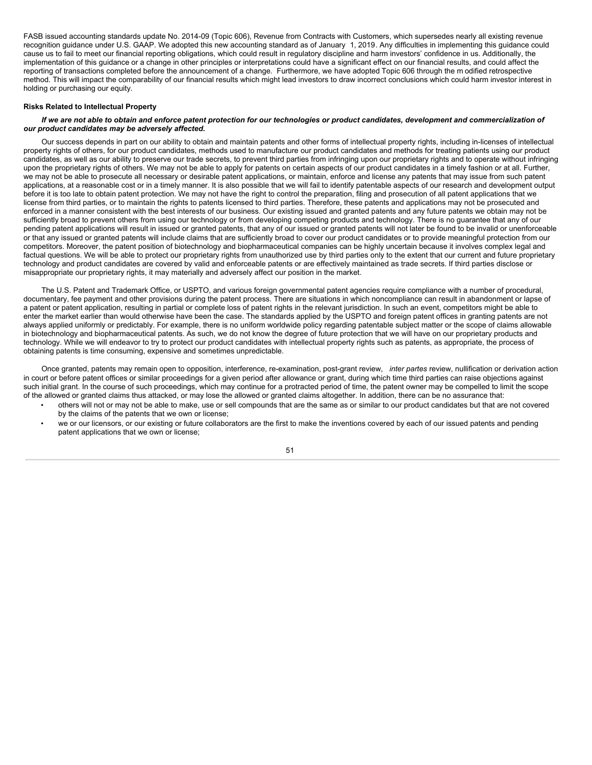FASB issued accounting standards update No. 2014-09 (Topic 606), Revenue from Contracts with Customers, which supersedes nearly all existing revenue recognition guidance under U.S. GAAP. We adopted this new accounting standard as of January 1, 2019. Any difficulties in implementing this guidance could cause us to fail to meet our financial reporting obligations, which could result in regulatory discipline and harm investors' confidence in us. Additionally, the implementation of this guidance or a change in other principles or interpretations could have a significant effect on our financial results, and could affect the reporting of transactions completed before the announcement of a change. Furthermore, we have adopted Topic 606 through the modified retrospective method. This will impact the comparability of our financial results which might lead investors to draw incorrect conclusions which could harm investor interest in holding or purchasing our equity.

**Risks Related to Intellectual Property**

***If we are not able to obtain and enforce patent protection for our technologies or product candidates, development and commercialization of our product candidates may be adversely affected.***

Our success depends in part on our ability to obtain and maintain patents and other forms of intellectual property rights, including in-licenses of intellectual property rights of others, for our product candidates, methods used to manufacture our product candidates and methods for treating patients using our product candidates, as well as our ability to preserve our trade secrets, to prevent third parties from infringing upon our proprietary rights and to operate without infringing upon the proprietary rights of others. We may not be able to apply for patents on certain aspects of our product candidates in a timely fashion or at all. Further, we may not be able to prosecute all necessary or desirable patent applications, or maintain, enforce and license any patents that may issue from such patent applications, at a reasonable cost or in a timely manner. It is also possible that we will fail to identify patentable aspects of our research and development output before it is too late to obtain patent protection. We may not have the right to control the preparation, filing and prosecution of all patent applications that we license from third parties, or to maintain the rights to patents licensed to third parties. Therefore, these patents and applications may not be prosecuted and enforced in a manner consistent with the best interests of our business. Our existing issued and granted patents and any future patents we obtain may not be sufficiently broad to prevent others from using our technology or from developing competing products and technology. There is no guarantee that any of our pending patent applications will result in issued or granted patents, that any of our issued or granted patents will not later be found to be invalid or unenforceable or that any issued or granted patents will include claims that are sufficiently broad to cover our product candidates or to provide meaningful protection from our competitors. Moreover, the patent position of biotechnology and biopharmaceutical companies can be highly uncertain because it involves complex legal and factual questions. We will be able to protect our proprietary rights from unauthorized use by third parties only to the extent that our current and future proprietary technology and product candidates are covered by valid and enforceable patents or are effectively maintained as trade secrets. If third parties disclose or misappropriate our proprietary rights, it may materially and adversely affect our position in the market.

The U.S. Patent and Trademark Office, or USPTO, and various foreign governmental patent agencies require compliance with a number of procedural, documentary, fee payment and other provisions during the patent process. There are situations in which noncompliance can result in abandonment or lapse of a patent or patent application, resulting in partial or complete loss of patent rights in the relevant jurisdiction. In such an event, competitors might be able to enter the market earlier than would otherwise have been the case. The standards applied by the USPTO and foreign patent offices in granting patents are not always applied uniformly or predictably. For example, there is no uniform worldwide policy regarding patentable subject matter or the scope of claims allowable in biotechnology and biopharmaceutical patents. As such, we do not know the degree of future protection that we will have on our proprietary products and technology. While we will endeavor to try to protect our product candidates with intellectual property rights such as patents, as appropriate, the process of obtaining patents is time consuming, expensive and sometimes unpredictable.

Once granted, patents may remain open to opposition, interference, re-examination, post-grant review, *inter partes* review, nullification or derivation action in court or before patent offices or similar proceedings for a given period after allowance or grant, during which time third parties can raise objections against such initial grant. In the course of such proceedings, which may continue for a protracted period of time, the patent owner may be compelled to limit the scope of the allowed or granted claims thus attacked, or may lose the allowed or granted claims altogether. In addition, there can be no assurance that:

- others will not or may not be able to make, use or sell compounds that are the same as or similar to our product candidates but that are not covered by the claims of the patents that we own or license;
- we or our licensors, or our existing or future collaborators are the first to make the inventions covered by each of our issued patents and pending patent applications that we own or license;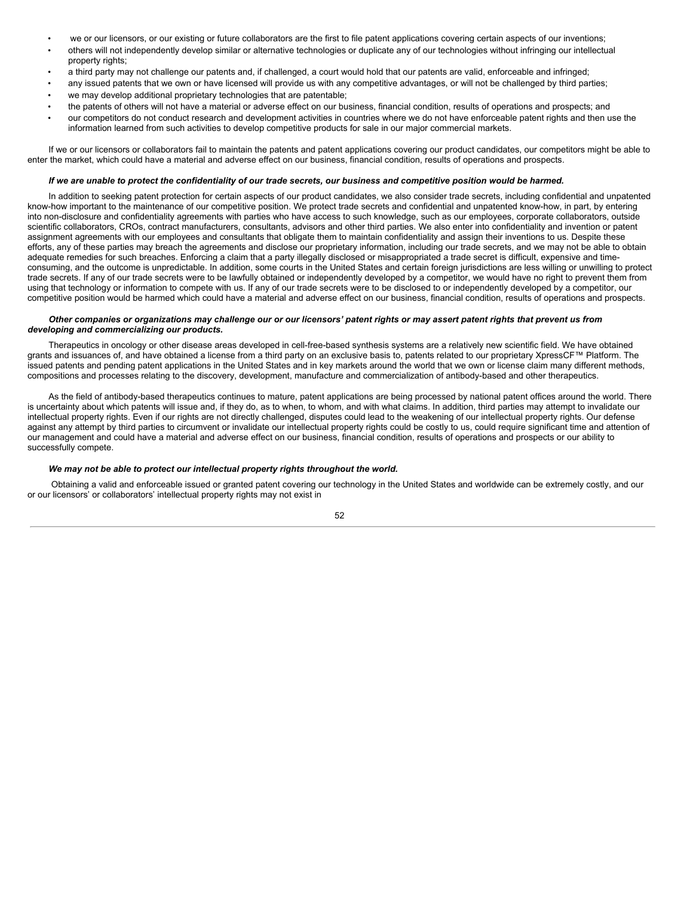- we or our licensors, or our existing or future collaborators are the first to file patent applications covering certain aspects of our inventions;
- others will not independently develop similar or alternative technologies or duplicate any of our technologies without infringing our intellectual property rights;
- a third party may not challenge our patents and, if challenged, a court would hold that our patents are valid, enforceable and infringed;
- any issued patents that we own or have licensed will provide us with any competitive advantages, or will not be challenged by third parties;
- we may develop additional proprietary technologies that are patentable;
- the patents of others will not have a material or adverse effect on our business, financial condition, results of operations and prospects; and
- our competitors do not conduct research and development activities in countries where we do not have enforceable patent rights and then use the information learned from such activities to develop competitive products for sale in our major commercial markets.

If we or our licensors or collaborators fail to maintain the patents and patent applications covering our product candidates, our competitors might be able to enter the market, which could have a material and adverse effect on our business, financial condition, results of operations and prospects.

***If we are unable to protect the confidentiality of our trade secrets, our business and competitive position would be harmed.***

In addition to seeking patent protection for certain aspects of our product candidates, we also consider trade secrets, including confidential and unpatented know-how important to the maintenance of our competitive position. We protect trade secrets and confidential and unpatented know-how, in part, by entering into non-disclosure and confidentiality agreements with parties who have access to such knowledge, such as our employees, corporate collaborators, outside scientific collaborators, CROs, contract manufacturers, consultants, advisors and other third parties. We also enter into confidentiality and invention or patent assignment agreements with our employees and consultants that obligate them to maintain confidentiality and assign their inventions to us. Despite these efforts, any of these parties may breach the agreements and disclose our proprietary information, including our trade secrets, and we may not be able to obtain adequate remedies for such breaches. Enforcing a claim that a party illegally disclosed or misappropriated a trade secret is difficult, expensive and time-consuming, and the outcome is unpredictable. In addition, some courts in the United States and certain foreign jurisdictions are less willing or unwilling to protect trade secrets. If any of our trade secrets were to be lawfully obtained or independently developed by a competitor, we would have no right to prevent them from using that technology or information to compete with us. If any of our trade secrets were to be disclosed to or independently developed by a competitor, our competitive position would be harmed which could have a material and adverse effect on our business, financial condition, results of operations and prospects.

***Other companies or organizations may challenge our or our licensors' patent rights or may assert patent rights that prevent us from developing and commercializing our products.***

Therapeutics in oncology or other disease areas developed in cell-free-based synthesis systems are a relatively new scientific field. We have obtained grants and issuances of, and have obtained a license from a third party on an exclusive basis to, patents related to our proprietary XpressCF™ Platform. The issued patents and pending patent applications in the United States and in key markets around the world that we own or license claim many different methods, compositions and processes relating to the discovery, development, manufacture and commercialization of antibody-based and other therapeutics.

As the field of antibody-based therapeutics continues to mature, patent applications are being processed by national patent offices around the world. There is uncertainty about which patents will issue and, if they do, as to when, to whom, and with what claims. In addition, third parties may attempt to invalidate our intellectual property rights. Even if our rights are not directly challenged, disputes could lead to the weakening of our intellectual property rights. Our defense against any attempt by third parties to circumvent or invalidate our intellectual property rights could be costly to us, could require significant time and attention of our management and could have a material and adverse effect on our business, financial condition, results of operations and prospects or our ability to successfully compete.

***We may not be able to protect our intellectual property rights throughout the world.***

Obtaining a valid and enforceable issued or granted patent covering our technology in the United States and worldwide can be extremely costly, and our or our licensors' or collaborators' intellectual property rights may not exist in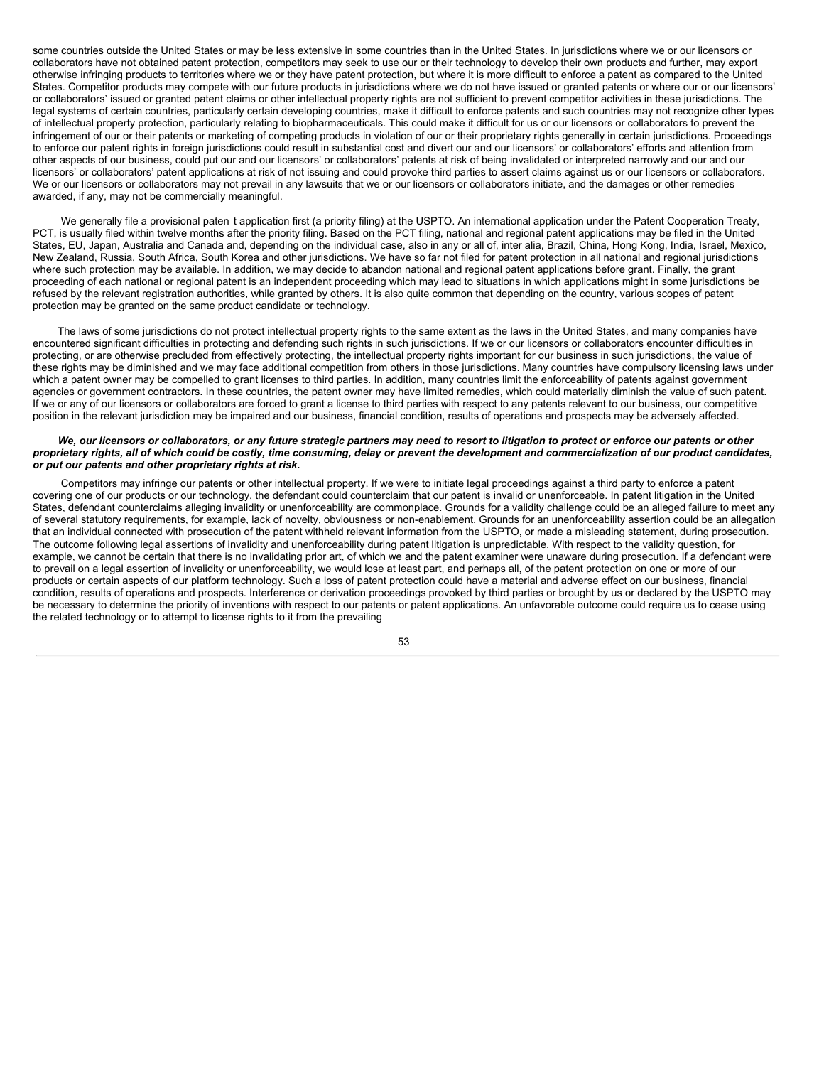some countries outside the United States or may be less extensive in some countries than in the United States. In jurisdictions where we or our licensors or collaborators have not obtained patent protection, competitors may seek to use our or their technology to develop their own products and further, may export otherwise infringing products to territories where we or they have patent protection, but where it is more difficult to enforce a patent as compared to the United States. Competitor products may compete with our future products in jurisdictions where we do not have issued or granted patents or where our or our licensors' or collaborators' issued or granted patent claims or other intellectual property rights are not sufficient to prevent competitor activities in these jurisdictions. The legal systems of certain countries, particularly certain developing countries, make it difficult to enforce patents and such countries may not recognize other types of intellectual property protection, particularly relating to biopharmaceuticals. This could make it difficult for us or our licensors or collaborators to prevent the infringement of our or their patents or marketing of competing products in violation of our or their proprietary rights generally in certain jurisdictions. Proceedings to enforce our patent rights in foreign jurisdictions could result in substantial cost and divert our and our licensors' or collaborators' efforts and attention from other aspects of our business, could put our and our licensors' or collaborators' patents at risk of being invalidated or interpreted narrowly and our and our licensors' or collaborators' patent applications at risk of not issuing and could provoke third parties to assert claims against us or our licensors or collaborators. We or our licensors or collaborators may not prevail in any lawsuits that we or our licensors or collaborators initiate, and the damages or other remedies awarded, if any, may not be commercially meaningful.

We generally file a provisional paten t application first (a priority filing) at the USPTO. An international application under the Patent Cooperation Treaty, PCT, is usually filed within twelve months after the priority filing. Based on the PCT filing, national and regional patent applications may be filed in the United States, EU, Japan, Australia and Canada and, depending on the individual case, also in any or all of, inter alia, Brazil, China, Hong Kong, India, Israel, Mexico, New Zealand, Russia, South Africa, South Korea and other jurisdictions. We have so far not filed for patent protection in all national and regional jurisdictions where such protection may be available. In addition, we may decide to abandon national and regional patent applications before grant. Finally, the grant proceeding of each national or regional patent is an independent proceeding which may lead to situations in which applications might in some jurisdictions be refused by the relevant registration authorities, while granted by others. It is also quite common that depending on the country, various scopes of patent protection may be granted on the same product candidate or technology.

The laws of some jurisdictions do not protect intellectual property rights to the same extent as the laws in the United States, and many companies have encountered significant difficulties in protecting and defending such rights in such jurisdictions. If we or our licensors or collaborators encounter difficulties in protecting, or are otherwise precluded from effectively protecting, the intellectual property rights important for our business in such jurisdictions, the value of these rights may be diminished and we may face additional competition from others in those jurisdictions. Many countries have compulsory licensing laws under which a patent owner may be compelled to grant licenses to third parties. In addition, many countries limit the enforceability of patents against government agencies or government contractors. In these countries, the patent owner may have limited remedies, which could materially diminish the value of such patent. If we or any of our licensors or collaborators are forced to grant a license to third parties with respect to any patents relevant to our business, our competitive position in the relevant jurisdiction may be impaired and our business, financial condition, results of operations and prospects may be adversely affected.

***We, our licensors or collaborators, or any future strategic partners may need to resort to litigation to protect or enforce our patents or other proprietary rights, all of which could be costly, time consuming, delay or prevent the development and commercialization of our product candidates, or put our patents and other proprietary rights at risk.***

Competitors may infringe our patents or other intellectual property. If we were to initiate legal proceedings against a third party to enforce a patent covering one of our products or our technology, the defendant could counterclaim that our patent is invalid or unenforceable. In patent litigation in the United States, defendant counterclaims alleging invalidity or unenforceability are commonplace. Grounds for a validity challenge could be an alleged failure to meet any of several statutory requirements, for example, lack of novelty, obviousness or non-enablement. Grounds for an unenforceability assertion could be an allegation that an individual connected with prosecution of the patent withheld relevant information from the USPTO, or made a misleading statement, during prosecution. The outcome following legal assertions of invalidity and unenforceability during patent litigation is unpredictable. With respect to the validity question, for example, we cannot be certain that there is no invalidating prior art, of which we and the patent examiner were unaware during prosecution. If a defendant were to prevail on a legal assertion of invalidity or unenforceability, we would lose at least part, and perhaps all, of the patent protection on one or more of our products or certain aspects of our platform technology. Such a loss of patent protection could have a material and adverse effect on our business, financial condition, results of operations and prospects. Interference or derivation proceedings provoked by third parties or brought by us or declared by the USPTO may be necessary to determine the priority of inventions with respect to our patents or patent applications. An unfavorable outcome could require us to cease using the related technology or to attempt to license rights to it from the prevailing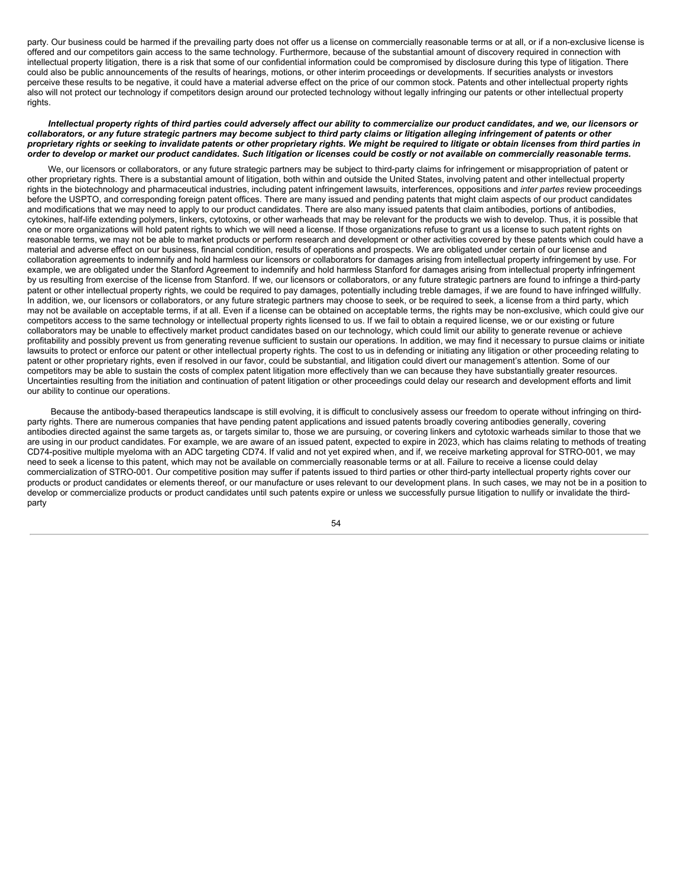party. Our business could be harmed if the prevailing party does not offer us a license on commercially reasonable terms or at all, or if a non-exclusive license is offered and our competitors gain access to the same technology. Furthermore, because of the substantial amount of discovery required in connection with intellectual property litigation, there is a risk that some of our confidential information could be compromised by disclosure during this type of litigation. There could also be public announcements of the results of hearings, motions, or other interim proceedings or developments. If securities analysts or investors perceive these results to be negative, it could have a material adverse effect on the price of our common stock. Patents and other intellectual property rights also will not protect our technology if competitors design around our protected technology without legally infringing our patents or other intellectual property rights.

***Intellectual property rights of third parties could adversely affect our ability to commercialize our product candidates, and we, our licensors or collaborators, or any future strategic partners may become subject to third party claims or litigation alleging infringement of patents or other proprietary rights or seeking to invalidate patents or other proprietary rights. We might be required to litigate or obtain licenses from third parties in order to develop or market our product candidates. Such litigation or licenses could be costly or not available on commercially reasonable terms.***

We, our licensors or collaborators, or any future strategic partners may be subject to third-party claims for infringement or misappropriation of patent or other proprietary rights. There is a substantial amount of litigation, both within and outside the United States, involving patent and other intellectual property rights in the biotechnology and pharmaceutical industries, including patent infringement lawsuits, interferences, oppositions and *inter partes* review proceedings before the USPTO, and corresponding foreign patent offices. There are many issued and pending patents that might claim aspects of our product candidates and modifications that we may need to apply to our product candidates. There are also many issued patents that claim antibodies, portions of antibodies, cytokines, half-life extending polymers, linkers, cytotoxins, or other warheads that may be relevant for the products we wish to develop. Thus, it is possible that one or more organizations will hold patent rights to which we will need a license. If those organizations refuse to grant us a license to such patent rights on reasonable terms, we may not be able to market products or perform research and development or other activities covered by these patents which could have a material and adverse effect on our business, financial condition, results of operations and prospects. We are obligated under certain of our license and collaboration agreements to indemnify and hold harmless our licensors or collaborators for damages arising from intellectual property infringement by use. For example, we are obligated under the Stanford Agreement to indemnify and hold harmless Stanford for damages arising from intellectual property infringement by us resulting from exercise of the license from Stanford. If we, our licensors or collaborators, or any future strategic partners are found to infringe a third-party patent or other intellectual property rights, we could be required to pay damages, potentially including treble damages, if we are found to have infringed willfully. In addition, we, our licensors or collaborators, or any future strategic partners may choose to seek, or be required to seek, a license from a third party, which may not be available on acceptable terms, if at all. Even if a license can be obtained on acceptable terms, the rights may be non-exclusive, which could give our competitors access to the same technology or intellectual property rights licensed to us. If we fail to obtain a required license, we or our existing or future collaborators may be unable to effectively market product candidates based on our technology, which could limit our ability to generate revenue or achieve profitability and possibly prevent us from generating revenue sufficient to sustain our operations. In addition, we may find it necessary to pursue claims or initiate lawsuits to protect or enforce our patent or other intellectual property rights. The cost to us in defending or initiating any litigation or other proceeding relating to patent or other proprietary rights, even if resolved in our favor, could be substantial, and litigation could divert our management's attention. Some of our competitors may be able to sustain the costs of complex patent litigation more effectively than we can because they have substantially greater resources. Uncertainties resulting from the initiation and continuation of patent litigation or other proceedings could delay our research and development efforts and limit our ability to continue our operations.

Because the antibody-based therapeutics landscape is still evolving, it is difficult to conclusively assess our freedom to operate without infringing on third-party rights. There are numerous companies that have pending patent applications and issued patents broadly covering antibodies generally, covering antibodies directed against the same targets as, or targets similar to, those we are pursuing, or covering linkers and cytotoxic warheads similar to those that we are using in our product candidates. For example, we are aware of an issued patent, expected to expire in 2023, which has claims relating to methods of treating CD74-positive multiple myeloma with an ADC targeting CD74. If valid and not yet expired when, and if, we receive marketing approval for STRO-001, we may need to seek a license to this patent, which may not be available on commercially reasonable terms or at all. Failure to receive a license could delay commercialization of STRO-001. Our competitive position may suffer if patents issued to third parties or other third-party intellectual property rights cover our products or product candidates or elements thereof, or our manufacture or uses relevant to our development plans. In such cases, we may not be in a position to develop or commercialize products or product candidates until such patents expire or unless we successfully pursue litigation to nullify or invalidate the third-party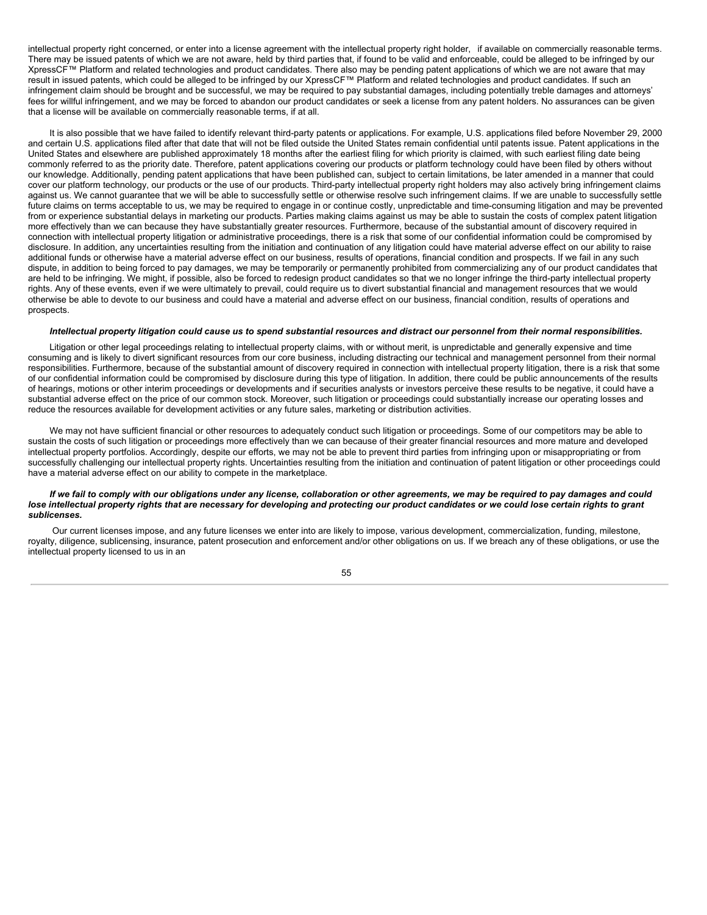intellectual property right concerned, or enter into a license agreement with the intellectual property right holder, if available on commercially reasonable terms. There may be issued patents of which we are not aware, held by third parties that, if found to be valid and enforceable, could be alleged to be infringed by our XpressCF™ Platform and related technologies and product candidates. There also may be pending patent applications of which we are not aware that may result in issued patents, which could be alleged to be infringed by our XpressCF™ Platform and related technologies and product candidates. If such an infringement claim should be brought and be successful, we may be required to pay substantial damages, including potentially treble damages and attorneys' fees for willful infringement, and we may be forced to abandon our product candidates or seek a license from any patent holders. No assurances can be given that a license will be available on commercially reasonable terms, if at all.

It is also possible that we have failed to identify relevant third-party patents or applications. For example, U.S. applications filed before November 29, 2000 and certain U.S. applications filed after that date that will not be filed outside the United States remain confidential until patents issue. Patent applications in the United States and elsewhere are published approximately 18 months after the earliest filing for which priority is claimed, with such earliest filing date being commonly referred to as the priority date. Therefore, patent applications covering our products or platform technology could have been filed by others without our knowledge. Additionally, pending patent applications that have been published can, subject to certain limitations, be later amended in a manner that could cover our platform technology, our products or the use of our products. Third-party intellectual property right holders may also actively bring infringement claims against us. We cannot guarantee that we will be able to successfully settle or otherwise resolve such infringement claims. If we are unable to successfully settle future claims on terms acceptable to us, we may be required to engage in or continue costly, unpredictable and time-consuming litigation and may be prevented from or experience substantial delays in marketing our products. Parties making claims against us may be able to sustain the costs of complex patent litigation more effectively than we can because they have substantially greater resources. Furthermore, because of the substantial amount of discovery required in connection with intellectual property litigation or administrative proceedings, there is a risk that some of our confidential information could be compromised by disclosure. In addition, any uncertainties resulting from the initiation and continuation of any litigation could have material adverse effect on our ability to raise additional funds or otherwise have a material adverse effect on our business, results of operations, financial condition and prospects. If we fail in any such dispute, in addition to being forced to pay damages, we may be temporarily or permanently prohibited from commercializing any of our product candidates that are held to be infringing. We might, if possible, also be forced to redesign product candidates so that we no longer infringe the third-party intellectual property rights. Any of these events, even if we were ultimately to prevail, could require us to divert substantial financial and management resources that we would otherwise be able to devote to our business and could have a material and adverse effect on our business, financial condition, results of operations and prospects.

***Intellectual property litigation could cause us to spend substantial resources and distract our personnel from their normal responsibilities.***

Litigation or other legal proceedings relating to intellectual property claims, with or without merit, is unpredictable and generally expensive and time consuming and is likely to divert significant resources from our core business, including distracting our technical and management personnel from their normal responsibilities. Furthermore, because of the substantial amount of discovery required in connection with intellectual property litigation, there is a risk that some of our confidential information could be compromised by disclosure during this type of litigation. In addition, there could be public announcements of the results of hearings, motions or other interim proceedings or developments and if securities analysts or investors perceive these results to be negative, it could have a substantial adverse effect on the price of our common stock. Moreover, such litigation or proceedings could substantially increase our operating losses and reduce the resources available for development activities or any future sales, marketing or distribution activities.

We may not have sufficient financial or other resources to adequately conduct such litigation or proceedings. Some of our competitors may be able to sustain the costs of such litigation or proceedings more effectively than we can because of their greater financial resources and more mature and developed intellectual property portfolios. Accordingly, despite our efforts, we may not be able to prevent third parties from infringing upon or misappropriating or from successfully challenging our intellectual property rights. Uncertainties resulting from the initiation and continuation of patent litigation or other proceedings could have a material adverse effect on our ability to compete in the marketplace.

***If we fail to comply with our obligations under any license, collaboration or other agreements, we may be required to pay damages and could lose intellectual property rights that are necessary for developing and protecting our product candidates or we could lose certain rights to grant sublicenses.***

Our current licenses impose, and any future licenses we enter into are likely to impose, various development, commercialization, funding, milestone, royalty, diligence, sublicensing, insurance, patent prosecution and enforcement and/or other obligations on us. If we breach any of these obligations, or use the intellectual property licensed to us in an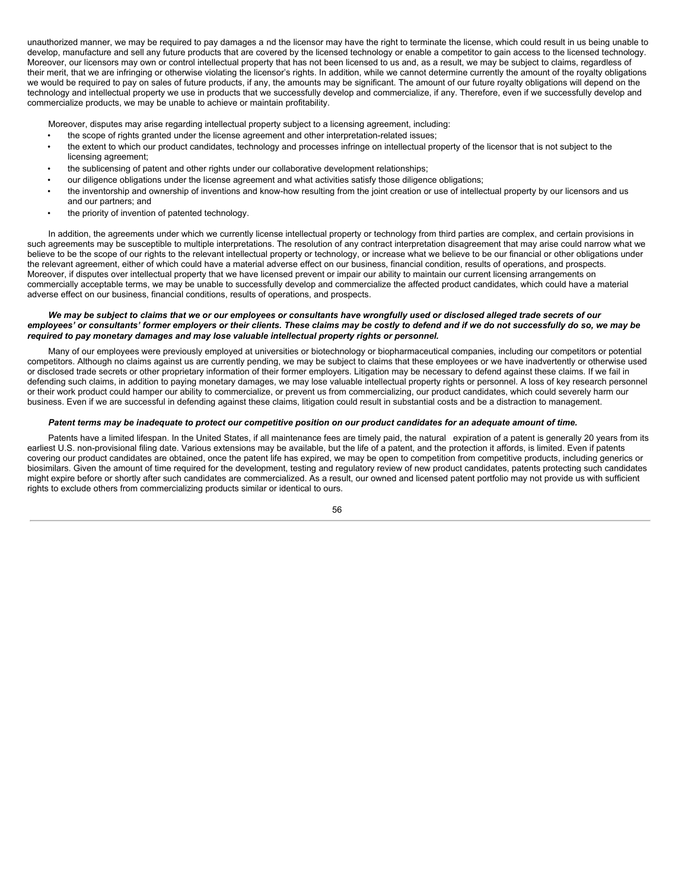unauthorized manner, we may be required to pay damages a nd the licensor may have the right to terminate the license, which could result in us being unable to develop, manufacture and sell any future products that are covered by the licensed technology or enable a competitor to gain access to the licensed technology. Moreover, our licensors may own or control intellectual property that has not been licensed to us and, as a result, we may be subject to claims, regardless of their merit, that we are infringing or otherwise violating the licensor's rights. In addition, while we cannot determine currently the amount of the royalty obligations we would be required to pay on sales of future products, if any, the amounts may be significant. The amount of our future royalty obligations will depend on the technology and intellectual property we use in products that we successfully develop and commercialize, if any. Therefore, even if we successfully develop and commercialize products, we may be unable to achieve or maintain profitability.

Moreover, disputes may arise regarding intellectual property subject to a licensing agreement, including:

- the scope of rights granted under the license agreement and other interpretation-related issues;
- the extent to which our product candidates, technology and processes infringe on intellectual property of the licensor that is not subject to the licensing agreement;
- the sublicensing of patent and other rights under our collaborative development relationships;
- our diligence obligations under the license agreement and what activities satisfy those diligence obligations;
- the inventorship and ownership of inventions and know-how resulting from the joint creation or use of intellectual property by our licensors and us and our partners; and
- the priority of invention of patented technology.

In addition, the agreements under which we currently license intellectual property or technology from third parties are complex, and certain provisions in such agreements may be susceptible to multiple interpretations. The resolution of any contract interpretation disagreement that may arise could narrow what we believe to be the scope of our rights to the relevant intellectual property or technology, or increase what we believe to be our financial or other obligations under the relevant agreement, either of which could have a material adverse effect on our business, financial condition, results of operations, and prospects. Moreover, if disputes over intellectual property that we have licensed prevent or impair our ability to maintain our current licensing arrangements on commercially acceptable terms, we may be unable to successfully develop and commercialize the affected product candidates, which could have a material adverse effect on our business, financial conditions, results of operations, and prospects.

***We may be subject to claims that we or our employees or consultants have wrongfully used or disclosed alleged trade secrets of our employees' or consultants' former employers or their clients. These claims may be costly to defend and if we do not successfully do so, we may be required to pay monetary damages and may lose valuable intellectual property rights or personnel.***

Many of our employees were previously employed at universities or biotechnology or biopharmaceutical companies, including our competitors or potential competitors. Although no claims against us are currently pending, we may be subject to claims that these employees or we have inadvertently or otherwise used or disclosed trade secrets or other proprietary information of their former employers. Litigation may be necessary to defend against these claims. If we fail in defending such claims, in addition to paying monetary damages, we may lose valuable intellectual property rights or personnel. A loss of key research personnel or their work product could hamper our ability to commercialize, or prevent us from commercializing, our product candidates, which could severely harm our business. Even if we are successful in defending against these claims, litigation could result in substantial costs and be a distraction to management.

***Patent terms may be inadequate to protect our competitive position on our product candidates for an adequate amount of time.***

Patents have a limited lifespan. In the United States, if all maintenance fees are timely paid, the natural expiration of a patent is generally 20 years from its earliest U.S. non-provisional filing date. Various extensions may be available, but the life of a patent, and the protection it affords, is limited. Even if patents covering our product candidates are obtained, once the patent life has expired, we may be open to competition from competitive products, including generics or biosimilars. Given the amount of time required for the development, testing and regulatory review of new product candidates, patents protecting such candidates might expire before or shortly after such candidates are commercialized. As a result, our owned and licensed patent portfolio may not provide us with sufficient rights to exclude others from commercializing products similar or identical to ours.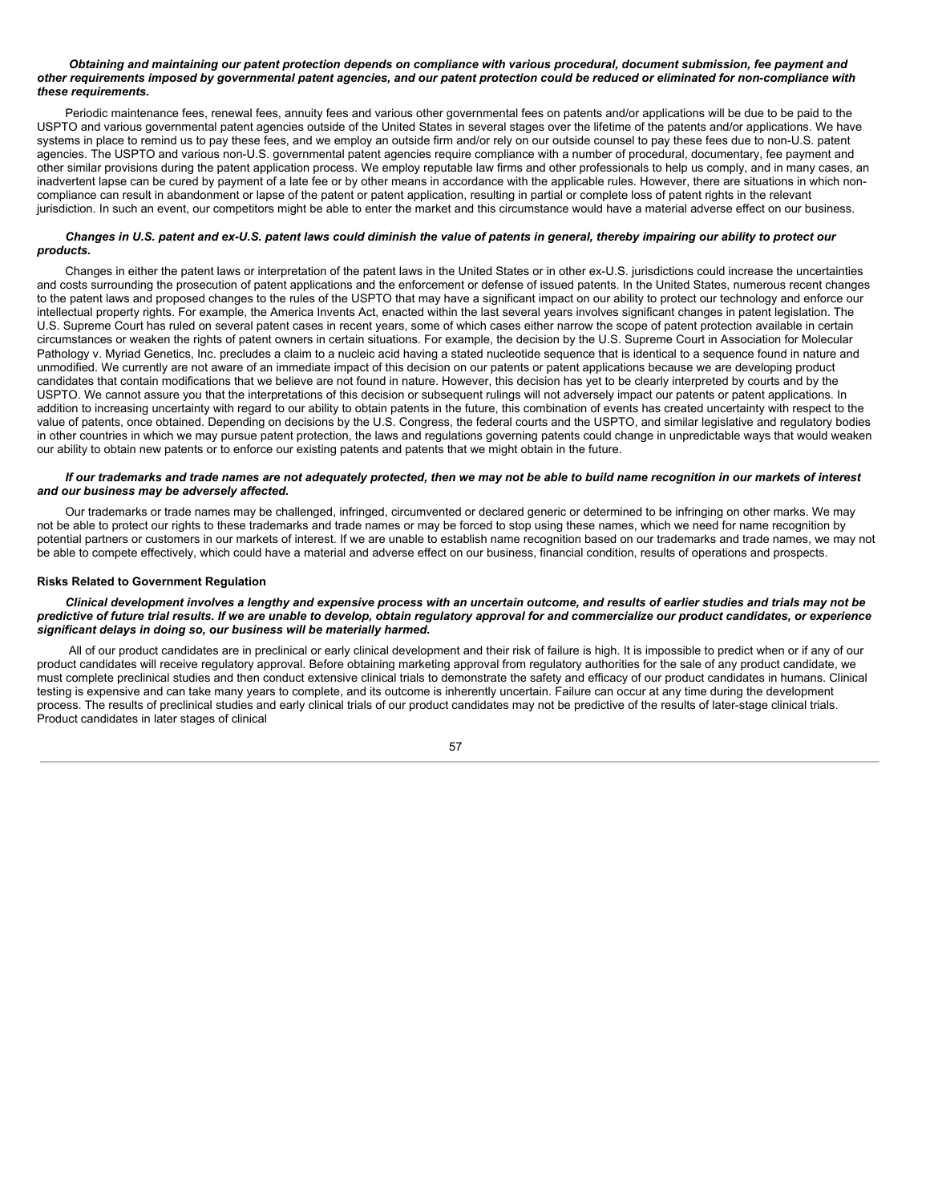***Obtaining and maintaining our patent protection depends on compliance with various procedural, document submission, fee payment and other requirements imposed by governmental patent agencies, and our patent protection could be reduced or eliminated for non-compliance with these requirements.***

Periodic maintenance fees, renewal fees, annuity fees and various other governmental fees on patents and/or applications will be due to be paid to the USPTO and various governmental patent agencies outside of the United States in several stages over the lifetime of the patents and/or applications. We have systems in place to remind us to pay these fees, and we employ an outside firm and/or rely on our outside counsel to pay these fees due to non-U.S. patent agencies. The USPTO and various non-U.S. governmental patent agencies require compliance with a number of procedural, documentary, fee payment and other similar provisions during the patent application process. We employ reputable law firms and other professionals to help us comply, and in many cases, an inadvertent lapse can be cured by payment of a late fee or by other means in accordance with the applicable rules. However, there are situations in which non-compliance can result in abandonment or lapse of the patent or patent application, resulting in partial or complete loss of patent rights in the relevant jurisdiction. In such an event, our competitors might be able to enter the market and this circumstance would have a material adverse effect on our business.

***Changes in U.S. patent and ex-U.S. patent laws could diminish the value of patents in general, thereby impairing our ability to protect our products.***

Changes in either the patent laws or interpretation of the patent laws in the United States or in other ex-U.S. jurisdictions could increase the uncertainties and costs surrounding the prosecution of patent applications and the enforcement or defense of issued patents. In the United States, numerous recent changes to the patent laws and proposed changes to the rules of the USPTO that may have a significant impact on our ability to protect our technology and enforce our intellectual property rights. For example, the America Invents Act, enacted within the last several years involves significant changes in patent legislation. The U.S. Supreme Court has ruled on several patent cases in recent years, some of which cases either narrow the scope of patent protection available in certain circumstances or weaken the rights of patent owners in certain situations. For example, the decision by the U.S. Supreme Court in Association for Molecular Pathology v. Myriad Genetics, Inc. precludes a claim to a nucleic acid having a stated nucleotide sequence that is identical to a sequence found in nature and unmodified. We currently are not aware of an immediate impact of this decision on our patents or patent applications because we are developing product candidates that contain modifications that we believe are not found in nature. However, this decision has yet to be clearly interpreted by courts and by the USPTO. We cannot assure you that the interpretations of this decision or subsequent rulings will not adversely impact our patents or patent applications. In addition to increasing uncertainty with regard to our ability to obtain patents in the future, this combination of events has created uncertainty with respect to the value of patents, once obtained. Depending on decisions by the U.S. Congress, the federal courts and the USPTO, and similar legislative and regulatory bodies in other countries in which we may pursue patent protection, the laws and regulations governing patents could change in unpredictable ways that would weaken our ability to obtain new patents or to enforce our existing patents and patents that we might obtain in the future.

***If our trademarks and trade names are not adequately protected, then we may not be able to build name recognition in our markets of interest and our business may be adversely affected.***

Our trademarks or trade names may be challenged, infringed, circumvented or declared generic or determined to be infringing on other marks. We may not be able to protect our rights to these trademarks and trade names or may be forced to stop using these names, which we need for name recognition by potential partners or customers in our markets of interest. If we are unable to establish name recognition based on our trademarks and trade names, we may not be able to compete effectively, which could have a material and adverse effect on our business, financial condition, results of operations and prospects.

**Risks Related to Government Regulation**

***Clinical development involves a lengthy and expensive process with an uncertain outcome, and results of earlier studies and trials may not be predictive of future trial results. If we are unable to develop, obtain regulatory approval for and commercialize our product candidates, or experience significant delays in doing so, our business will be materially harmed.***

All of our product candidates are in preclinical or early clinical development and their risk of failure is high. It is impossible to predict when or if any of our product candidates will receive regulatory approval. Before obtaining marketing approval from regulatory authorities for the sale of any product candidate, we must complete preclinical studies and then conduct extensive clinical trials to demonstrate the safety and efficacy of our product candidates in humans. Clinical testing is expensive and can take many years to complete, and its outcome is inherently uncertain. Failure can occur at any time during the development process. The results of preclinical studies and early clinical trials of our product candidates may not be predictive of the results of later-stage clinical trials. Product candidates in later stages of clinical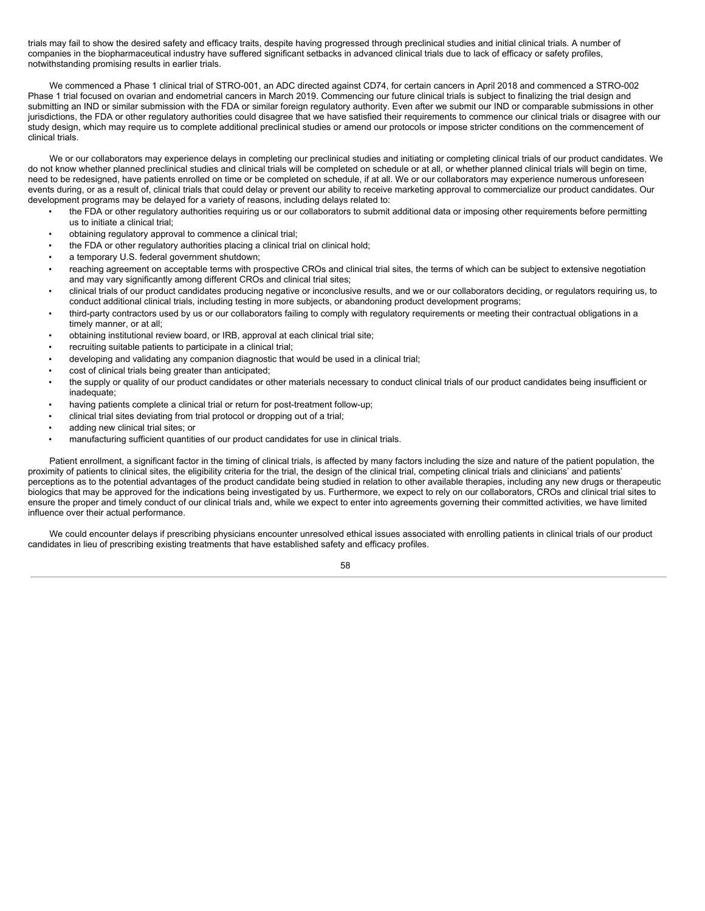trials may fail to show the desired safety and efficacy traits, despite having progressed through preclinical studies and initial clinical trials. A number of companies in the biopharmaceutical industry have suffered significant setbacks in advanced clinical trials due to lack of efficacy or safety profiles, notwithstanding promising results in earlier trials.

We commenced a Phase 1 clinical trial of STRO-001, an ADC directed against CD74, for certain cancers in April 2018 and commenced a STRO-002 Phase 1 trial focused on ovarian and endometrial cancers in March 2019. Commencing our future clinical trials is subject to finalizing the trial design and submitting an IND or similar submission with the FDA or similar foreign regulatory authority. Even after we submit our IND or comparable submissions in other jurisdictions, the FDA or other regulatory authorities could disagree that we have satisfied their requirements to commence our clinical trials or disagree with our study design, which may require us to complete additional preclinical studies or amend our protocols or impose stricter conditions on the commencement of clinical trials.

We or our collaborators may experience delays in completing our preclinical studies and initiating or completing clinical trials of our product candidates. We do not know whether planned preclinical studies and clinical trials will be completed on schedule or at all, or whether planned clinical trials will begin on time, need to be redesigned, have patients enrolled on time or be completed on schedule, if at all. We or our collaborators may experience numerous unforeseen events during, or as a result of, clinical trials that could delay or prevent our ability to receive marketing approval to commercialize our product candidates. Our development programs may be delayed for a variety of reasons, including delays related to:

- the FDA or other regulatory authorities requiring us or our collaborators to submit additional data or imposing other requirements before permitting us to initiate a clinical trial;
- obtaining regulatory approval to commence a clinical trial;
- the FDA or other regulatory authorities placing a clinical trial on clinical hold;
- a temporary U.S. federal government shutdown;
- reaching agreement on acceptable terms with prospective CROs and clinical trial sites, the terms of which can be subject to extensive negotiation and may vary significantly among different CROs and clinical trial sites;
- clinical trials of our product candidates producing negative or inconclusive results, and we or our collaborators deciding, or regulators requiring us, to conduct additional clinical trials, including testing in more subjects, or abandoning product development programs;
- third-party contractors used by us or our collaborators failing to comply with regulatory requirements or meeting their contractual obligations in a timely manner, or at all;
- obtaining institutional review board, or IRB, approval at each clinical trial site;
- recruiting suitable patients to participate in a clinical trial;
- developing and validating any companion diagnostic that would be used in a clinical trial;
- cost of clinical trials being greater than anticipated;
- the supply or quality of our product candidates or other materials necessary to conduct clinical trials of our product candidates being insufficient or inadequate;
- having patients complete a clinical trial or return for post-treatment follow-up;
- clinical trial sites deviating from trial protocol or dropping out of a trial;
- adding new clinical trial sites; or
- manufacturing sufficient quantities of our product candidates for use in clinical trials.

Patient enrollment, a significant factor in the timing of clinical trials, is affected by many factors including the size and nature of the patient population, the proximity of patients to clinical sites, the eligibility criteria for the trial, the design of the clinical trial, competing clinical trials and clinicians' and patients' perceptions as to the potential advantages of the product candidate being studied in relation to other available therapies, including any new drugs or therapeutic biologics that may be approved for the indications being investigated by us. Furthermore, we expect to rely on our collaborators, CROs and clinical trial sites to ensure the proper and timely conduct of our clinical trials and, while we expect to enter into agreements governing their committed activities, we have limited influence over their actual performance.

We could encounter delays if prescribing physicians encounter unresolved ethical issues associated with enrolling patients in clinical trials of our product candidates in lieu of prescribing existing treatments that have established safety and efficacy profiles.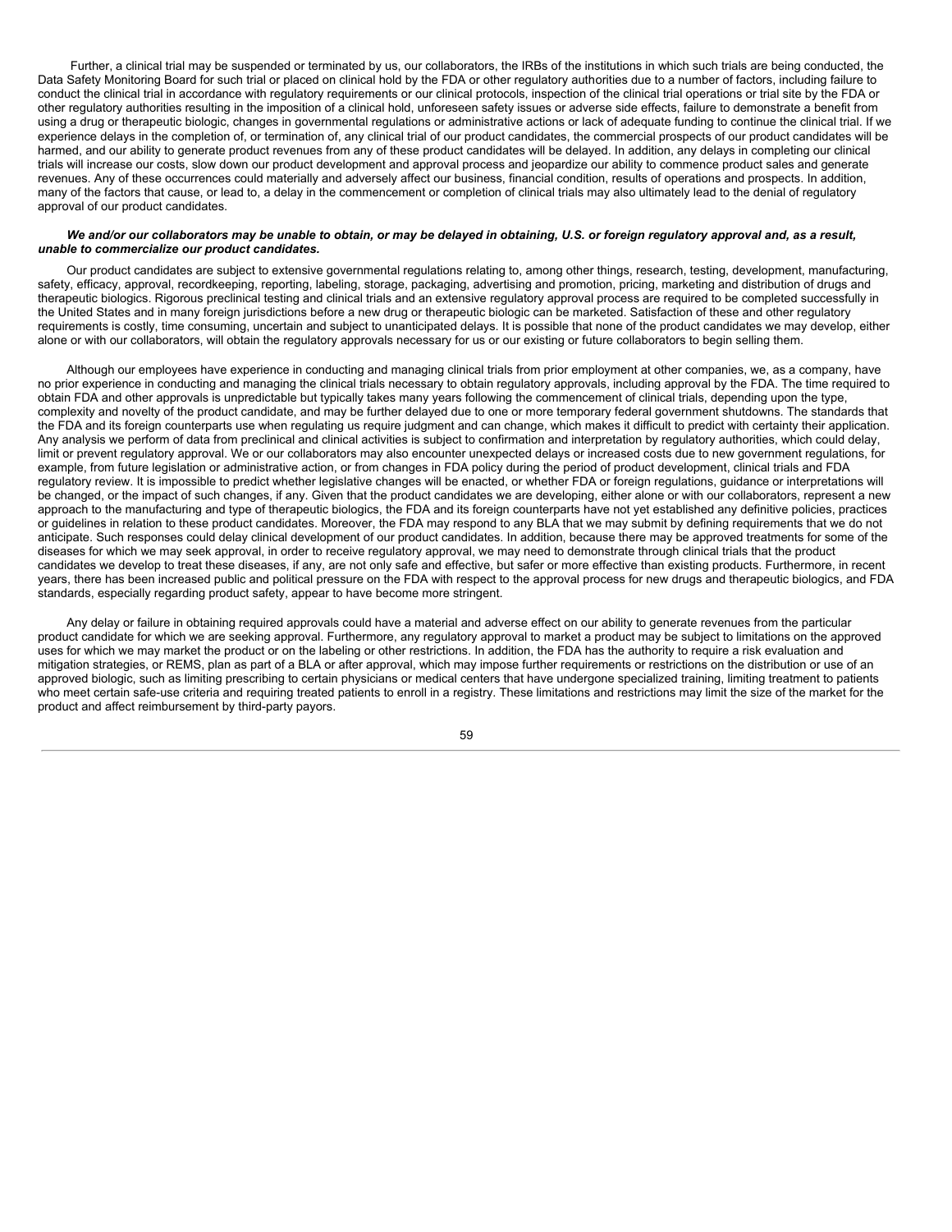Further, a clinical trial may be suspended or terminated by us, our collaborators, the IRBs of the institutions in which such trials are being conducted, the Data Safety Monitoring Board for such trial or placed on clinical hold by the FDA or other regulatory authorities due to a number of factors, including failure to conduct the clinical trial in accordance with regulatory requirements or our clinical protocols, inspection of the clinical trial operations or trial site by the FDA or other regulatory authorities resulting in the imposition of a clinical hold, unforeseen safety issues or adverse side effects, failure to demonstrate a benefit from using a drug or therapeutic biologic, changes in governmental regulations or administrative actions or lack of adequate funding to continue the clinical trial. If we experience delays in the completion of, or termination of, any clinical trial of our product candidates, the commercial prospects of our product candidates will be harmed, and our ability to generate product revenues from any of these product candidates will be delayed. In addition, any delays in completing our clinical trials will increase our costs, slow down our product development and approval process and jeopardize our ability to commence product sales and generate revenues. Any of these occurrences could materially and adversely affect our business, financial condition, results of operations and prospects. In addition, many of the factors that cause, or lead to, a delay in the commencement or completion of clinical trials may also ultimately lead to the denial of regulatory approval of our product candidates.

***We and/or our collaborators may be unable to obtain, or may be delayed in obtaining, U.S. or foreign regulatory approval and, as a result, unable to commercialize our product candidates.***

Our product candidates are subject to extensive governmental regulations relating to, among other things, research, testing, development, manufacturing, safety, efficacy, approval, recordkeeping, reporting, labeling, storage, packaging, advertising and promotion, pricing, marketing and distribution of drugs and therapeutic biologics. Rigorous preclinical testing and clinical trials and an extensive regulatory approval process are required to be completed successfully in the United States and in many foreign jurisdictions before a new drug or therapeutic biologic can be marketed. Satisfaction of these and other regulatory requirements is costly, time consuming, uncertain and subject to unanticipated delays. It is possible that none of the product candidates we may develop, either alone or with our collaborators, will obtain the regulatory approvals necessary for us or our existing or future collaborators to begin selling them.

Although our employees have experience in conducting and managing clinical trials from prior employment at other companies, we, as a company, have no prior experience in conducting and managing the clinical trials necessary to obtain regulatory approvals, including approval by the FDA. The time required to obtain FDA and other approvals is unpredictable but typically takes many years following the commencement of clinical trials, depending upon the type, complexity and novelty of the product candidate, and may be further delayed due to one or more temporary federal government shutdowns. The standards that the FDA and its foreign counterparts use when regulating us require judgment and can change, which makes it difficult to predict with certainty their application. Any analysis we perform of data from preclinical and clinical activities is subject to confirmation and interpretation by regulatory authorities, which could delay, limit or prevent regulatory approval. We or our collaborators may also encounter unexpected delays or increased costs due to new government regulations, for example, from future legislation or administrative action, or from changes in FDA policy during the period of product development, clinical trials and FDA regulatory review. It is impossible to predict whether legislative changes will be enacted, or whether FDA or foreign regulations, guidance or interpretations will be changed, or the impact of such changes, if any. Given that the product candidates we are developing, either alone or with our collaborators, represent a new approach to the manufacturing and type of therapeutic biologics, the FDA and its foreign counterparts have not yet established any definitive policies, practices or guidelines in relation to these product candidates. Moreover, the FDA may respond to any BLA that we may submit by defining requirements that we do not anticipate. Such responses could delay clinical development of our product candidates. In addition, because there may be approved treatments for some of the diseases for which we may seek approval, in order to receive regulatory approval, we may need to demonstrate through clinical trials that the product candidates we develop to treat these diseases, if any, are not only safe and effective, but safer or more effective than existing products. Furthermore, in recent years, there has been increased public and political pressure on the FDA with respect to the approval process for new drugs and therapeutic biologics, and FDA standards, especially regarding product safety, appear to have become more stringent.

Any delay or failure in obtaining required approvals could have a material and adverse effect on our ability to generate revenues from the particular product candidate for which we are seeking approval. Furthermore, any regulatory approval to market a product may be subject to limitations on the approved uses for which we may market the product or on the labeling or other restrictions. In addition, the FDA has the authority to require a risk evaluation and mitigation strategies, or REMS, plan as part of a BLA or after approval, which may impose further requirements or restrictions on the distribution or use of an approved biologic, such as limiting prescribing to certain physicians or medical centers that have undergone specialized training, limiting treatment to patients who meet certain safe-use criteria and requiring treated patients to enroll in a registry. These limitations and restrictions may limit the size of the market for the product and affect reimbursement by third-party payors.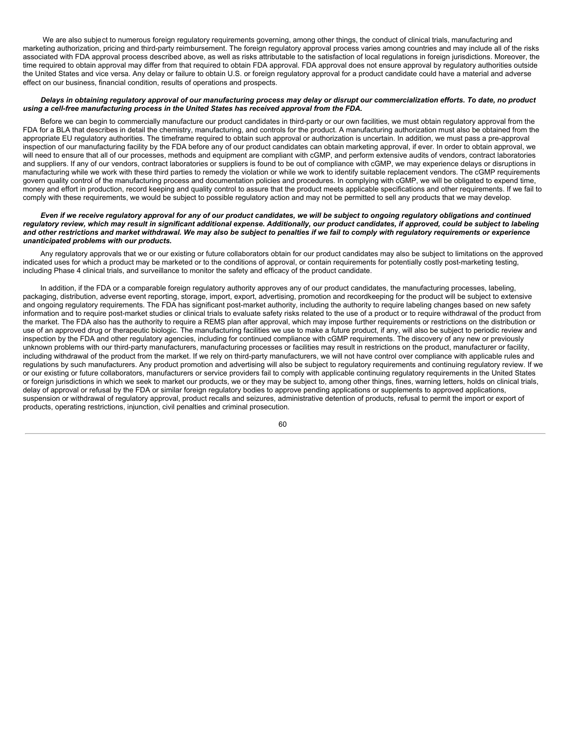We are also subject to numerous foreign regulatory requirements governing, among other things, the conduct of clinical trials, manufacturing and marketing authorization, pricing and third-party reimbursement. The foreign regulatory approval process varies among countries and may include all of the risks associated with FDA approval process described above, as well as risks attributable to the satisfaction of local regulations in foreign jurisdictions. Moreover, the time required to obtain approval may differ from that required to obtain FDA approval. FDA approval does not ensure approval by regulatory authorities outside the United States and vice versa. Any delay or failure to obtain U.S. or foreign regulatory approval for a product candidate could have a material and adverse effect on our business, financial condition, results of operations and prospects.

***Delays in obtaining regulatory approval of our manufacturing process may delay or disrupt our commercialization efforts. To date, no product using a cell-free manufacturing process in the United States has received approval from the FDA.***

Before we can begin to commercially manufacture our product candidates in third-party or our own facilities, we must obtain regulatory approval from the FDA for a BLA that describes in detail the chemistry, manufacturing, and controls for the product. A manufacturing authorization must also be obtained from the appropriate EU regulatory authorities. The timeframe required to obtain such approval or authorization is uncertain. In addition, we must pass a pre-approval inspection of our manufacturing facility by the FDA before any of our product candidates can obtain marketing approval, if ever. In order to obtain approval, we will need to ensure that all of our processes, methods and equipment are compliant with cGMP, and perform extensive audits of vendors, contract laboratories and suppliers. If any of our vendors, contract laboratories or suppliers is found to be out of compliance with cGMP, we may experience delays or disruptions in manufacturing while we work with these third parties to remedy the violation or while we work to identify suitable replacement vendors. The cGMP requirements govern quality control of the manufacturing process and documentation policies and procedures. In complying with cGMP, we will be obligated to expend time, money and effort in production, record keeping and quality control to assure that the product meets applicable specifications and other requirements. If we fail to comply with these requirements, we would be subject to possible regulatory action and may not be permitted to sell any products that we may develop.

***Even if we receive regulatory approval for any of our product candidates, we will be subject to ongoing regulatory obligations and continued regulatory review, which may result in significant additional expense. Additionally, our product candidates, if approved, could be subject to labeling and other restrictions and market withdrawal. We may also be subject to penalties if we fail to comply with regulatory requirements or experience unanticipated problems with our products.***

Any regulatory approvals that we or our existing or future collaborators obtain for our product candidates may also be subject to limitations on the approved indicated uses for which a product may be marketed or to the conditions of approval, or contain requirements for potentially costly post-marketing testing, including Phase 4 clinical trials, and surveillance to monitor the safety and efficacy of the product candidate.

In addition, if the FDA or a comparable foreign regulatory authority approves any of our product candidates, the manufacturing processes, labeling, packaging, distribution, adverse event reporting, storage, import, export, advertising, promotion and recordkeeping for the product will be subject to extensive and ongoing regulatory requirements. The FDA has significant post-market authority, including the authority to require labeling changes based on new safety information and to require post-market studies or clinical trials to evaluate safety risks related to the use of a product or to require withdrawal of the product from the market. The FDA also has the authority to require a REMS plan after approval, which may impose further requirements or restrictions on the distribution or use of an approved drug or therapeutic biologic. The manufacturing facilities we use to make a future product, if any, will also be subject to periodic review and inspection by the FDA and other regulatory agencies, including for continued compliance with cGMP requirements. The discovery of any new or previously unknown problems with our third-party manufacturers, manufacturing processes or facilities may result in restrictions on the product, manufacturer or facility, including withdrawal of the product from the market. If we rely on third-party manufacturers, we will not have control over compliance with applicable rules and regulations by such manufacturers. Any product promotion and advertising will also be subject to regulatory requirements and continuing regulatory review. If we or our existing or future collaborators, manufacturers or service providers fail to comply with applicable continuing regulatory requirements in the United States or foreign jurisdictions in which we seek to market our products, we or they may be subject to, among other things, fines, warning letters, holds on clinical trials, delay of approval or refusal by the FDA or similar foreign regulatory bodies to approve pending applications or supplements to approved applications, suspension or withdrawal of regulatory approval, product recalls and seizures, administrative detention of products, refusal to permit the import or export of products, operating restrictions, injunction, civil penalties and criminal prosecution.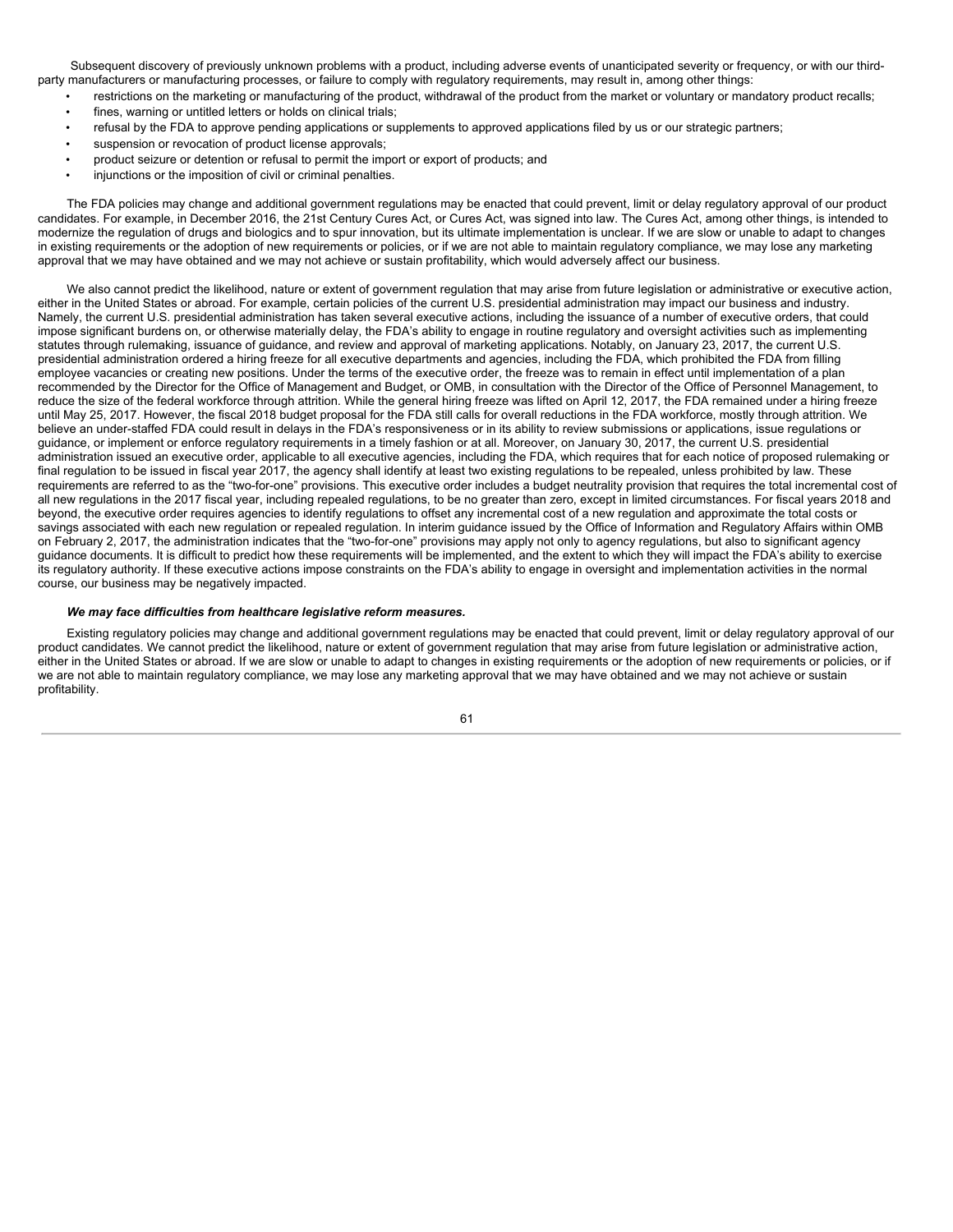Subsequent discovery of previously unknown problems with a product, including adverse events of unanticipated severity or frequency, or with our third-party manufacturers or manufacturing processes, or failure to comply with regulatory requirements, may result in, among other things:

- restrictions on the marketing or manufacturing of the product, withdrawal of the product from the market or voluntary or mandatory product recalls;
- fines, warning or untitled letters or holds on clinical trials;
- refusal by the FDA to approve pending applications or supplements to approved applications filed by us or our strategic partners;
- suspension or revocation of product license approvals;
- product seizure or detention or refusal to permit the import or export of products; and
- injunctions or the imposition of civil or criminal penalties.

The FDA policies may change and additional government regulations may be enacted that could prevent, limit or delay regulatory approval of our product candidates. For example, in December 2016, the 21st Century Cures Act, or Cures Act, was signed into law. The Cures Act, among other things, is intended to modernize the regulation of drugs and biologics and to spur innovation, but its ultimate implementation is unclear. If we are slow or unable to adapt to changes in existing requirements or the adoption of new requirements or policies, or if we are not able to maintain regulatory compliance, we may lose any marketing approval that we may have obtained and we may not achieve or sustain profitability, which would adversely affect our business.

We also cannot predict the likelihood, nature or extent of government regulation that may arise from future legislation or administrative or executive action, either in the United States or abroad. For example, certain policies of the current U.S. presidential administration may impact our business and industry. Namely, the current U.S. presidential administration has taken several executive actions, including the issuance of a number of executive orders, that could impose significant burdens on, or otherwise materially delay, the FDA's ability to engage in routine regulatory and oversight activities such as implementing statutes through rulemaking, issuance of guidance, and review and approval of marketing applications. Notably, on January 23, 2017, the current U.S. presidential administration ordered a hiring freeze for all executive departments and agencies, including the FDA, which prohibited the FDA from filling employee vacancies or creating new positions. Under the terms of the executive order, the freeze was to remain in effect until implementation of a plan recommended by the Director for the Office of Management and Budget, or OMB, in consultation with the Director of the Office of Personnel Management, to reduce the size of the federal workforce through attrition. While the general hiring freeze was lifted on April 12, 2017, the FDA remained under a hiring freeze until May 25, 2017. However, the fiscal 2018 budget proposal for the FDA still calls for overall reductions in the FDA workforce, mostly through attrition. We believe an under-staffed FDA could result in delays in the FDA's responsiveness or in its ability to review submissions or applications, issue regulations or guidance, or implement or enforce regulatory requirements in a timely fashion or at all. Moreover, on January 30, 2017, the current U.S. presidential administration issued an executive order, applicable to all executive agencies, including the FDA, which requires that for each notice of proposed rulemaking or final regulation to be issued in fiscal year 2017, the agency shall identify at least two existing regulations to be repealed, unless prohibited by law. These requirements are referred to as the "two-for-one" provisions. This executive order includes a budget neutrality provision that requires the total incremental cost of all new regulations in the 2017 fiscal year, including repealed regulations, to be no greater than zero, except in limited circumstances. For fiscal years 2018 and beyond, the executive order requires agencies to identify regulations to offset any incremental cost of a new regulation and approximate the total costs or savings associated with each new regulation or repealed regulation. In interim guidance issued by the Office of Information and Regulatory Affairs within OMB on February 2, 2017, the administration indicates that the "two-for-one" provisions may apply not only to agency regulations, but also to significant agency guidance documents. It is difficult to predict how these requirements will be implemented, and the extent to which they will impact the FDA's ability to exercise its regulatory authority. If these executive actions impose constraints on the FDA's ability to engage in oversight and implementation activities in the normal course, our business may be negatively impacted.

***We may face difficulties from healthcare legislative reform measures.***

Existing regulatory policies may change and additional government regulations may be enacted that could prevent, limit or delay regulatory approval of our product candidates. We cannot predict the likelihood, nature or extent of government regulation that may arise from future legislation or administrative action, either in the United States or abroad. If we are slow or unable to adapt to changes in existing requirements or the adoption of new requirements or policies, or if we are not able to maintain regulatory compliance, we may lose any marketing approval that we may have obtained and we may not achieve or sustain profitability.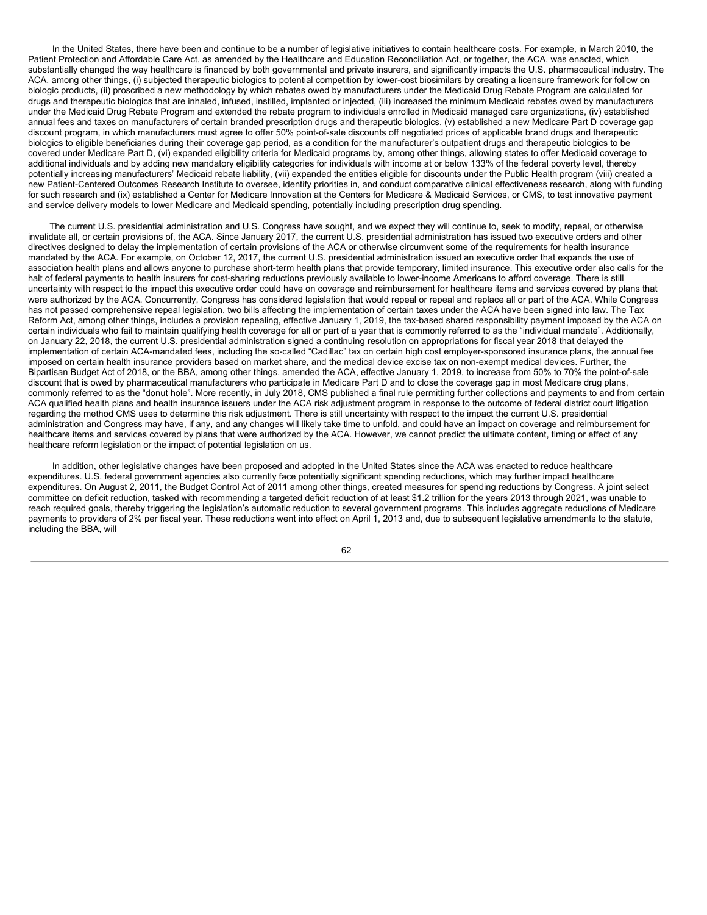In the United States, there have been and continue to be a number of legislative initiatives to contain healthcare costs. For example, in March 2010, the Patient Protection and Affordable Care Act, as amended by the Healthcare and Education Reconciliation Act, or together, the ACA, was enacted, which substantially changed the way healthcare is financed by both governmental and private insurers, and significantly impacts the U.S. pharmaceutical industry. The ACA, among other things, (i) subjected therapeutic biologics to potential competition by lower-cost biosimilars by creating a licensure framework for follow on biologic products, (ii) proscribed a new methodology by which rebates owed by manufacturers under the Medicaid Drug Rebate Program are calculated for drugs and therapeutic biologics that are inhaled, infused, instilled, implanted or injected, (iii) increased the minimum Medicaid rebates owed by manufacturers under the Medicaid Drug Rebate Program and extended the rebate program to individuals enrolled in Medicaid managed care organizations, (iv) established annual fees and taxes on manufacturers of certain branded prescription drugs and therapeutic biologics, (v) established a new Medicare Part D coverage gap discount program, in which manufacturers must agree to offer 50% point-of-sale discounts off negotiated prices of applicable brand drugs and therapeutic biologics to eligible beneficiaries during their coverage gap period, as a condition for the manufacturer's outpatient drugs and therapeutic biologics to be covered under Medicare Part D, (vi) expanded eligibility criteria for Medicaid programs by, among other things, allowing states to offer Medicaid coverage to additional individuals and by adding new mandatory eligibility categories for individuals with income at or below 133% of the federal poverty level, thereby potentially increasing manufacturers' Medicaid rebate liability, (vii) expanded the entities eligible for discounts under the Public Health program (viii) created a new Patient-Centered Outcomes Research Institute to oversee, identify priorities in, and conduct comparative clinical effectiveness research, along with funding for such research and (ix) established a Center for Medicare Innovation at the Centers for Medicare & Medicaid Services, or CMS, to test innovative payment and service delivery models to lower Medicare and Medicaid spending, potentially including prescription drug spending.

The current U.S. presidential administration and U.S. Congress have sought, and we expect they will continue to, seek to modify, repeal, or otherwise invalidate all, or certain provisions of, the ACA. Since January 2017, the current U.S. presidential administration has issued two executive orders and other directives designed to delay the implementation of certain provisions of the ACA or otherwise circumvent some of the requirements for health insurance mandated by the ACA. For example, on October 12, 2017, the current U.S. presidential administration issued an executive order that expands the use of association health plans and allows anyone to purchase short-term health plans that provide temporary, limited insurance. This executive order also calls for the halt of federal payments to health insurers for cost-sharing reductions previously available to lower-income Americans to afford coverage. There is still uncertainty with respect to the impact this executive order could have on coverage and reimbursement for healthcare items and services covered by plans that were authorized by the ACA. Concurrently, Congress has considered legislation that would repeal or repeal and replace all or part of the ACA. While Congress has not passed comprehensive repeal legislation, two bills affecting the implementation of certain taxes under the ACA have been signed into law. The Tax Reform Act, among other things, includes a provision repealing, effective January 1, 2019, the tax-based shared responsibility payment imposed by the ACA on certain individuals who fail to maintain qualifying health coverage for all or part of a year that is commonly referred to as the "individual mandate". Additionally, on January 22, 2018, the current U.S. presidential administration signed a continuing resolution on appropriations for fiscal year 2018 that delayed the implementation of certain ACA-mandated fees, including the so-called "Cadillac" tax on certain high cost employer-sponsored insurance plans, the annual fee imposed on certain health insurance providers based on market share, and the medical device excise tax on non-exempt medical devices. Further, the Bipartisan Budget Act of 2018, or the BBA, among other things, amended the ACA, effective January 1, 2019, to increase from 50% to 70% the point-of-sale discount that is owed by pharmaceutical manufacturers who participate in Medicare Part D and to close the coverage gap in most Medicare drug plans, commonly referred to as the "donut hole". More recently, in July 2018, CMS published a final rule permitting further collections and payments to and from certain ACA qualified health plans and health insurance issuers under the ACA risk adjustment program in response to the outcome of federal district court litigation regarding the method CMS uses to determine this risk adjustment. There is still uncertainty with respect to the impact the current U.S. presidential administration and Congress may have, if any, and any changes will likely take time to unfold, and could have an impact on coverage and reimbursement for healthcare items and services covered by plans that were authorized by the ACA. However, we cannot predict the ultimate content, timing or effect of any healthcare reform legislation or the impact of potential legislation on us.

In addition, other legislative changes have been proposed and adopted in the United States since the ACA was enacted to reduce healthcare expenditures. U.S. federal government agencies also currently face potentially significant spending reductions, which may further impact healthcare expenditures. On August 2, 2011, the Budget Control Act of 2011 among other things, created measures for spending reductions by Congress. A joint select committee on deficit reduction, tasked with recommending a targeted deficit reduction of at least $1.2 trillion for the years 2013 through 2021, was unable to reach required goals, thereby triggering the legislation's automatic reduction to several government programs. This includes aggregate reductions of Medicare payments to providers of 2% per fiscal year. These reductions went into effect on April 1, 2013 and, due to subsequent legislative amendments to the statute, including the BBA, will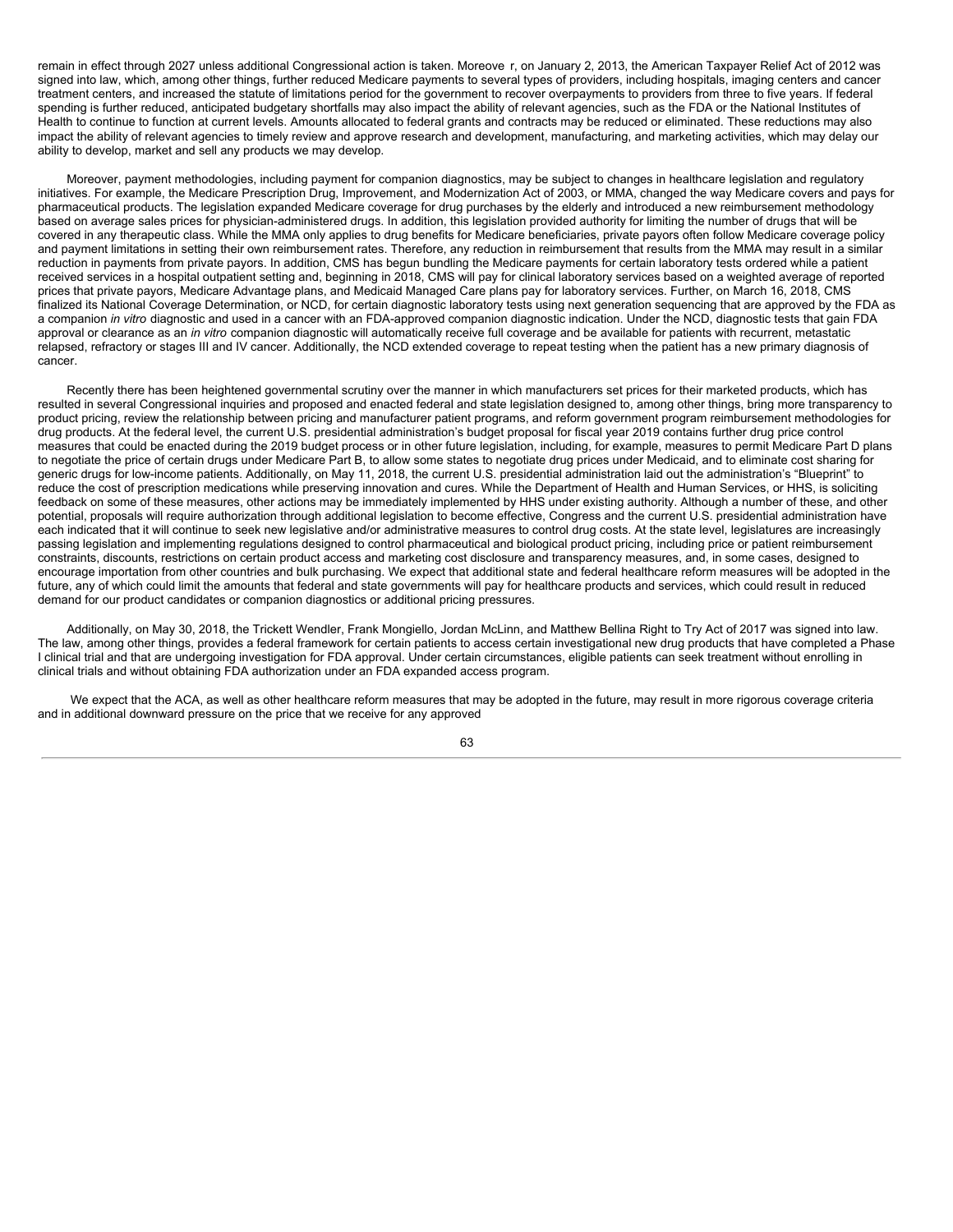remain in effect through 2027 unless additional Congressional action is taken. Moreove r, on January 2, 2013, the American Taxpayer Relief Act of 2012 was signed into law, which, among other things, further reduced Medicare payments to several types of providers, including hospitals, imaging centers and cancer treatment centers, and increased the statute of limitations period for the government to recover overpayments to providers from three to five years. If federal spending is further reduced, anticipated budgetary shortfalls may also impact the ability of relevant agencies, such as the FDA or the National Institutes of Health to continue to function at current levels. Amounts allocated to federal grants and contracts may be reduced or eliminated. These reductions may also impact the ability of relevant agencies to timely review and approve research and development, manufacturing, and marketing activities, which may delay our ability to develop, market and sell any products we may develop.

Moreover, payment methodologies, including payment for companion diagnostics, may be subject to changes in healthcare legislation and regulatory initiatives. For example, the Medicare Prescription Drug, Improvement, and Modernization Act of 2003, or MMA, changed the way Medicare covers and pays for pharmaceutical products. The legislation expanded Medicare coverage for drug purchases by the elderly and introduced a new reimbursement methodology based on average sales prices for physician-administered drugs. In addition, this legislation provided authority for limiting the number of drugs that will be covered in any therapeutic class. While the MMA only applies to drug benefits for Medicare beneficiaries, private payors often follow Medicare coverage policy and payment limitations in setting their own reimbursement rates. Therefore, any reduction in reimbursement that results from the MMA may result in a similar reduction in payments from private payors. In addition, CMS has begun bundling the Medicare payments for certain laboratory tests ordered while a patient received services in a hospital outpatient setting and, beginning in 2018, CMS will pay for clinical laboratory services based on a weighted average of reported prices that private payors, Medicare Advantage plans, and Medicaid Managed Care plans pay for laboratory services. Further, on March 16, 2018, CMS finalized its National Coverage Determination, or NCD, for certain diagnostic laboratory tests using next generation sequencing that are approved by the FDA as a companion *in vitro* diagnostic and used in a cancer with an FDA-approved companion diagnostic indication. Under the NCD, diagnostic tests that gain FDA approval or clearance as an *in vitro* companion diagnostic will automatically receive full coverage and be available for patients with recurrent, metastatic relapsed, refractory or stages III and IV cancer. Additionally, the NCD extended coverage to repeat testing when the patient has a new primary diagnosis of cancer.

Recently there has been heightened governmental scrutiny over the manner in which manufacturers set prices for their marketed products, which has resulted in several Congressional inquiries and proposed and enacted federal and state legislation designed to, among other things, bring more transparency to product pricing, review the relationship between pricing and manufacturer patient programs, and reform government program reimbursement methodologies for drug products. At the federal level, the current U.S. presidential administration's budget proposal for fiscal year 2019 contains further drug price control measures that could be enacted during the 2019 budget process or in other future legislation, including, for example, measures to permit Medicare Part D plans to negotiate the price of certain drugs under Medicare Part B, to allow some states to negotiate drug prices under Medicaid, and to eliminate cost sharing for generic drugs for low-income patients. Additionally, on May 11, 2018, the current U.S. presidential administration laid out the administration's "Blueprint" to reduce the cost of prescription medications while preserving innovation and cures. While the Department of Health and Human Services, or HHS, is soliciting feedback on some of these measures, other actions may be immediately implemented by HHS under existing authority. Although a number of these, and other potential, proposals will require authorization through additional legislation to become effective, Congress and the current U.S. presidential administration have each indicated that it will continue to seek new legislative and/or administrative measures to control drug costs. At the state level, legislatures are increasingly passing legislation and implementing regulations designed to control pharmaceutical and biological product pricing, including price or patient reimbursement constraints, discounts, restrictions on certain product access and marketing cost disclosure and transparency measures, and, in some cases, designed to encourage importation from other countries and bulk purchasing. We expect that additional state and federal healthcare reform measures will be adopted in the future, any of which could limit the amounts that federal and state governments will pay for healthcare products and services, which could result in reduced demand for our product candidates or companion diagnostics or additional pricing pressures.

Additionally, on May 30, 2018, the Trickett Wendler, Frank Mongiello, Jordan McLinn, and Matthew Bellina Right to Try Act of 2017 was signed into law. The law, among other things, provides a federal framework for certain patients to access certain investigational new drug products that have completed a Phase I clinical trial and that are undergoing investigation for FDA approval. Under certain circumstances, eligible patients can seek treatment without enrolling in clinical trials and without obtaining FDA authorization under an FDA expanded access program.

We expect that the ACA, as well as other healthcare reform measures that may be adopted in the future, may result in more rigorous coverage criteria and in additional downward pressure on the price that we receive for any approved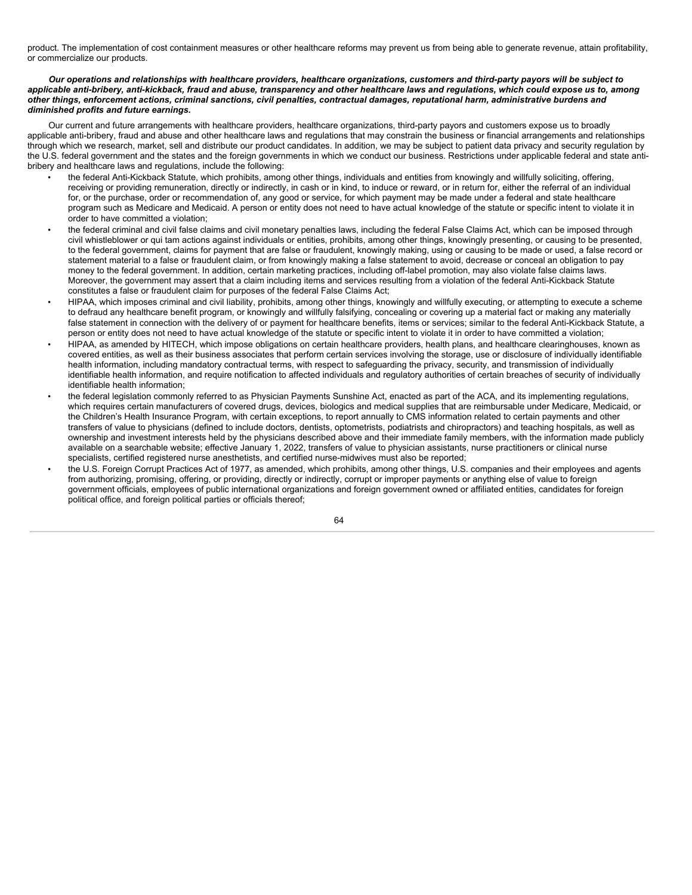product. The implementation of cost containment measures or other healthcare reforms may prevent us from being able to generate revenue, attain profitability, or commercialize our products.

***Our operations and relationships with healthcare providers, healthcare organizations, customers and third-party payors will be subject to applicable anti-bribery, anti-kickback, fraud and abuse, transparency and other healthcare laws and regulations, which could expose us to, among other things, enforcement actions, criminal sanctions, civil penalties, contractual damages, reputational harm, administrative burdens and diminished profits and future earnings.***

Our current and future arrangements with healthcare providers, healthcare organizations, third-party payors and customers expose us to broadly applicable anti-bribery, fraud and abuse and other healthcare laws and regulations that may constrain the business or financial arrangements and relationships through which we research, market, sell and distribute our product candidates. In addition, we may be subject to patient data privacy and security regulation by the U.S. federal government and the states and the foreign governments in which we conduct our business. Restrictions under applicable federal and state anti-bribery and healthcare laws and regulations, include the following:

- the federal Anti-Kickback Statute, which prohibits, among other things, individuals and entities from knowingly and willfully soliciting, offering, receiving or providing remuneration, directly or indirectly, in cash or in kind, to induce or reward, or in return for, either the referral of an individual for, or the purchase, order or recommendation of, any good or service, for which payment may be made under a federal and state healthcare program such as Medicare and Medicaid. A person or entity does not need to have actual knowledge of the statute or specific intent to violate it in order to have committed a violation;
- the federal criminal and civil false claims and civil monetary penalties laws, including the federal False Claims Act, which can be imposed through civil whistleblower or qui tam actions against individuals or entities, prohibits, among other things, knowingly presenting, or causing to be presented, to the federal government, claims for payment that are false or fraudulent, knowingly making, using or causing to be made or used, a false record or statement material to a false or fraudulent claim, or from knowingly making a false statement to avoid, decrease or conceal an obligation to pay money to the federal government. In addition, certain marketing practices, including off-label promotion, may also violate false claims laws. Moreover, the government may assert that a claim including items and services resulting from a violation of the federal Anti-Kickback Statute constitutes a false or fraudulent claim for purposes of the federal False Claims Act;
- HIPAA, which imposes criminal and civil liability, prohibits, among other things, knowingly and willfully executing, or attempting to execute a scheme to defraud any healthcare benefit program, or knowingly and willfully falsifying, concealing or covering up a material fact or making any materially false statement in connection with the delivery of or payment for healthcare benefits, items or services; similar to the federal Anti-Kickback Statute, a person or entity does not need to have actual knowledge of the statute or specific intent to violate it in order to have committed a violation;
- HIPAA, as amended by HITECH, which impose obligations on certain healthcare providers, health plans, and healthcare clearinghouses, known as covered entities, as well as their business associates that perform certain services involving the storage, use or disclosure of individually identifiable health information, including mandatory contractual terms, with respect to safeguarding the privacy, security, and transmission of individually identifiable health information, and require notification to affected individuals and regulatory authorities of certain breaches of security of individually identifiable health information;
- the federal legislation commonly referred to as Physician Payments Sunshine Act, enacted as part of the ACA, and its implementing regulations, which requires certain manufacturers of covered drugs, devices, biologics and medical supplies that are reimbursable under Medicare, Medicaid, or the Children's Health Insurance Program, with certain exceptions, to report annually to CMS information related to certain payments and other transfers of value to physicians (defined to include doctors, dentists, optometrists, podiatrists and chiropractors) and teaching hospitals, as well as ownership and investment interests held by the physicians described above and their immediate family members, with the information made publicly available on a searchable website; effective January 1, 2022, transfers of value to physician assistants, nurse practitioners or clinical nurse specialists, certified registered nurse anesthetists, and certified nurse-midwives must also be reported;
- the U.S. Foreign Corrupt Practices Act of 1977, as amended, which prohibits, among other things, U.S. companies and their employees and agents from authorizing, promising, offering, or providing, directly or indirectly, corrupt or improper payments or anything else of value to foreign government officials, employees of public international organizations and foreign government owned or affiliated entities, candidates for foreign political office, and foreign political parties or officials thereof;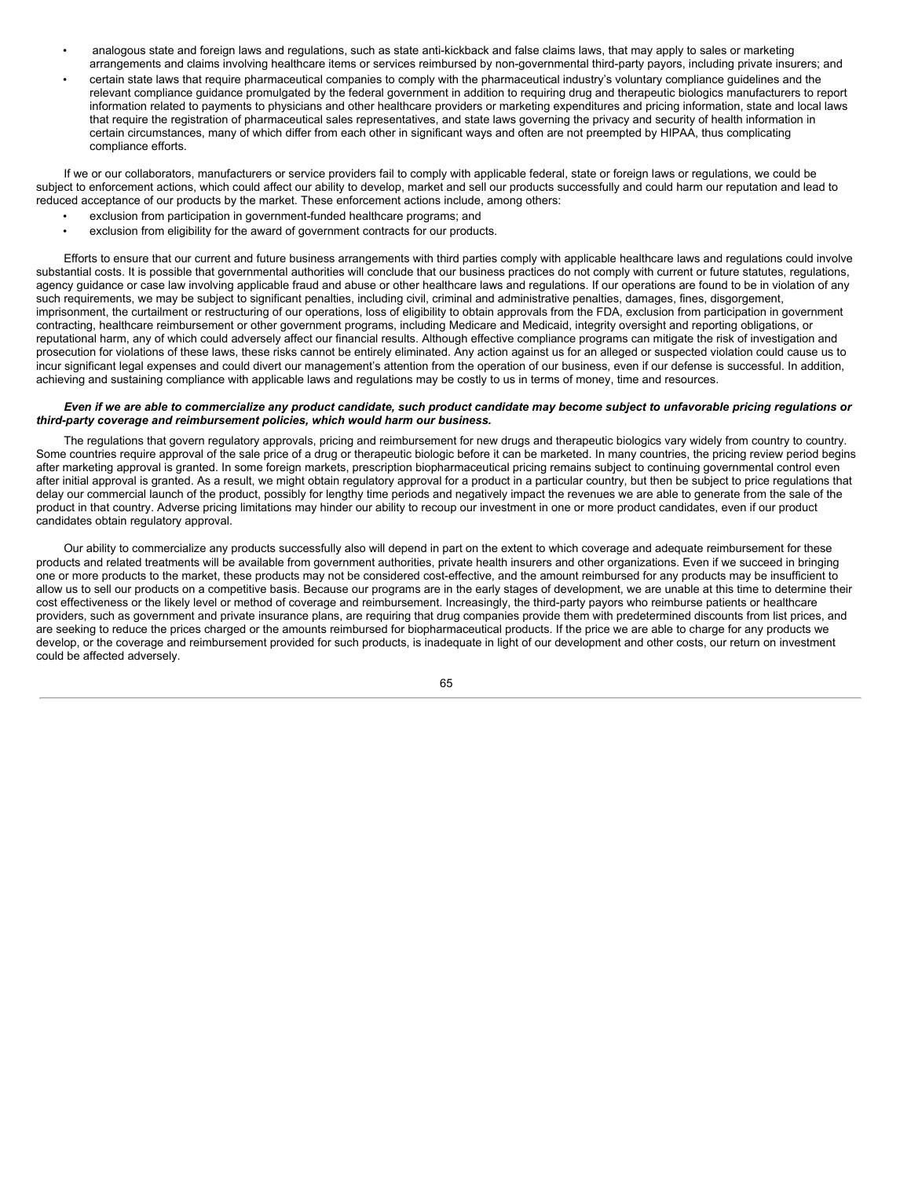- analogous state and foreign laws and regulations, such as state anti-kickback and false claims laws, that may apply to sales or marketing arrangements and claims involving healthcare items or services reimbursed by non-governmental third-party payors, including private insurers; and
- certain state laws that require pharmaceutical companies to comply with the pharmaceutical industry's voluntary compliance guidelines and the relevant compliance guidance promulgated by the federal government in addition to requiring drug and therapeutic biologics manufacturers to report information related to payments to physicians and other healthcare providers or marketing expenditures and pricing information, state and local laws that require the registration of pharmaceutical sales representatives, and state laws governing the privacy and security of health information in certain circumstances, many of which differ from each other in significant ways and often are not preempted by HIPAA, thus complicating compliance efforts.

If we or our collaborators, manufacturers or service providers fail to comply with applicable federal, state or foreign laws or regulations, we could be subject to enforcement actions, which could affect our ability to develop, market and sell our products successfully and could harm our reputation and lead to reduced acceptance of our products by the market. These enforcement actions include, among others:

- exclusion from participation in government-funded healthcare programs; and
- exclusion from eligibility for the award of government contracts for our products.

Efforts to ensure that our current and future business arrangements with third parties comply with applicable healthcare laws and regulations could involve substantial costs. It is possible that governmental authorities will conclude that our business practices do not comply with current or future statutes, regulations, agency guidance or case law involving applicable fraud and abuse or other healthcare laws and regulations. If our operations are found to be in violation of any such requirements, we may be subject to significant penalties, including civil, criminal and administrative penalties, damages, fines, disgorgement, imprisonment, the curtailment or restructuring of our operations, loss of eligibility to obtain approvals from the FDA, exclusion from participation in government contracting, healthcare reimbursement or other government programs, including Medicare and Medicaid, integrity oversight and reporting obligations, or reputational harm, any of which could adversely affect our financial results. Although effective compliance programs can mitigate the risk of investigation and prosecution for violations of these laws, these risks cannot be entirely eliminated. Any action against us for an alleged or suspected violation could cause us to incur significant legal expenses and could divert our management's attention from the operation of our business, even if our defense is successful. In addition, achieving and sustaining compliance with applicable laws and regulations may be costly to us in terms of money, time and resources.

***Even if we are able to commercialize any product candidate, such product candidate may become subject to unfavorable pricing regulations or third-party coverage and reimbursement policies, which would harm our business.***

The regulations that govern regulatory approvals, pricing and reimbursement for new drugs and therapeutic biologics vary widely from country to country. Some countries require approval of the sale price of a drug or therapeutic biologic before it can be marketed. In many countries, the pricing review period begins after marketing approval is granted. In some foreign markets, prescription biopharmaceutical pricing remains subject to continuing governmental control even after initial approval is granted. As a result, we might obtain regulatory approval for a product in a particular country, but then be subject to price regulations that delay our commercial launch of the product, possibly for lengthy time periods and negatively impact the revenues we are able to generate from the sale of the product in that country. Adverse pricing limitations may hinder our ability to recoup our investment in one or more product candidates, even if our product candidates obtain regulatory approval.

Our ability to commercialize any products successfully also will depend in part on the extent to which coverage and adequate reimbursement for these products and related treatments will be available from government authorities, private health insurers and other organizations. Even if we succeed in bringing one or more products to the market, these products may not be considered cost-effective, and the amount reimbursed for any products may be insufficient to allow us to sell our products on a competitive basis. Because our programs are in the early stages of development, we are unable at this time to determine their cost effectiveness or the likely level or method of coverage and reimbursement. Increasingly, the third-party payors who reimburse patients or healthcare providers, such as government and private insurance plans, are requiring that drug companies provide them with predetermined discounts from list prices, and are seeking to reduce the prices charged or the amounts reimbursed for biopharmaceutical products. If the price we are able to charge for any products we develop, or the coverage and reimbursement provided for such products, is inadequate in light of our development and other costs, our return on investment could be affected adversely.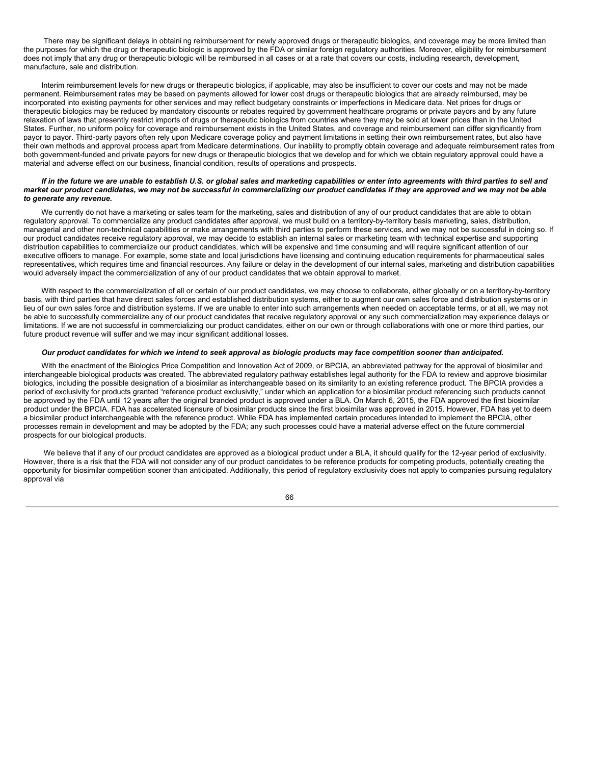There may be significant delays in obtaini ng reimbursement for newly approved drugs or therapeutic biologics, and coverage may be more limited than the purposes for which the drug or therapeutic biologic is approved by the FDA or similar foreign regulatory authorities. Moreover, eligibility for reimbursement does not imply that any drug or therapeutic biologic will be reimbursed in all cases or at a rate that covers our costs, including research, development, manufacture, sale and distribution.

Interim reimbursement levels for new drugs or therapeutic biologics, if applicable, may also be insufficient to cover our costs and may not be made permanent. Reimbursement rates may be based on payments allowed for lower cost drugs or therapeutic biologics that are already reimbursed, may be incorporated into existing payments for other services and may reflect budgetary constraints or imperfections in Medicare data. Net prices for drugs or therapeutic biologics may be reduced by mandatory discounts or rebates required by government healthcare programs or private payors and by any future relaxation of laws that presently restrict imports of drugs or therapeutic biologics from countries where they may be sold at lower prices than in the United States. Further, no uniform policy for coverage and reimbursement exists in the United States, and coverage and reimbursement can differ significantly from payor to payor. Third-party payors often rely upon Medicare coverage policy and payment limitations in setting their own reimbursement rates, but also have their own methods and approval process apart from Medicare determinations. Our inability to promptly obtain coverage and adequate reimbursement rates from both government-funded and private payors for new drugs or therapeutic biologics that we develop and for which we obtain regulatory approval could have a material and adverse effect on our business, financial condition, results of operations and prospects.

***If in the future we are unable to establish U.S. or global sales and marketing capabilities or enter into agreements with third parties to sell and market our product candidates, we may not be successful in commercializing our product candidates if they are approved and we may not be able to generate any revenue.***

We currently do not have a marketing or sales team for the marketing, sales and distribution of any of our product candidates that are able to obtain regulatory approval. To commercialize any product candidates after approval, we must build on a territory-by-territory basis marketing, sales, distribution, managerial and other non-technical capabilities or make arrangements with third parties to perform these services, and we may not be successful in doing so. If our product candidates receive regulatory approval, we may decide to establish an internal sales or marketing team with technical expertise and supporting distribution capabilities to commercialize our product candidates, which will be expensive and time consuming and will require significant attention of our executive officers to manage. For example, some state and local jurisdictions have licensing and continuing education requirements for pharmaceutical sales representatives, which requires time and financial resources. Any failure or delay in the development of our internal sales, marketing and distribution capabilities would adversely impact the commercialization of any of our product candidates that we obtain approval to market.

With respect to the commercialization of all or certain of our product candidates, we may choose to collaborate, either globally or on a territory-by-territory basis, with third parties that have direct sales forces and established distribution systems, either to augment our own sales force and distribution systems or in lieu of our own sales force and distribution systems. If we are unable to enter into such arrangements when needed on acceptable terms, or at all, we may not be able to successfully commercialize any of our product candidates that receive regulatory approval or any such commercialization may experience delays or limitations. If we are not successful in commercializing our product candidates, either on our own or through collaborations with one or more third parties, our future product revenue will suffer and we may incur significant additional losses.

***Our product candidates for which we intend to seek approval as biologic products may face competition sooner than anticipated.***

With the enactment of the Biologics Price Competition and Innovation Act of 2009, or BPCIA, an abbreviated pathway for the approval of biosimilar and interchangeable biological products was created. The abbreviated regulatory pathway establishes legal authority for the FDA to review and approve biosimilar biologics, including the possible designation of a biosimilar as interchangeable based on its similarity to an existing reference product. The BPCIA provides a period of exclusivity for products granted "reference product exclusivity," under which an application for a biosimilar product referencing such products cannot be approved by the FDA until 12 years after the original branded product is approved under a BLA. On March 6, 2015, the FDA approved the first biosimilar product under the BPCIA. FDA has accelerated licensure of biosimilar products since the first biosimilar was approved in 2015. However, FDA has yet to deem a biosimilar product interchangeable with the reference product. While FDA has implemented certain procedures intended to implement the BPCIA, other processes remain in development and may be adopted by the FDA; any such processes could have a material adverse effect on the future commercial prospects for our biological products.

We believe that if any of our product candidates are approved as a biological product under a BLA, it should qualify for the 12-year period of exclusivity. However, there is a risk that the FDA will not consider any of our product candidates to be reference products for competing products, potentially creating the opportunity for biosimilar competition sooner than anticipated. Additionally, this period of regulatory exclusivity does not apply to companies pursuing regulatory approval via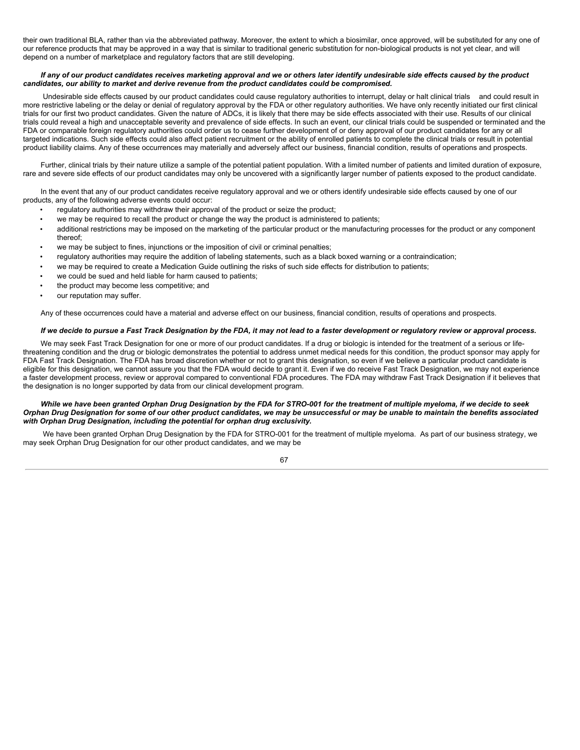their own traditional BLA, rather than via the abbreviated pathway. Moreover, the extent to which a biosimilar, once approved, will be substituted for any one of our reference products that may be approved in a way that is similar to traditional generic substitution for non-biological products is not yet clear, and will depend on a number of marketplace and regulatory factors that are still developing.

***If any of our product candidates receives marketing approval and we or others later identify undesirable side effects caused by the product candidates, our ability to market and derive revenue from the product candidates could be compromised.***

Undesirable side effects caused by our product candidates could cause regulatory authorities to interrupt, delay or halt clinical trials and could result in more restrictive labeling or the delay or denial of regulatory approval by the FDA or other regulatory authorities. We have only recently initiated our first clinical trials for our first two product candidates. Given the nature of ADCs, it is likely that there may be side effects associated with their use. Results of our clinical trials could reveal a high and unacceptable severity and prevalence of side effects. In such an event, our clinical trials could be suspended or terminated and the FDA or comparable foreign regulatory authorities could order us to cease further development of or deny approval of our product candidates for any or all targeted indications. Such side effects could also affect patient recruitment or the ability of enrolled patients to complete the clinical trials or result in potential product liability claims. Any of these occurrences may materially and adversely affect our business, financial condition, results of operations and prospects.

Further, clinical trials by their nature utilize a sample of the potential patient population. With a limited number of patients and limited duration of exposure, rare and severe side effects of our product candidates may only be uncovered with a significantly larger number of patients exposed to the product candidate.

In the event that any of our product candidates receive regulatory approval and we or others identify undesirable side effects caused by one of our products, any of the following adverse events could occur:

- regulatory authorities may withdraw their approval of the product or seize the product;
- we may be required to recall the product or change the way the product is administered to patients;
- additional restrictions may be imposed on the marketing of the particular product or the manufacturing processes for the product or any component thereof;
- we may be subject to fines, injunctions or the imposition of civil or criminal penalties;
- regulatory authorities may require the addition of labeling statements, such as a black boxed warning or a contraindication;
- we may be required to create a Medication Guide outlining the risks of such side effects for distribution to patients;
- we could be sued and held liable for harm caused to patients;
- the product may become less competitive; and
- our reputation may suffer.

Any of these occurrences could have a material and adverse effect on our business, financial condition, results of operations and prospects.

***If we decide to pursue a Fast Track Designation by the FDA, it may not lead to a faster development or regulatory review or approval process.***

We may seek Fast Track Designation for one or more of our product candidates. If a drug or biologic is intended for the treatment of a serious or life-threatening condition and the drug or biologic demonstrates the potential to address unmet medical needs for this condition, the product sponsor may apply for FDA Fast Track Designation. The FDA has broad discretion whether or not to grant this designation, so even if we believe a particular product candidate is eligible for this designation, we cannot assure you that the FDA would decide to grant it. Even if we do receive Fast Track Designation, we may not experience a faster development process, review or approval compared to conventional FDA procedures. The FDA may withdraw Fast Track Designation if it believes that the designation is no longer supported by data from our clinical development program.

***While we have been granted Orphan Drug Designation by the FDA for STRO-001 for the treatment of multiple myeloma, if we decide to seek Orphan Drug Designation for some of our other product candidates, we may be unsuccessful or may be unable to maintain the benefits associated with Orphan Drug Designation, including the potential for orphan drug exclusivity.***

We have been granted Orphan Drug Designation by the FDA for STRO-001 for the treatment of multiple myeloma. As part of our business strategy, we may seek Orphan Drug Designation for our other product candidates, and we may be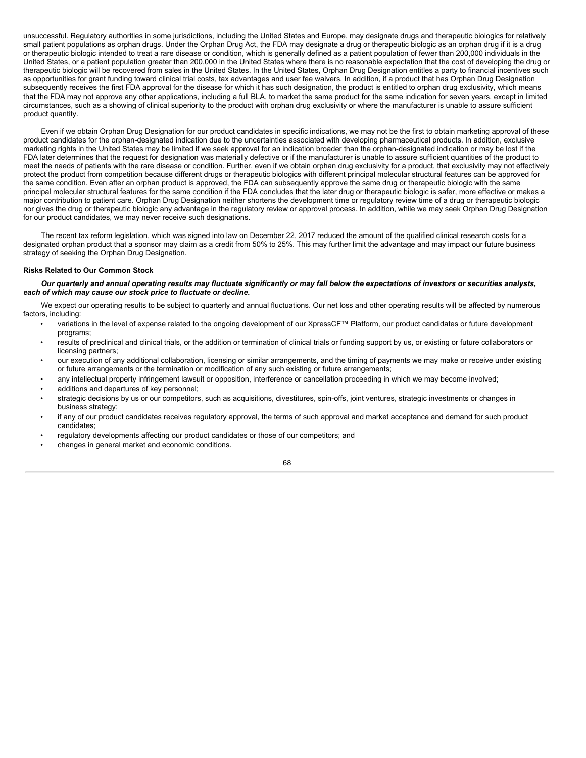unsuccessful. Regulatory authorities in some jurisdictions, including the United States and Europe, may designate drugs and therapeutic biologics for relatively small patient populations as orphan drugs. Under the Orphan Drug Act, the FDA may designate a drug or therapeutic biologic as an orphan drug if it is a drug or therapeutic biologic intended to treat a rare disease or condition, which is generally defined as a patient population of fewer than 200,000 individuals in the United States, or a patient population greater than 200,000 in the United States where there is no reasonable expectation that the cost of developing the drug or therapeutic biologic will be recovered from sales in the United States. In the United States, Orphan Drug Designation entitles a party to financial incentives such as opportunities for grant funding toward clinical trial costs, tax advantages and user fee waivers. In addition, if a product that has Orphan Drug Designation subsequently receives the first FDA approval for the disease for which it has such designation, the product is entitled to orphan drug exclusivity, which means that the FDA may not approve any other applications, including a full BLA, to market the same product for the same indication for seven years, except in limited circumstances, such as a showing of clinical superiority to the product with orphan drug exclusivity or where the manufacturer is unable to assure sufficient product quantity.

Even if we obtain Orphan Drug Designation for our product candidates in specific indications, we may not be the first to obtain marketing approval of these product candidates for the orphan-designated indication due to the uncertainties associated with developing pharmaceutical products. In addition, exclusive marketing rights in the United States may be limited if we seek approval for an indication broader than the orphan-designated indication or may be lost if the FDA later determines that the request for designation was materially defective or if the manufacturer is unable to assure sufficient quantities of the product to meet the needs of patients with the rare disease or condition. Further, even if we obtain orphan drug exclusivity for a product, that exclusivity may not effectively protect the product from competition because different drugs or therapeutic biologics with different principal molecular structural features can be approved for the same condition. Even after an orphan product is approved, the FDA can subsequently approve the same drug or therapeutic biologic with the same principal molecular structural features for the same condition if the FDA concludes that the later drug or therapeutic biologic is safer, more effective or makes a major contribution to patient care. Orphan Drug Designation neither shortens the development time or regulatory review time of a drug or therapeutic biologic nor gives the drug or therapeutic biologic any advantage in the regulatory review or approval process. In addition, while we may seek Orphan Drug Designation for our product candidates, we may never receive such designations.

The recent tax reform legislation, which was signed into law on December 22, 2017 reduced the amount of the qualified clinical research costs for a designated orphan product that a sponsor may claim as a credit from 50% to 25%. This may further limit the advantage and may impact our future business strategy of seeking the Orphan Drug Designation.

**Risks Related to Our Common Stock**

***Our quarterly and annual operating results may fluctuate significantly or may fall below the expectations of investors or securities analysts, each of which may cause our stock price to fluctuate or decline.***

We expect our operating results to be subject to quarterly and annual fluctuations. Our net loss and other operating results will be affected by numerous factors, including:

- variations in the level of expense related to the ongoing development of our XpressCF™ Platform, our product candidates or future development programs;
- results of preclinical and clinical trials, or the addition or termination of clinical trials or funding support by us, or existing or future collaborators or licensing partners;
- our execution of any additional collaboration, licensing or similar arrangements, and the timing of payments we may make or receive under existing or future arrangements or the termination or modification of any such existing or future arrangements;
- any intellectual property infringement lawsuit or opposition, interference or cancellation proceeding in which we may become involved;
- additions and departures of key personnel;
- strategic decisions by us or our competitors, such as acquisitions, divestitures, spin-offs, joint ventures, strategic investments or changes in business strategy;
- if any of our product candidates receives regulatory approval, the terms of such approval and market acceptance and demand for such product candidates;
- regulatory developments affecting our product candidates or those of our competitors; and
- changes in general market and economic conditions.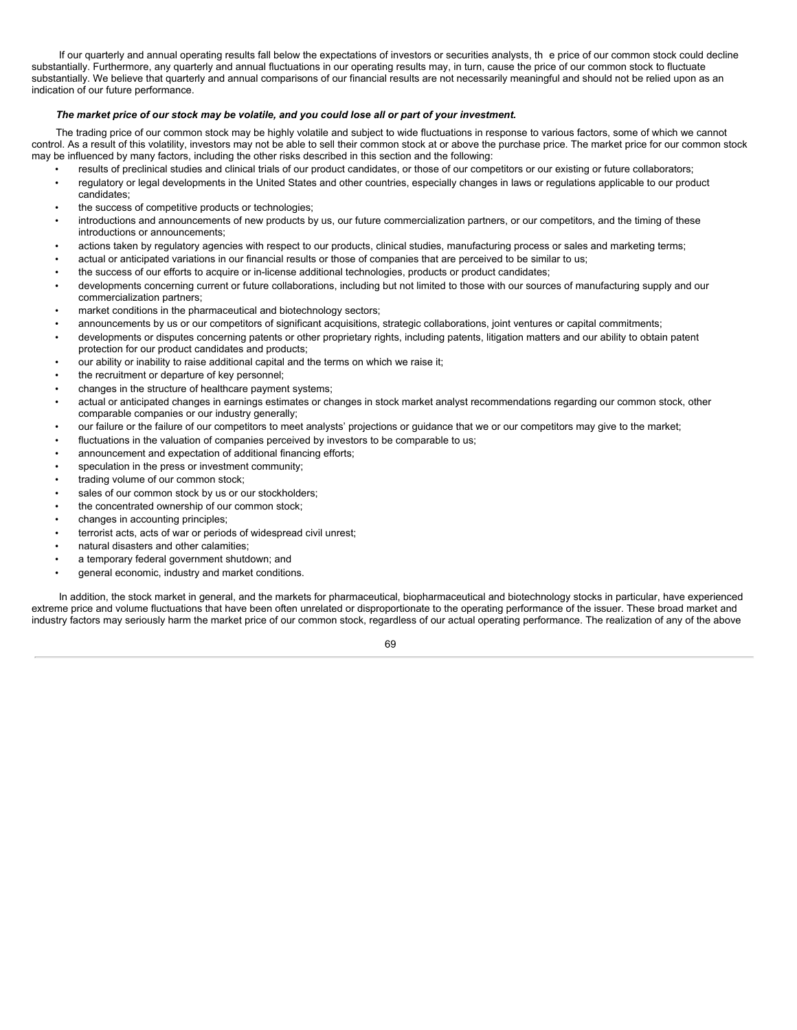If our quarterly and annual operating results fall below the expectations of investors or securities analysts, the price of our common stock could decline substantially. Furthermore, any quarterly and annual fluctuations in our operating results may, in turn, cause the price of our common stock to fluctuate substantially. We believe that quarterly and annual comparisons of our financial results are not necessarily meaningful and should not be relied upon as an indication of our future performance.

***The market price of our stock may be volatile, and you could lose all or part of your investment.***

The trading price of our common stock may be highly volatile and subject to wide fluctuations in response to various factors, some of which we cannot control. As a result of this volatility, investors may not be able to sell their common stock at or above the purchase price. The market price for our common stock may be influenced by many factors, including the other risks described in this section and the following:

- results of preclinical studies and clinical trials of our product candidates, or those of our competitors or our existing or future collaborators;
- regulatory or legal developments in the United States and other countries, especially changes in laws or regulations applicable to our product candidates;
- the success of competitive products or technologies;
- introductions and announcements of new products by us, our future commercialization partners, or our competitors, and the timing of these introductions or announcements;
- actions taken by regulatory agencies with respect to our products, clinical studies, manufacturing process or sales and marketing terms;
- actual or anticipated variations in our financial results or those of companies that are perceived to be similar to us;
- the success of our efforts to acquire or in-license additional technologies, products or product candidates;
- developments concerning current or future collaborations, including but not limited to those with our sources of manufacturing supply and our commercialization partners;
- market conditions in the pharmaceutical and biotechnology sectors;
- announcements by us or our competitors of significant acquisitions, strategic collaborations, joint ventures or capital commitments;
- developments or disputes concerning patents or other proprietary rights, including patents, litigation matters and our ability to obtain patent protection for our product candidates and products;
- our ability or inability to raise additional capital and the terms on which we raise it;
- the recruitment or departure of key personnel;
- changes in the structure of healthcare payment systems;
- actual or anticipated changes in earnings estimates or changes in stock market analyst recommendations regarding our common stock, other comparable companies or our industry generally;
- our failure or the failure of our competitors to meet analysts' projections or guidance that we or our competitors may give to the market;
- fluctuations in the valuation of companies perceived by investors to be comparable to us;
- announcement and expectation of additional financing efforts;
- speculation in the press or investment community;
- trading volume of our common stock;
- sales of our common stock by us or our stockholders;
- the concentrated ownership of our common stock;
- changes in accounting principles;
- terrorist acts, acts of war or periods of widespread civil unrest;
- natural disasters and other calamities;
- a temporary federal government shutdown; and
- general economic, industry and market conditions.

In addition, the stock market in general, and the markets for pharmaceutical, biopharmaceutical and biotechnology stocks in particular, have experienced extreme price and volume fluctuations that have been often unrelated or disproportionate to the operating performance of the issuer. These broad market and industry factors may seriously harm the market price of our common stock, regardless of our actual operating performance. The realization of any of the above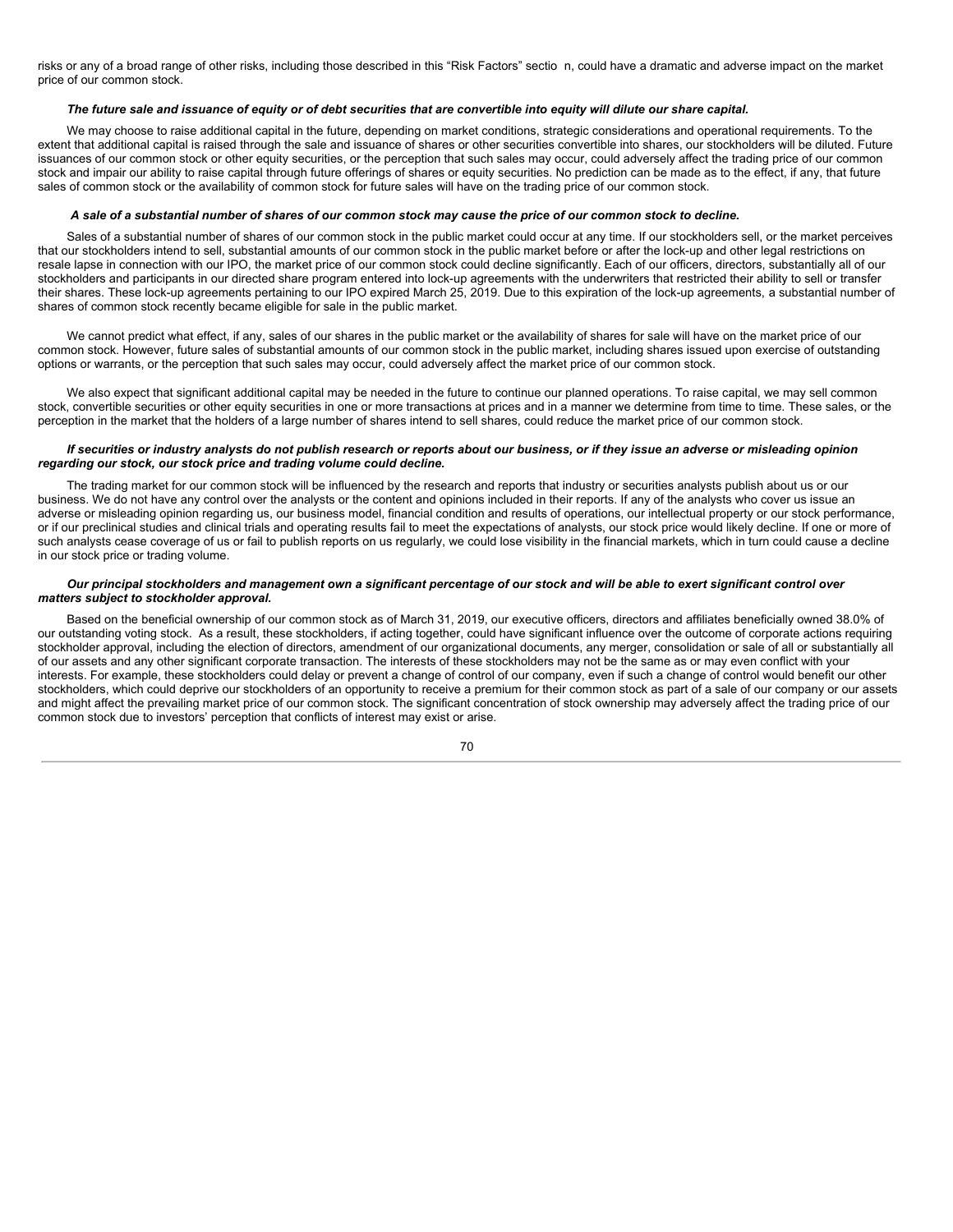risks or any of a broad range of other risks, including those described in this "Risk Factors" sectio n, could have a dramatic and adverse impact on the market price of our common stock.

***The future sale and issuance of equity or of debt securities that are convertible into equity will dilute our share capital.***

We may choose to raise additional capital in the future, depending on market conditions, strategic considerations and operational requirements. To the extent that additional capital is raised through the sale and issuance of shares or other securities convertible into shares, our stockholders will be diluted. Future issuances of our common stock or other equity securities, or the perception that such sales may occur, could adversely affect the trading price of our common stock and impair our ability to raise capital through future offerings of shares or equity securities. No prediction can be made as to the effect, if any, that future sales of common stock or the availability of common stock for future sales will have on the trading price of our common stock.

***A sale of a substantial number of shares of our common stock may cause the price of our common stock to decline.***

Sales of a substantial number of shares of our common stock in the public market could occur at any time. If our stockholders sell, or the market perceives that our stockholders intend to sell, substantial amounts of our common stock in the public market before or after the lock-up and other legal restrictions on resale lapse in connection with our IPO, the market price of our common stock could decline significantly. Each of our officers, directors, substantially all of our stockholders and participants in our directed share program entered into lock-up agreements with the underwriters that restricted their ability to sell or transfer their shares. These lock-up agreements pertaining to our IPO expired March 25, 2019. Due to this expiration of the lock-up agreements, a substantial number of shares of common stock recently became eligible for sale in the public market.

We cannot predict what effect, if any, sales of our shares in the public market or the availability of shares for sale will have on the market price of our common stock. However, future sales of substantial amounts of our common stock in the public market, including shares issued upon exercise of outstanding options or warrants, or the perception that such sales may occur, could adversely affect the market price of our common stock.

We also expect that significant additional capital may be needed in the future to continue our planned operations. To raise capital, we may sell common stock, convertible securities or other equity securities in one or more transactions at prices and in a manner we determine from time to time. These sales, or the perception in the market that the holders of a large number of shares intend to sell shares, could reduce the market price of our common stock.

***If securities or industry analysts do not publish research or reports about our business, or if they issue an adverse or misleading opinion regarding our stock, our stock price and trading volume could decline.***

The trading market for our common stock will be influenced by the research and reports that industry or securities analysts publish about us or our business. We do not have any control over the analysts or the content and opinions included in their reports. If any of the analysts who cover us issue an adverse or misleading opinion regarding us, our business model, financial condition and results of operations, our intellectual property or our stock performance, or if our preclinical studies and clinical trials and operating results fail to meet the expectations of analysts, our stock price would likely decline. If one or more of such analysts cease coverage of us or fail to publish reports on us regularly, we could lose visibility in the financial markets, which in turn could cause a decline in our stock price or trading volume.

***Our principal stockholders and management own a significant percentage of our stock and will be able to exert significant control over matters subject to stockholder approval.***

Based on the beneficial ownership of our common stock as of March 31, 2019, our executive officers, directors and affiliates beneficially owned 38.0% of our outstanding voting stock. As a result, these stockholders, if acting together, could have significant influence over the outcome of corporate actions requiring stockholder approval, including the election of directors, amendment of our organizational documents, any merger, consolidation or sale of all or substantially all of our assets and any other significant corporate transaction. The interests of these stockholders may not be the same as or may even conflict with your interests. For example, these stockholders could delay or prevent a change of control of our company, even if such a change of control would benefit our other stockholders, which could deprive our stockholders of an opportunity to receive a premium for their common stock as part of a sale of our company or our assets and might affect the prevailing market price of our common stock. The significant concentration of stock ownership may adversely affect the trading price of our common stock due to investors' perception that conflicts of interest may exist or arise.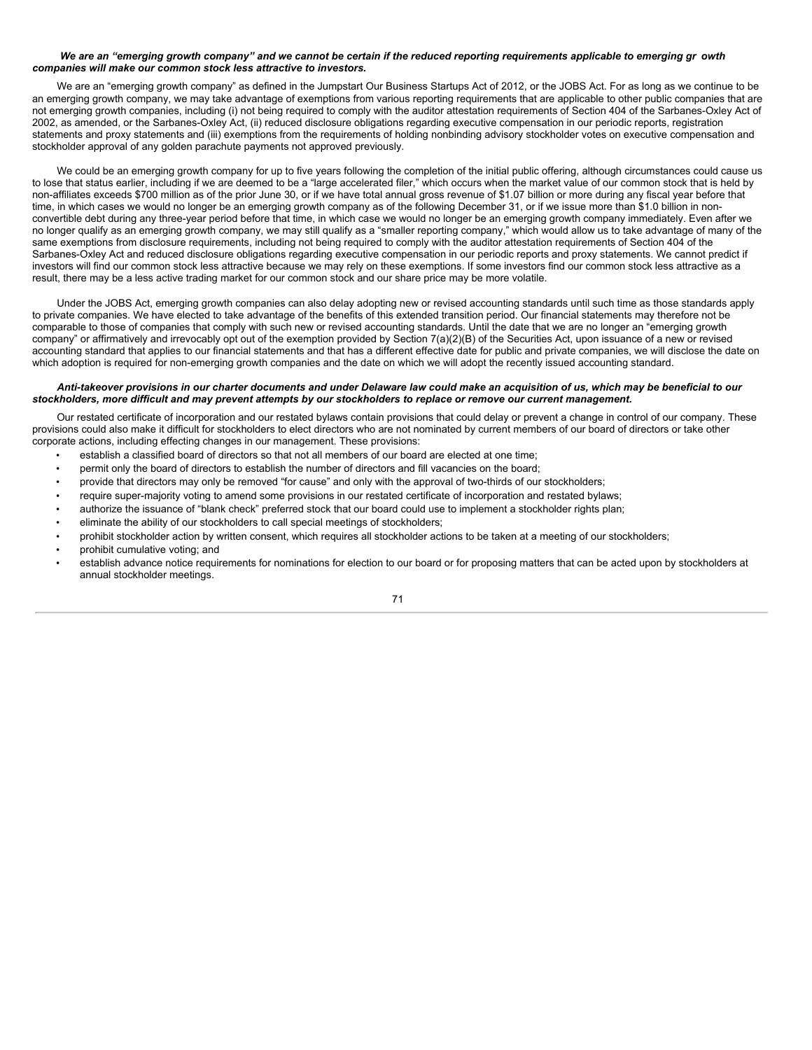***We are an "emerging growth company" and we cannot be certain if the reduced reporting requirements applicable to emerging gr owth companies will make our common stock less attractive to investors.***

We are an "emerging growth company" as defined in the Jumpstart Our Business Startups Act of 2012, or the JOBS Act. For as long as we continue to be an emerging growth company, we may take advantage of exemptions from various reporting requirements that are applicable to other public companies that are not emerging growth companies, including (i) not being required to comply with the auditor attestation requirements of Section 404 of the Sarbanes-Oxley Act of 2002, as amended, or the Sarbanes-Oxley Act, (ii) reduced disclosure obligations regarding executive compensation in our periodic reports, registration statements and proxy statements and (iii) exemptions from the requirements of holding nonbinding advisory stockholder votes on executive compensation and stockholder approval of any golden parachute payments not approved previously.

We could be an emerging growth company for up to five years following the completion of the initial public offering, although circumstances could cause us to lose that status earlier, including if we are deemed to be a "large accelerated filer," which occurs when the market value of our common stock that is held by non-affiliates exceeds $700 million as of the prior June 30, or if we have total annual gross revenue of $1.07 billion or more during any fiscal year before that time, in which cases we would no longer be an emerging growth company as of the following December 31, or if we issue more than $1.0 billion in non-convertible debt during any three-year period before that time, in which case we would no longer be an emerging growth company immediately. Even after we no longer qualify as an emerging growth company, we may still qualify as a "smaller reporting company," which would allow us to take advantage of many of the same exemptions from disclosure requirements, including not being required to comply with the auditor attestation requirements of Section 404 of the Sarbanes-Oxley Act and reduced disclosure obligations regarding executive compensation in our periodic reports and proxy statements. We cannot predict if investors will find our common stock less attractive because we may rely on these exemptions. If some investors find our common stock less attractive as a result, there may be a less active trading market for our common stock and our share price may be more volatile.

Under the JOBS Act, emerging growth companies can also delay adopting new or revised accounting standards until such time as those standards apply to private companies. We have elected to take advantage of the benefits of this extended transition period. Our financial statements may therefore not be comparable to those of companies that comply with such new or revised accounting standards. Until the date that we are no longer an "emerging growth company" or affirmatively and irrevocably opt out of the exemption provided by Section 7(a)(2)(B) of the Securities Act, upon issuance of a new or revised accounting standard that applies to our financial statements and that has a different effective date for public and private companies, we will disclose the date on which adoption is required for non-emerging growth companies and the date on which we will adopt the recently issued accounting standard.

***Anti-takeover provisions in our charter documents and under Delaware law could make an acquisition of us, which may be beneficial to our stockholders, more difficult and may prevent attempts by our stockholders to replace or remove our current management.***

Our restated certificate of incorporation and our restated bylaws contain provisions that could delay or prevent a change in control of our company. These provisions could also make it difficult for stockholders to elect directors who are not nominated by current members of our board of directors or take other corporate actions, including effecting changes in our management. These provisions:

- establish a classified board of directors so that not all members of our board are elected at one time;
- permit only the board of directors to establish the number of directors and fill vacancies on the board;
- provide that directors may only be removed "for cause" and only with the approval of two-thirds of our stockholders;
- require super-majority voting to amend some provisions in our restated certificate of incorporation and restated bylaws;
- authorize the issuance of "blank check" preferred stock that our board could use to implement a stockholder rights plan;
- eliminate the ability of our stockholders to call special meetings of stockholders;
- prohibit stockholder action by written consent, which requires all stockholder actions to be taken at a meeting of our stockholders;
- prohibit cumulative voting; and
- establish advance notice requirements for nominations for election to our board or for proposing matters that can be acted upon by stockholders at annual stockholder meetings.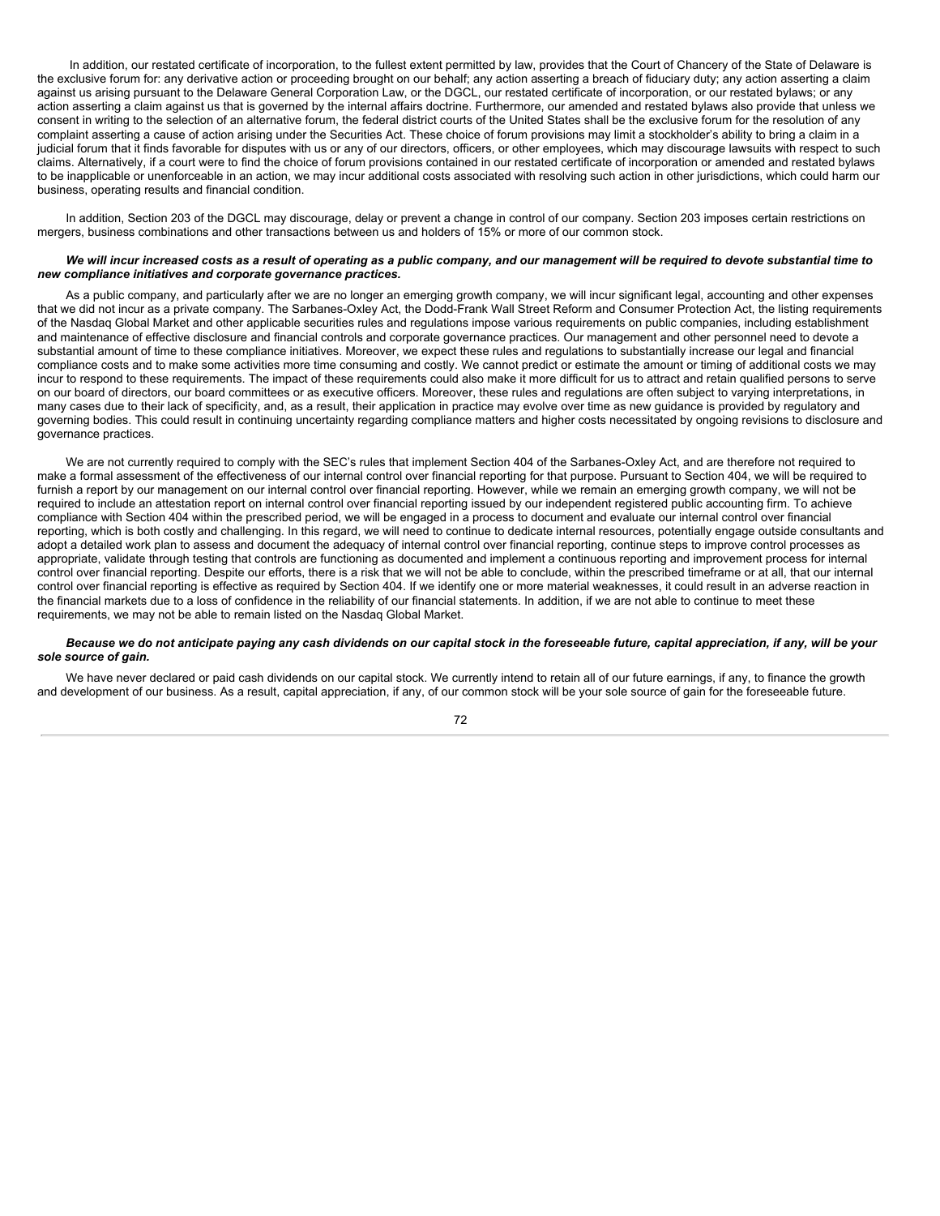In addition, our restated certificate of incorporation, to the fullest extent permitted by law, provides that the Court of Chancery of the State of Delaware is the exclusive forum for: any derivative action or proceeding brought on our behalf; any action asserting a breach of fiduciary duty; any action asserting a claim against us arising pursuant to the Delaware General Corporation Law, or the DGCL, our restated certificate of incorporation, or our restated bylaws; or any action asserting a claim against us that is governed by the internal affairs doctrine. Furthermore, our amended and restated bylaws also provide that unless we consent in writing to the selection of an alternative forum, the federal district courts of the United States shall be the exclusive forum for the resolution of any complaint asserting a cause of action arising under the Securities Act. These choice of forum provisions may limit a stockholder's ability to bring a claim in a judicial forum that it finds favorable for disputes with us or any of our directors, officers, or other employees, which may discourage lawsuits with respect to such claims. Alternatively, if a court were to find the choice of forum provisions contained in our restated certificate of incorporation or amended and restated bylaws to be inapplicable or unenforceable in an action, we may incur additional costs associated with resolving such action in other jurisdictions, which could harm our business, operating results and financial condition.

In addition, Section 203 of the DGCL may discourage, delay or prevent a change in control of our company. Section 203 imposes certain restrictions on mergers, business combinations and other transactions between us and holders of 15% or more of our common stock.

***We will incur increased costs as a result of operating as a public company, and our management will be required to devote substantial time to new compliance initiatives and corporate governance practices.***

As a public company, and particularly after we are no longer an emerging growth company, we will incur significant legal, accounting and other expenses that we did not incur as a private company. The Sarbanes-Oxley Act, the Dodd-Frank Wall Street Reform and Consumer Protection Act, the listing requirements of the Nasdaq Global Market and other applicable securities rules and regulations impose various requirements on public companies, including establishment and maintenance of effective disclosure and financial controls and corporate governance practices. Our management and other personnel need to devote a substantial amount of time to these compliance initiatives. Moreover, we expect these rules and regulations to substantially increase our legal and financial compliance costs and to make some activities more time consuming and costly. We cannot predict or estimate the amount or timing of additional costs we may incur to respond to these requirements. The impact of these requirements could also make it more difficult for us to attract and retain qualified persons to serve on our board of directors, our board committees or as executive officers. Moreover, these rules and regulations are often subject to varying interpretations, in many cases due to their lack of specificity, and, as a result, their application in practice may evolve over time as new guidance is provided by regulatory and governing bodies. This could result in continuing uncertainty regarding compliance matters and higher costs necessitated by ongoing revisions to disclosure and governance practices.

We are not currently required to comply with the SEC's rules that implement Section 404 of the Sarbanes-Oxley Act, and are therefore not required to make a formal assessment of the effectiveness of our internal control over financial reporting for that purpose. Pursuant to Section 404, we will be required to furnish a report by our management on our internal control over financial reporting. However, while we remain an emerging growth company, we will not be required to include an attestation report on internal control over financial reporting issued by our independent registered public accounting firm. To achieve compliance with Section 404 within the prescribed period, we will be engaged in a process to document and evaluate our internal control over financial reporting, which is both costly and challenging. In this regard, we will need to continue to dedicate internal resources, potentially engage outside consultants and adopt a detailed work plan to assess and document the adequacy of internal control over financial reporting, continue steps to improve control processes as appropriate, validate through testing that controls are functioning as documented and implement a continuous reporting and improvement process for internal control over financial reporting. Despite our efforts, there is a risk that we will not be able to conclude, within the prescribed timeframe or at all, that our internal control over financial reporting is effective as required by Section 404. If we identify one or more material weaknesses, it could result in an adverse reaction in the financial markets due to a loss of confidence in the reliability of our financial statements. In addition, if we are not able to continue to meet these requirements, we may not be able to remain listed on the Nasdaq Global Market.

***Because we do not anticipate paying any cash dividends on our capital stock in the foreseeable future, capital appreciation, if any, will be your sole source of gain.***

We have never declared or paid cash dividends on our capital stock. We currently intend to retain all of our future earnings, if any, to finance the growth and development of our business. As a result, capital appreciation, if any, of our common stock will be your sole source of gain for the foreseeable future.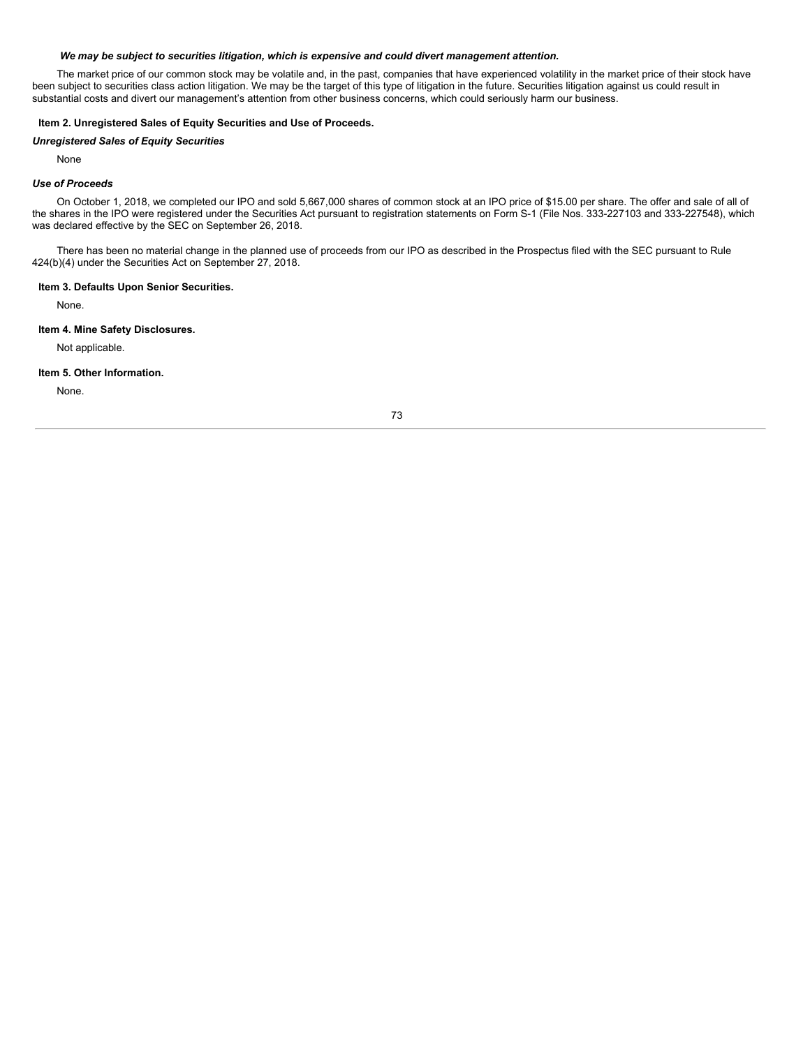***We may be subject to securities litigation, which is expensive and could divert management attention.***

The market price of our common stock may be volatile and, in the past, companies that have experienced volatility in the market price of their stock have been subject to securities class action litigation. We may be the target of this type of litigation in the future. Securities litigation against us could result in substantial costs and divert our management's attention from other business concerns, which could seriously harm our business.

## Item 2. Unregistered Sales of Equity Securities and Use of Proceeds.

***Unregistered Sales of Equity Securities***

None

***Use of Proceeds***

On October 1, 2018, we completed our IPO and sold 5,667,000 shares of common stock at an IPO price of $15.00 per share. The offer and sale of all of the shares in the IPO were registered under the Securities Act pursuant to registration statements on Form S-1 (File Nos. 333-227103 and 333-227548), which was declared effective by the SEC on September 26, 2018.

There has been no material change in the planned use of proceeds from our IPO as described in the Prospectus filed with the SEC pursuant to Rule 424(b)(4) under the Securities Act on September 27, 2018.

## Item 3. Defaults Upon Senior Securities.

None.

## Item 4. Mine Safety Disclosures.

Not applicable.

## Item 5. Other Information.

None.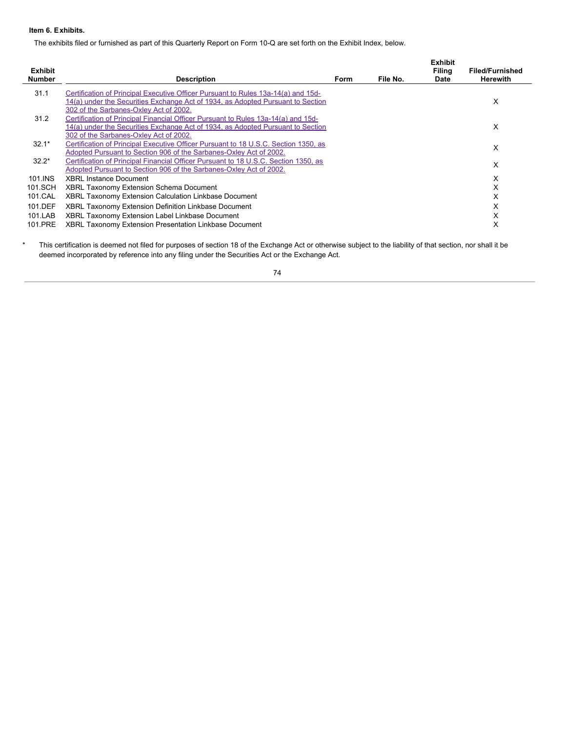**Item 6. Exhibits.**

The exhibits filed or furnished as part of this Quarterly Report on Form 10-Q are set forth on the Exhibit Index, below.

| Exhibit Number | Description | Form | File No. | Exhibit Filing Date | Filed/Furnished Herewith |
|---|---|---|---|---|---|
| 31.1 | Certification of Principal Executive Officer Pursuant to Rules 13a-14(a) and 15d-14(a) under the Securities Exchange Act of 1934, as Adopted Pursuant to Section 302 of the Sarbanes-Oxley Act of 2002. | | | | X |
| 31.2 | Certification of Principal Financial Officer Pursuant to Rules 13a-14(a) and 15d-14(a) under the Securities Exchange Act of 1934, as Adopted Pursuant to Section 302 of the Sarbanes-Oxley Act of 2002. | | | | X |
| 32.1* | Certification of Principal Executive Officer Pursuant to 18 U.S.C. Section 1350, as Adopted Pursuant to Section 906 of the Sarbanes-Oxley Act of 2002. | | | | X |
| 32.2* | Certification of Principal Financial Officer Pursuant to 18 U.S.C. Section 1350, as Adopted Pursuant to Section 906 of the Sarbanes-Oxley Act of 2002. | | | | X |
| 101.INS | XBRL Instance Document | | | | X |
| 101.SCH | XBRL Taxonomy Extension Schema Document | | | | X |
| 101.CAL | XBRL Taxonomy Extension Calculation Linkbase Document | | | | X |
| 101.DEF | XBRL Taxonomy Extension Definition Linkbase Document | | | | X |
| 101.LAB | XBRL Taxonomy Extension Label Linkbase Document | | | | X |
| 101.PRE | XBRL Taxonomy Extension Presentation Linkbase Document | | | | X |

\* This certification is deemed not filed for purposes of section 18 of the Exchange Act or otherwise subject to the liability of that section, nor shall it be deemed incorporated by reference into any filing under the Securities Act or the Exchange Act.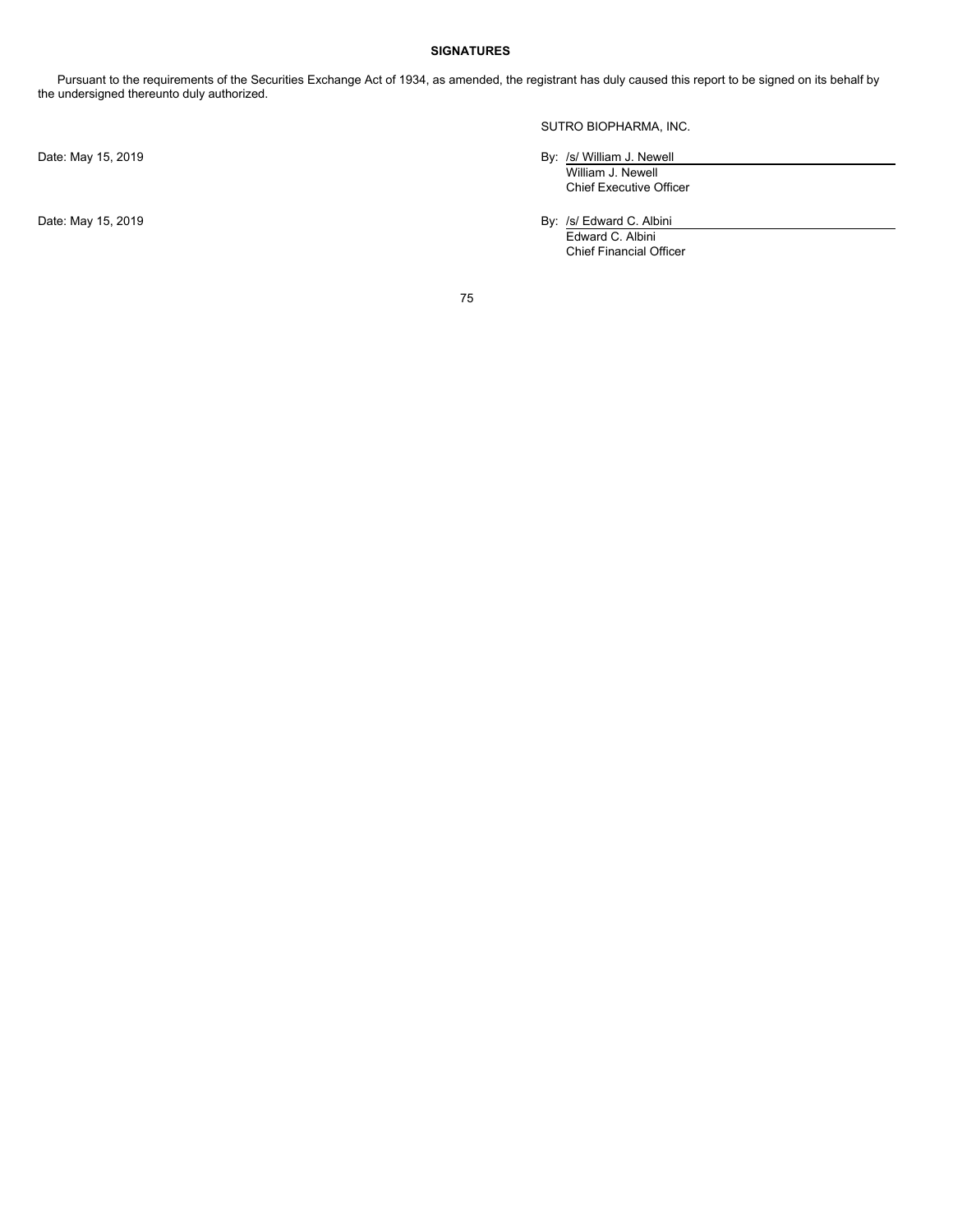**SIGNATURES**

Pursuant to the requirements of the Securities Exchange Act of 1934, as amended, the registrant has duly caused this report to be signed on its behalf by the undersigned thereunto duly authorized.

SUTRO BIOPHARMA, INC.

Date: May 15, 2019

By: /s/ William J. Newell
William J. Newell
Chief Executive Officer

Date: May 15, 2019

By: /s/ Edward C. Albini
Edward C. Albini
Chief Financial Officer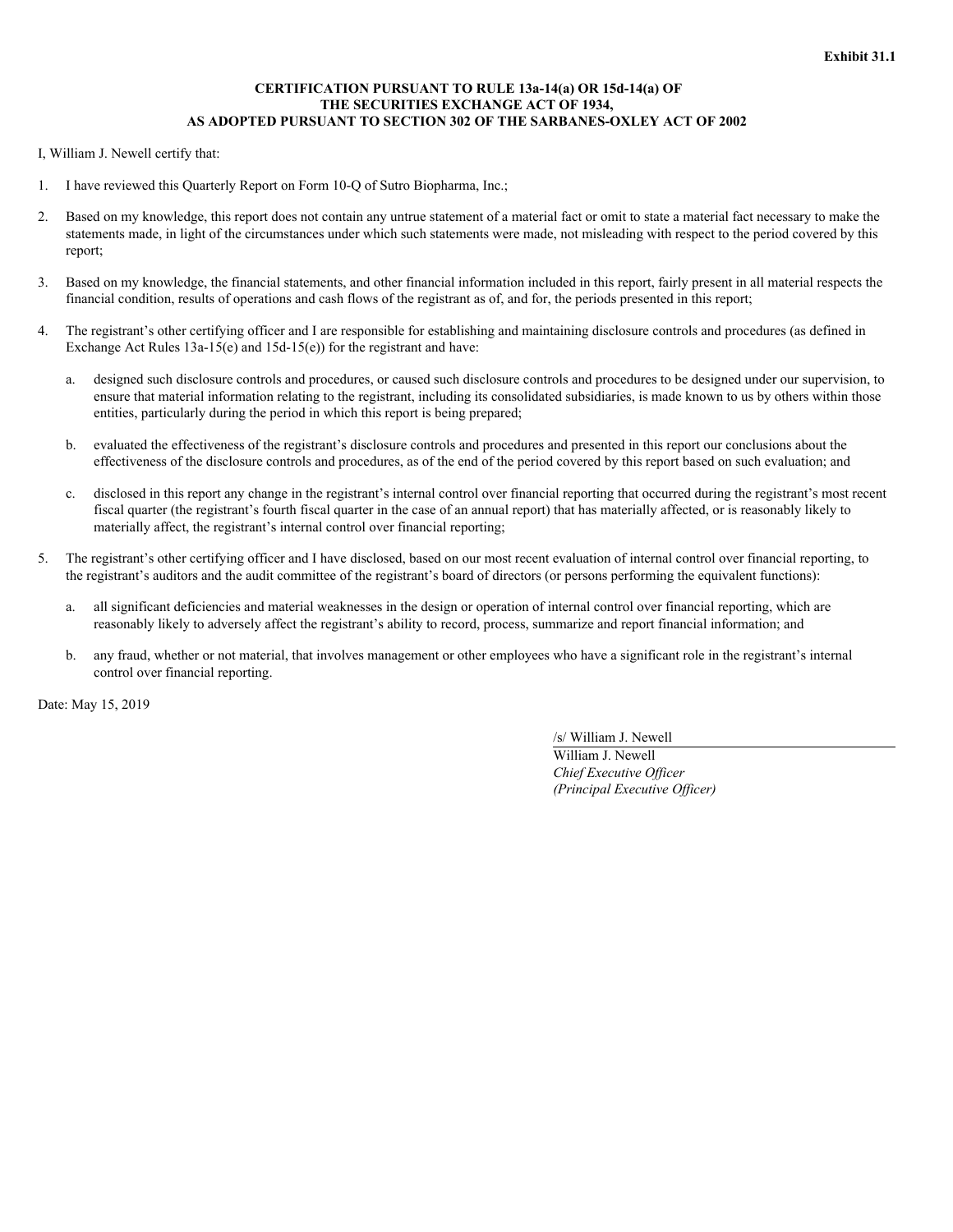**Exhibit 31.1**

**CERTIFICATION PURSUANT TO RULE 13a-14(a) OR 15d-14(a) OF THE SECURITIES EXCHANGE ACT OF 1934, AS ADOPTED PURSUANT TO SECTION 302 OF THE SARBANES-OXLEY ACT OF 2002**

I, William J. Newell certify that:

1. I have reviewed this Quarterly Report on Form 10-Q of Sutro Biopharma, Inc.;

2. Based on my knowledge, this report does not contain any untrue statement of a material fact or omit to state a material fact necessary to make the statements made, in light of the circumstances under which such statements were made, not misleading with respect to the period covered by this report;

3. Based on my knowledge, the financial statements, and other financial information included in this report, fairly present in all material respects the financial condition, results of operations and cash flows of the registrant as of, and for, the periods presented in this report;

4. The registrant's other certifying officer and I are responsible for establishing and maintaining disclosure controls and procedures (as defined in Exchange Act Rules 13a-15(e) and 15d-15(e)) for the registrant and have:

   a. designed such disclosure controls and procedures, or caused such disclosure controls and procedures to be designed under our supervision, to ensure that material information relating to the registrant, including its consolidated subsidiaries, is made known to us by others within those entities, particularly during the period in which this report is being prepared;

   b. evaluated the effectiveness of the registrant's disclosure controls and procedures and presented in this report our conclusions about the effectiveness of the disclosure controls and procedures, as of the end of the period covered by this report based on such evaluation; and

   c. disclosed in this report any change in the registrant's internal control over financial reporting that occurred during the registrant's most recent fiscal quarter (the registrant's fourth fiscal quarter in the case of an annual report) that has materially affected, or is reasonably likely to materially affect, the registrant's internal control over financial reporting;

5. The registrant's other certifying officer and I have disclosed, based on our most recent evaluation of internal control over financial reporting, to the registrant's auditors and the audit committee of the registrant's board of directors (or persons performing the equivalent functions):

   a. all significant deficiencies and material weaknesses in the design or operation of internal control over financial reporting, which are reasonably likely to adversely affect the registrant's ability to record, process, summarize and report financial information; and

   b. any fraud, whether or not material, that involves management or other employees who have a significant role in the registrant's internal control over financial reporting.

Date: May 15, 2019

/s/ William J. Newell

William J. Newell
*Chief Executive Officer*
*(Principal Executive Officer)*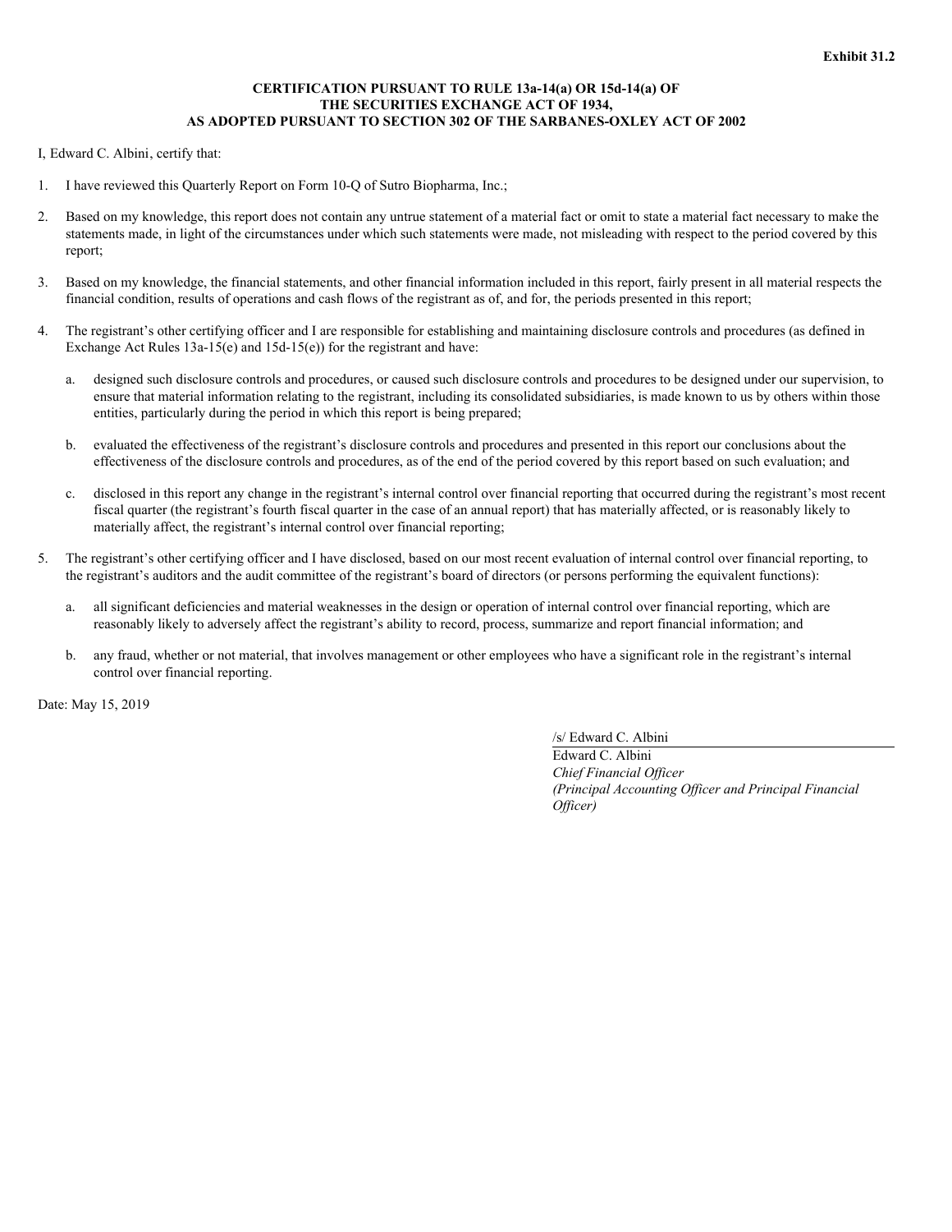**Exhibit 31.2**

**CERTIFICATION PURSUANT TO RULE 13a-14(a) OR 15d-14(a) OF THE SECURITIES EXCHANGE ACT OF 1934, AS ADOPTED PURSUANT TO SECTION 302 OF THE SARBANES-OXLEY ACT OF 2002**

I, Edward C. Albini, certify that:

1. I have reviewed this Quarterly Report on Form 10-Q of Sutro Biopharma, Inc.;
2. Based on my knowledge, this report does not contain any untrue statement of a material fact or omit to state a material fact necessary to make the statements made, in light of the circumstances under which such statements were made, not misleading with respect to the period covered by this report;
3. Based on my knowledge, the financial statements, and other financial information included in this report, fairly present in all material respects the financial condition, results of operations and cash flows of the registrant as of, and for, the periods presented in this report;
4. The registrant's other certifying officer and I are responsible for establishing and maintaining disclosure controls and procedures (as defined in Exchange Act Rules 13a-15(e) and 15d-15(e)) for the registrant and have:
   a. designed such disclosure controls and procedures, or caused such disclosure controls and procedures to be designed under our supervision, to ensure that material information relating to the registrant, including its consolidated subsidiaries, is made known to us by others within those entities, particularly during the period in which this report is being prepared;
   b. evaluated the effectiveness of the registrant's disclosure controls and procedures and presented in this report our conclusions about the effectiveness of the disclosure controls and procedures, as of the end of the period covered by this report based on such evaluation; and
   c. disclosed in this report any change in the registrant's internal control over financial reporting that occurred during the registrant's most recent fiscal quarter (the registrant's fourth fiscal quarter in the case of an annual report) that has materially affected, or is reasonably likely to materially affect, the registrant's internal control over financial reporting;
5. The registrant's other certifying officer and I have disclosed, based on our most recent evaluation of internal control over financial reporting, to the registrant's auditors and the audit committee of the registrant's board of directors (or persons performing the equivalent functions):
   a. all significant deficiencies and material weaknesses in the design or operation of internal control over financial reporting, which are reasonably likely to adversely affect the registrant's ability to record, process, summarize and report financial information; and
   b. any fraud, whether or not material, that involves management or other employees who have a significant role in the registrant's internal control over financial reporting.

Date: May 15, 2019

/s/ Edward C. Albini

Edward C. Albini
*Chief Financial Officer*
*(Principal Accounting Officer and Principal Financial Officer)*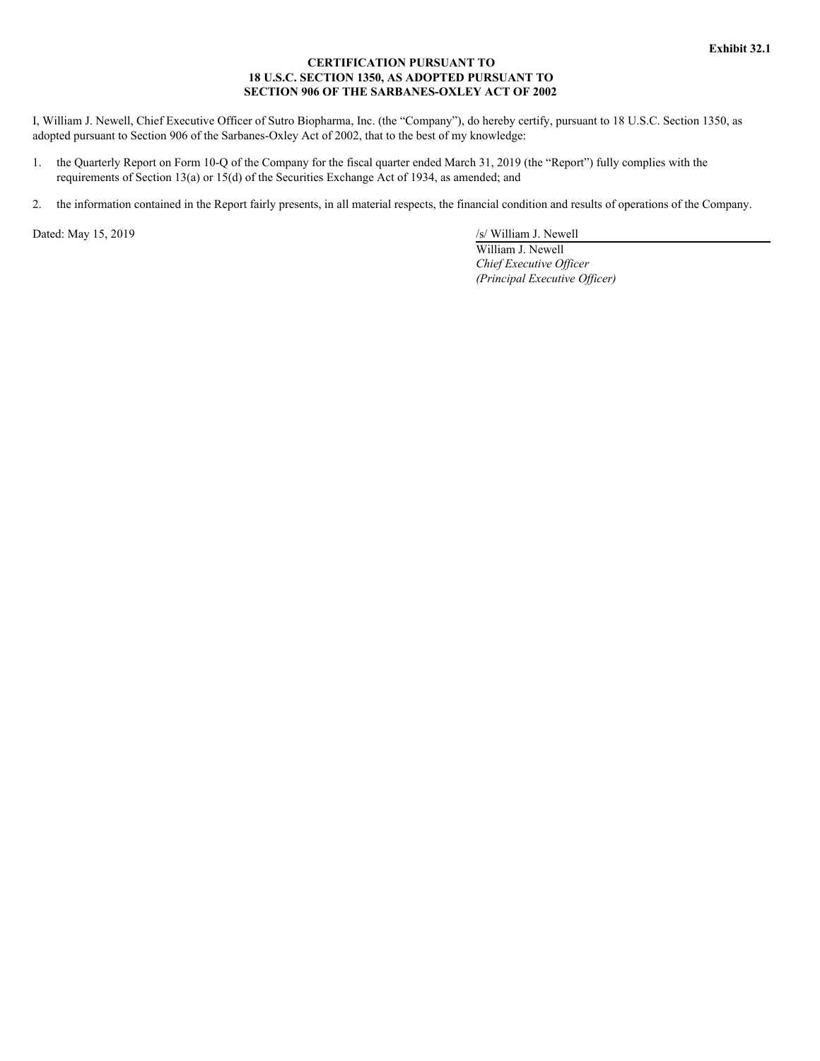**Exhibit 32.1**

**CERTIFICATION PURSUANT TO**
**18 U.S.C. SECTION 1350, AS ADOPTED PURSUANT TO**
**SECTION 906 OF THE SARBANES-OXLEY ACT OF 2002**

I, William J. Newell, Chief Executive Officer of Sutro Biopharma, Inc. (the "Company"), do hereby certify, pursuant to 18 U.S.C. Section 1350, as adopted pursuant to Section 906 of the Sarbanes-Oxley Act of 2002, that to the best of my knowledge:

1. the Quarterly Report on Form 10-Q of the Company for the fiscal quarter ended March 31, 2019 (the "Report") fully complies with the requirements of Section 13(a) or 15(d) of the Securities Exchange Act of 1934, as amended; and

2. the information contained in the Report fairly presents, in all material respects, the financial condition and results of operations of the Company.

Dated: May 15, 2019

/s/ William J. Newell
William J. Newell
*Chief Executive Officer*
*(Principal Executive Officer)*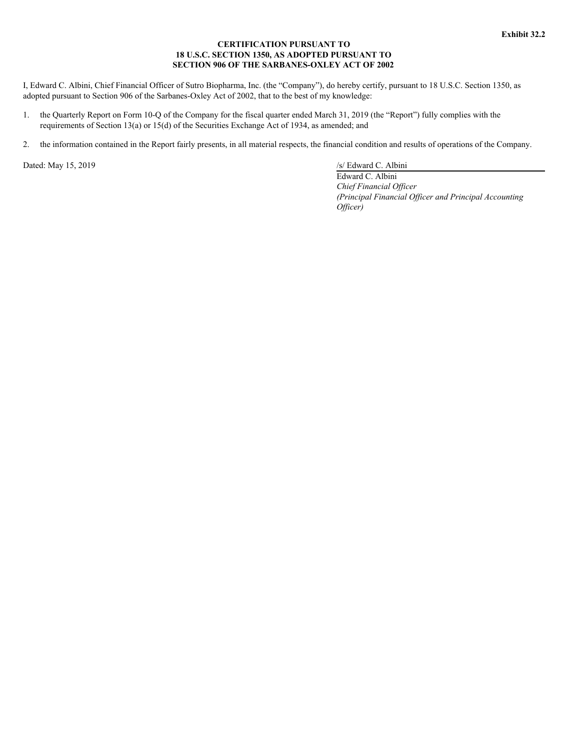**Exhibit 32.2**

**CERTIFICATION PURSUANT TO
18 U.S.C. SECTION 1350, AS ADOPTED PURSUANT TO
SECTION 906 OF THE SARBANES-OXLEY ACT OF 2002**

I, Edward C. Albini, Chief Financial Officer of Sutro Biopharma, Inc. (the "Company"), do hereby certify, pursuant to 18 U.S.C. Section 1350, as adopted pursuant to Section 906 of the Sarbanes-Oxley Act of 2002, that to the best of my knowledge:

1. the Quarterly Report on Form 10-Q of the Company for the fiscal quarter ended March 31, 2019 (the "Report") fully complies with the requirements of Section 13(a) or 15(d) of the Securities Exchange Act of 1934, as amended; and

2. the information contained in the Report fairly presents, in all material respects, the financial condition and results of operations of the Company.

Dated: May 15, 2019

/s/ Edward C. Albini

Edward C. Albini
*Chief Financial Officer*
*(Principal Financial Officer and Principal Accounting Officer)*